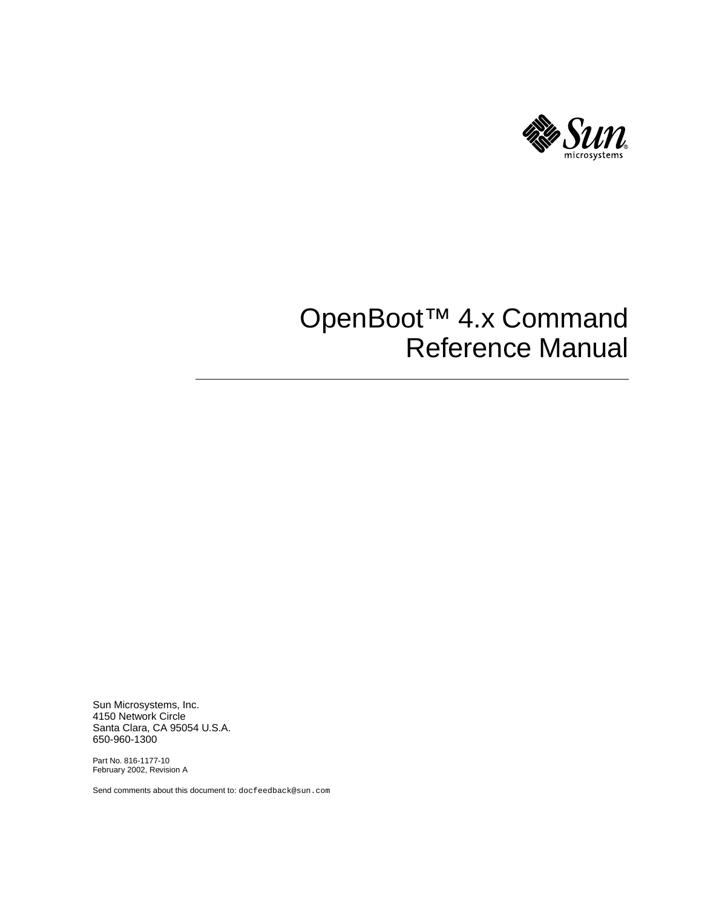# OpenBoot™ 4.x Command Reference Manual

Sun Microsystems, Inc.
4150 Network Circle
Santa Clara, CA 95054 U.S.A.
650-960-1300

Part No. 816-1177-10
February 2002, Revision A

Send comments about this document to: docfeedback@sun.com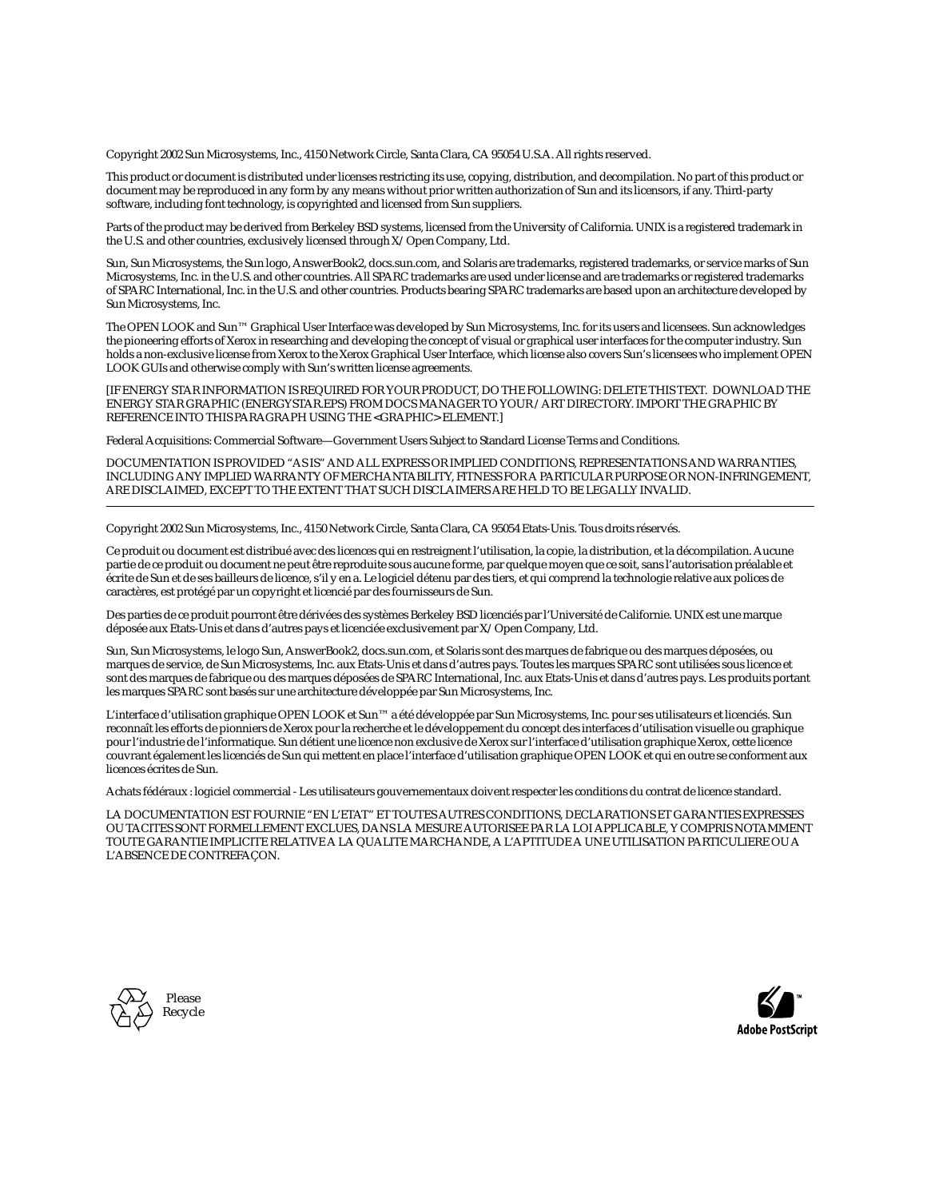Copyright 2002 Sun Microsystems, Inc., 4150 Network Circle, Santa Clara, CA 95054 U.S.A. All rights reserved.

This product or document is distributed under licenses restricting its use, copying, distribution, and decompilation. No part of this product or document may be reproduced in any form by any means without prior written authorization of Sun and its licensors, if any. Third-party software, including font technology, is copyrighted and licensed from Sun suppliers.

Parts of the product may be derived from Berkeley BSD systems, licensed from the University of California. UNIX is a registered trademark in the U.S. and other countries, exclusively licensed through X/Open Company, Ltd.

Sun, Sun Microsystems, the Sun logo, AnswerBook2, docs.sun.com, and Solaris are trademarks, registered trademarks, or service marks of Sun Microsystems, Inc. in the U.S. and other countries. All SPARC trademarks are used under license and are trademarks or registered trademarks of SPARC International, Inc. in the U.S. and other countries. Products bearing SPARC trademarks are based upon an architecture developed by Sun Microsystems, Inc.

The OPEN LOOK and Sun™ Graphical User Interface was developed by Sun Microsystems, Inc. for its users and licensees. Sun acknowledges the pioneering efforts of Xerox in researching and developing the concept of visual or graphical user interfaces for the computer industry. Sun holds a non-exclusive license from Xerox to the Xerox Graphical User Interface, which license also covers Sun's licensees who implement OPEN LOOK GUIs and otherwise comply with Sun's written license agreements.

[IF ENERGY STAR INFORMATION IS REQUIRED FOR YOUR PRODUCT, DO THE FOLLOWING: DELETE THIS TEXT. DOWNLOAD THE ENERGY STAR GRAPHIC (ENERGYSTAR.EPS) FROM DOCS MANAGER TO YOUR /ART DIRECTORY. IMPORT THE GRAPHIC BY REFERENCE INTO THIS PARAGRAPH USING THE <GRAPHIC> ELEMENT.]

Federal Acquisitions: Commercial Software—Government Users Subject to Standard License Terms and Conditions.

DOCUMENTATION IS PROVIDED "AS IS" AND ALL EXPRESS OR IMPLIED CONDITIONS, REPRESENTATIONS AND WARRANTIES, INCLUDING ANY IMPLIED WARRANTY OF MERCHANTABILITY, FITNESS FOR A PARTICULAR PURPOSE OR NON-INFRINGEMENT, ARE DISCLAIMED, EXCEPT TO THE EXTENT THAT SUCH DISCLAIMERS ARE HELD TO BE LEGALLY INVALID.

---

Copyright 2002 Sun Microsystems, Inc., 4150 Network Circle, Santa Clara, CA 95054 Etats-Unis. Tous droits réservés.

Ce produit ou document est distribué avec des licences qui en restreignent l'utilisation, la copie, la distribution, et la décompilation. Aucune partie de ce produit ou document ne peut être reproduite sous aucune forme, par quelque moyen que ce soit, sans l'autorisation préalable et écrite de Sun et de ses bailleurs de licence, s'il y en a. Le logiciel détenu par des tiers, et qui comprend la technologie relative aux polices de caractères, est protégé par un copyright et licencié par des fournisseurs de Sun.

Des parties de ce produit pourront être dérivées des systèmes Berkeley BSD licenciés par l'Université de Californie. UNIX est une marque déposée aux Etats-Unis et dans d'autres pays et licenciée exclusivement par X/Open Company, Ltd.

Sun, Sun Microsystems, le logo Sun, AnswerBook2, docs.sun.com, et Solaris sont des marques de fabrique ou des marques déposées, ou marques de service, de Sun Microsystems, Inc. aux Etats-Unis et dans d'autres pays. Toutes les marques SPARC sont utilisées sous licence et sont des marques de fabrique ou des marques déposées de SPARC International, Inc. aux Etats-Unis et dans d'autres pays. Les produits portant les marques SPARC sont basés sur une architecture développée par Sun Microsystems, Inc.

L'interface d'utilisation graphique OPEN LOOK et Sun™ a été développée par Sun Microsystems, Inc. pour ses utilisateurs et licenciés. Sun reconnaît les efforts de pionniers de Xerox pour la recherche et le développement du concept des interfaces d'utilisation visuelle ou graphique pour l'industrie de l'informatique. Sun détient une licence non exclusive de Xerox sur l'interface d'utilisation graphique Xerox, cette licence couvrant également les licenciés de Sun qui mettent en place l'interface d'utilisation graphique OPEN LOOK et qui en outre se conforment aux licences écrites de Sun.

Achats fédéraux : logiciel commercial - Les utilisateurs gouvernementaux doivent respecter les conditions du contrat de licence standard.

LA DOCUMENTATION EST FOURNIE "EN L'ETAT" ET TOUTES AUTRES CONDITIONS, DECLARATIONS ET GARANTIES EXPRESSES OU TACITES SONT FORMELLEMENT EXCLUES, DANS LA MESURE AUTORISEE PAR LA LOI APPLICABLE, Y COMPRIS NOTAMMENT TOUTE GARANTIE IMPLICITE RELATIVE A LA QUALITE MARCHANDE, A L'APTITUDE A UNE UTILISATION PARTICULIERE OU A L'ABSENCE DE CONTREFAÇON.

Please Recycle

Adobe PostScript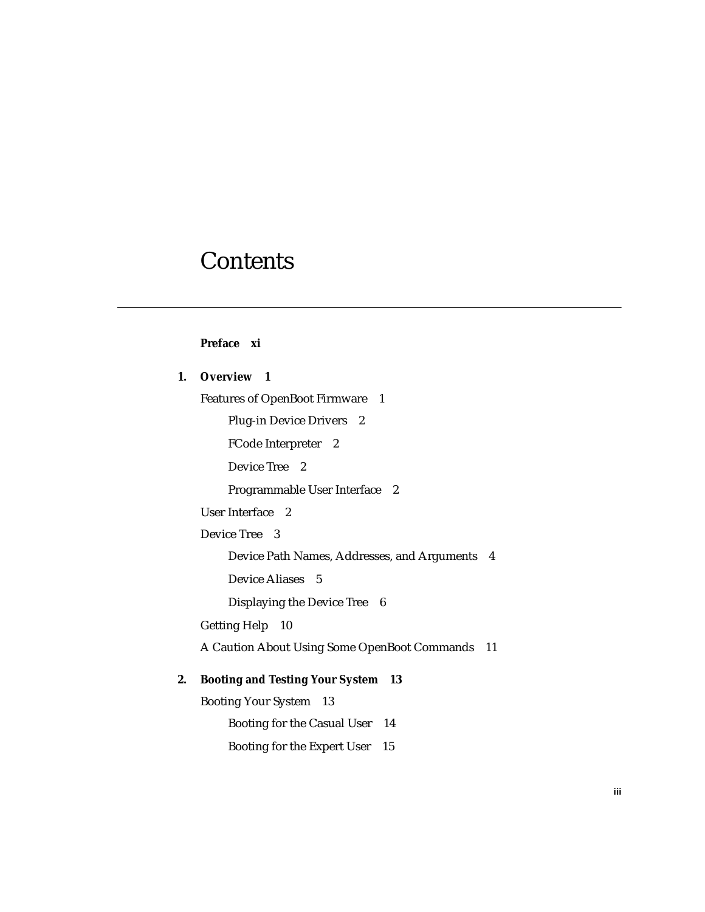# Contents

**Preface xi**

**1. Overview 1**

Features of OpenBoot Firmware 1

- Plug-in Device Drivers 2
- FCode Interpreter 2
- Device Tree 2
- Programmable User Interface 2

User Interface 2

Device Tree 3

- Device Path Names, Addresses, and Arguments 4
- Device Aliases 5
- Displaying the Device Tree 6

Getting Help 10

A Caution About Using Some OpenBoot Commands 11

**2. Booting and Testing Your System 13**

Booting Your System 13

- Booting for the Casual User 14
- Booting for the Expert User 15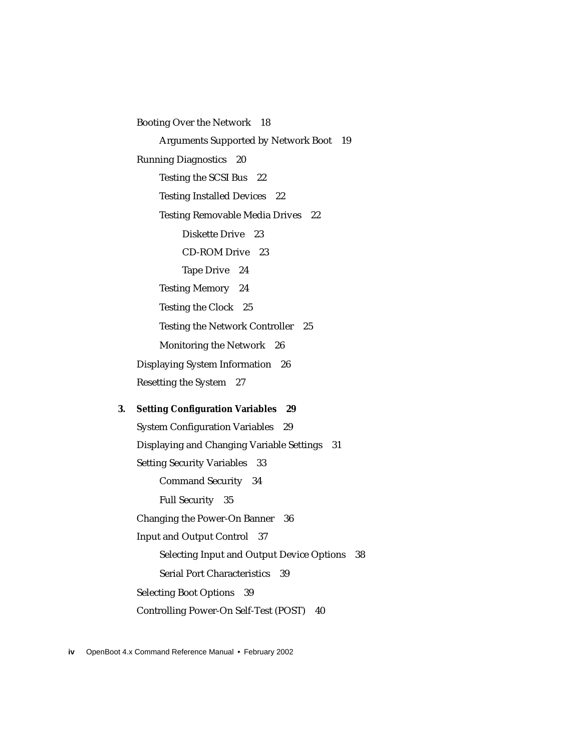- Booting Over the Network 18
  - Arguments Supported by Network Boot 19
- Running Diagnostics 20
  - Testing the SCSI Bus 22
  - Testing Installed Devices 22
  - Testing Removable Media Drives 22
    - Diskette Drive 23
    - CD-ROM Drive 23
    - Tape Drive 24
  - Testing Memory 24
  - Testing the Clock 25
  - Testing the Network Controller 25
  - Monitoring the Network 26
- Displaying System Information 26
- Resetting the System 27

**3. Setting Configuration Variables 29**

- System Configuration Variables 29
- Displaying and Changing Variable Settings 31
- Setting Security Variables 33
  - Command Security 34
  - Full Security 35
- Changing the Power-On Banner 36
- Input and Output Control 37
  - Selecting Input and Output Device Options 38
  - Serial Port Characteristics 39
- Selecting Boot Options 39
- Controlling Power-On Self-Test (POST) 40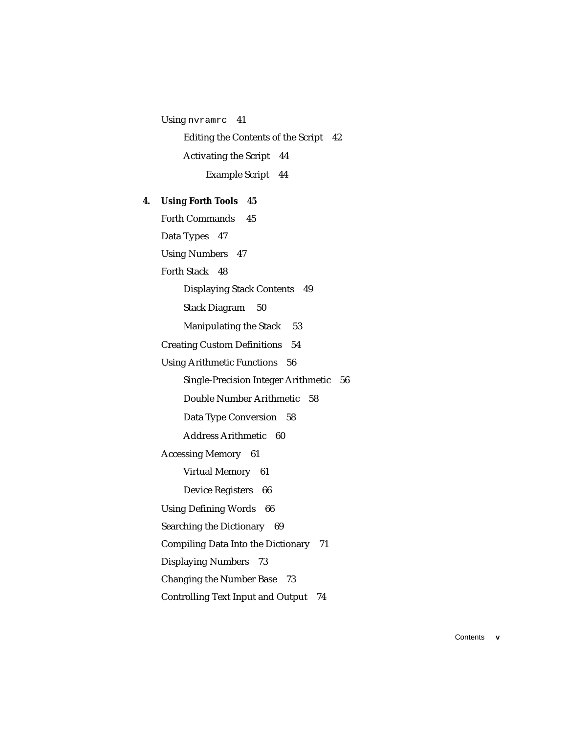Using `nvramrc` 41

Editing the Contents of the Script 42

Activating the Script 44

Example Script 44

**4. Using Forth Tools 45**

Forth Commands 45

Data Types 47

Using Numbers 47

Forth Stack 48

Displaying Stack Contents 49

Stack Diagram 50

Manipulating the Stack 53

Creating Custom Definitions 54

Using Arithmetic Functions 56

Single-Precision Integer Arithmetic 56

Double Number Arithmetic 58

Data Type Conversion 58

Address Arithmetic 60

Accessing Memory 61

Virtual Memory 61

Device Registers 66

Using Defining Words 66

Searching the Dictionary 69

Compiling Data Into the Dictionary 71

Displaying Numbers 73

Changing the Number Base 73

Controlling Text Input and Output 74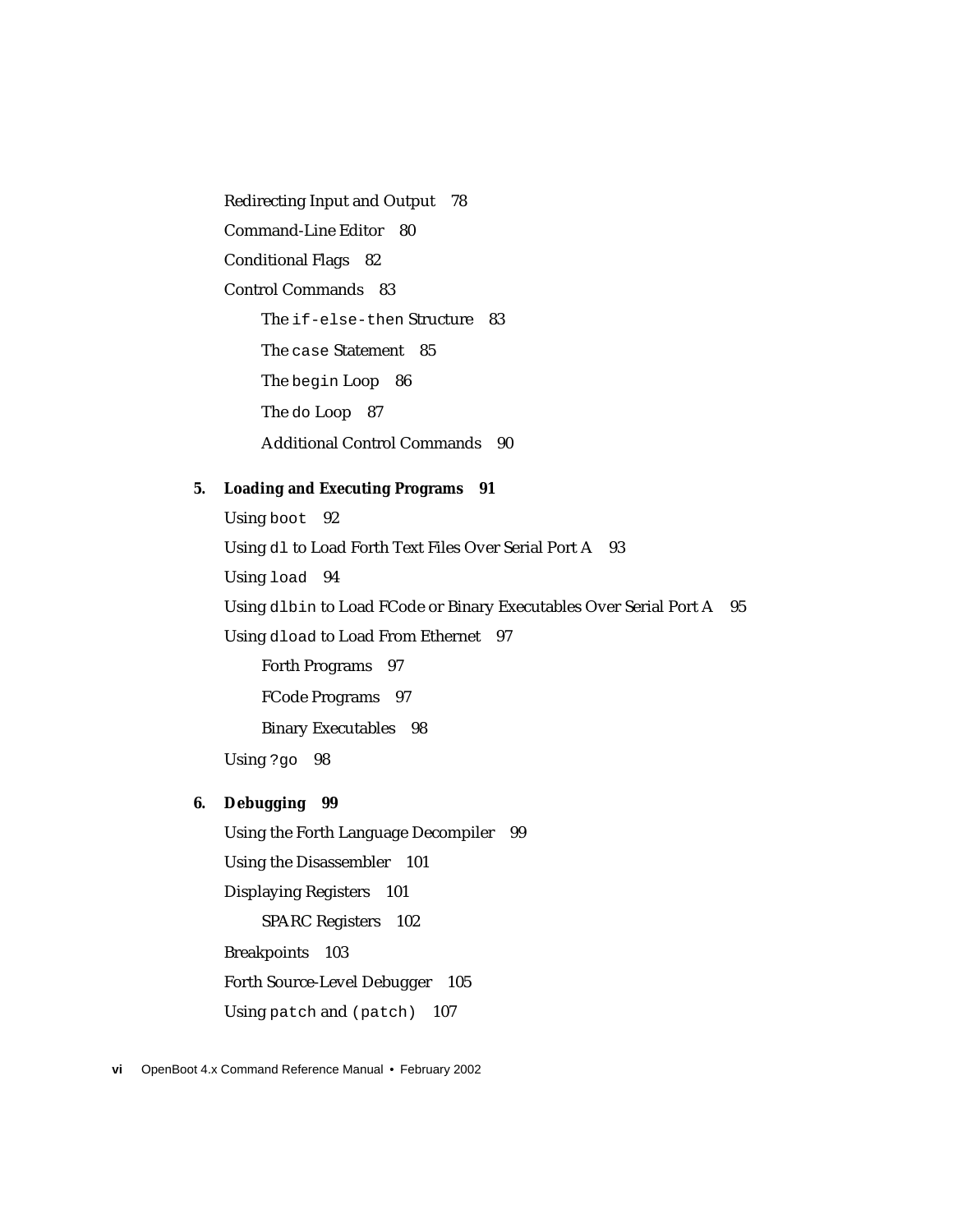Redirecting Input and Output 78

Command-Line Editor 80

Conditional Flags 82

Control Commands 83

- The `if-else-then` Structure 83
- The `case` Statement 85
- The `begin` Loop 86
- The `do` Loop 87
- Additional Control Commands 90

**5. Loading and Executing Programs 91**

Using `boot` 92

Using `dl` to Load Forth Text Files Over Serial Port A 93

Using `load` 94

Using `dlbin` to Load FCode or Binary Executables Over Serial Port A 95

Using `dload` to Load From Ethernet 97

- Forth Programs 97
- FCode Programs 97
- Binary Executables 98

Using `?go` 98

**6. Debugging 99**

Using the Forth Language Decompiler 99

Using the Disassembler 101

Displaying Registers 101

- SPARC Registers 102

Breakpoints 103

Forth Source-Level Debugger 105

Using `patch` and `(patch)` 107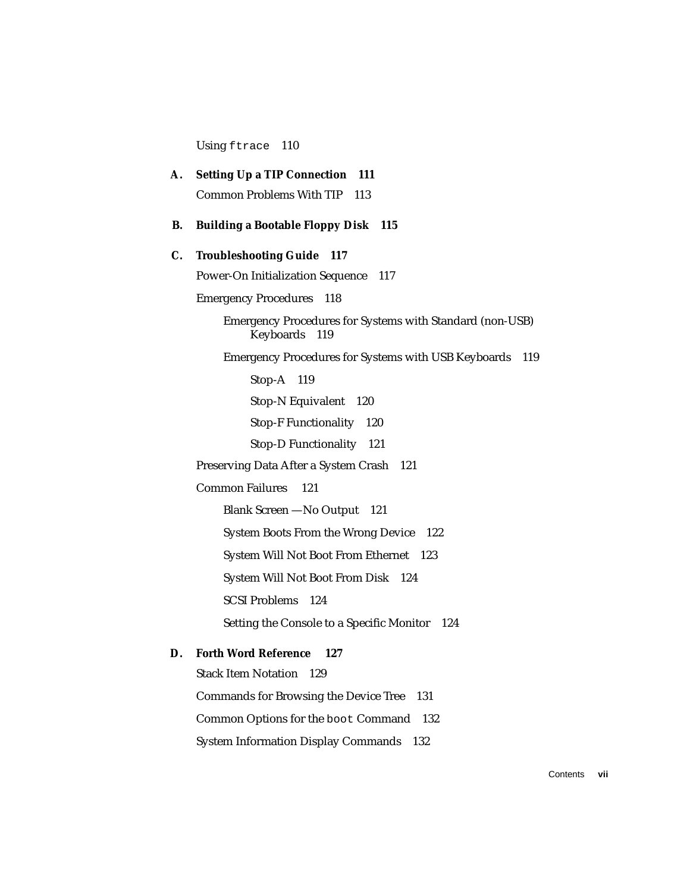Using `ftrace` 110

**A. Setting Up a TIP Connection 111**

Common Problems With TIP 113

**B. Building a Bootable Floppy Disk 115**

**C. Troubleshooting Guide 117**

Power-On Initialization Sequence 117

Emergency Procedures 118

Emergency Procedures for Systems with Standard (non-USB) Keyboards 119

Emergency Procedures for Systems with USB Keyboards 119

Stop-A 119

Stop-N Equivalent 120

Stop-F Functionality 120

Stop-D Functionality 121

Preserving Data After a System Crash 121

Common Failures 121

Blank Screen —No Output 121

System Boots From the Wrong Device 122

System Will Not Boot From Ethernet 123

System Will Not Boot From Disk 124

SCSI Problems 124

Setting the Console to a Specific Monitor 124

**D. Forth Word Reference 127**

Stack Item Notation 129

Commands for Browsing the Device Tree 131

Common Options for the `boot` Command 132

System Information Display Commands 132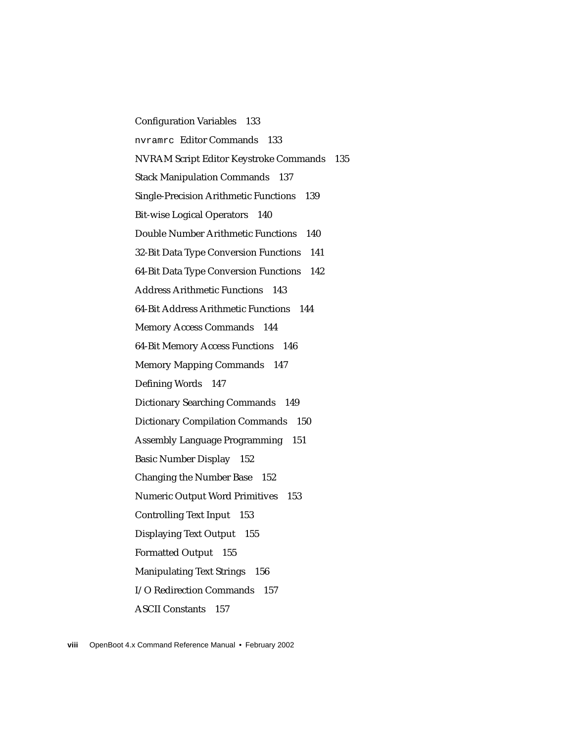Configuration Variables 133

`nvramrc` Editor Commands 133

NVRAM Script Editor Keystroke Commands 135

Stack Manipulation Commands 137

Single-Precision Arithmetic Functions 139

Bit-wise Logical Operators 140

Double Number Arithmetic Functions 140

32-Bit Data Type Conversion Functions 141

64-Bit Data Type Conversion Functions 142

Address Arithmetic Functions 143

64-Bit Address Arithmetic Functions 144

Memory Access Commands 144

64-Bit Memory Access Functions 146

Memory Mapping Commands 147

Defining Words 147

Dictionary Searching Commands 149

Dictionary Compilation Commands 150

Assembly Language Programming 151

Basic Number Display 152

Changing the Number Base 152

Numeric Output Word Primitives 153

Controlling Text Input 153

Displaying Text Output 155

Formatted Output 155

Manipulating Text Strings 156

I/O Redirection Commands 157

ASCII Constants 157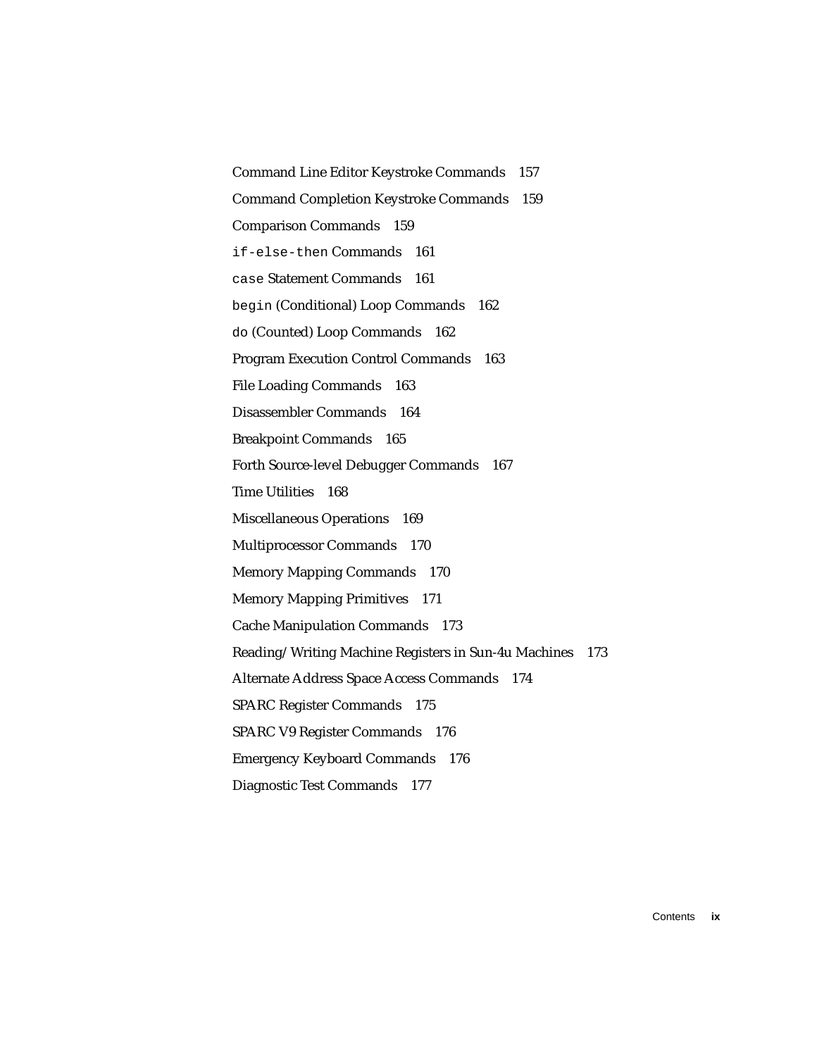Command Line Editor Keystroke Commands 157

Command Completion Keystroke Commands 159

Comparison Commands 159

`if-else-then` Commands 161

`case` Statement Commands 161

`begin` (Conditional) Loop Commands 162

`do` (Counted) Loop Commands 162

Program Execution Control Commands 163

File Loading Commands 163

Disassembler Commands 164

Breakpoint Commands 165

Forth Source-level Debugger Commands 167

Time Utilities 168

Miscellaneous Operations 169

Multiprocessor Commands 170

Memory Mapping Commands 170

Memory Mapping Primitives 171

Cache Manipulation Commands 173

Reading/Writing Machine Registers in Sun-4u Machines 173

Alternate Address Space Access Commands 174

SPARC Register Commands 175

SPARC V9 Register Commands 176

Emergency Keyboard Commands 176

Diagnostic Test Commands 177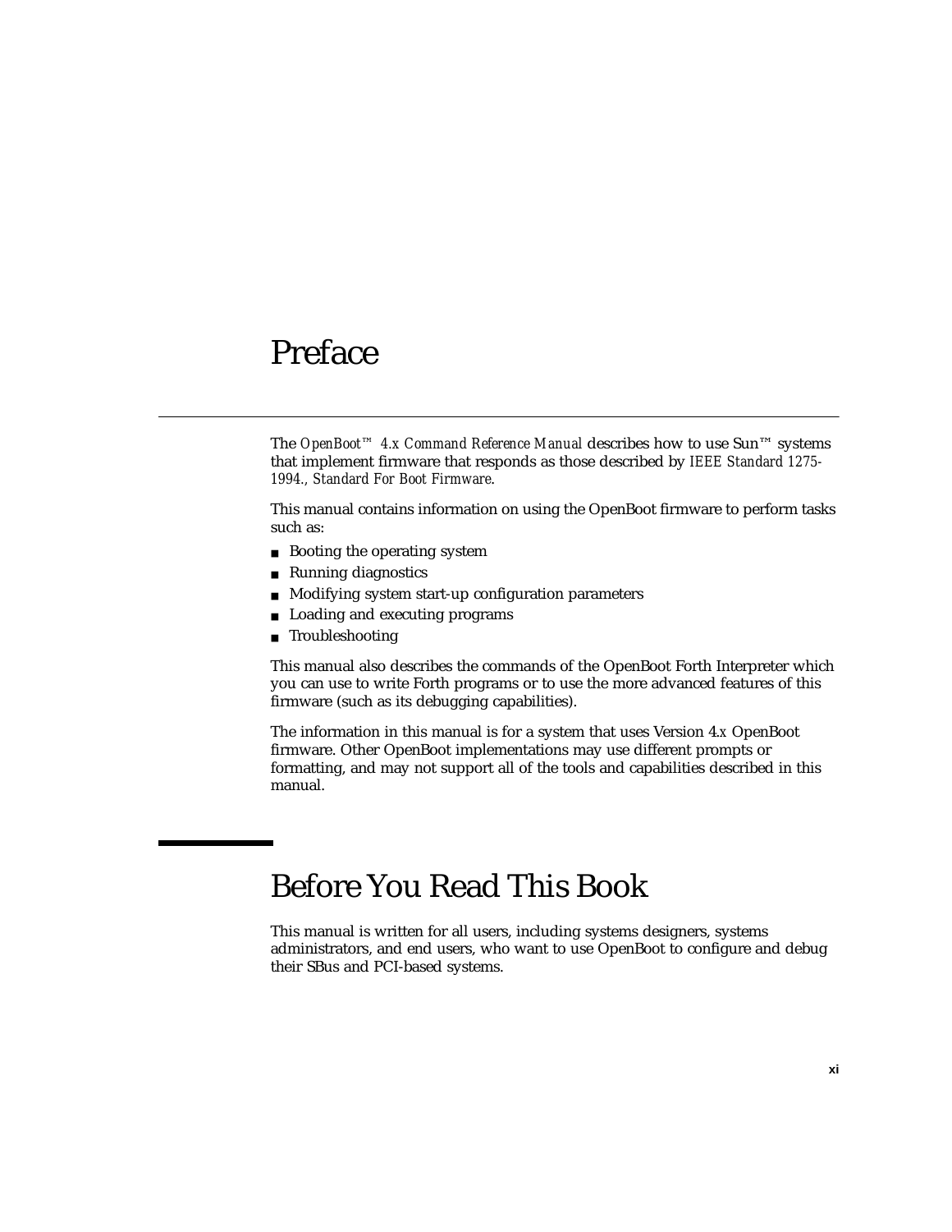# Preface

The *OpenBoot™ 4.x Command Reference Manual* describes how to use Sun™ systems that implement firmware that responds as those described by *IEEE Standard 1275-1994., Standard For Boot Firmware*.

This manual contains information on using the OpenBoot firmware to perform tasks such as:

- Booting the operating system
- Running diagnostics
- Modifying system start-up configuration parameters
- Loading and executing programs
- Troubleshooting

This manual also describes the commands of the OpenBoot Forth Interpreter which you can use to write Forth programs or to use the more advanced features of this firmware (such as its debugging capabilities).

The information in this manual is for a system that uses Version 4.x OpenBoot firmware. Other OpenBoot implementations may use different prompts or formatting, and may not support all of the tools and capabilities described in this manual.

## Before You Read This Book

This manual is written for all users, including systems designers, systems administrators, and end users, who want to use OpenBoot to configure and debug their SBus and PCI-based systems.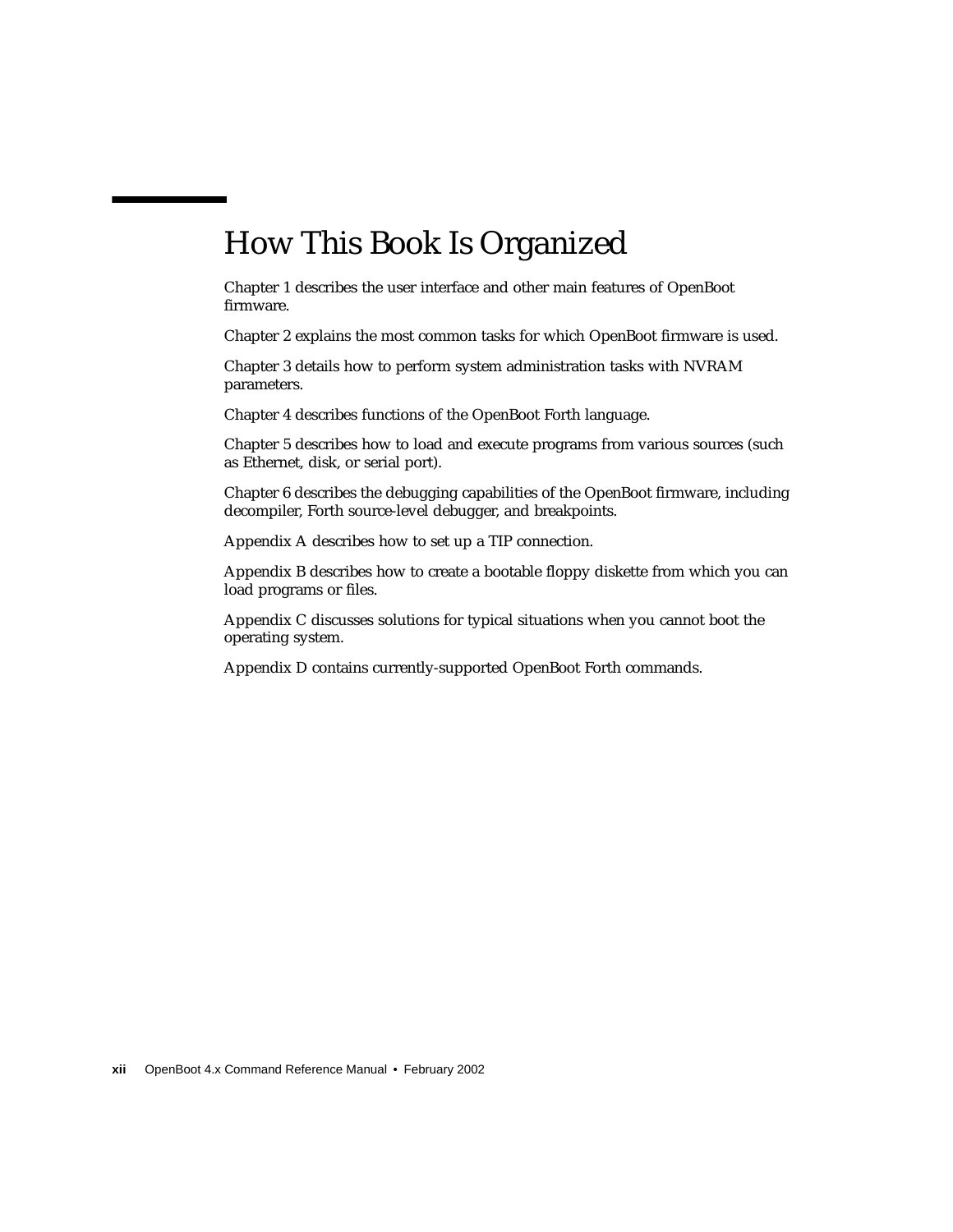## How This Book Is Organized

Chapter 1 describes the user interface and other main features of OpenBoot firmware.

Chapter 2 explains the most common tasks for which OpenBoot firmware is used.

Chapter 3 details how to perform system administration tasks with NVRAM parameters.

Chapter 4 describes functions of the OpenBoot Forth language.

Chapter 5 describes how to load and execute programs from various sources (such as Ethernet, disk, or serial port).

Chapter 6 describes the debugging capabilities of the OpenBoot firmware, including decompiler, Forth source-level debugger, and breakpoints.

Appendix A describes how to set up a TIP connection.

Appendix B describes how to create a bootable floppy diskette from which you can load programs or files.

Appendix C discusses solutions for typical situations when you cannot boot the operating system.

Appendix D contains currently-supported OpenBoot Forth commands.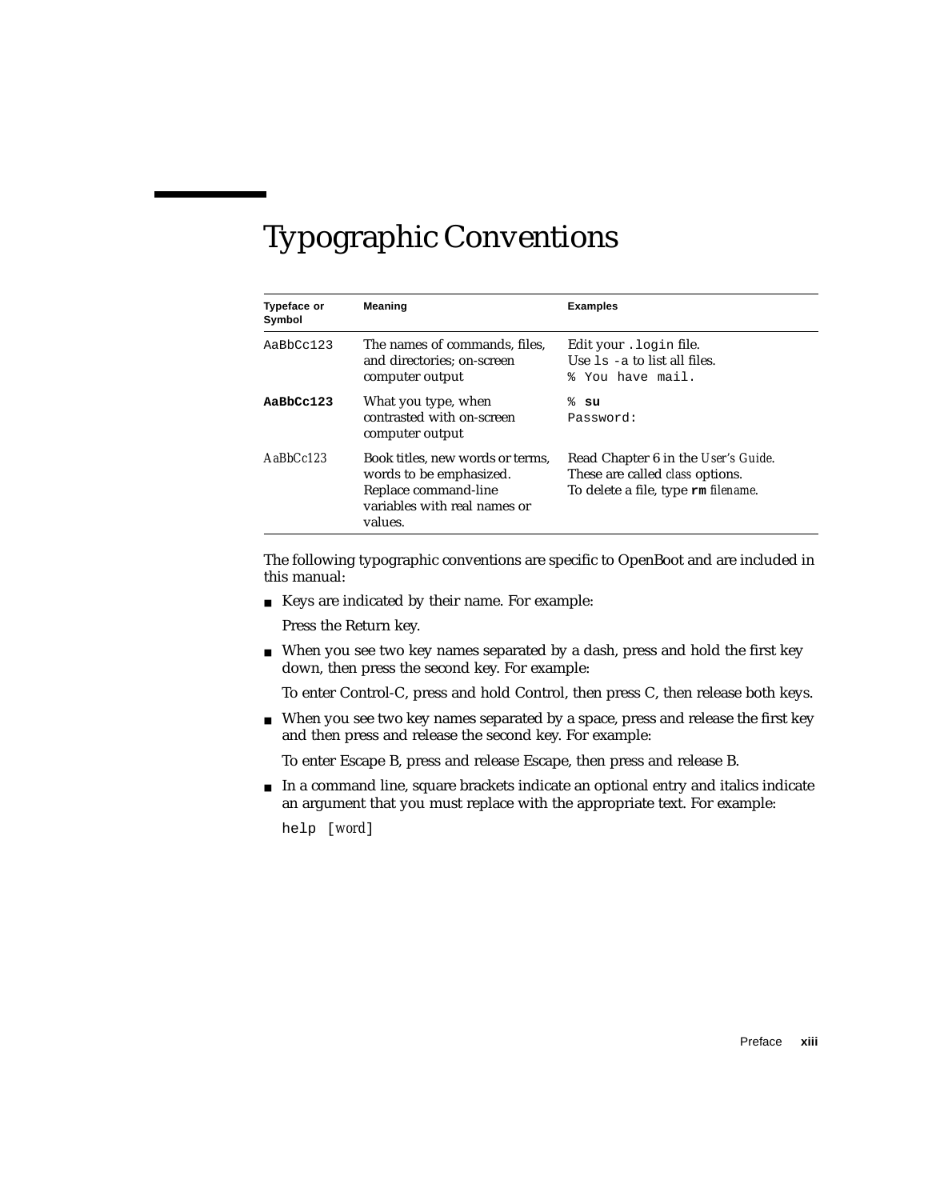# Typographic Conventions

| Typeface or Symbol | Meaning | Examples |
|---|---|---|
| `AaBbCc123` | The names of commands, files, and directories; on-screen computer output | Edit your `.login` file.<br>Use `ls -a` to list all files.<br>`% You have mail.` |
| **`AaBbCc123`** | What you type, when contrasted with on-screen computer output | `%` **`su`**<br>`Password:` |
| *AaBbCc123* | Book titles, new words or terms, words to be emphasized. Replace command-line variables with real names or values. | Read Chapter 6 in the *User's Guide*.<br>These are called *class* options.<br>To delete a file, type **`rm`** *filename*. |

The following typographic conventions are specific to OpenBoot and are included in this manual:

- Keys are indicated by their name. For example:

  Press the Return key.

- When you see two key names separated by a dash, press and hold the first key down, then press the second key. For example:

  To enter Control-C, press and hold Control, then press C, then release both keys.

- When you see two key names separated by a space, press and release the first key and then press and release the second key. For example:

  To enter Escape B, press and release Escape, then press and release B.

- In a command line, square brackets indicate an optional entry and italics indicate an argument that you must replace with the appropriate text. For example:

  `help [`*word*`]`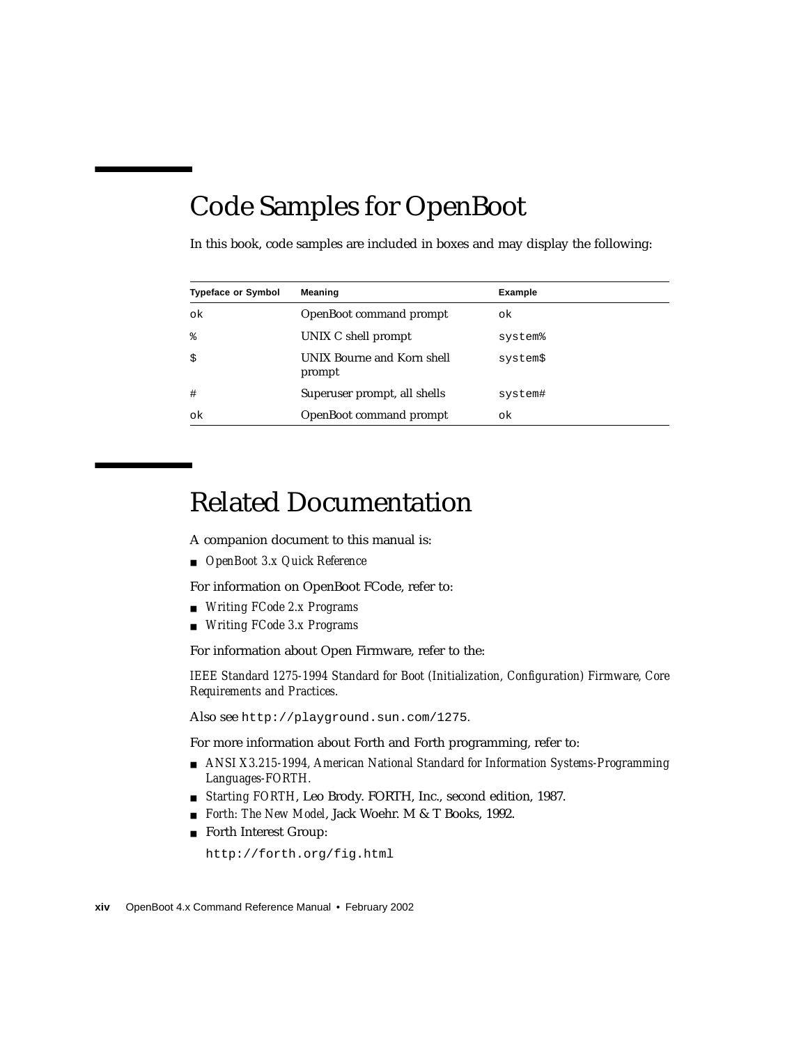## Code Samples for OpenBoot

In this book, code samples are included in boxes and may display the following:

| Typeface or Symbol | Meaning | Example |
|---|---|---|
| `ok` | OpenBoot command prompt | `ok` |
| `%` | UNIX C shell prompt | `system%` |
| `$` | UNIX Bourne and Korn shell prompt | `system$` |
| `#` | Superuser prompt, all shells | `system#` |
| `ok` | OpenBoot command prompt | `ok` |

## Related Documentation

A companion document to this manual is:

- *OpenBoot 3.x Quick Reference*

For information on OpenBoot FCode, refer to:

- *Writing FCode 2.x Programs*
- *Writing FCode 3.x Programs*

For information about Open Firmware, refer to the:

*IEEE Standard 1275-1994 Standard for Boot (Initialization, Configuration) Firmware, Core Requirements and Practices.*

Also see `http://playground.sun.com/1275`.

For more information about Forth and Forth programming, refer to:

- *ANSI X3.215-1994, American National Standard for Information Systems-Programming Languages-FORTH.*
- *Starting FORTH*, Leo Brody. FORTH, Inc., second edition, 1987.
- *Forth: The New Model*, Jack Woehr. M & T Books, 1992.
- Forth Interest Group:

  `http://forth.org/fig.html`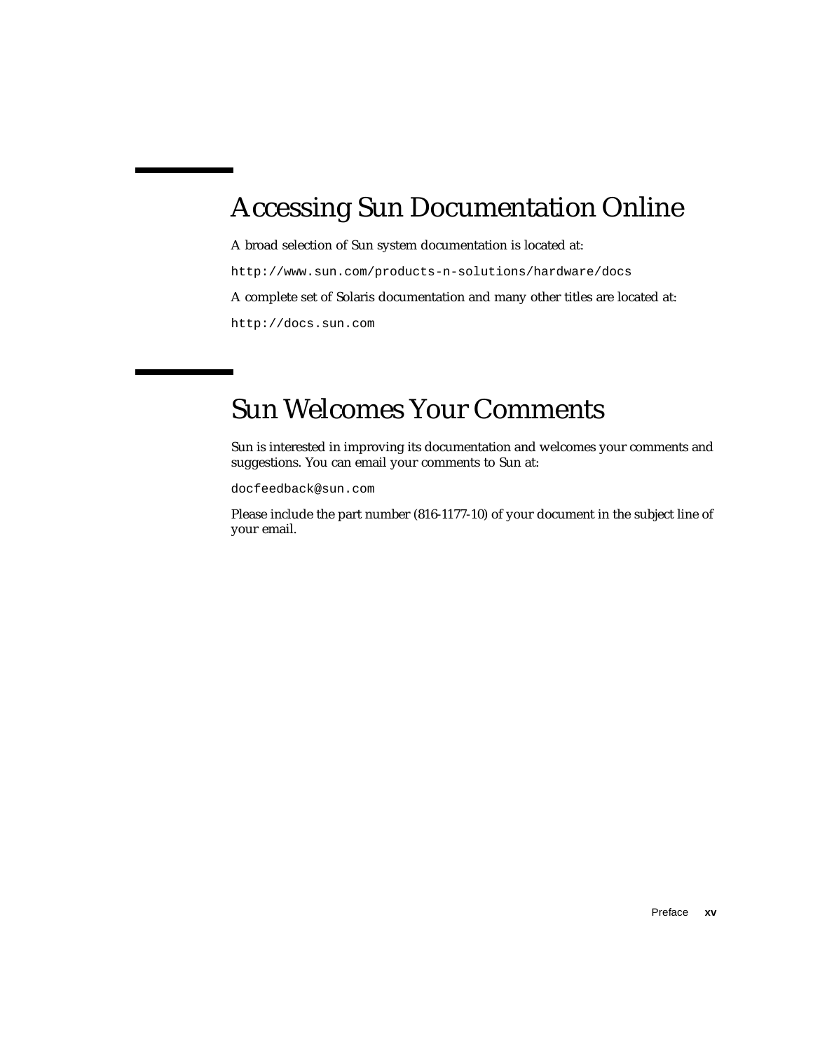## Accessing Sun Documentation Online

A broad selection of Sun system documentation is located at:

`http://www.sun.com/products-n-solutions/hardware/docs`

A complete set of Solaris documentation and many other titles are located at:

`http://docs.sun.com`

## Sun Welcomes Your Comments

Sun is interested in improving its documentation and welcomes your comments and suggestions. You can email your comments to Sun at:

`docfeedback@sun.com`

Please include the part number (816-1177-10) of your document in the subject line of your email.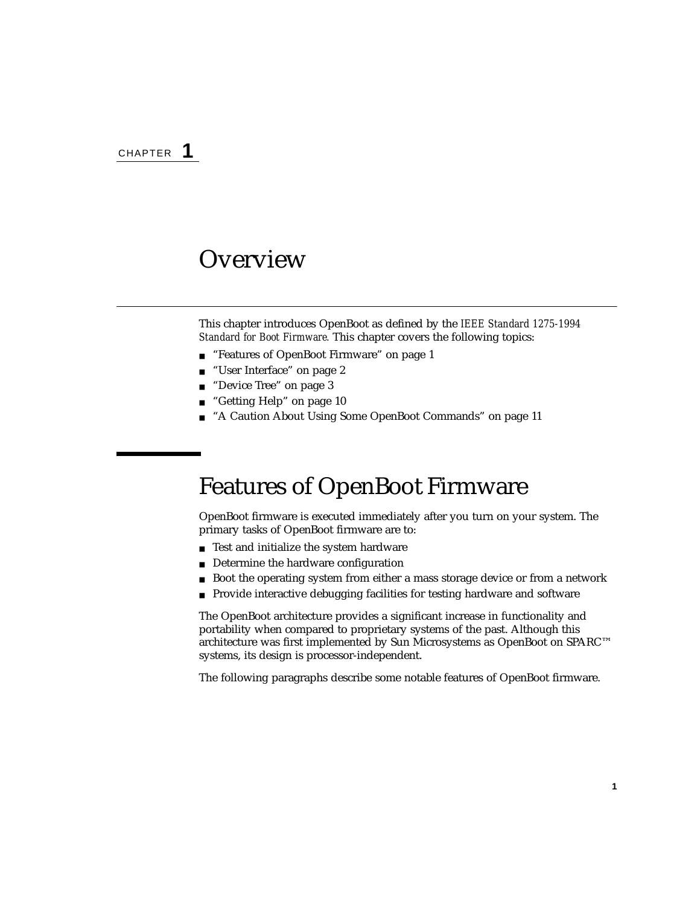CHAPTER **1**

# Overview

This chapter introduces OpenBoot as defined by the *IEEE Standard 1275-1994 Standard for Boot Firmware*. This chapter covers the following topics:

- "Features of OpenBoot Firmware" on page 1
- "User Interface" on page 2
- "Device Tree" on page 3
- "Getting Help" on page 10
- "A Caution About Using Some OpenBoot Commands" on page 11

## Features of OpenBoot Firmware

OpenBoot firmware is executed immediately after you turn on your system. The primary tasks of OpenBoot firmware are to:

- Test and initialize the system hardware
- Determine the hardware configuration
- Boot the operating system from either a mass storage device or from a network
- Provide interactive debugging facilities for testing hardware and software

The OpenBoot architecture provides a significant increase in functionality and portability when compared to proprietary systems of the past. Although this architecture was first implemented by Sun Microsystems as OpenBoot on SPARC™ systems, its design is processor-independent.

The following paragraphs describe some notable features of OpenBoot firmware.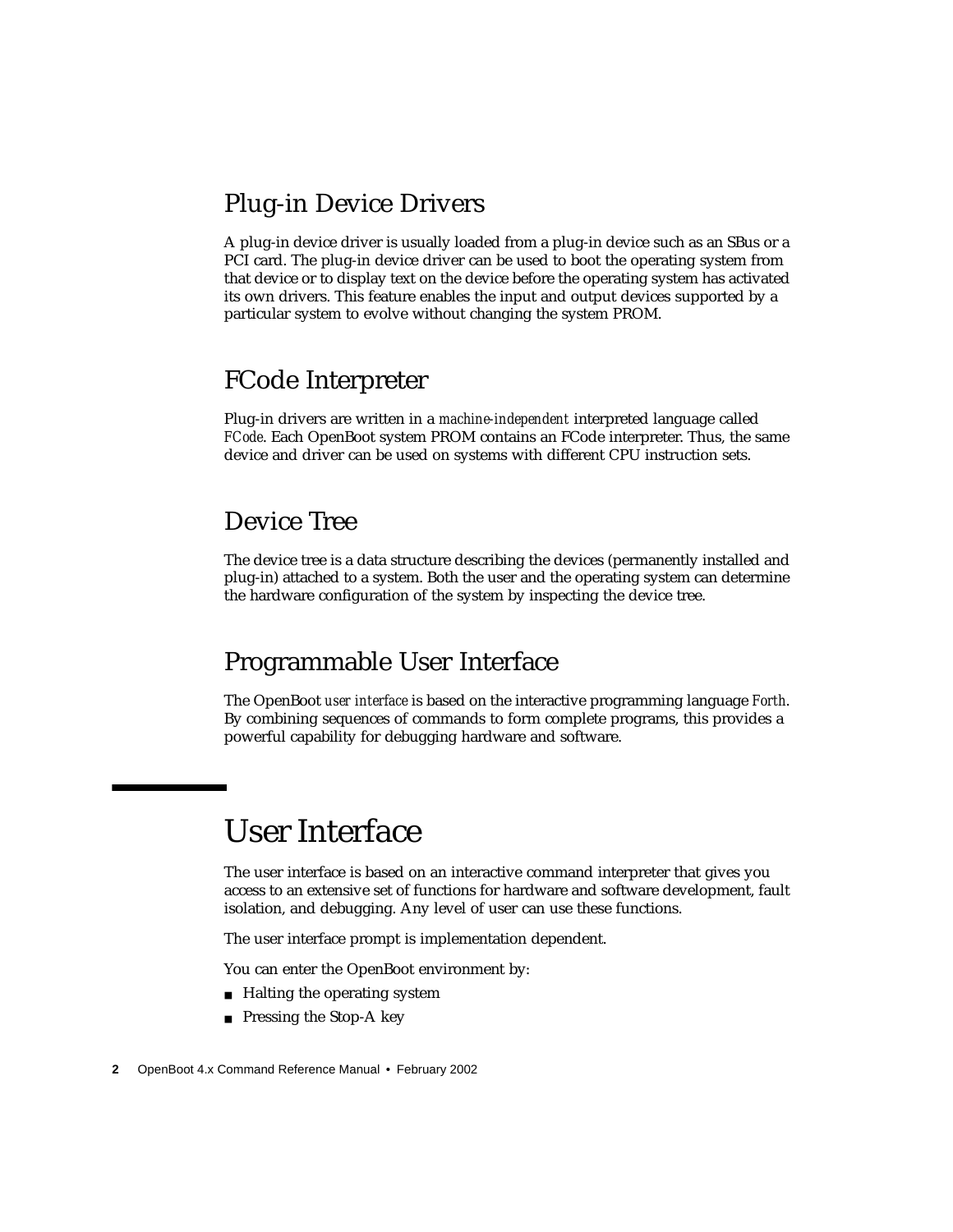## Plug-in Device Drivers

A plug-in device driver is usually loaded from a plug-in device such as an SBus or a PCI card. The plug-in device driver can be used to boot the operating system from that device or to display text on the device before the operating system has activated its own drivers. This feature enables the input and output devices supported by a particular system to evolve without changing the system PROM.

## FCode Interpreter

Plug-in drivers are written in a *machine-independent* interpreted language called *FCode*. Each OpenBoot system PROM contains an FCode interpreter. Thus, the same device and driver can be used on systems with different CPU instruction sets.

## Device Tree

The device tree is a data structure describing the devices (permanently installed and plug-in) attached to a system. Both the user and the operating system can determine the hardware configuration of the system by inspecting the device tree.

## Programmable User Interface

The OpenBoot *user interface* is based on the interactive programming language *Forth*. By combining sequences of commands to form complete programs, this provides a powerful capability for debugging hardware and software.

# User Interface

The user interface is based on an interactive command interpreter that gives you access to an extensive set of functions for hardware and software development, fault isolation, and debugging. Any level of user can use these functions.

The user interface prompt is implementation dependent.

You can enter the OpenBoot environment by:

- Halting the operating system
- Pressing the Stop-A key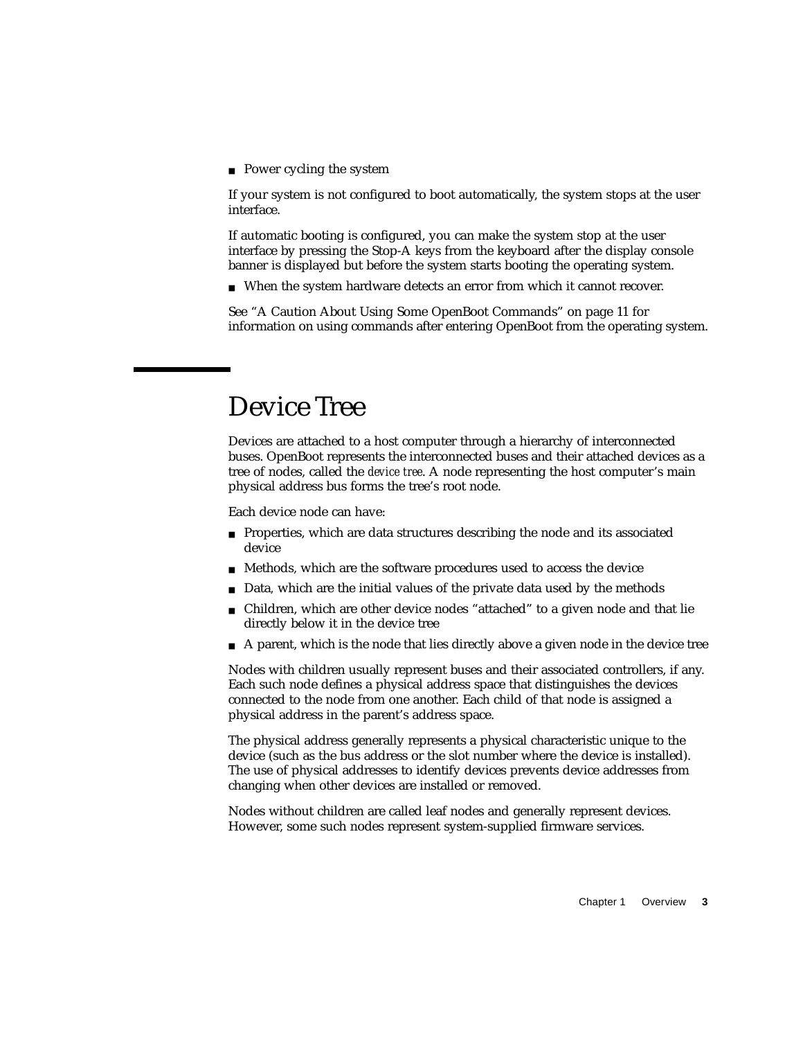- Power cycling the system

If your system is not configured to boot automatically, the system stops at the user interface.

If automatic booting is configured, you can make the system stop at the user interface by pressing the Stop-A keys from the keyboard after the display console banner is displayed but before the system starts booting the operating system.

- When the system hardware detects an error from which it cannot recover.

See "A Caution About Using Some OpenBoot Commands" on page 11 for information on using commands after entering OpenBoot from the operating system.

# Device Tree

Devices are attached to a host computer through a hierarchy of interconnected buses. OpenBoot represents the interconnected buses and their attached devices as a tree of nodes, called the *device tree*. A node representing the host computer's main physical address bus forms the tree's root node.

Each device node can have:

- Properties, which are data structures describing the node and its associated device
- Methods, which are the software procedures used to access the device
- Data, which are the initial values of the private data used by the methods
- Children, which are other device nodes "attached" to a given node and that lie directly below it in the device tree
- A parent, which is the node that lies directly above a given node in the device tree

Nodes with children usually represent buses and their associated controllers, if any. Each such node defines a physical address space that distinguishes the devices connected to the node from one another. Each child of that node is assigned a physical address in the parent's address space.

The physical address generally represents a physical characteristic unique to the device (such as the bus address or the slot number where the device is installed). The use of physical addresses to identify devices prevents device addresses from changing when other devices are installed or removed.

Nodes without children are called leaf nodes and generally represent devices. However, some such nodes represent system-supplied firmware services.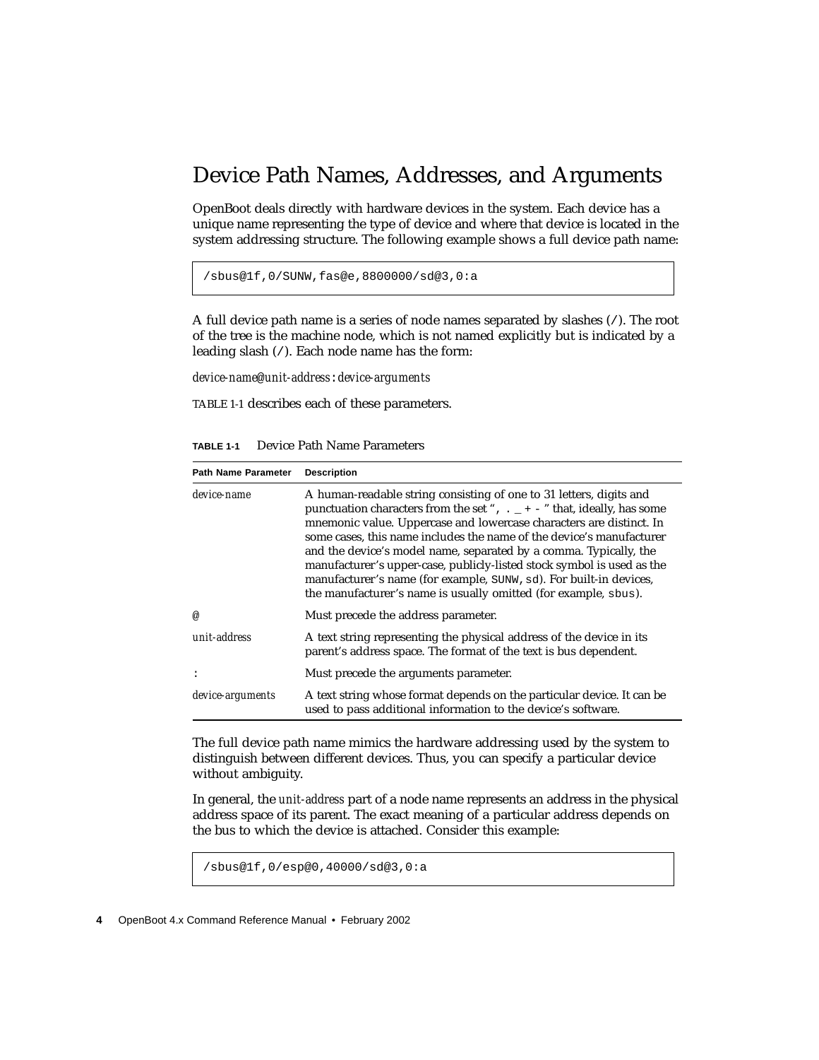## Device Path Names, Addresses, and Arguments

OpenBoot deals directly with hardware devices in the system. Each device has a unique name representing the type of device and where that device is located in the system addressing structure. The following example shows a full device path name:

```
/sbus@1f,0/SUNW,fas@e,8800000/sd@3,0:a
```

A full device path name is a series of node names separated by slashes (`/`). The root of the tree is the machine node, which is not named explicitly but is indicated by a leading slash (`/`). Each node name has the form:

*device-name*@*unit-address*:*device-arguments*

TABLE 1-1 describes each of these parameters.

**TABLE 1-1** Device Path Name Parameters

| Path Name Parameter | Description |
|---|---|
| *device-name* | A human-readable string consisting of one to 31 letters, digits and punctuation characters from the set "`, . _ + -`" that, ideally, has some mnemonic value. Uppercase and lowercase characters are distinct. In some cases, this name includes the name of the device's manufacturer and the device's model name, separated by a comma. Typically, the manufacturer's upper-case, publicly-listed stock symbol is used as the manufacturer's name (for example, `SUNW,sd`). For built-in devices, the manufacturer's name is usually omitted (for example, `sbus`). |
| @ | Must precede the address parameter. |
| *unit-address* | A text string representing the physical address of the device in its parent's address space. The format of the text is bus dependent. |
| : | Must precede the arguments parameter. |
| *device-arguments* | A text string whose format depends on the particular device. It can be used to pass additional information to the device's software. |

The full device path name mimics the hardware addressing used by the system to distinguish between different devices. Thus, you can specify a particular device without ambiguity.

In general, the *unit-address* part of a node name represents an address in the physical address space of its parent. The exact meaning of a particular address depends on the bus to which the device is attached. Consider this example:

```
/sbus@1f,0/esp@0,40000/sd@3,0:a
```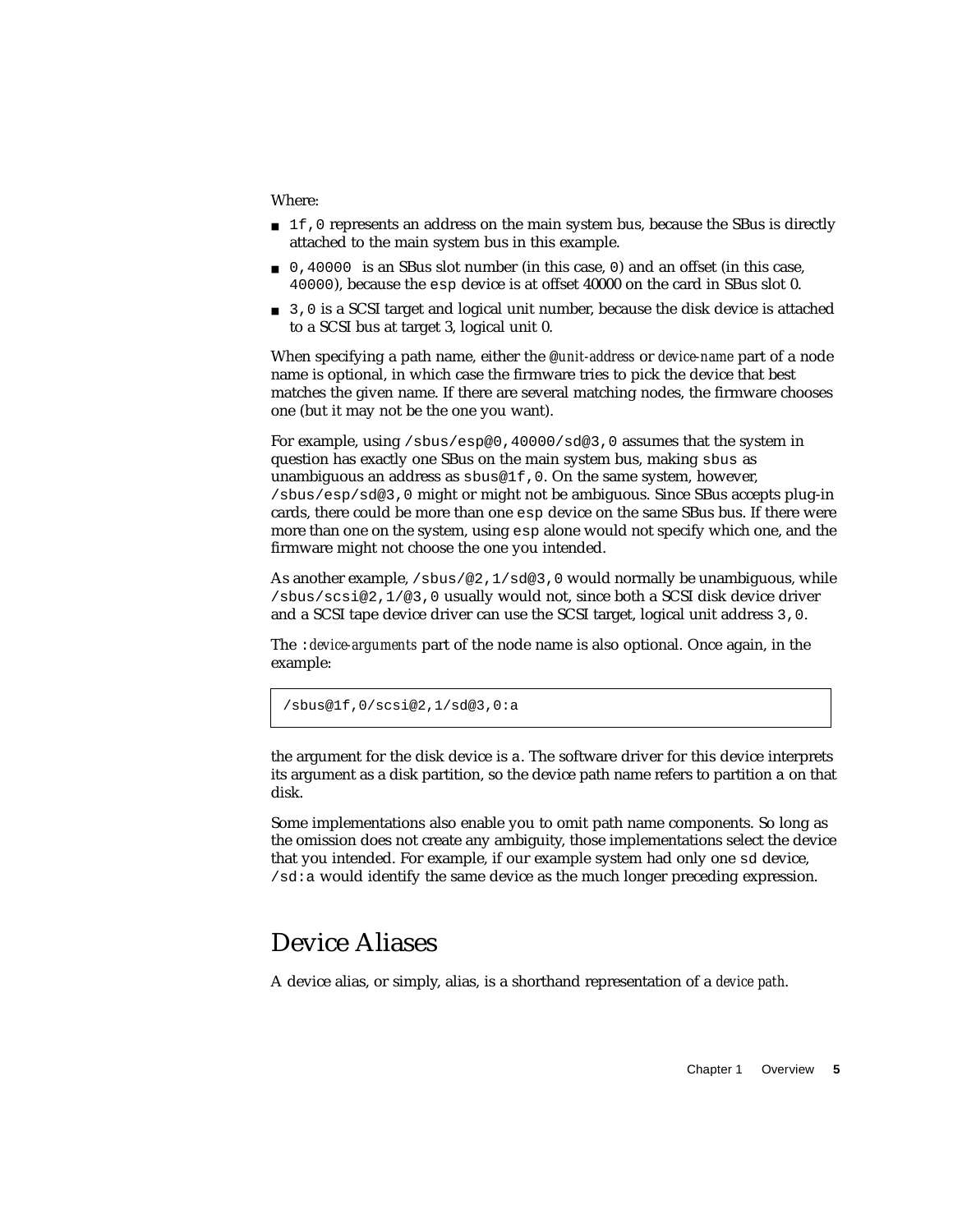Where:

- `1f,0` represents an address on the main system bus, because the SBus is directly attached to the main system bus in this example.
- `0,40000` is an SBus slot number (in this case, `0`) and an offset (in this case, `40000`), because the `esp` device is at offset 40000 on the card in SBus slot 0.
- `3,0` is a SCSI target and logical unit number, because the disk device is attached to a SCSI bus at target 3, logical unit 0.

When specifying a path name, either the *@unit-address* or *device-name* part of a node name is optional, in which case the firmware tries to pick the device that best matches the given name. If there are several matching nodes, the firmware chooses one (but it may not be the one you want).

For example, using `/sbus/esp@0,40000/sd@3,0` assumes that the system in question has exactly one SBus on the main system bus, making `sbus` as unambiguous an address as `sbus@1f,0`. On the same system, however, `/sbus/esp/sd@3,0` might or might not be ambiguous. Since SBus accepts plug-in cards, there could be more than one `esp` device on the same SBus bus. If there were more than one on the system, using `esp` alone would not specify which one, and the firmware might not choose the one you intended.

As another example, `/sbus/@2,1/sd@3,0` would normally be unambiguous, while `/sbus/scsi@2,1/@3,0` usually would not, since both a SCSI disk device driver and a SCSI tape device driver can use the SCSI target, logical unit address `3,0`.

The `:`*device-arguments* part of the node name is also optional. Once again, in the example:

```
/sbus@1f,0/scsi@2,1/sd@3,0:a
```

the argument for the disk device is a. The software driver for this device interprets its argument as a disk partition, so the device path name refers to partition a on that disk.

Some implementations also enable you to omit path name components. So long as the omission does not create any ambiguity, those implementations select the device that you intended. For example, if our example system had only one `sd` device, `/sd:a` would identify the same device as the much longer preceding expression.

## Device Aliases

A device alias, or simply, alias, is a shorthand representation of a *device path*.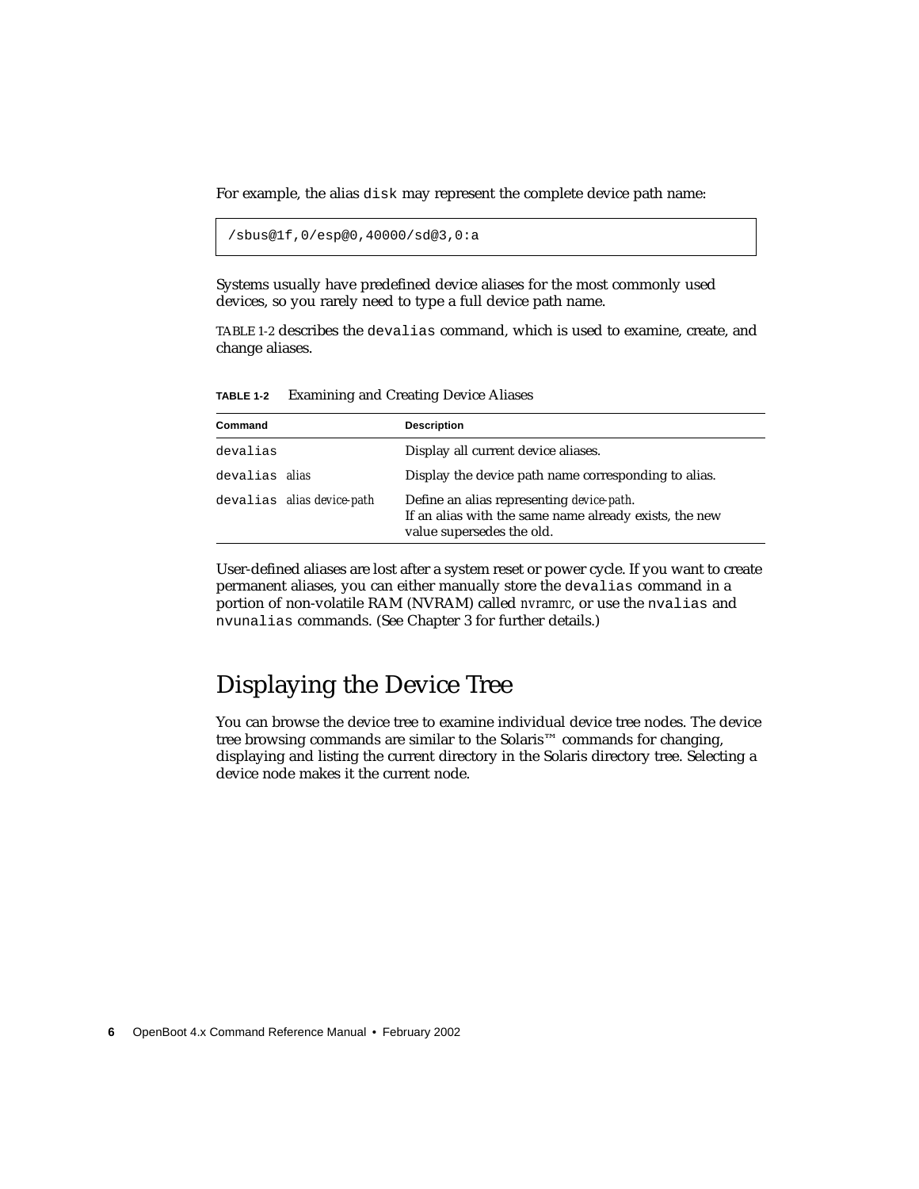For example, the alias `disk` may represent the complete device path name:

```
/sbus@1f,0/esp@0,40000/sd@3,0:a
```

Systems usually have predefined device aliases for the most commonly used devices, so you rarely need to type a full device path name.

TABLE 1-2 describes the `devalias` command, which is used to examine, create, and change aliases.

**TABLE 1-2** Examining and Creating Device Aliases

| Command | Description |
| --- | --- |
| `devalias` | Display all current device aliases. |
| `devalias` *alias* | Display the device path name corresponding to alias. |
| `devalias` *alias device-path* | Define an alias representing *device-path*. If an alias with the same name already exists, the new value supersedes the old. |

User-defined aliases are lost after a system reset or power cycle. If you want to create permanent aliases, you can either manually store the `devalias` command in a portion of non-volatile RAM (NVRAM) called *nvramrc*, or use the `nvalias` and `nvunalias` commands. (See Chapter 3 for further details.)

## Displaying the Device Tree

You can browse the device tree to examine individual device tree nodes. The device tree browsing commands are similar to the Solaris™ commands for changing, displaying and listing the current directory in the Solaris directory tree. Selecting a device node makes it the current node.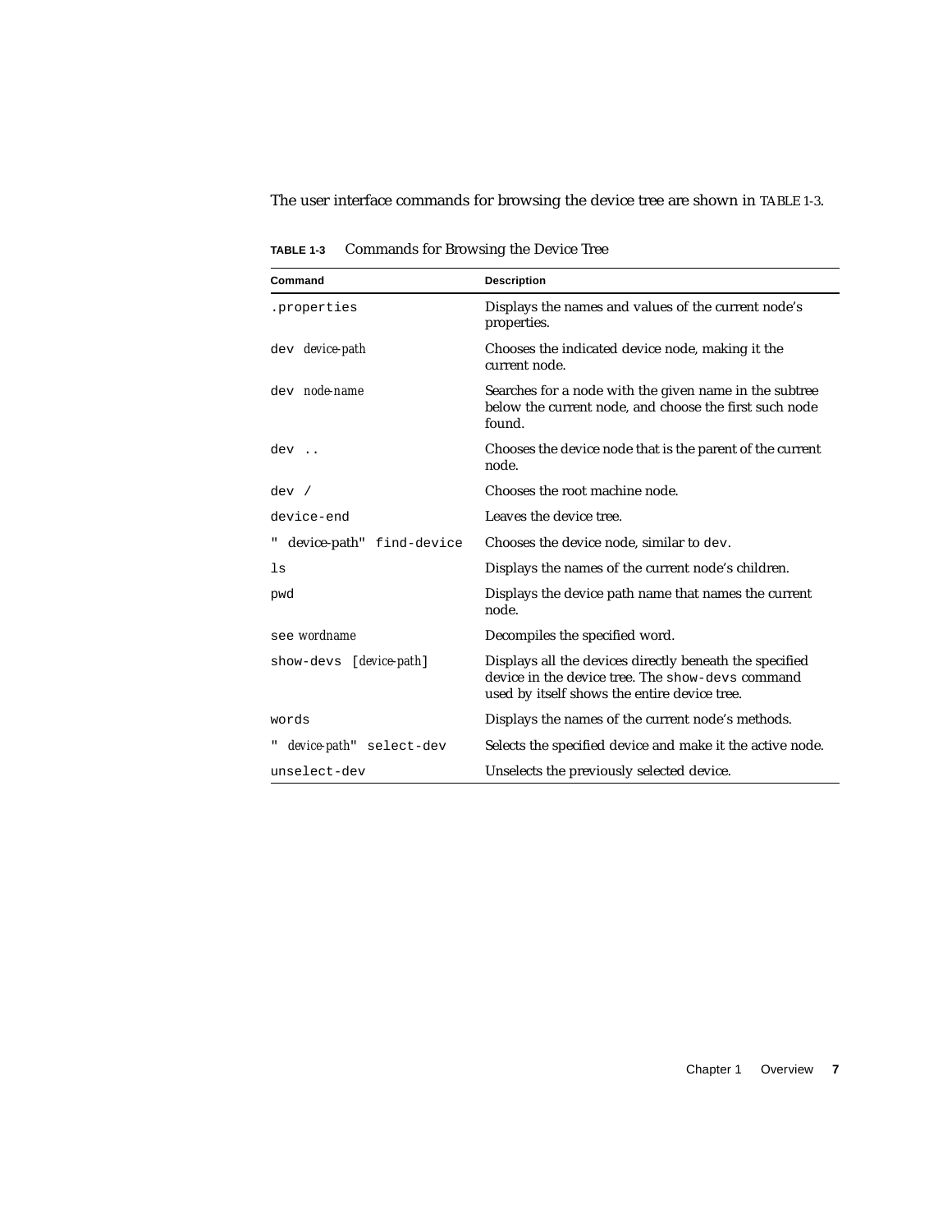The user interface commands for browsing the device tree are shown in TABLE 1-3.

**TABLE 1-3** Commands for Browsing the Device Tree

| Command | Description |
|---|---|
| `.properties` | Displays the names and values of the current node's properties. |
| `dev` *device-path* | Chooses the indicated device node, making it the current node. |
| `dev` *node-name* | Searches for a node with the given name in the subtree below the current node, and choose the first such node found. |
| `dev ..` | Chooses the device node that is the parent of the current node. |
| `dev /` | Chooses the root machine node. |
| `device-end` | Leaves the device tree. |
| `"` device-path`" find-device` | Chooses the device node, similar to `dev`. |
| `ls` | Displays the names of the current node's children. |
| `pwd` | Displays the device path name that names the current node. |
| `see` *wordname* | Decompiles the specified word. |
| `show-devs [`*device-path*`]` | Displays all the devices directly beneath the specified device in the device tree. The `show-devs` command used by itself shows the entire device tree. |
| `words` | Displays the names of the current node's methods. |
| `"` *device-path*`" select-dev` | Selects the specified device and make it the active node. |
| `unselect-dev` | Unselects the previously selected device. |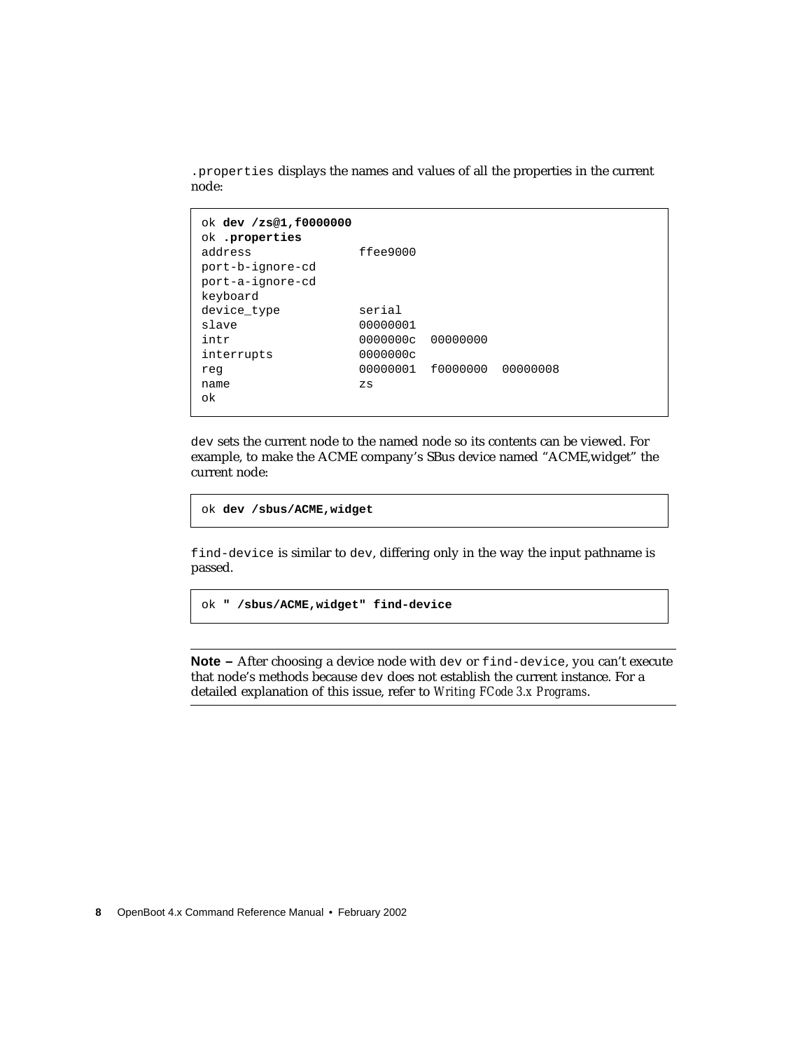`.properties` displays the names and values of all the properties in the current node:

```
ok dev /zs@1,f0000000
ok .properties
address              ffee9000
port-b-ignore-cd
port-a-ignore-cd
keyboard
device_type          serial
slave                00000001
intr                 0000000c  00000000
interrupts           0000000c
reg                  00000001  f0000000  00000008
name                 zs
ok
```

`dev` sets the current node to the named node so its contents can be viewed. For example, to make the ACME company's SBus device named "ACME,widget" the current node:

```
ok dev /sbus/ACME,widget
```

`find-device` is similar to `dev`, differing only in the way the input pathname is passed.

```
ok " /sbus/ACME,widget" find-device
```

---

**Note –** After choosing a device node with `dev` or `find-device`, you can't execute that node's methods because `dev` does not establish the current instance. For a detailed explanation of this issue, refer to *Writing FCode 3.x Programs*.

---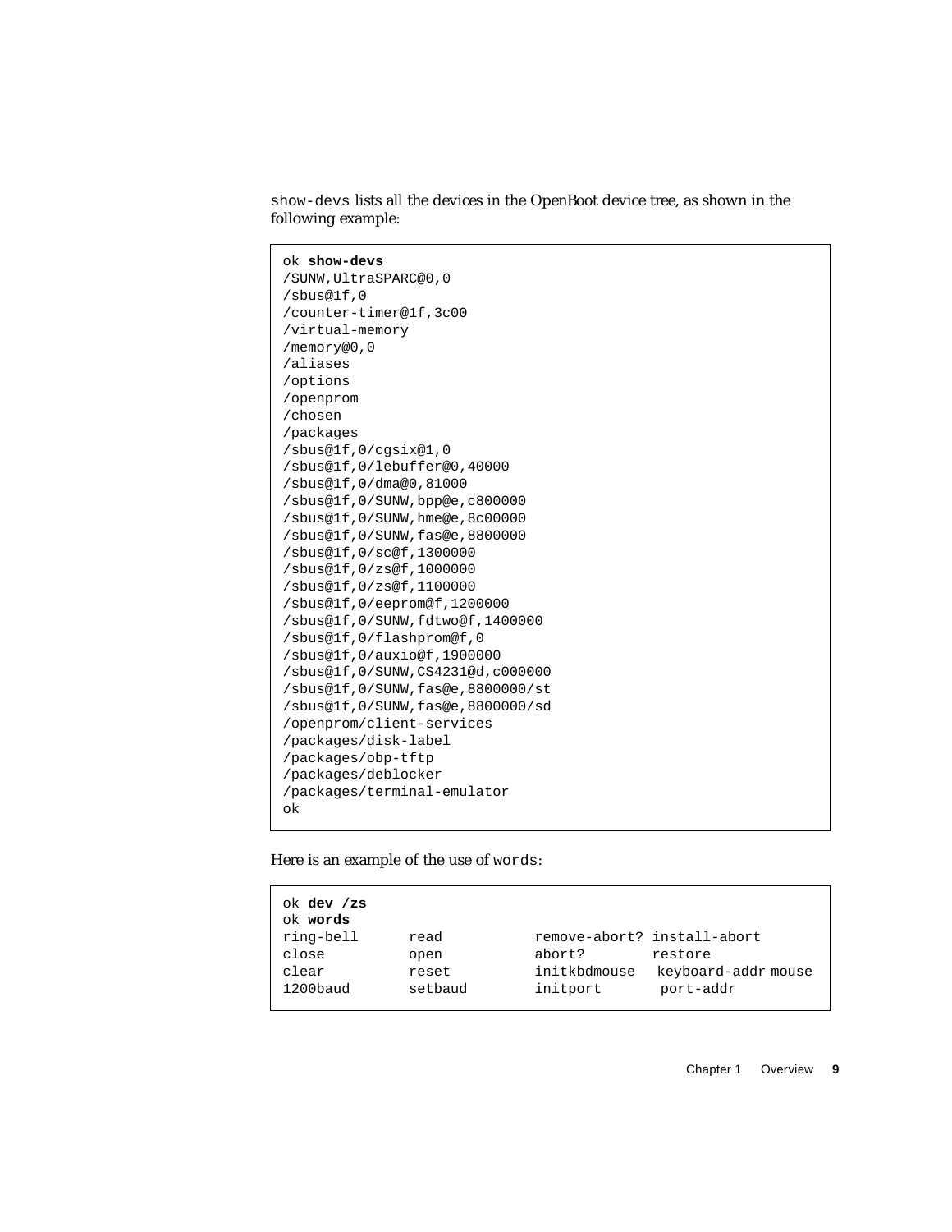`show-devs` lists all the devices in the OpenBoot device tree, as shown in the following example:

```
ok show-devs
/SUNW,UltraSPARC@0,0
/sbus@1f,0
/counter-timer@1f,3c00
/virtual-memory
/memory@0,0
/aliases
/options
/openprom
/chosen
/packages
/sbus@1f,0/cgsix@1,0
/sbus@1f,0/lebuffer@0,40000
/sbus@1f,0/dma@0,81000
/sbus@1f,0/SUNW,bpp@e,c800000
/sbus@1f,0/SUNW,hme@e,8c00000
/sbus@1f,0/SUNW,fas@e,8800000
/sbus@1f,0/sc@f,1300000
/sbus@1f,0/zs@f,1000000
/sbus@1f,0/zs@f,1100000
/sbus@1f,0/eeprom@f,1200000
/sbus@1f,0/SUNW,fdtwo@f,1400000
/sbus@1f,0/flashprom@f,0
/sbus@1f,0/auxio@f,1900000
/sbus@1f,0/SUNW,CS4231@d,c000000
/sbus@1f,0/SUNW,fas@e,8800000/st
/sbus@1f,0/SUNW,fas@e,8800000/sd
/openprom/client-services
/packages/disk-label
/packages/obp-tftp
/packages/deblocker
/packages/terminal-emulator
ok
```

Here is an example of the use of `words`:

```
ok dev /zs
ok words
ring-bell      read          remove-abort? install-abort
close          open          abort?        restore
clear          reset         initkbdmouse  keyboard-addr mouse
1200baud       setbaud       initport      port-addr
```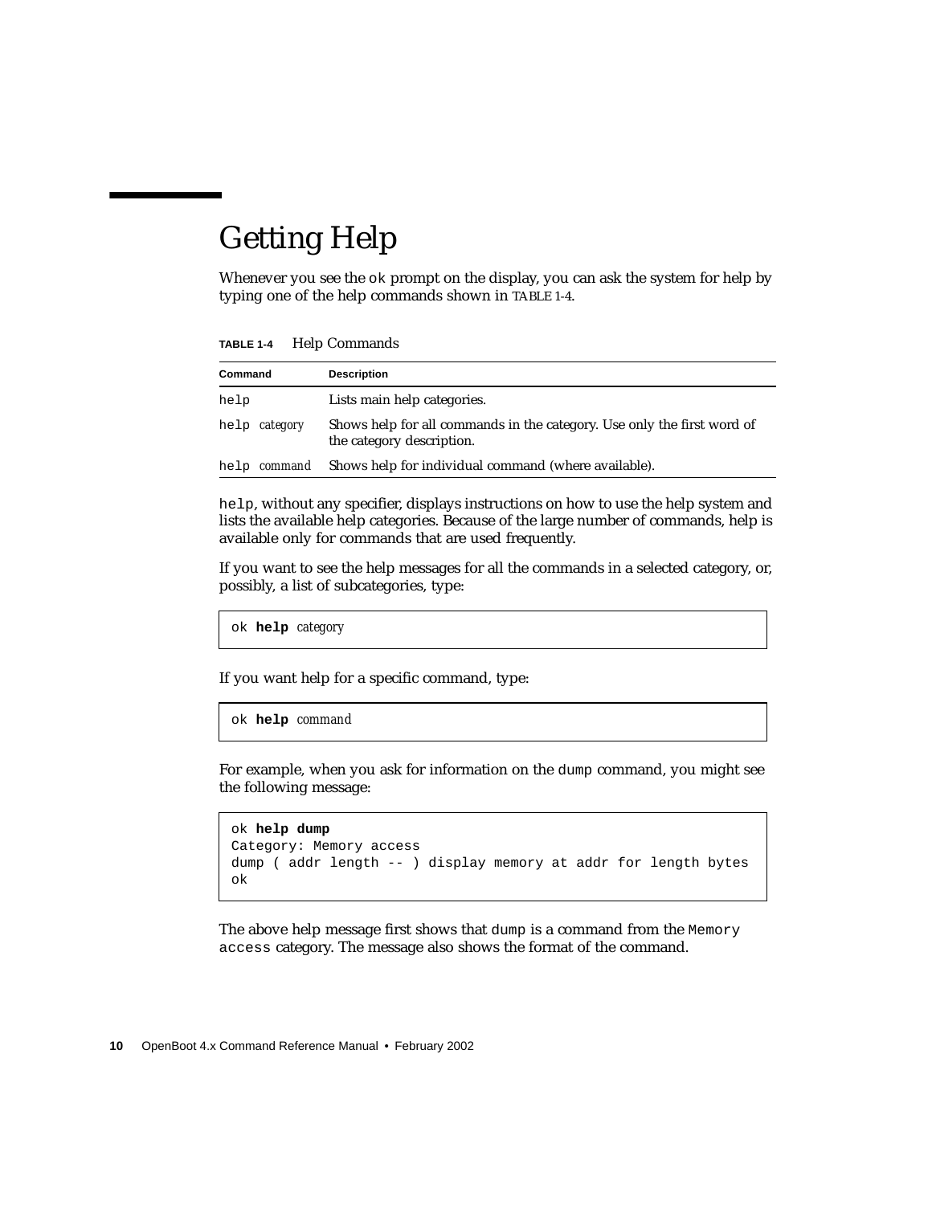# Getting Help

Whenever you see the `ok` prompt on the display, you can ask the system for help by typing one of the help commands shown in TABLE 1-4.

**TABLE 1-4** Help Commands

| Command | Description |
|---|---|
| `help` | Lists main help categories. |
| `help` *category* | Shows help for all commands in the category. Use only the first word of the category description. |
| `help` *command* | Shows help for individual command (where available). |

`help`, without any specifier, displays instructions on how to use the help system and lists the available help categories. Because of the large number of commands, help is available only for commands that are used frequently.

If you want to see the help messages for all the commands in a selected category, or, possibly, a list of subcategories, type:

```
ok help category
```

If you want help for a specific command, type:

```
ok help command
```

For example, when you ask for information on the `dump` command, you might see the following message:

```
ok help dump
Category: Memory access
dump ( addr length -- ) display memory at addr for length bytes
ok
```

The above help message first shows that `dump` is a command from the `Memory access` category. The message also shows the format of the command.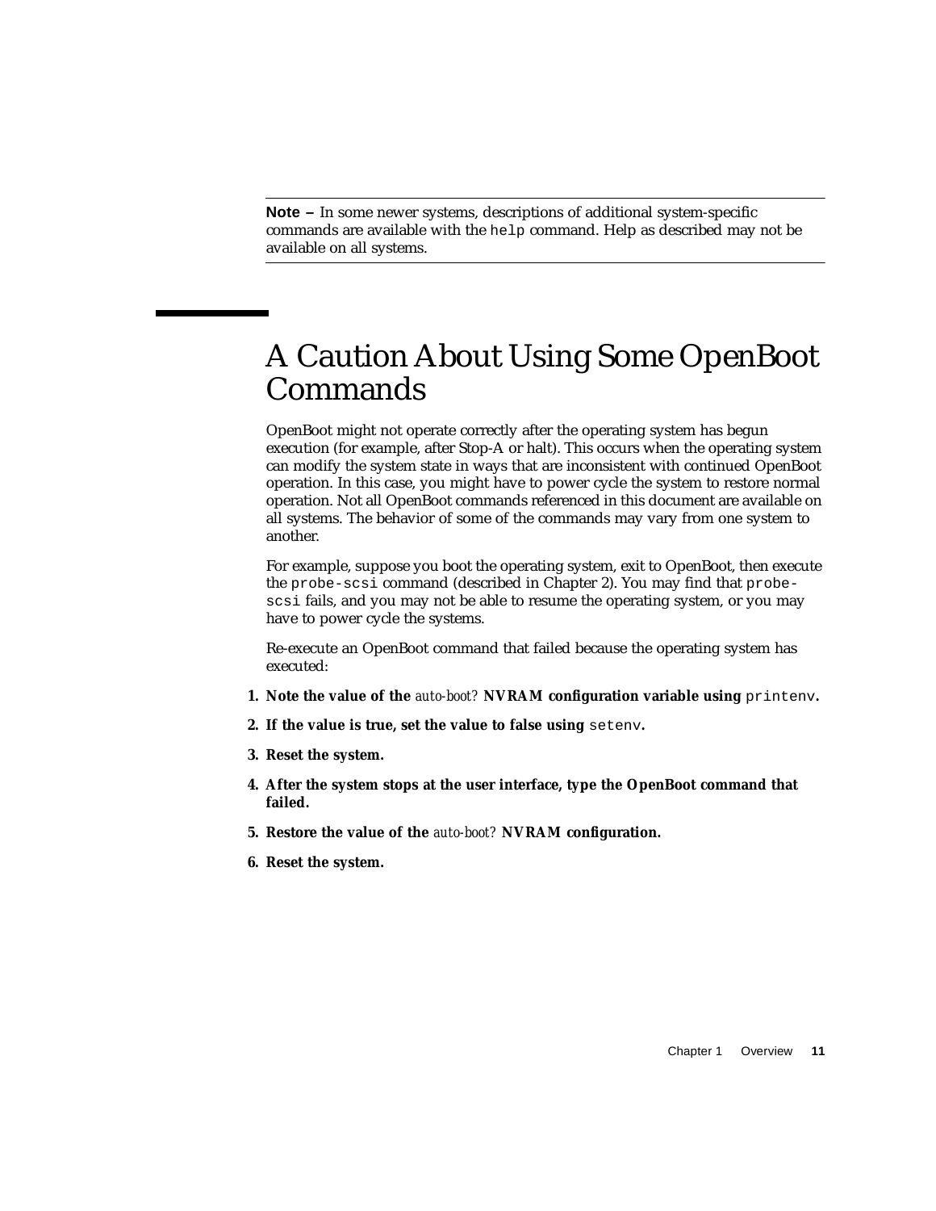**Note –** In some newer systems, descriptions of additional system-specific commands are available with the `help` command. Help as described may not be available on all systems.

## A Caution About Using Some OpenBoot Commands

OpenBoot might not operate correctly after the operating system has begun execution (for example, after Stop-A or halt). This occurs when the operating system can modify the system state in ways that are inconsistent with continued OpenBoot operation. In this case, you might have to power cycle the system to restore normal operation. Not all OpenBoot commands referenced in this document are available on all systems. The behavior of some of the commands may vary from one system to another.

For example, suppose you boot the operating system, exit to OpenBoot, then execute the `probe-scsi` command (described in Chapter 2). You may find that `probe-scsi` fails, and you may not be able to resume the operating system, or you may have to power cycle the systems.

Re-execute an OpenBoot command that failed because the operating system has executed:

1. **Note the value of the *auto-boot?* NVRAM configuration variable using `printenv`.**
2. **If the value is true, set the value to false using `setenv`.**
3. **Reset the system.**
4. **After the system stops at the user interface, type the OpenBoot command that failed.**
5. **Restore the value of the *auto-boot?* NVRAM configuration.**
6. **Reset the system.**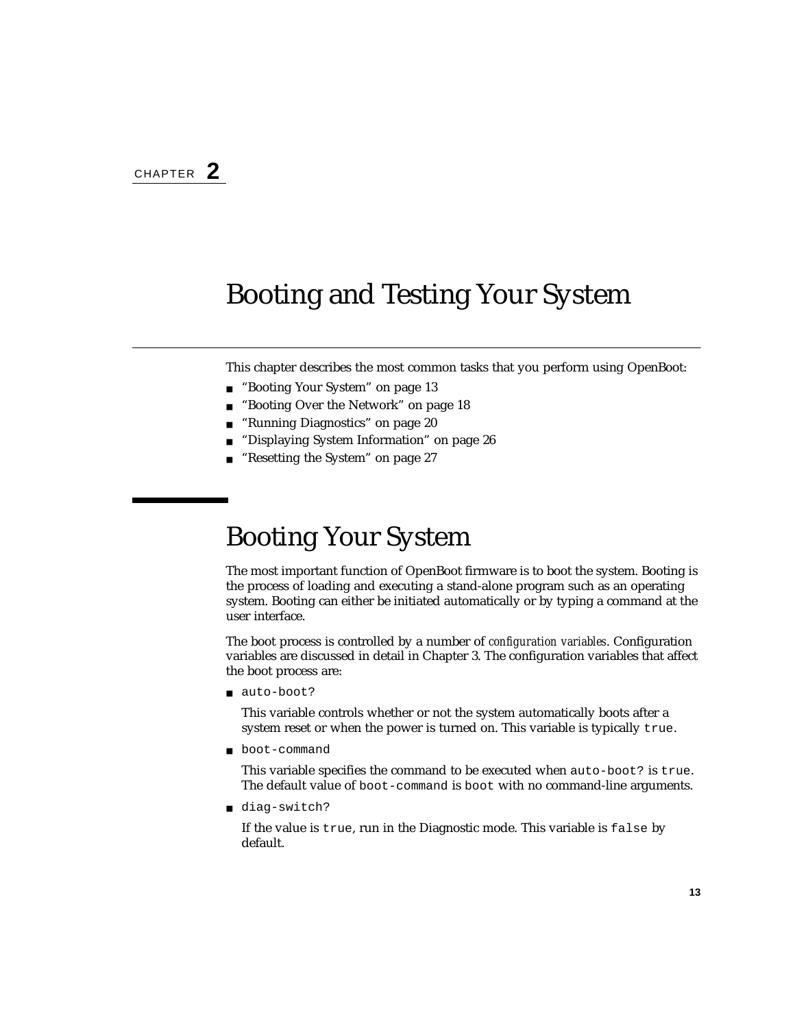CHAPTER **2**

# Booting and Testing Your System

This chapter describes the most common tasks that you perform using OpenBoot:

- "Booting Your System" on page 13
- "Booting Over the Network" on page 18
- "Running Diagnostics" on page 20
- "Displaying System Information" on page 26
- "Resetting the System" on page 27

## Booting Your System

The most important function of OpenBoot firmware is to boot the system. Booting is the process of loading and executing a stand-alone program such as an operating system. Booting can either be initiated automatically or by typing a command at the user interface.

The boot process is controlled by a number of *configuration variables*. Configuration variables are discussed in detail in Chapter 3. The configuration variables that affect the boot process are:

- `auto-boot?`

  This variable controls whether or not the system automatically boots after a system reset or when the power is turned on. This variable is typically `true`.

- `boot-command`

  This variable specifies the command to be executed when `auto-boot?` is `true`. The default value of `boot-command` is `boot` with no command-line arguments.

- `diag-switch?`

  If the value is `true`, run in the Diagnostic mode. This variable is `false` by default.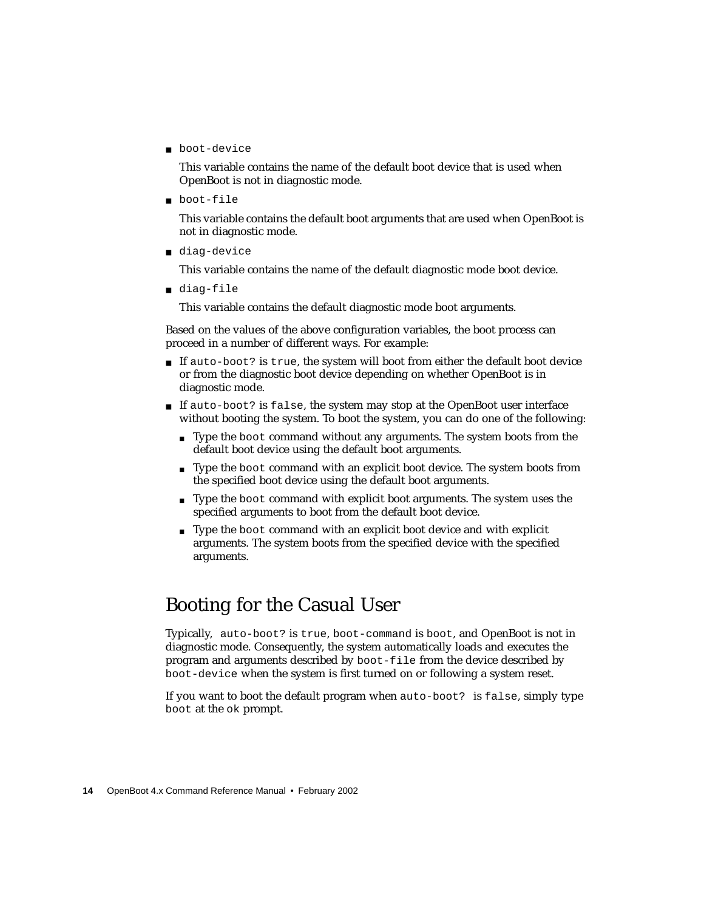- `boot-device`

  This variable contains the name of the default boot device that is used when OpenBoot is not in diagnostic mode.

- `boot-file`

  This variable contains the default boot arguments that are used when OpenBoot is not in diagnostic mode.

- `diag-device`

  This variable contains the name of the default diagnostic mode boot device.

- `diag-file`

  This variable contains the default diagnostic mode boot arguments.

Based on the values of the above configuration variables, the boot process can proceed in a number of different ways. For example:

- If `auto-boot?` is `true`, the system will boot from either the default boot device or from the diagnostic boot device depending on whether OpenBoot is in diagnostic mode.
- If `auto-boot?` is `false`, the system may stop at the OpenBoot user interface without booting the system. To boot the system, you can do one of the following:
  - Type the `boot` command without any arguments. The system boots from the default boot device using the default boot arguments.
  - Type the `boot` command with an explicit boot device. The system boots from the specified boot device using the default boot arguments.
  - Type the `boot` command with explicit boot arguments. The system uses the specified arguments to boot from the default boot device.
  - Type the `boot` command with an explicit boot device and with explicit arguments. The system boots from the specified device with the specified arguments.

## Booting for the Casual User

Typically, `auto-boot?` is `true`, `boot-command` is `boot`, and OpenBoot is not in diagnostic mode. Consequently, the system automatically loads and executes the program and arguments described by `boot-file` from the device described by `boot-device` when the system is first turned on or following a system reset.

If you want to boot the default program when `auto-boot?` is `false`, simply type `boot` at the `ok` prompt.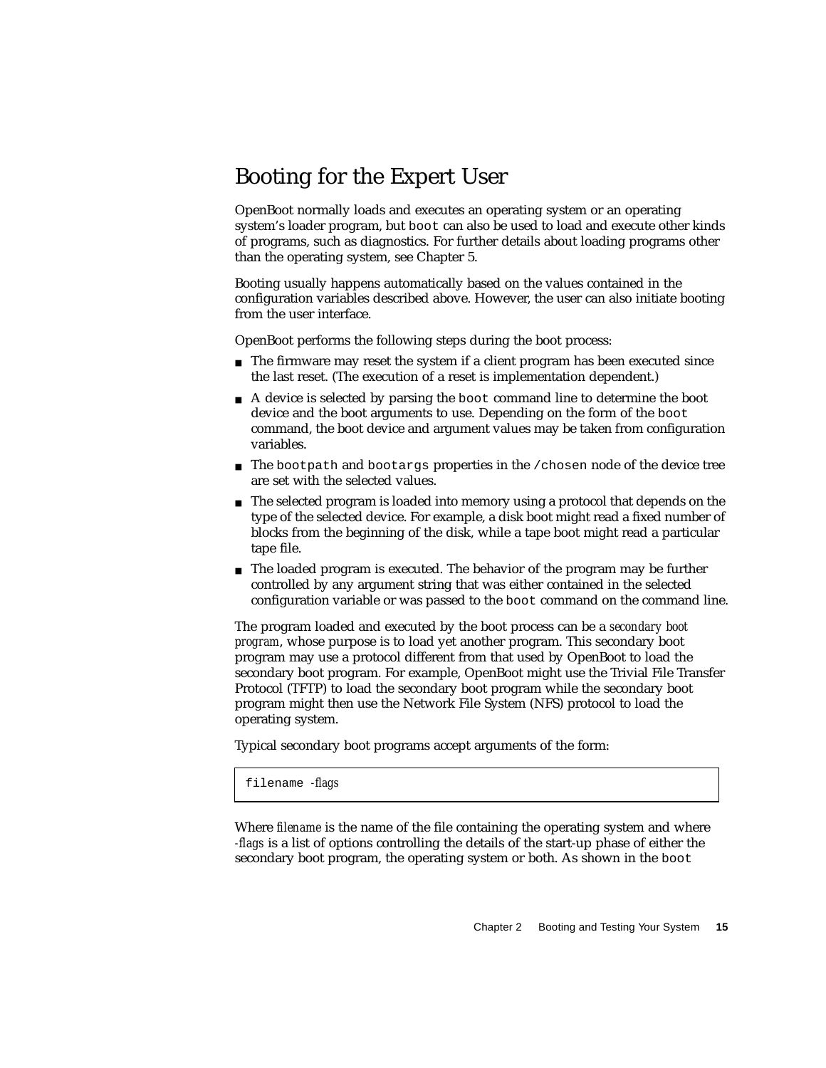## Booting for the Expert User

OpenBoot normally loads and executes an operating system or an operating system's loader program, but `boot` can also be used to load and execute other kinds of programs, such as diagnostics. For further details about loading programs other than the operating system, see Chapter 5.

Booting usually happens automatically based on the values contained in the configuration variables described above. However, the user can also initiate booting from the user interface.

OpenBoot performs the following steps during the boot process:

- The firmware may reset the system if a client program has been executed since the last reset. (The execution of a reset is implementation dependent.)
- A device is selected by parsing the `boot` command line to determine the boot device and the boot arguments to use. Depending on the form of the `boot` command, the boot device and argument values may be taken from configuration variables.
- The `bootpath` and `bootargs` properties in the `/chosen` node of the device tree are set with the selected values.
- The selected program is loaded into memory using a protocol that depends on the type of the selected device. For example, a disk boot might read a fixed number of blocks from the beginning of the disk, while a tape boot might read a particular tape file.
- The loaded program is executed. The behavior of the program may be further controlled by any argument string that was either contained in the selected configuration variable or was passed to the `boot` command on the command line.

The program loaded and executed by the boot process can be a *secondary boot program*, whose purpose is to load yet another program. This secondary boot program may use a protocol different from that used by OpenBoot to load the secondary boot program. For example, OpenBoot might use the Trivial File Transfer Protocol (TFTP) to load the secondary boot program while the secondary boot program might then use the Network File System (NFS) protocol to load the operating system.

Typical secondary boot programs accept arguments of the form:

```
filename -flags
```

Where *filename* is the name of the file containing the operating system and where *-flags* is a list of options controlling the details of the start-up phase of either the secondary boot program, the operating system or both. As shown in the `boot`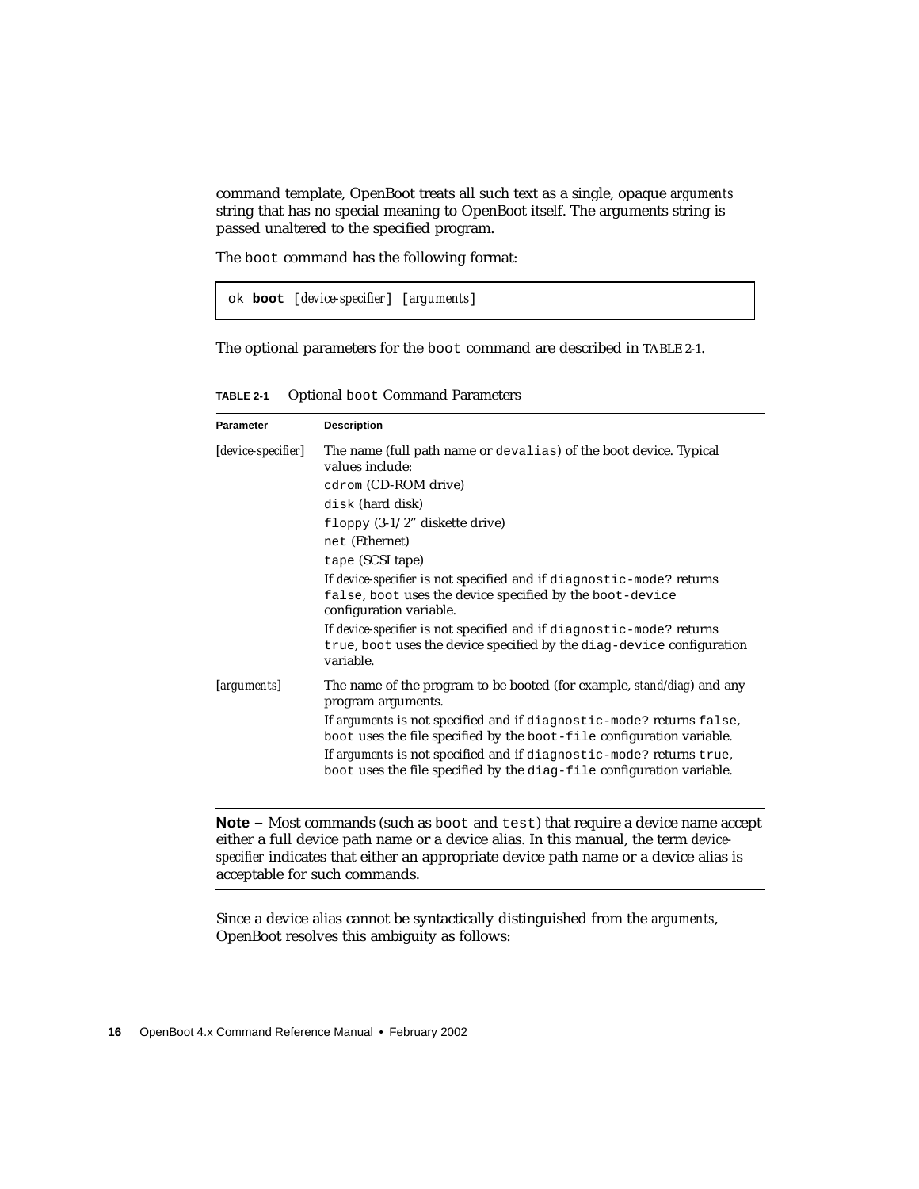command template, OpenBoot treats all such text as a single, opaque *arguments* string that has no special meaning to OpenBoot itself. The arguments string is passed unaltered to the specified program.

The `boot` command has the following format:

```
ok boot [device-specifier] [arguments]
```

The optional parameters for the `boot` command are described in TABLE 2-1.

**TABLE 2-1** Optional `boot` Command Parameters

| Parameter | Description |
|---|---|
| [*device-specifier*] | The name (full path name or `devalias`) of the boot device. Typical values include:<br>`cdrom` (CD-ROM drive)<br>`disk` (hard disk)<br>`floppy` (3-1/2" diskette drive)<br>`net` (Ethernet)<br>`tape` (SCSI tape)<br>If *device-specifier* is not specified and if `diagnostic-mode?` returns `false`, `boot` uses the device specified by the `boot-device` configuration variable.<br>If *device-specifier* is not specified and if `diagnostic-mode?` returns `true`, `boot` uses the device specified by the `diag-device` configuration variable. |
| [*arguments*] | The name of the program to be booted (for example, *stand/diag*) and any program arguments.<br>If *arguments* is not specified and if `diagnostic-mode?` returns `false`, `boot` uses the file specified by the `boot-file` configuration variable.<br>If *arguments* is not specified and if `diagnostic-mode?` returns `true`, `boot` uses the file specified by the `diag-file` configuration variable. |

---

**Note –** Most commands (such as `boot` and `test`) that require a device name accept either a full device path name or a device alias. In this manual, the term *device-specifier* indicates that either an appropriate device path name or a device alias is acceptable for such commands.

---

Since a device alias cannot be syntactically distinguished from the *arguments*, OpenBoot resolves this ambiguity as follows: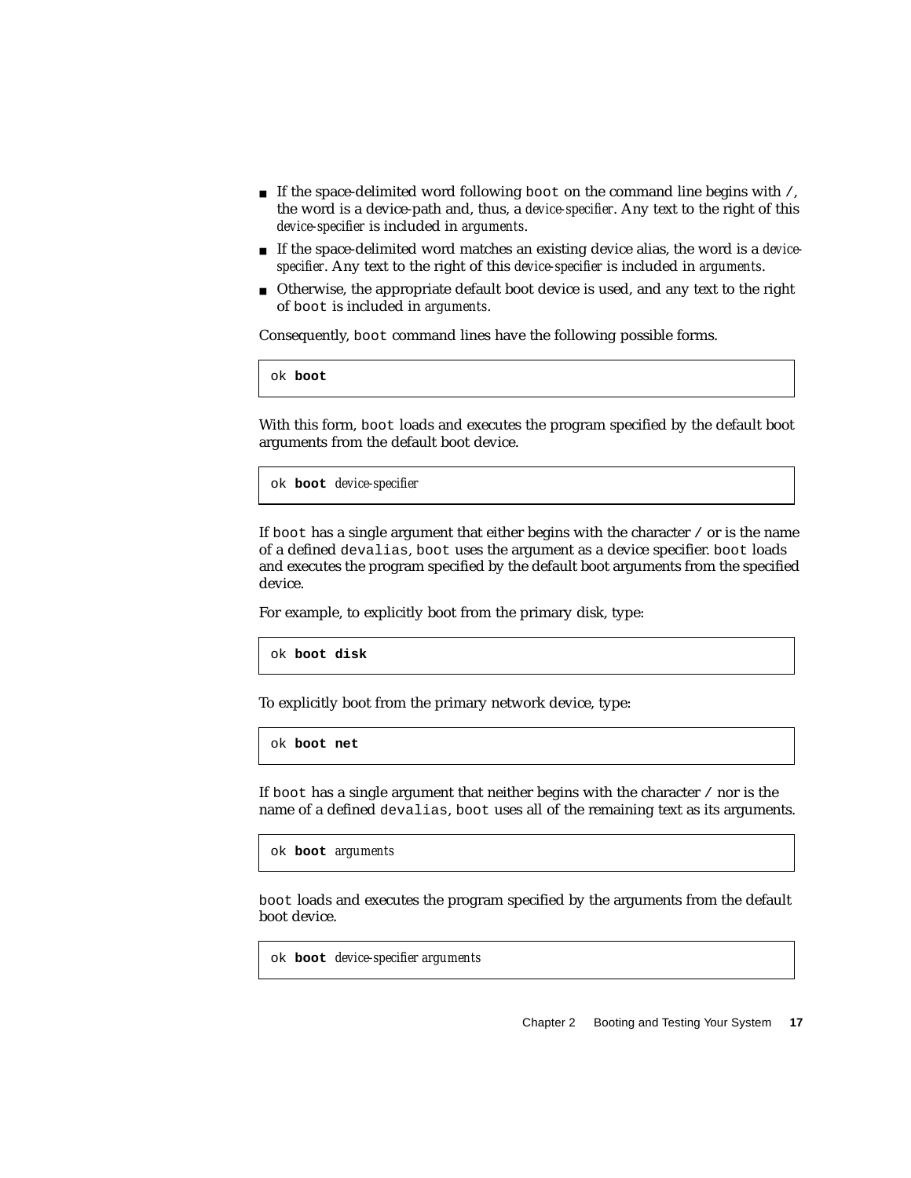- If the space-delimited word following `boot` on the command line begins with `/`, the word is a device-path and, thus, a *device-specifier*. Any text to the right of this *device-specifier* is included in *arguments*.
- If the space-delimited word matches an existing device alias, the word is a *device-specifier*. Any text to the right of this *device-specifier* is included in *arguments*.
- Otherwise, the appropriate default boot device is used, and any text to the right of `boot` is included in *arguments*.

Consequently, `boot` command lines have the following possible forms.

```
ok boot
```

With this form, `boot` loads and executes the program specified by the default boot arguments from the default boot device.

```
ok boot device-specifier
```

If `boot` has a single argument that either begins with the character `/` or is the name of a defined `devalias`, `boot` uses the argument as a device specifier. `boot` loads and executes the program specified by the default boot arguments from the specified device.

For example, to explicitly boot from the primary disk, type:

```
ok boot disk
```

To explicitly boot from the primary network device, type:

```
ok boot net
```

If `boot` has a single argument that neither begins with the character `/` nor is the name of a defined `devalias`, `boot` uses all of the remaining text as its arguments.

```
ok boot arguments
```

`boot` loads and executes the program specified by the arguments from the default boot device.

```
ok boot device-specifier arguments
```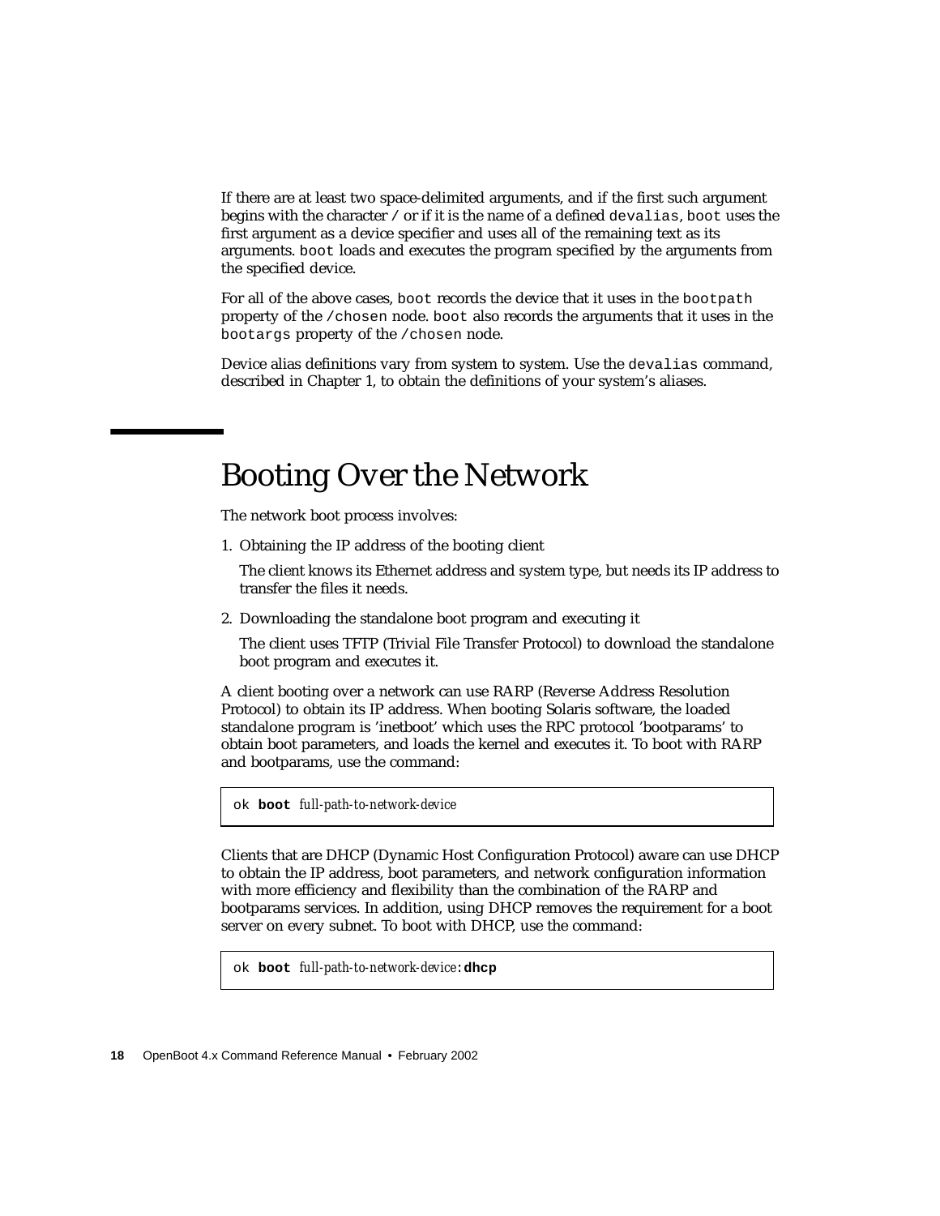If there are at least two space-delimited arguments, and if the first such argument begins with the character `/` or if it is the name of a defined `devalias`, `boot` uses the first argument as a device specifier and uses all of the remaining text as its arguments. `boot` loads and executes the program specified by the arguments from the specified device.

For all of the above cases, `boot` records the device that it uses in the `bootpath` property of the `/chosen` node. `boot` also records the arguments that it uses in the `bootargs` property of the `/chosen` node.

Device alias definitions vary from system to system. Use the `devalias` command, described in Chapter 1, to obtain the definitions of your system's aliases.

# Booting Over the Network

The network boot process involves:

1. Obtaining the IP address of the booting client

   The client knows its Ethernet address and system type, but needs its IP address to transfer the files it needs.

2. Downloading the standalone boot program and executing it

   The client uses TFTP (Trivial File Transfer Protocol) to download the standalone boot program and executes it.

A client booting over a network can use RARP (Reverse Address Resolution Protocol) to obtain its IP address. When booting Solaris software, the loaded standalone program is 'inetboot' which uses the RPC protocol 'bootparams' to obtain boot parameters, and loads the kernel and executes it. To boot with RARP and bootparams, use the command:

```
ok boot full-path-to-network-device
```

Clients that are DHCP (Dynamic Host Configuration Protocol) aware can use DHCP to obtain the IP address, boot parameters, and network configuration information with more efficiency and flexibility than the combination of the RARP and bootparams services. In addition, using DHCP removes the requirement for a boot server on every subnet. To boot with DHCP, use the command:

```
ok boot full-path-to-network-device:dhcp
```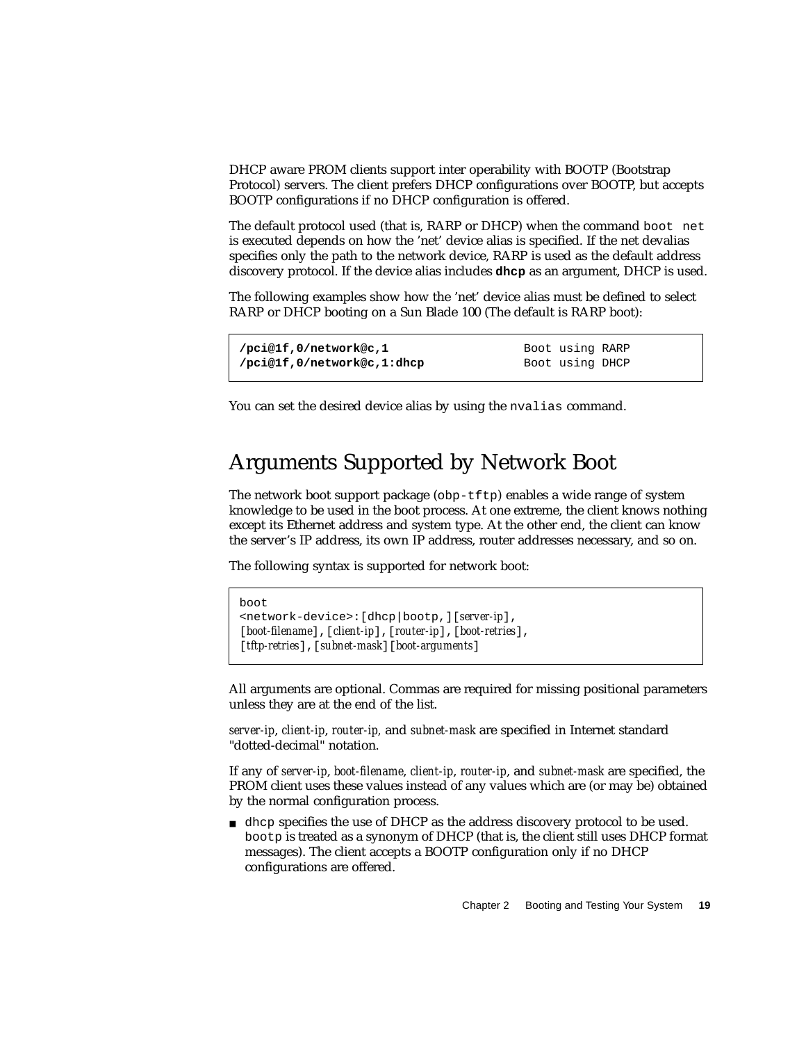DHCP aware PROM clients support inter operability with BOOTP (Bootstrap Protocol) servers. The client prefers DHCP configurations over BOOTP, but accepts BOOTP configurations if no DHCP configuration is offered.

The default protocol used (that is, RARP or DHCP) when the command `boot net` is executed depends on how the 'net' device alias is specified. If the net devalias specifies only the path to the network device, RARP is used as the default address discovery protocol. If the device alias includes **dhcp** as an argument, DHCP is used.

The following examples show how the 'net' device alias must be defined to select RARP or DHCP booting on a Sun Blade 100 (The default is RARP boot):

```
/pci@1f,0/network@c,1               Boot using RARP
/pci@1f,0/network@c,1:dhcp          Boot using DHCP
```

You can set the desired device alias by using the `nvalias` command.

## Arguments Supported by Network Boot

The network boot support package (`obp-tftp`) enables a wide range of system knowledge to be used in the boot process. At one extreme, the client knows nothing except its Ethernet address and system type. At the other end, the client can know the server's IP address, its own IP address, router addresses necessary, and so on.

The following syntax is supported for network boot:

```
boot
<network-device>:[dhcp|bootp,][server-ip],
[boot-filename],[client-ip],[router-ip],[boot-retries],
[tftp-retries],[subnet-mask][boot-arguments]
```

All arguments are optional. Commas are required for missing positional parameters unless they are at the end of the list.

*server-ip*, *client-ip*, *router-ip,* and *subnet-mask* are specified in Internet standard "dotted-decimal" notation.

If any of *server-ip*, *boot-filename*, *client-ip*, *router-ip*, and *subnet-mask* are specified, the PROM client uses these values instead of any values which are (or may be) obtained by the normal configuration process.

- `dhcp` specifies the use of DHCP as the address discovery protocol to be used. `bootp` is treated as a synonym of DHCP (that is, the client still uses DHCP format messages). The client accepts a BOOTP configuration only if no DHCP configurations are offered.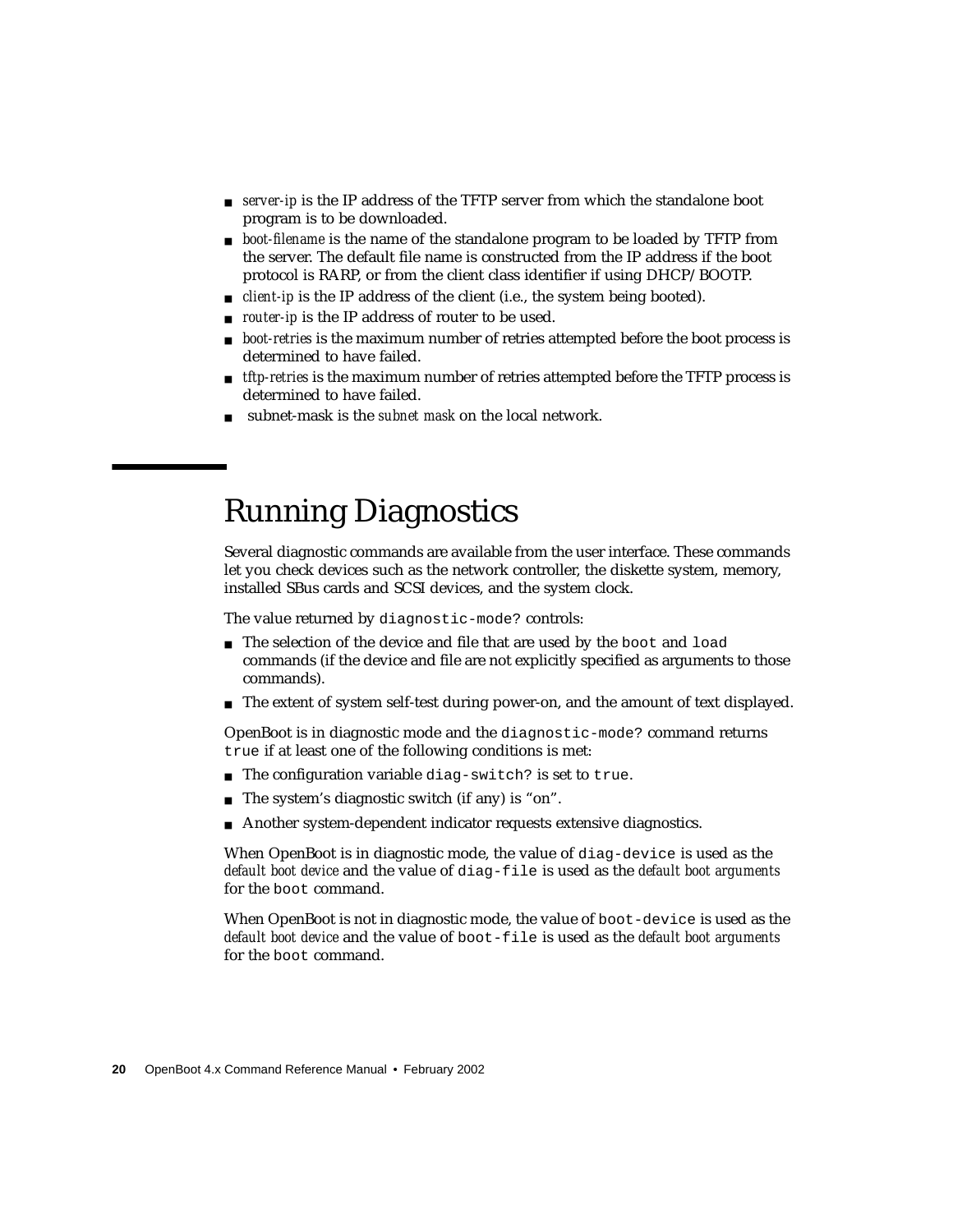- *server-ip* is the IP address of the TFTP server from which the standalone boot program is to be downloaded.
- *boot-filename* is the name of the standalone program to be loaded by TFTP from the server. The default file name is constructed from the IP address if the boot protocol is RARP, or from the client class identifier if using DHCP/BOOTP.
- *client-ip* is the IP address of the client (i.e., the system being booted).
- *router-ip* is the IP address of router to be used.
- *boot-retries* is the maximum number of retries attempted before the boot process is determined to have failed.
- *tftp-retries* is the maximum number of retries attempted before the TFTP process is determined to have failed.
- subnet-mask is the *subnet mask* on the local network.

## Running Diagnostics

Several diagnostic commands are available from the user interface. These commands let you check devices such as the network controller, the diskette system, memory, installed SBus cards and SCSI devices, and the system clock.

The value returned by `diagnostic-mode?` controls:

- The selection of the device and file that are used by the `boot` and `load` commands (if the device and file are not explicitly specified as arguments to those commands).
- The extent of system self-test during power-on, and the amount of text displayed.

OpenBoot is in diagnostic mode and the `diagnostic-mode?` command returns `true` if at least one of the following conditions is met:

- The configuration variable `diag-switch?` is set to `true`.
- The system's diagnostic switch (if any) is "on".
- Another system-dependent indicator requests extensive diagnostics.

When OpenBoot is in diagnostic mode, the value of `diag-device` is used as the *default boot device* and the value of `diag-file` is used as the *default boot arguments* for the `boot` command.

When OpenBoot is not in diagnostic mode, the value of `boot-device` is used as the *default boot device* and the value of `boot-file` is used as the *default boot arguments* for the `boot` command.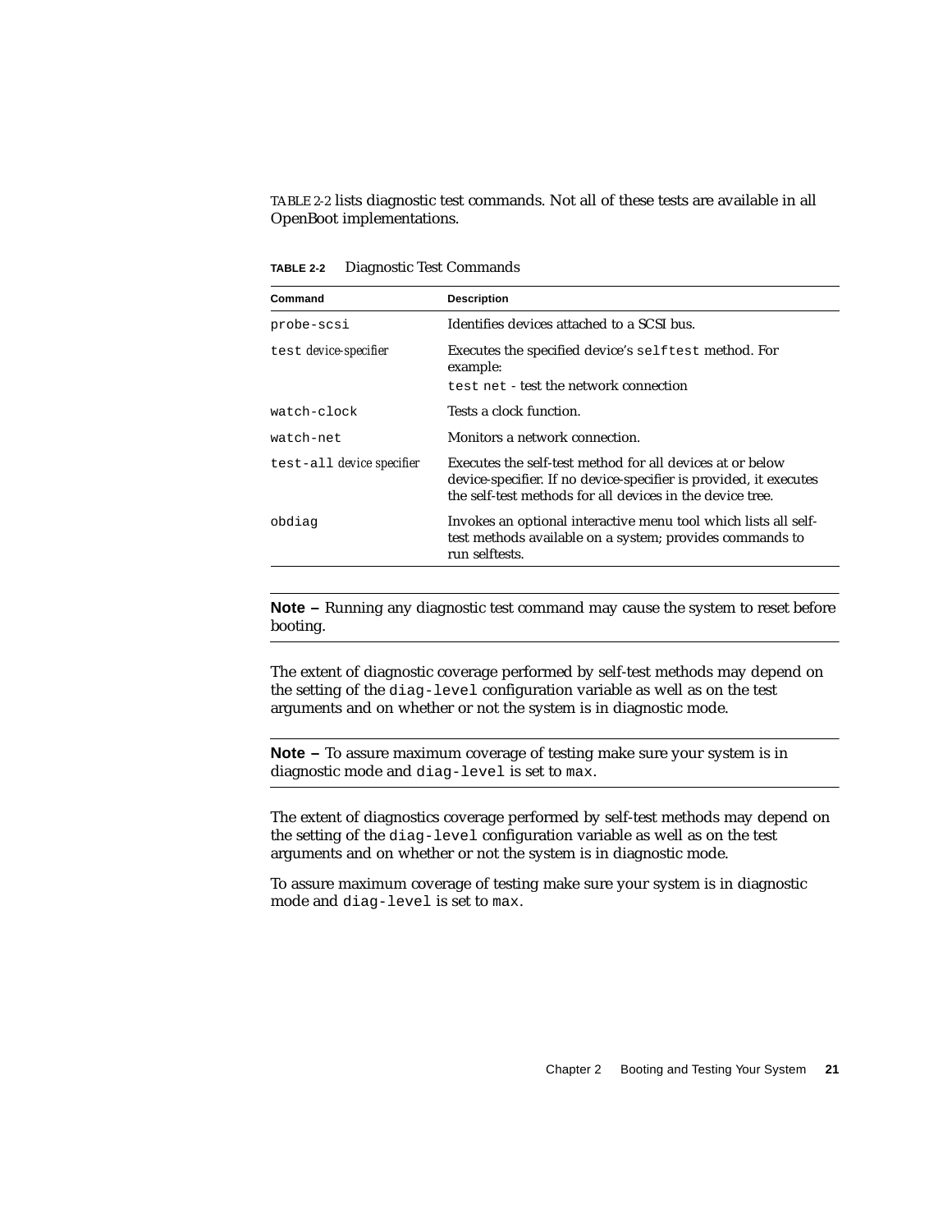TABLE 2-2 lists diagnostic test commands. Not all of these tests are available in all OpenBoot implementations.

**TABLE 2-2** Diagnostic Test Commands

| Command | Description |
|---|---|
| `probe-scsi` | Identifies devices attached to a SCSI bus. |
| `test` *device-specifier* | Executes the specified device's `selftest` method. For example:<br>`test net` - test the network connection |
| `watch-clock` | Tests a clock function. |
| `watch-net` | Monitors a network connection. |
| `test-all` *device specifier* | Executes the self-test method for all devices at or below device-specifier. If no device-specifier is provided, it executes the self-test methods for all devices in the device tree. |
| `obdiag` | Invokes an optional interactive menu tool which lists all self-test methods available on a system; provides commands to run selftests. |

---

**Note –** Running any diagnostic test command may cause the system to reset before booting.

---

The extent of diagnostic coverage performed by self-test methods may depend on the setting of the `diag-level` configuration variable as well as on the test arguments and on whether or not the system is in diagnostic mode.

---

**Note –** To assure maximum coverage of testing make sure your system is in diagnostic mode and `diag-level` is set to `max`.

---

The extent of diagnostics coverage performed by self-test methods may depend on the setting of the `diag-level` configuration variable as well as on the test arguments and on whether or not the system is in diagnostic mode.

To assure maximum coverage of testing make sure your system is in diagnostic mode and `diag-level` is set to `max`.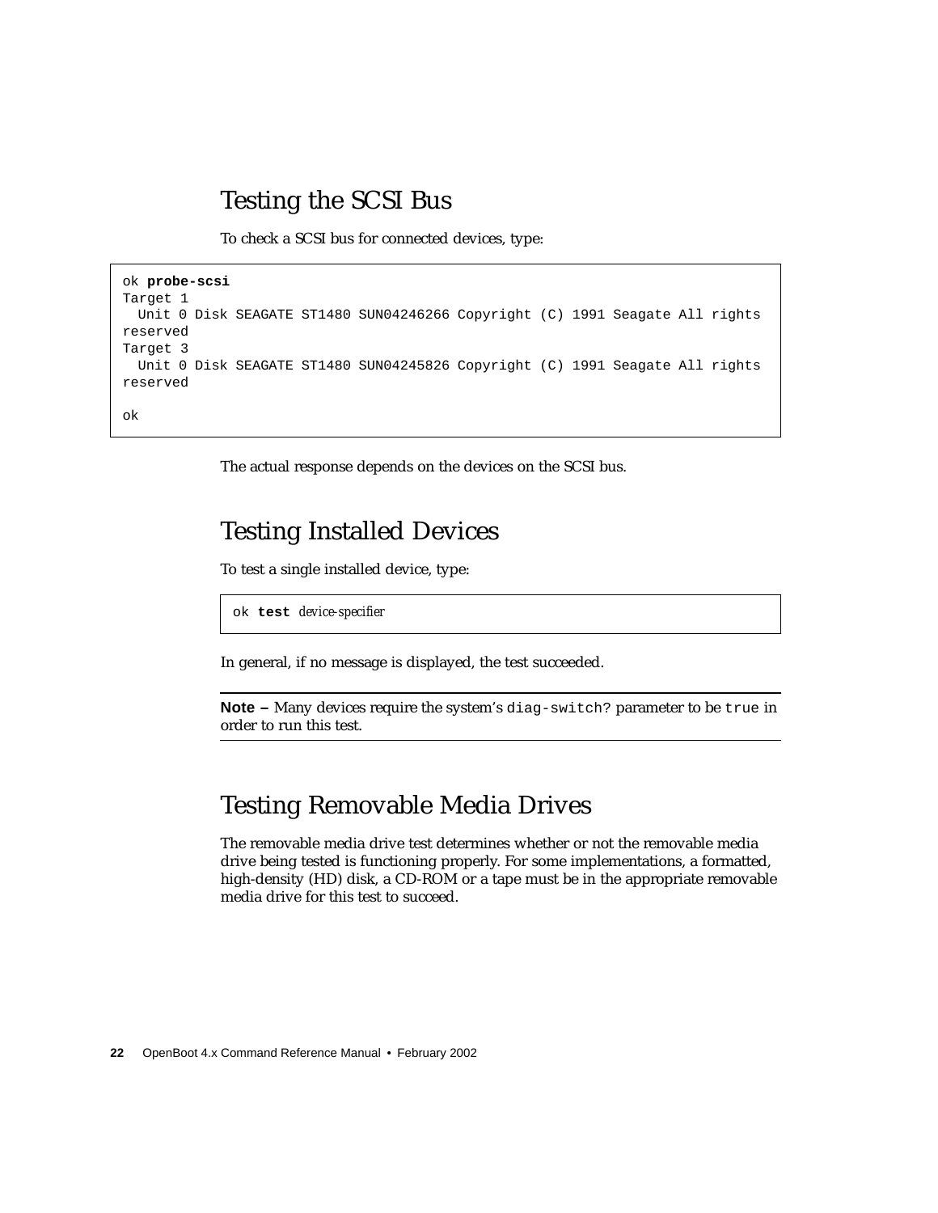## Testing the SCSI Bus

To check a SCSI bus for connected devices, type:

```
ok probe-scsi
Target 1
  Unit 0 Disk SEAGATE ST1480 SUN04246266 Copyright (C) 1991 Seagate All rights
reserved
Target 3
  Unit 0 Disk SEAGATE ST1480 SUN04245826 Copyright (C) 1991 Seagate All rights
reserved

ok
```

The actual response depends on the devices on the SCSI bus.

## Testing Installed Devices

To test a single installed device, type:

```
ok test device-specifier
```

In general, if no message is displayed, the test succeeded.

---

**Note –** Many devices require the system's `diag-switch?` parameter to be `true` in order to run this test.

---

## Testing Removable Media Drives

The removable media drive test determines whether or not the removable media drive being tested is functioning properly. For some implementations, a formatted, high-density (HD) disk, a CD-ROM or a tape must be in the appropriate removable media drive for this test to succeed.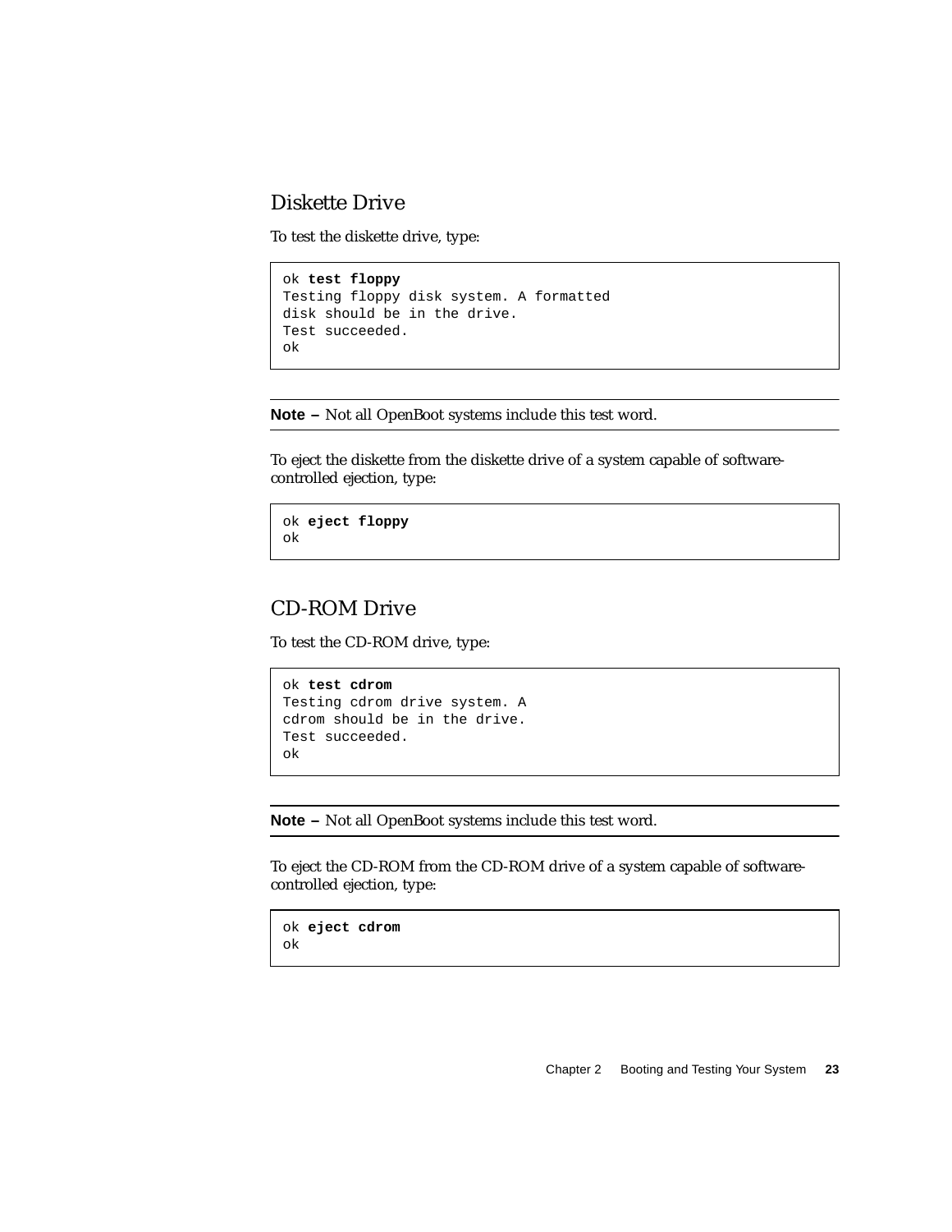## Diskette Drive

To test the diskette drive, type:

```
ok test floppy
Testing floppy disk system. A formatted
disk should be in the drive.
Test succeeded.
ok
```

---

**Note –** Not all OpenBoot systems include this test word.

---

To eject the diskette from the diskette drive of a system capable of software-controlled ejection, type:

```
ok eject floppy
ok
```

## CD-ROM Drive

To test the CD-ROM drive, type:

```
ok test cdrom
Testing cdrom drive system. A
cdrom should be in the drive.
Test succeeded.
ok
```

---

**Note –** Not all OpenBoot systems include this test word.

---

To eject the CD-ROM from the CD-ROM drive of a system capable of software-controlled ejection, type:

```
ok eject cdrom
ok
```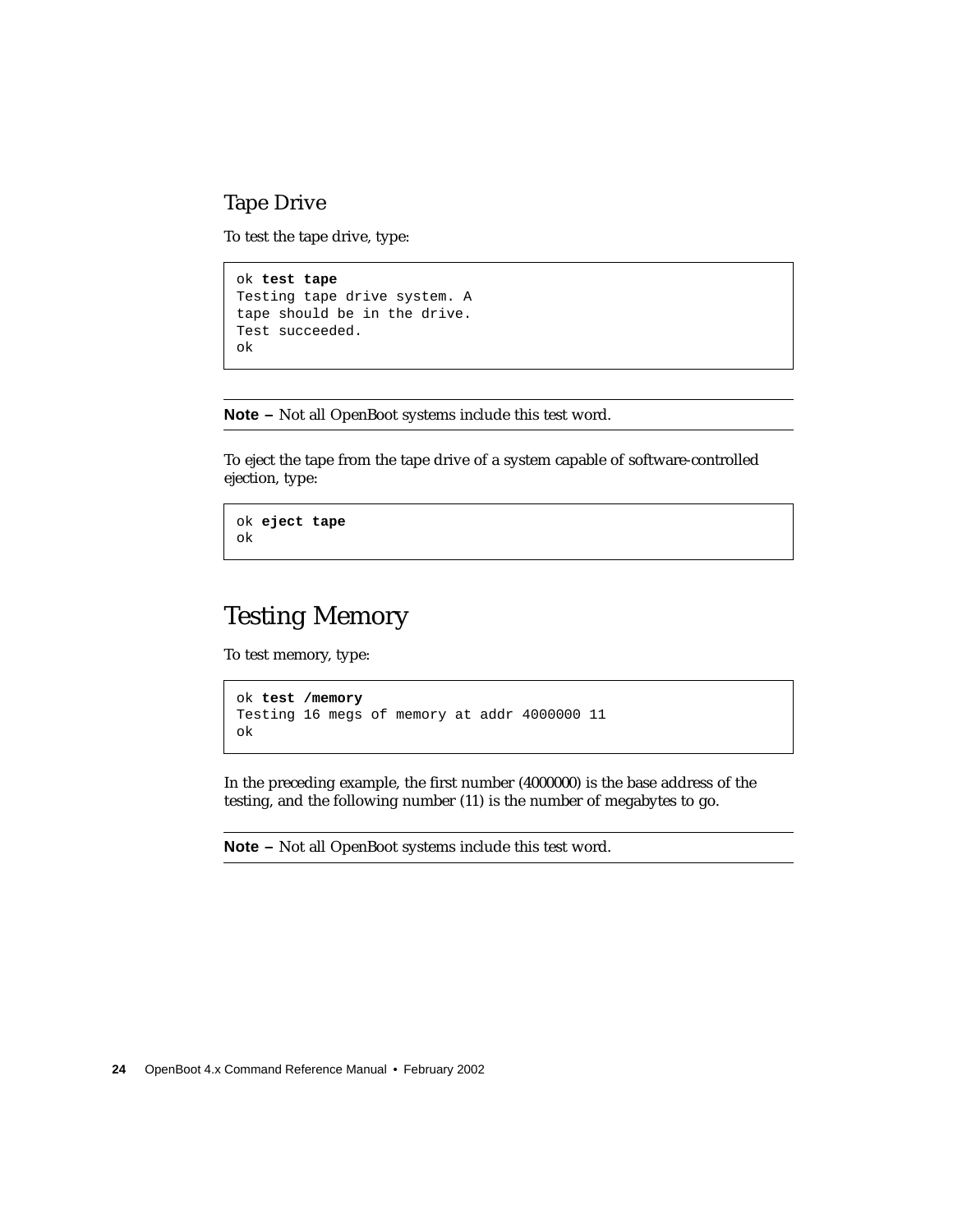### Tape Drive

To test the tape drive, type:

```
ok test tape
Testing tape drive system. A
tape should be in the drive.
Test succeeded.
ok
```

---

**Note –** Not all OpenBoot systems include this test word.

---

To eject the tape from the tape drive of a system capable of software-controlled ejection, type:

```
ok eject tape
ok
```

## Testing Memory

To test memory, type:

```
ok test /memory
Testing 16 megs of memory at addr 4000000 11
ok
```

In the preceding example, the first number (4000000) is the base address of the testing, and the following number (11) is the number of megabytes to go.

---

**Note –** Not all OpenBoot systems include this test word.

---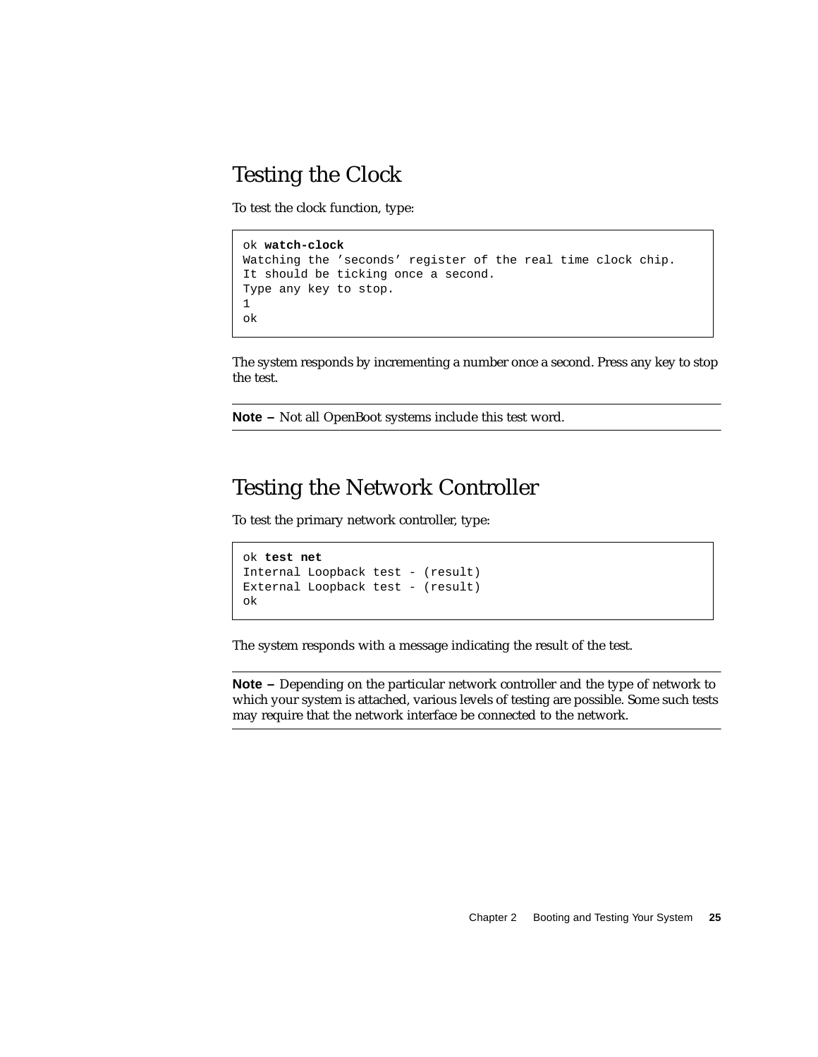## Testing the Clock

To test the clock function, type:

```
ok watch-clock
Watching the 'seconds' register of the real time clock chip.
It should be ticking once a second.
Type any key to stop.
1
ok
```

The system responds by incrementing a number once a second. Press any key to stop the test.

---

**Note –** Not all OpenBoot systems include this test word.

---

## Testing the Network Controller

To test the primary network controller, type:

```
ok test net
Internal Loopback test - (result)
External Loopback test - (result)
ok
```

The system responds with a message indicating the result of the test.

---

**Note –** Depending on the particular network controller and the type of network to which your system is attached, various levels of testing are possible. Some such tests may require that the network interface be connected to the network.

---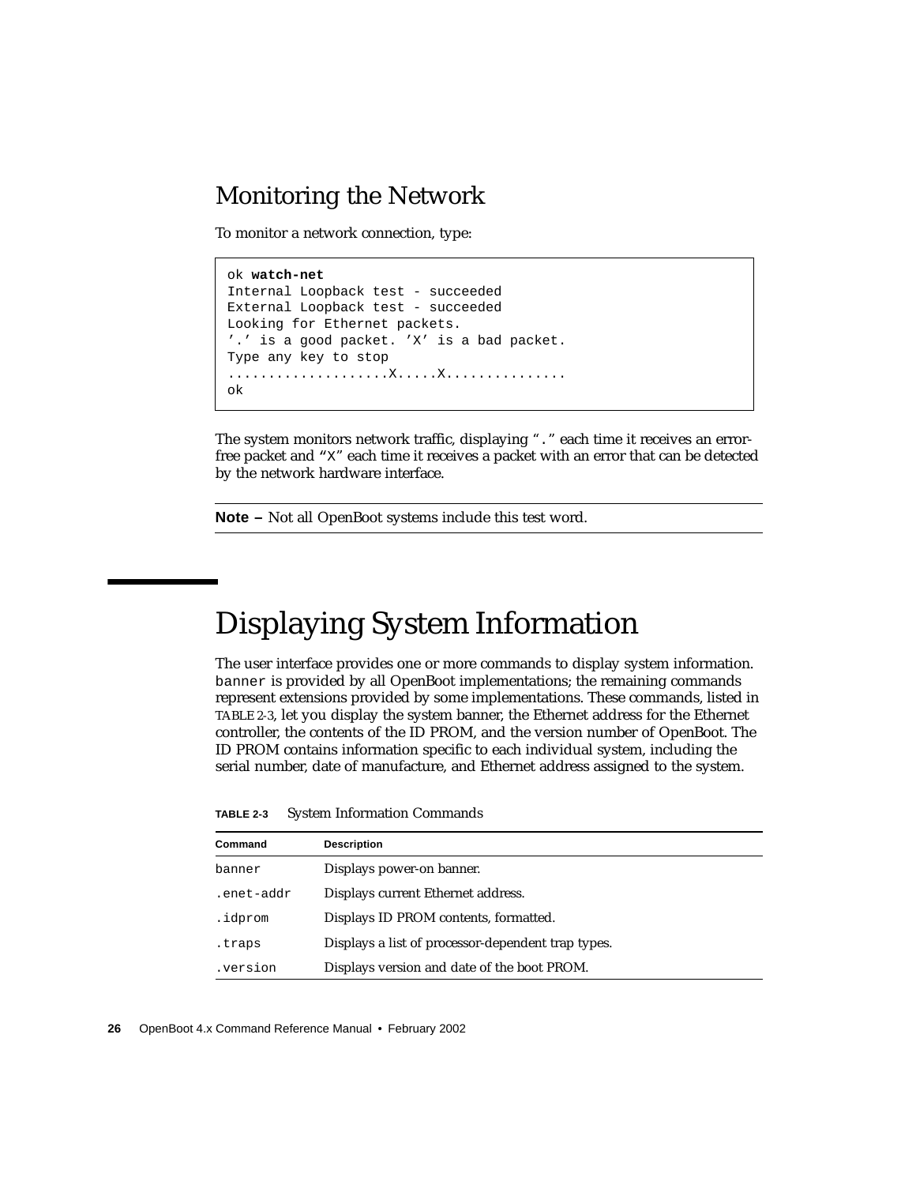## Monitoring the Network

To monitor a network connection, type:

```
ok watch-net
Internal Loopback test - succeeded
External Loopback test - succeeded
Looking for Ethernet packets.
'.' is a good packet. 'X' is a bad packet.
Type any key to stop
....................X.....X...............
ok
```

The system monitors network traffic, displaying "`.`" each time it receives an error-free packet and "`X`" each time it receives a packet with an error that can be detected by the network hardware interface.

---

**Note –** Not all OpenBoot systems include this test word.

---

# Displaying System Information

The user interface provides one or more commands to display system information. `banner` is provided by all OpenBoot implementations; the remaining commands represent extensions provided by some implementations. These commands, listed in TABLE 2-3, let you display the system banner, the Ethernet address for the Ethernet controller, the contents of the ID PROM, and the version number of OpenBoot. The ID PROM contains information specific to each individual system, including the serial number, date of manufacture, and Ethernet address assigned to the system.

**TABLE 2-3** System Information Commands

| Command | Description |
|---|---|
| `banner` | Displays power-on banner. |
| `.enet-addr` | Displays current Ethernet address. |
| `.idprom` | Displays ID PROM contents, formatted. |
| `.traps` | Displays a list of processor-dependent trap types. |
| `.version` | Displays version and date of the boot PROM. |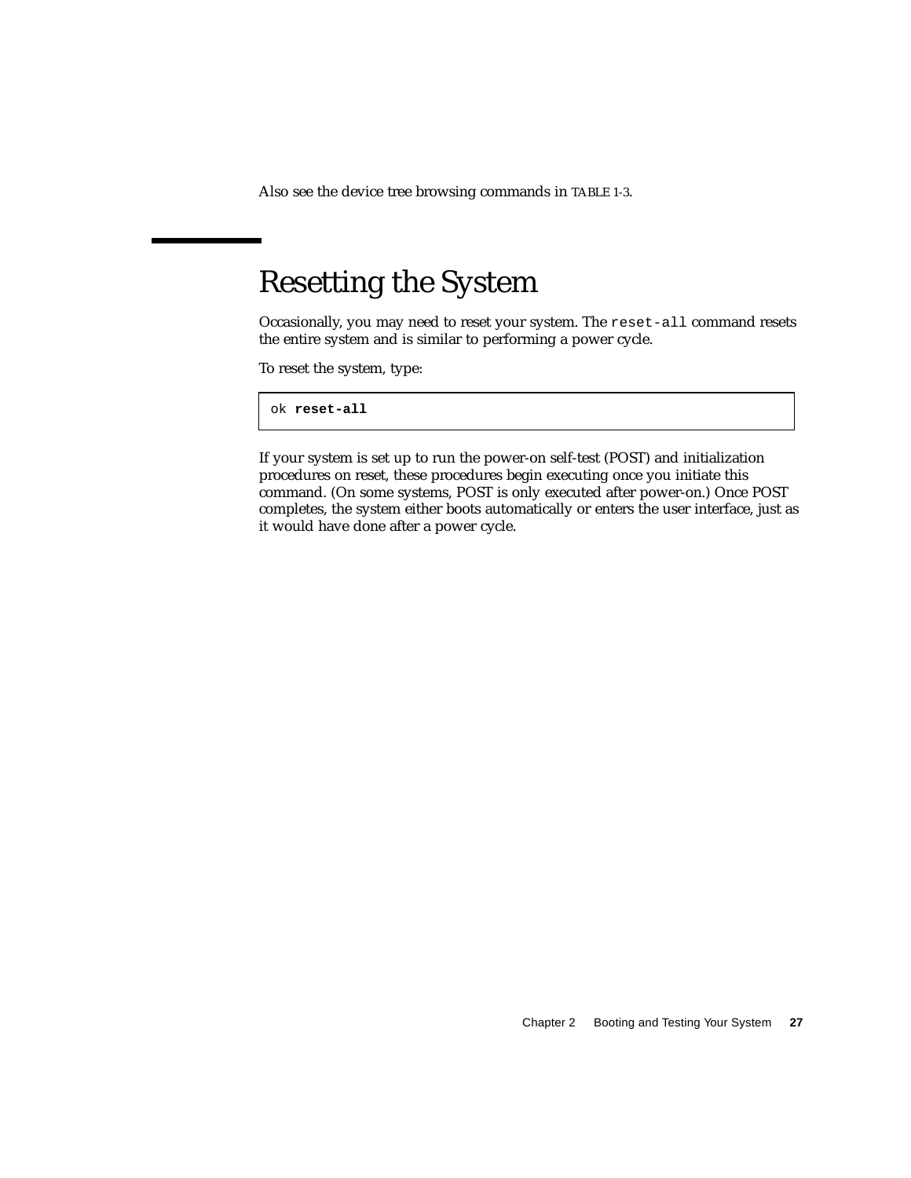Also see the device tree browsing commands in TABLE 1-3.

# Resetting the System

Occasionally, you may need to reset your system. The `reset-all` command resets the entire system and is similar to performing a power cycle.

To reset the system, type:

```
ok reset-all
```

If your system is set up to run the power-on self-test (POST) and initialization procedures on reset, these procedures begin executing once you initiate this command. (On some systems, POST is only executed after power-on.) Once POST completes, the system either boots automatically or enters the user interface, just as it would have done after a power cycle.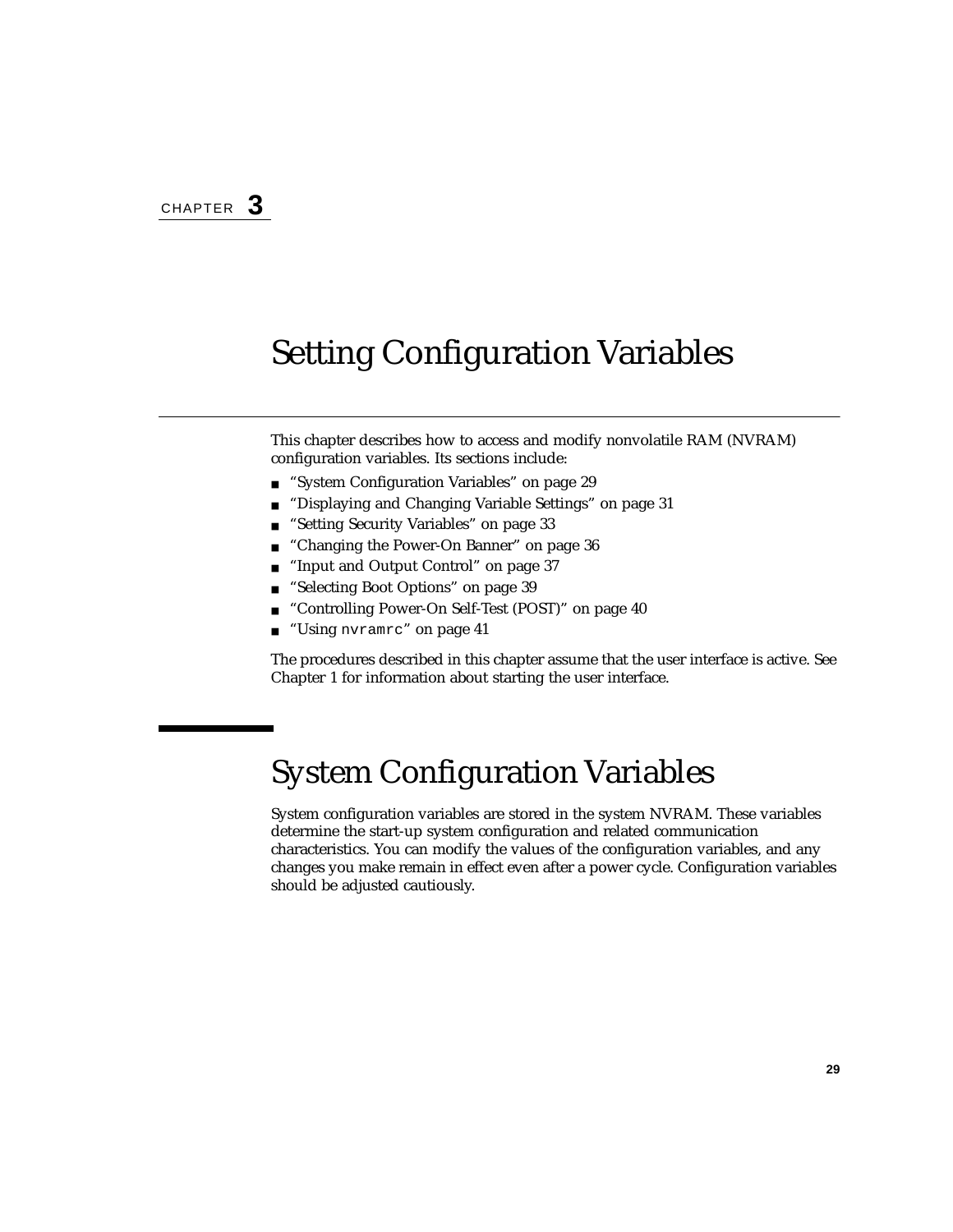CHAPTER 3

# Setting Configuration Variables

This chapter describes how to access and modify nonvolatile RAM (NVRAM) configuration variables. Its sections include:

- "System Configuration Variables" on page 29
- "Displaying and Changing Variable Settings" on page 31
- "Setting Security Variables" on page 33
- "Changing the Power-On Banner" on page 36
- "Input and Output Control" on page 37
- "Selecting Boot Options" on page 39
- "Controlling Power-On Self-Test (POST)" on page 40
- "Using `nvramrc`" on page 41

The procedures described in this chapter assume that the user interface is active. See Chapter 1 for information about starting the user interface.

## System Configuration Variables

System configuration variables are stored in the system NVRAM. These variables determine the start-up system configuration and related communication characteristics. You can modify the values of the configuration variables, and any changes you make remain in effect even after a power cycle. Configuration variables should be adjusted cautiously.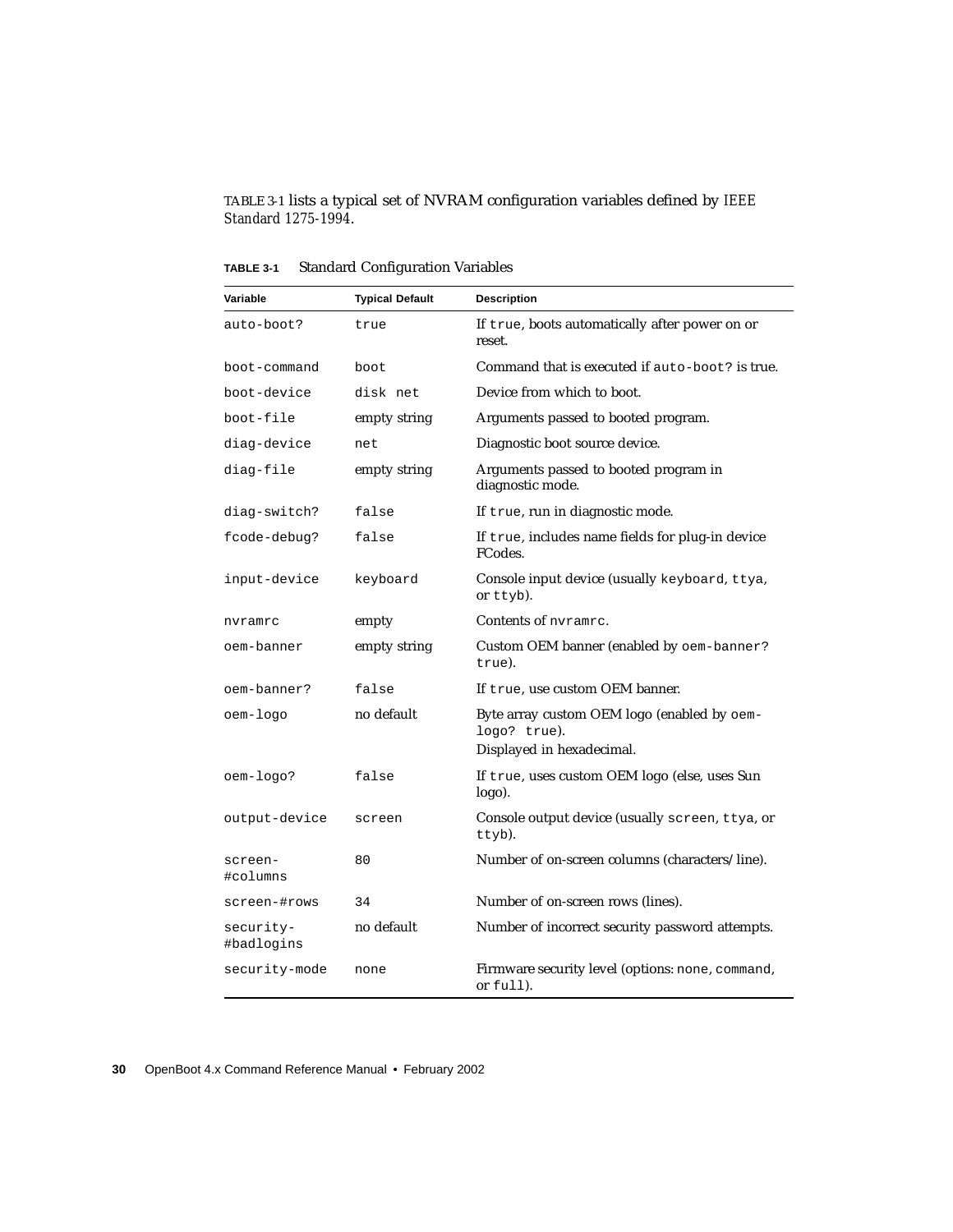TABLE 3-1 lists a typical set of NVRAM configuration variables defined by *IEEE Standard 1275-1994*.

**TABLE 3-1** Standard Configuration Variables

| Variable | Typical Default | Description |
|---|---|---|
| `auto-boot?` | `true` | If `true`, boots automatically after power on or reset. |
| `boot-command` | `boot` | Command that is executed if `auto-boot?` is true. |
| `boot-device` | `disk net` | Device from which to boot. |
| `boot-file` | empty string | Arguments passed to booted program. |
| `diag-device` | `net` | Diagnostic boot source device. |
| `diag-file` | empty string | Arguments passed to booted program in diagnostic mode. |
| `diag-switch?` | `false` | If `true`, run in diagnostic mode. |
| `fcode-debug?` | `false` | If `true`, includes name fields for plug-in device FCodes. |
| `input-device` | `keyboard` | Console input device (usually `keyboard`, `ttya`, or `ttyb`). |
| `nvramrc` | empty | Contents of `nvramrc`. |
| `oem-banner` | empty string | Custom OEM banner (enabled by `oem-banner? true`). |
| `oem-banner?` | `false` | If `true`, use custom OEM banner. |
| `oem-logo` | no default | Byte array custom OEM logo (enabled by `oem-logo? true`). Displayed in hexadecimal. |
| `oem-logo?` | `false` | If `true`, uses custom OEM logo (else, uses Sun logo). |
| `output-device` | `screen` | Console output device (usually `screen`, `ttya`, or `ttyb`). |
| `screen-#columns` | `80` | Number of on-screen columns (characters/line). |
| `screen-#rows` | `34` | Number of on-screen rows (lines). |
| `security-#badlogins` | no default | Number of incorrect security password attempts. |
| `security-mode` | `none` | Firmware security level (options: `none`, `command`, or `full`). |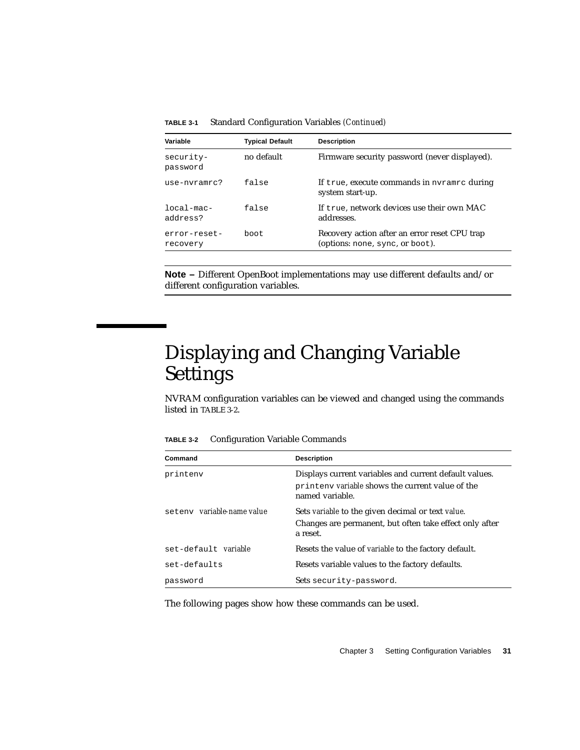**TABLE 3-1** Standard Configuration Variables *(Continued)*

| Variable | Typical Default | Description |
|---|---|---|
| `security-password` | no default | Firmware security password (never displayed). |
| `use-nvramrc?` | `false` | If `true`, execute commands in `nvramrc` during system start-up. |
| `local-mac-address?` | `false` | If `true`, network devices use their own MAC addresses. |
| `error-reset-recovery` | `boot` | Recovery action after an error reset CPU trap (options: `none`, `sync`, or `boot`). |

---

**Note –** Different OpenBoot implementations may use different defaults and/or different configuration variables.

---

# Displaying and Changing Variable Settings

NVRAM configuration variables can be viewed and changed using the commands listed in TABLE 3-2.

**TABLE 3-2** Configuration Variable Commands

| Command | Description |
|---|---|
| `printenv` | Displays current variables and current default values. `printenv` *variable* shows the current value of the named variable. |
| `setenv` *variable-name value* | Sets *variable* to the given decimal or text *value*. Changes are permanent, but often take effect only after a reset. |
| `set-default` *variable* | Resets the value of *variable* to the factory default. |
| `set-defaults` | Resets variable values to the factory defaults. |
| `password` | Sets `security-password`. |

The following pages show how these commands can be used.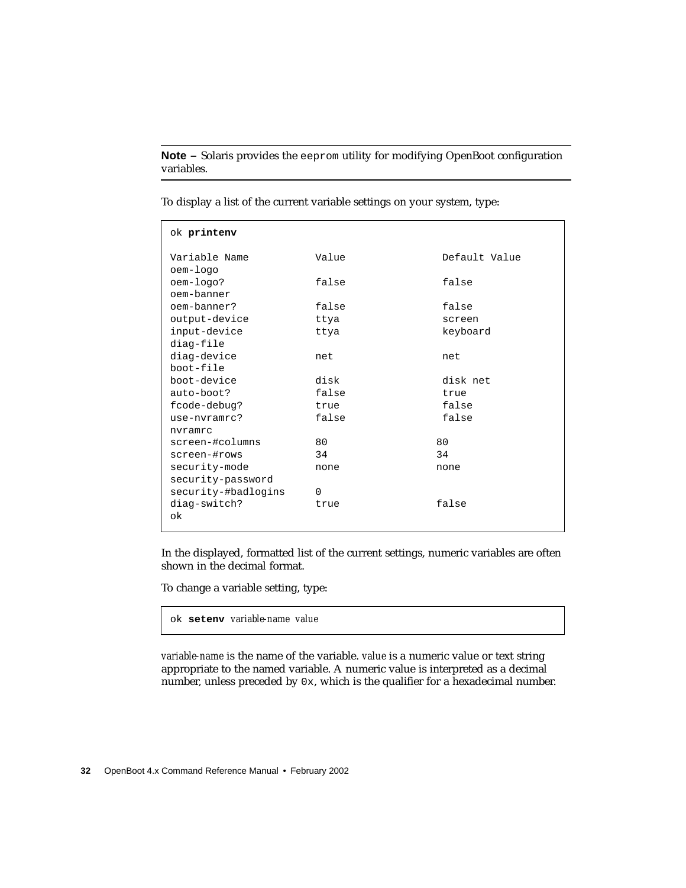---

**Note –** Solaris provides the `eeprom` utility for modifying OpenBoot configuration variables.

---

To display a list of the current variable settings on your system, type:

```
ok printenv

Variable Name           Value               Default Value
oem-logo
oem-logo?               false                false
oem-banner
oem-banner?             false                false
output-device           ttya                 screen
input-device            ttya                 keyboard
diag-file
diag-device             net                  net
boot-file
boot-device             disk                 disk net
auto-boot?              false                true
fcode-debug?            true                 false
use-nvramrc?            false                false
nvramrc
screen-#columns         80                  80
screen-#rows            34                  34
security-mode           none                none
security-password
security-#badlogins     0
diag-switch?            true                false
ok
```

In the displayed, formatted list of the current settings, numeric variables are often shown in the decimal format.

To change a variable setting, type:

```
ok setenv variable-name value
```

*variable-name* is the name of the variable. *value* is a numeric value or text string appropriate to the named variable. A numeric value is interpreted as a decimal number, unless preceded by `0x`, which is the qualifier for a hexadecimal number.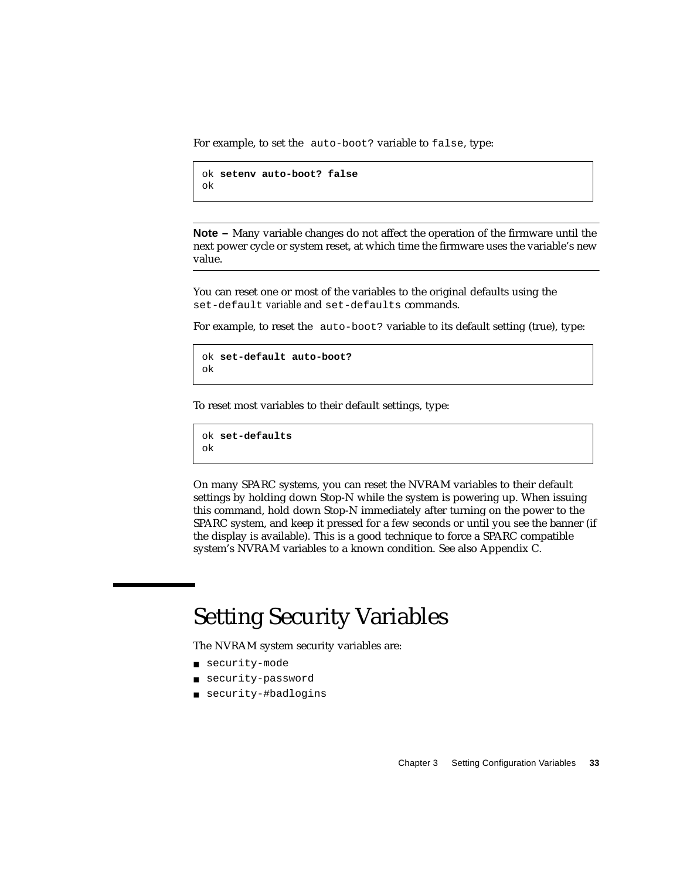For example, to set the `auto-boot?` variable to `false`, type:

```
ok setenv auto-boot? false
ok
```

---

**Note –** Many variable changes do not affect the operation of the firmware until the next power cycle or system reset, at which time the firmware uses the variable's new value.

---

You can reset one or most of the variables to the original defaults using the `set-default` *variable* and `set-defaults` commands.

For example, to reset the `auto-boot?` variable to its default setting (true), type:

```
ok set-default auto-boot?
ok
```

To reset most variables to their default settings, type:

```
ok set-defaults
ok
```

On many SPARC systems, you can reset the NVRAM variables to their default settings by holding down Stop-N while the system is powering up. When issuing this command, hold down Stop-N immediately after turning on the power to the SPARC system, and keep it pressed for a few seconds or until you see the banner (if the display is available). This is a good technique to force a SPARC compatible system's NVRAM variables to a known condition. See also Appendix C.

## Setting Security Variables

The NVRAM system security variables are:

- `security-mode`
- `security-password`
- `security-#badlogins`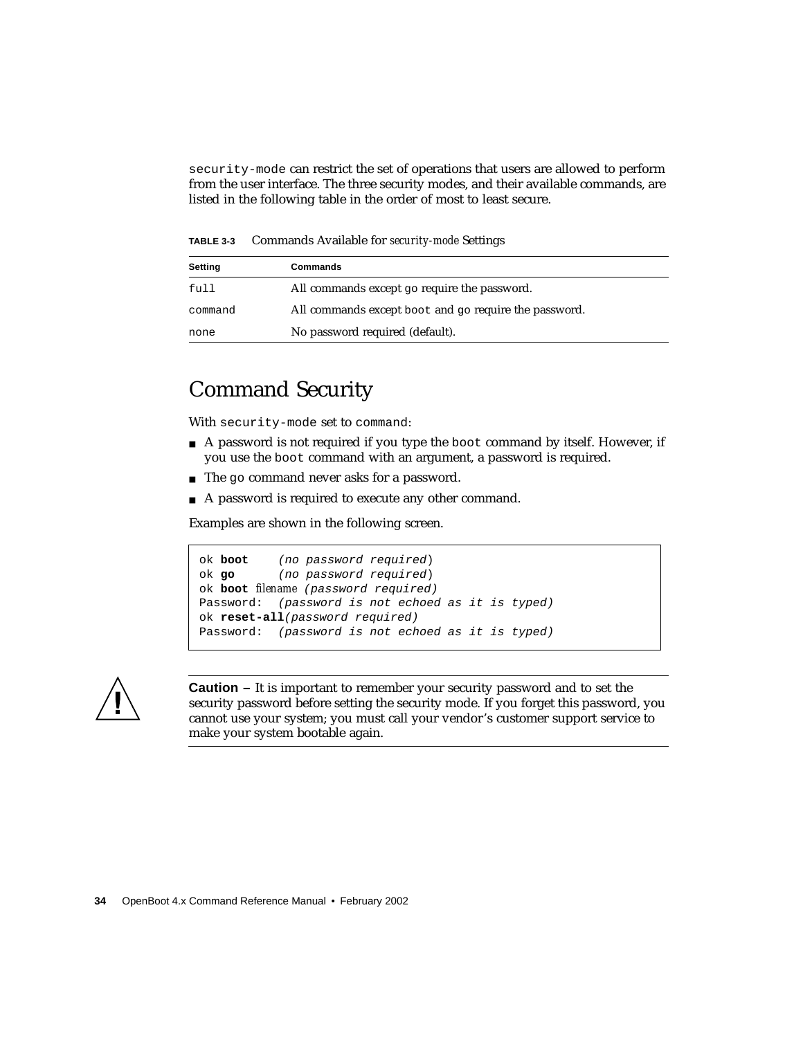`security-mode` can restrict the set of operations that users are allowed to perform from the user interface. The three security modes, and their available commands, are listed in the following table in the order of most to least secure.

**TABLE 3-3** Commands Available for *security-mode* Settings

| Setting | Commands |
|---|---|
| `full` | All commands except `go` require the password. |
| `command` | All commands except `boot` and `go` require the password. |
| `none` | No password required (default). |

## Command Security

With `security-mode` set to `command`:

- A password is not required if you type the `boot` command by itself. However, if you use the `boot` command with an argument, a password is required.
- The `go` command never asks for a password.
- A password is required to execute any other command.

Examples are shown in the following screen.

```
ok boot     (no password required)
ok go       (no password required)
ok boot filename (password required)
Password:  (password is not echoed as it is typed)
ok reset-all(password required)
Password:  (password is not echoed as it is typed)
```

**Caution –** It is important to remember your security password and to set the security password before setting the security mode. If you forget this password, you cannot use your system; you must call your vendor's customer support service to make your system bootable again.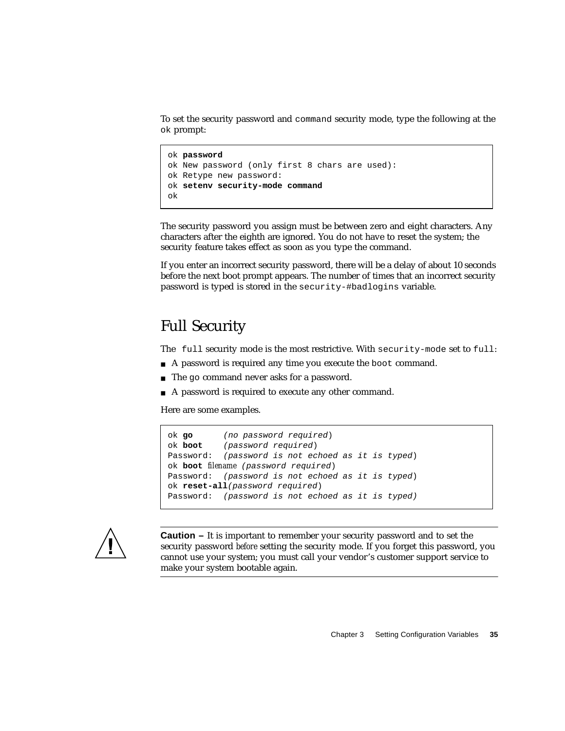To set the security password and `command` security mode, type the following at the `ok` prompt:

```
ok password
ok New password (only first 8 chars are used):
ok Retype new password:
ok setenv security-mode command
ok
```

The security password you assign must be between zero and eight characters. Any characters after the eighth are ignored. You do not have to reset the system; the security feature takes effect as soon as you type the command.

If you enter an incorrect security password, there will be a delay of about 10 seconds before the next boot prompt appears. The number of times that an incorrect security password is typed is stored in the `security-#badlogins` variable.

## Full Security

The `full` security mode is the most restrictive. With `security-mode` set to `full`:

- A password is required any time you execute the `boot` command.
- The `go` command never asks for a password.
- A password is required to execute any other command.

Here are some examples.

```
ok go       (no password required)
ok boot     (password required)
Password:  (password is not echoed as it is typed)
ok boot filename (password required)
Password:  (password is not echoed as it is typed)
ok reset-all(password required)
Password:  (password is not echoed as it is typed)
```

**Caution –** It is important to remember your security password and to set the security password *before* setting the security mode. If you forget this password, you cannot use your system; you must call your vendor's customer support service to make your system bootable again.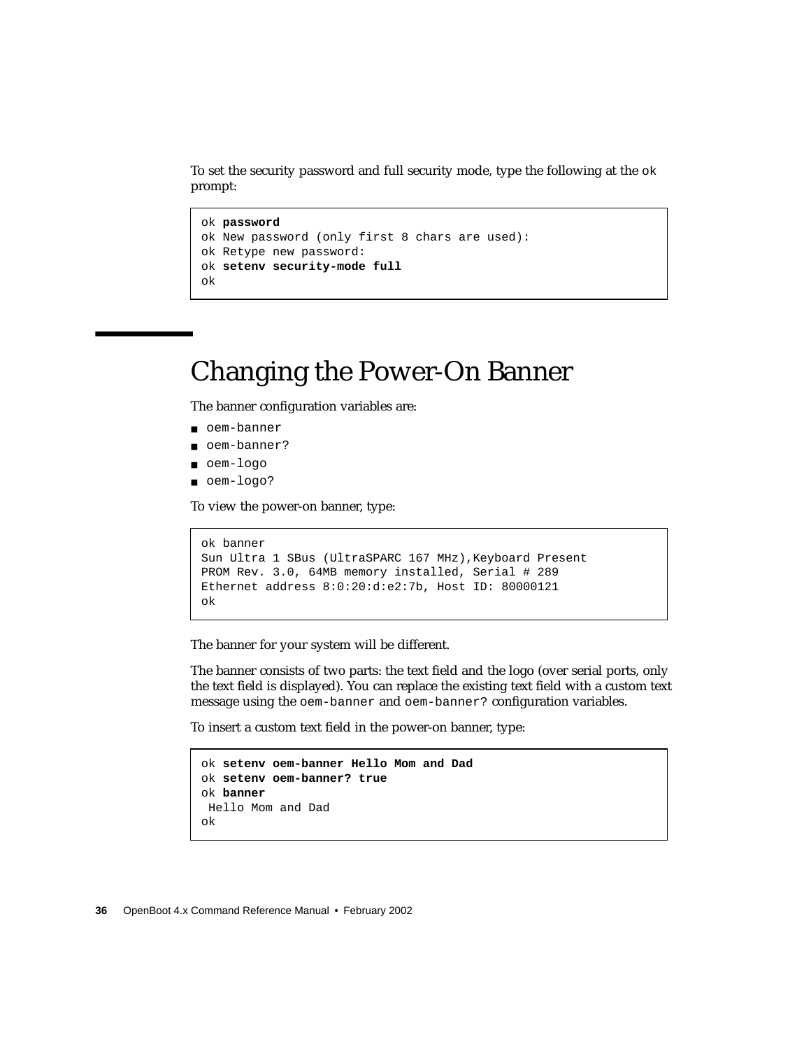To set the security password and full security mode, type the following at the `ok` prompt:

```
ok password
ok New password (only first 8 chars are used):
ok Retype new password:
ok setenv security-mode full
ok
```

## Changing the Power-On Banner

The banner configuration variables are:

- `oem-banner`
- `oem-banner?`
- `oem-logo`
- `oem-logo?`

To view the power-on banner, type:

```
ok banner
Sun Ultra 1 SBus (UltraSPARC 167 MHz),Keyboard Present
PROM Rev. 3.0, 64MB memory installed, Serial # 289
Ethernet address 8:0:20:d:e2:7b, Host ID: 80000121
ok
```

The banner for your system will be different.

The banner consists of two parts: the text field and the logo (over serial ports, only the text field is displayed). You can replace the existing text field with a custom text message using the `oem-banner` and `oem-banner?` configuration variables.

To insert a custom text field in the power-on banner, type:

```
ok setenv oem-banner Hello Mom and Dad
ok setenv oem-banner? true
ok banner
 Hello Mom and Dad
ok
```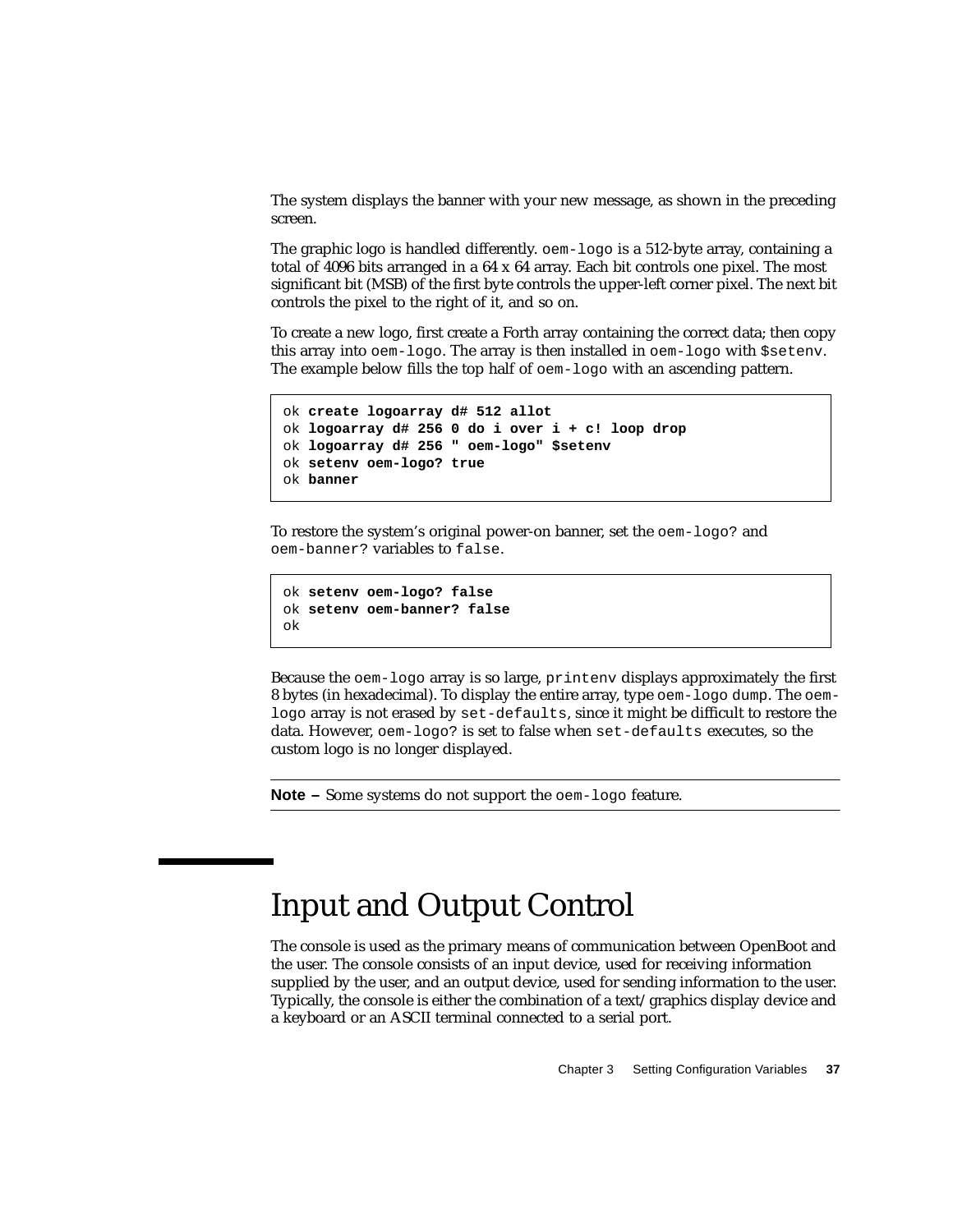The system displays the banner with your new message, as shown in the preceding screen.

The graphic logo is handled differently. `oem-logo` is a 512-byte array, containing a total of 4096 bits arranged in a 64 x 64 array. Each bit controls one pixel. The most significant bit (MSB) of the first byte controls the upper-left corner pixel. The next bit controls the pixel to the right of it, and so on.

To create a new logo, first create a Forth array containing the correct data; then copy this array into `oem-logo`. The array is then installed in `oem-logo` with `$setenv`. The example below fills the top half of `oem-logo` with an ascending pattern.

```
ok create logoarray d# 512 allot
ok logoarray d# 256 0 do i over i + c! loop drop
ok logoarray d# 256 " oem-logo" $setenv
ok setenv oem-logo? true
ok banner
```

To restore the system's original power-on banner, set the `oem-logo?` and `oem-banner?` variables to `false`.

```
ok setenv oem-logo? false
ok setenv oem-banner? false
ok
```

Because the `oem-logo` array is so large, `printenv` displays approximately the first 8 bytes (in hexadecimal). To display the entire array, type `oem-logo dump`. The `oem-logo` array is not erased by `set-defaults`, since it might be difficult to restore the data. However, `oem-logo?` is set to false when `set-defaults` executes, so the custom logo is no longer displayed.

---

**Note –** Some systems do not support the `oem-logo` feature.

---

## Input and Output Control

The console is used as the primary means of communication between OpenBoot and the user. The console consists of an input device, used for receiving information supplied by the user, and an output device, used for sending information to the user. Typically, the console is either the combination of a text/graphics display device and a keyboard or an ASCII terminal connected to a serial port.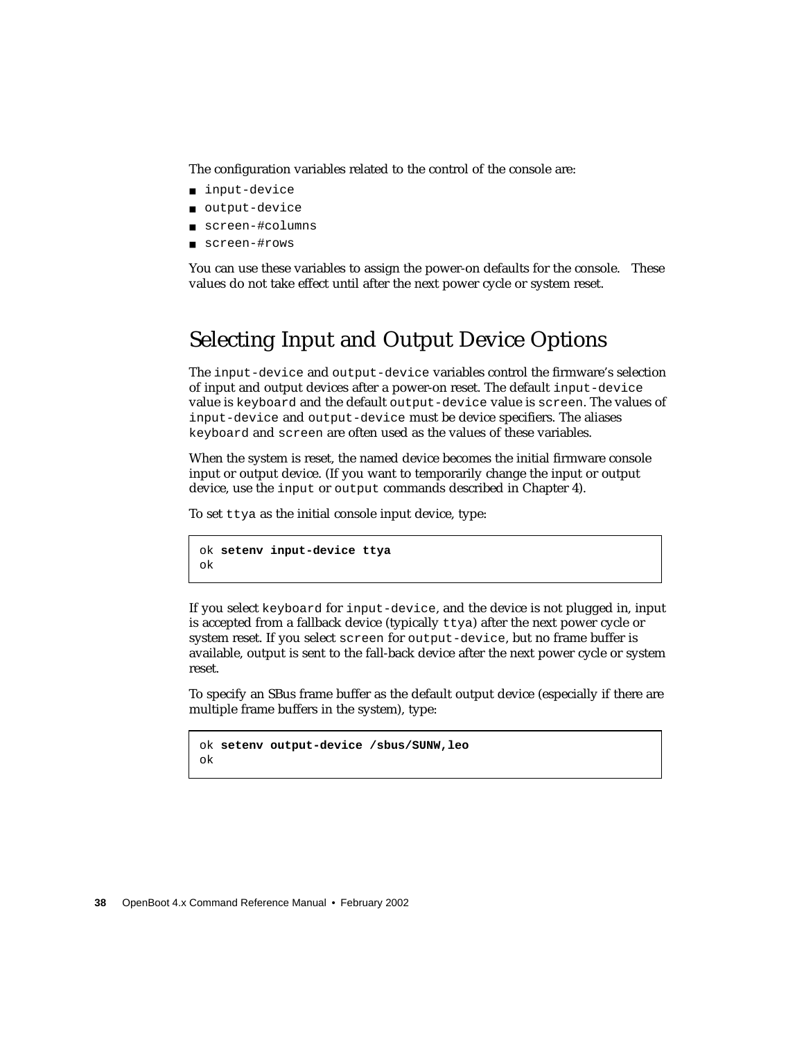The configuration variables related to the control of the console are:

- `input-device`
- `output-device`
- `screen-#columns`
- `screen-#rows`

You can use these variables to assign the power-on defaults for the console. These values do not take effect until after the next power cycle or system reset.

## Selecting Input and Output Device Options

The `input-device` and `output-device` variables control the firmware's selection of input and output devices after a power-on reset. The default `input-device` value is `keyboard` and the default `output-device` value is `screen`. The values of `input-device` and `output-device` must be device specifiers. The aliases `keyboard` and `screen` are often used as the values of these variables.

When the system is reset, the named device becomes the initial firmware console input or output device. (If you want to temporarily change the input or output device, use the `input` or `output` commands described in Chapter 4).

To set `ttya` as the initial console input device, type:

```
ok setenv input-device ttya
ok
```

If you select `keyboard` for `input-device`, and the device is not plugged in, input is accepted from a fallback device (typically `ttya`) after the next power cycle or system reset. If you select `screen` for `output-device`, but no frame buffer is available, output is sent to the fall-back device after the next power cycle or system reset.

To specify an SBus frame buffer as the default output device (especially if there are multiple frame buffers in the system), type:

```
ok setenv output-device /sbus/SUNW,leo
ok
```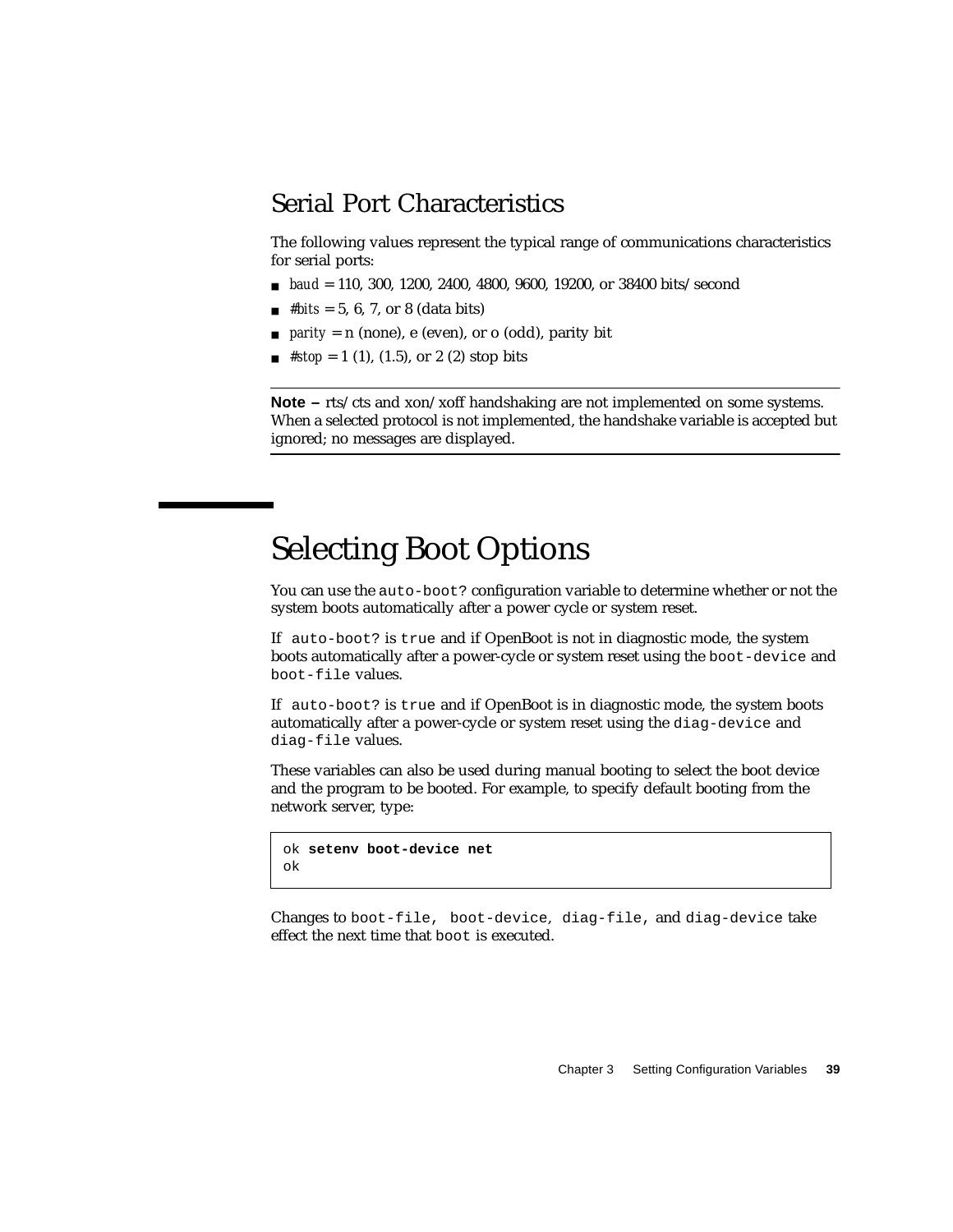## Serial Port Characteristics

The following values represent the typical range of communications characteristics for serial ports:

- *baud* = 110, 300, 1200, 2400, 4800, 9600, 19200, or 38400 bits/second
- *#bits* = 5, 6, 7, or 8 (data bits)
- *parity* = n (none), e (even), or o (odd), parity bit
- *#stop* = 1 (1), (1.5), or 2 (2) stop bits

---

**Note –** rts/cts and xon/xoff handshaking are not implemented on some systems. When a selected protocol is not implemented, the handshake variable is accepted but ignored; no messages are displayed.

---

# Selecting Boot Options

You can use the `auto-boot?` configuration variable to determine whether or not the system boots automatically after a power cycle or system reset.

If `auto-boot?` is `true` and if OpenBoot is not in diagnostic mode, the system boots automatically after a power-cycle or system reset using the `boot-device` and `boot-file` values.

If `auto-boot?` is `true` and if OpenBoot is in diagnostic mode, the system boots automatically after a power-cycle or system reset using the `diag-device` and `diag-file` values.

These variables can also be used during manual booting to select the boot device and the program to be booted. For example, to specify default booting from the network server, type:

```
ok setenv boot-device net
ok
```

Changes to `boot-file`, `boot-device`, `diag-file`, and `diag-device` take effect the next time that `boot` is executed.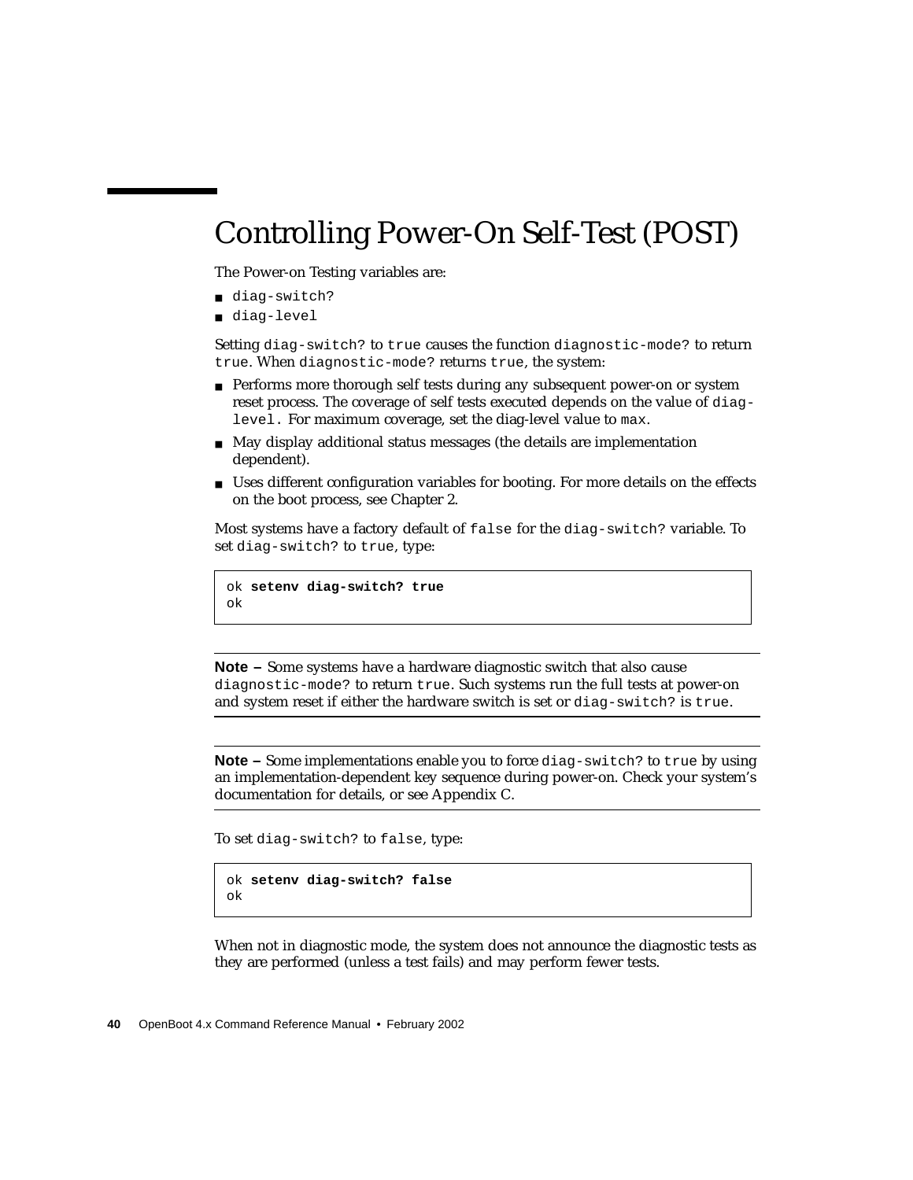# Controlling Power-On Self-Test (POST)

The Power-on Testing variables are:

- `diag-switch?`
- `diag-level`

Setting `diag-switch?` to `true` causes the function `diagnostic-mode?` to return `true`. When `diagnostic-mode?` returns `true`, the system:

- Performs more thorough self tests during any subsequent power-on or system reset process. The coverage of self tests executed depends on the value of `diag-level.` For maximum coverage, set the diag-level value to `max`.
- May display additional status messages (the details are implementation dependent).
- Uses different configuration variables for booting. For more details on the effects on the boot process, see Chapter 2.

Most systems have a factory default of `false` for the `diag-switch?` variable. To set `diag-switch?` to `true`, type:

```
ok setenv diag-switch? true
ok
```

---

**Note –** Some systems have a hardware diagnostic switch that also cause `diagnostic-mode?` to return `true`. Such systems run the full tests at power-on and system reset if either the hardware switch is set or `diag-switch?` is `true`.

---

**Note –** Some implementations enable you to force `diag-switch?` to `true` by using an implementation-dependent key sequence during power-on. Check your system's documentation for details, or see Appendix C.

---

To set `diag-switch?` to `false`, type:

```
ok setenv diag-switch? false
ok
```

When not in diagnostic mode, the system does not announce the diagnostic tests as they are performed (unless a test fails) and may perform fewer tests.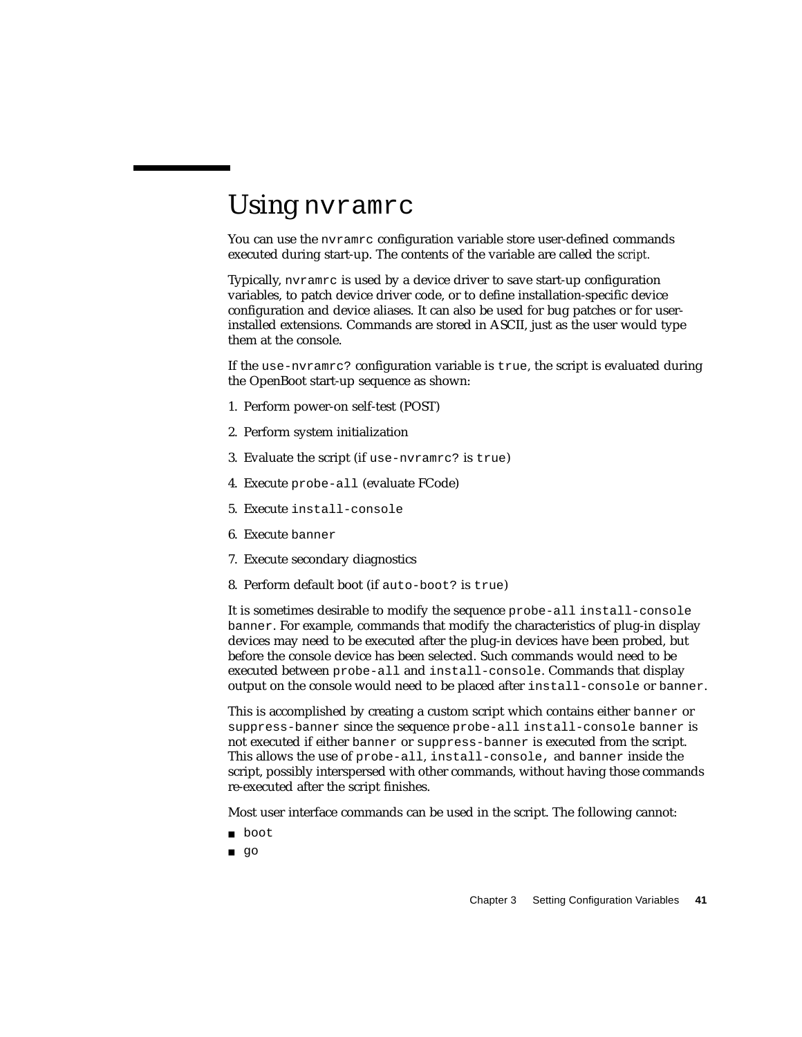# Using `nvramrc`

You can use the `nvramrc` configuration variable store user-defined commands executed during start-up. The contents of the variable are called the *script*.

Typically, `nvramrc` is used by a device driver to save start-up configuration variables, to patch device driver code, or to define installation-specific device configuration and device aliases. It can also be used for bug patches or for user-installed extensions. Commands are stored in ASCII, just as the user would type them at the console.

If the `use-nvramrc?` configuration variable is `true`, the script is evaluated during the OpenBoot start-up sequence as shown:

1. Perform power-on self-test (POST)
2. Perform system initialization
3. Evaluate the script (if `use-nvramrc?` is `true`)
4. Execute `probe-all` (evaluate FCode)
5. Execute `install-console`
6. Execute `banner`
7. Execute secondary diagnostics
8. Perform default boot (if `auto-boot?` is `true`)

It is sometimes desirable to modify the sequence `probe-all install-console banner`. For example, commands that modify the characteristics of plug-in display devices may need to be executed after the plug-in devices have been probed, but before the console device has been selected. Such commands would need to be executed between `probe-all` and `install-console`. Commands that display output on the console would need to be placed after `install-console` or `banner`.

This is accomplished by creating a custom script which contains either `banner` or `suppress-banner` since the sequence `probe-all install-console banner` is not executed if either `banner` or `suppress-banner` is executed from the script. This allows the use of `probe-all`, `install-console`, and `banner` inside the script, possibly interspersed with other commands, without having those commands re-executed after the script finishes.

Most user interface commands can be used in the script. The following cannot:

- `boot`
- `go`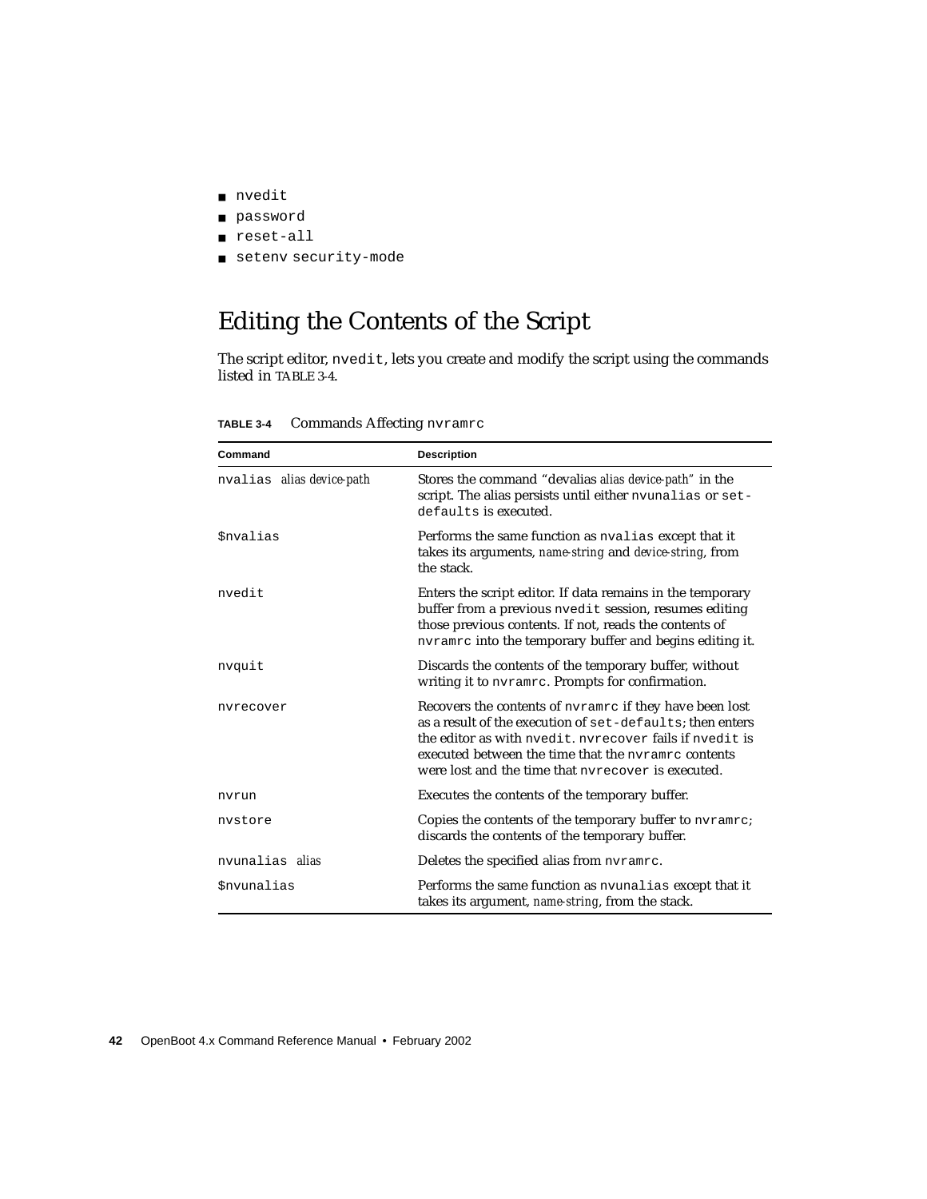- `nvedit`
- `password`
- `reset-all`
- `setenv security-mode`

## Editing the Contents of the Script

The script editor, `nvedit`, lets you create and modify the script using the commands listed in TABLE 3-4.

**TABLE 3-4** Commands Affecting `nvramrc`

| Command | Description |
|---|---|
| `nvalias` *alias device-path* | Stores the command "devalias *alias device-path*" in the script. The alias persists until either `nvunalias` or `set-defaults` is executed. |
| `$nvalias` | Performs the same function as `nvalias` except that it takes its arguments, *name-string* and *device-string*, from the stack. |
| `nvedit` | Enters the script editor. If data remains in the temporary buffer from a previous `nvedit` session, resumes editing those previous contents. If not, reads the contents of `nvramrc` into the temporary buffer and begins editing it. |
| `nvquit` | Discards the contents of the temporary buffer, without writing it to `nvramrc`. Prompts for confirmation. |
| `nvrecover` | Recovers the contents of `nvramrc` if they have been lost as a result of the execution of `set-defaults`; then enters the editor as with `nvedit`. `nvrecover` fails if `nvedit` is executed between the time that the `nvramrc` contents were lost and the time that `nvrecover` is executed. |
| `nvrun` | Executes the contents of the temporary buffer. |
| `nvstore` | Copies the contents of the temporary buffer to `nvramrc`; discards the contents of the temporary buffer. |
| `nvunalias` *alias* | Deletes the specified alias from `nvramrc`. |
| `$nvunalias` | Performs the same function as `nvunalias` except that it takes its argument, *name-string*, from the stack. |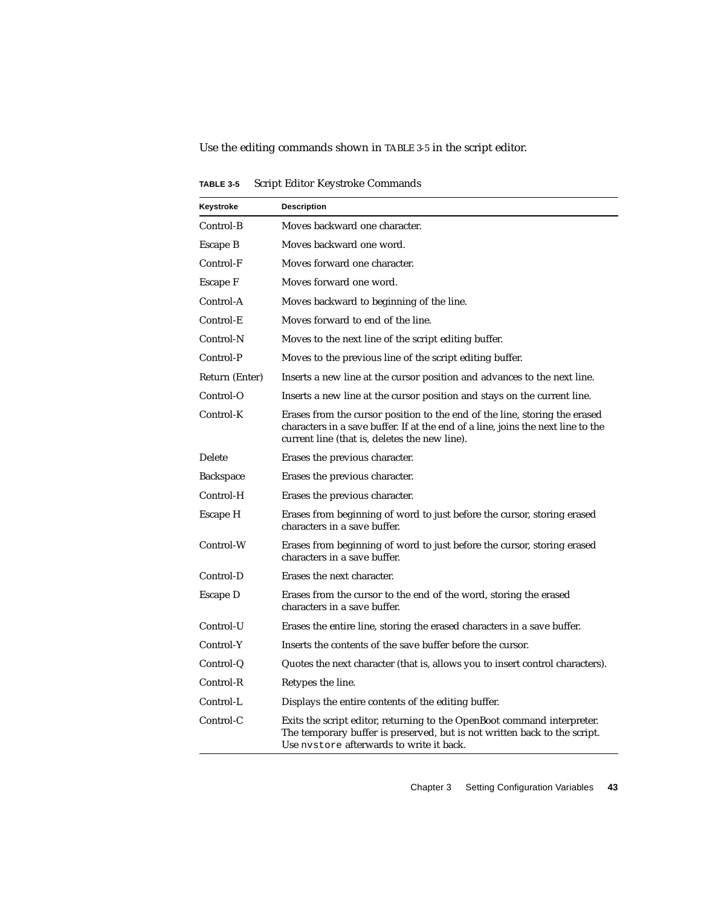Use the editing commands shown in TABLE 3-5 in the script editor.

**TABLE 3-5** Script Editor Keystroke Commands

| Keystroke | Description |
|---|---|
| Control-B | Moves backward one character. |
| Escape B | Moves backward one word. |
| Control-F | Moves forward one character. |
| Escape F | Moves forward one word. |
| Control-A | Moves backward to beginning of the line. |
| Control-E | Moves forward to end of the line. |
| Control-N | Moves to the next line of the script editing buffer. |
| Control-P | Moves to the previous line of the script editing buffer. |
| Return (Enter) | Inserts a new line at the cursor position and advances to the next line. |
| Control-O | Inserts a new line at the cursor position and stays on the current line. |
| Control-K | Erases from the cursor position to the end of the line, storing the erased characters in a save buffer. If at the end of a line, joins the next line to the current line (that is, deletes the new line). |
| Delete | Erases the previous character. |
| Backspace | Erases the previous character. |
| Control-H | Erases the previous character. |
| Escape H | Erases from beginning of word to just before the cursor, storing erased characters in a save buffer. |
| Control-W | Erases from beginning of word to just before the cursor, storing erased characters in a save buffer. |
| Control-D | Erases the next character. |
| Escape D | Erases from the cursor to the end of the word, storing the erased characters in a save buffer. |
| Control-U | Erases the entire line, storing the erased characters in a save buffer. |
| Control-Y | Inserts the contents of the save buffer before the cursor. |
| Control-Q | Quotes the next character (that is, allows you to insert control characters). |
| Control-R | Retypes the line. |
| Control-L | Displays the entire contents of the editing buffer. |
| Control-C | Exits the script editor, returning to the OpenBoot command interpreter. The temporary buffer is preserved, but is not written back to the script. Use `nvstore` afterwards to write it back. |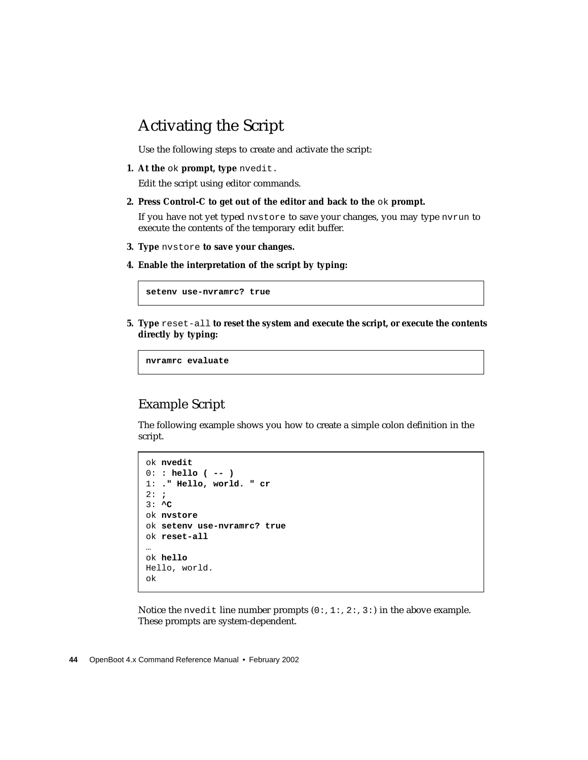## Activating the Script

Use the following steps to create and activate the script:

1. **At the** `ok` **prompt, type** `nvedit`.

   Edit the script using editor commands.

2. **Press Control-C to get out of the editor and back to the** `ok` **prompt.**

   If you have not yet typed `nvstore` to save your changes, you may type `nvrun` to execute the contents of the temporary edit buffer.

3. **Type** `nvstore` **to save your changes.**

4. **Enable the interpretation of the script by typing:**

```
setenv use-nvramrc? true
```

5. **Type** `reset-all` **to reset the system and execute the script, or execute the contents directly by typing:**

```
nvramrc evaluate
```

### Example Script

The following example shows you how to create a simple colon definition in the script.

```
ok nvedit
0: : hello ( -- )
1: ." Hello, world. " cr
2: ;
3: ^C
ok nvstore
ok setenv use-nvramrc? true
ok reset-all
…
ok hello
Hello, world.
ok
```

Notice the `nvedit` line number prompts (`0:`, `1:`, `2:`, `3:`) in the above example. These prompts are system-dependent.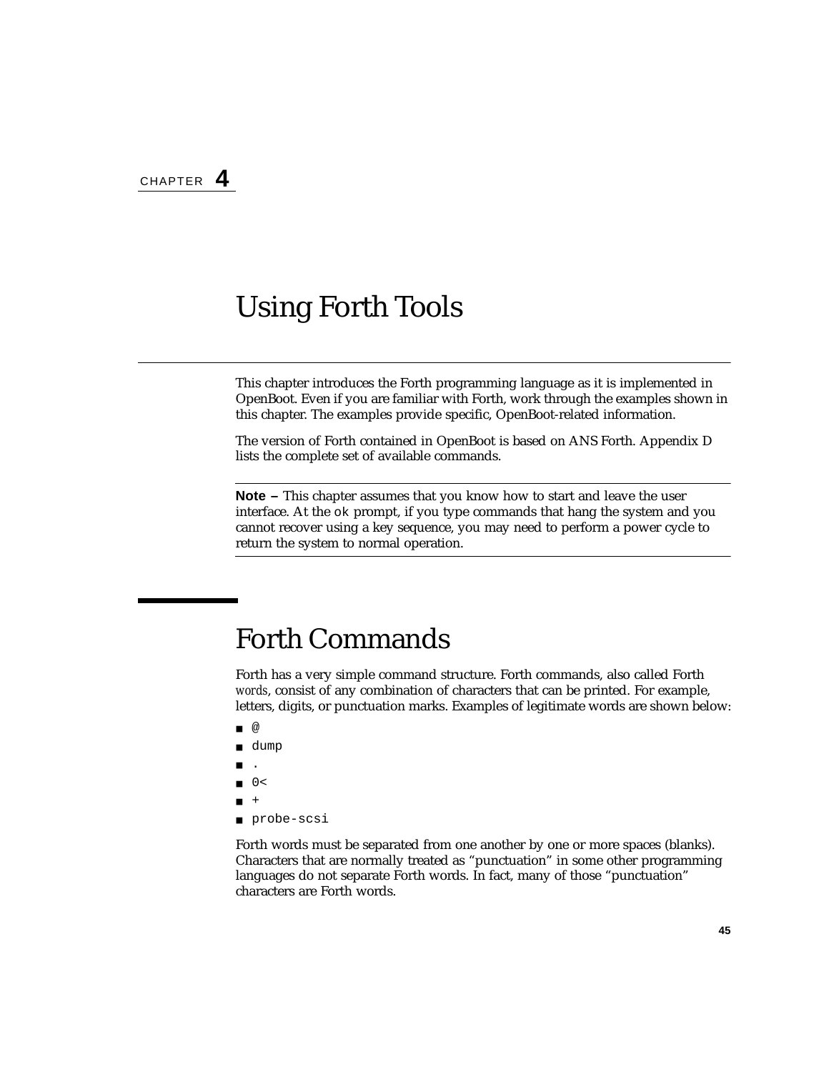CHAPTER **4**

# Using Forth Tools

This chapter introduces the Forth programming language as it is implemented in OpenBoot. Even if you are familiar with Forth, work through the examples shown in this chapter. The examples provide specific, OpenBoot-related information.

The version of Forth contained in OpenBoot is based on ANS Forth. Appendix D lists the complete set of available commands.

---

**Note –** This chapter assumes that you know how to start and leave the user interface. At the `ok` prompt, if you type commands that hang the system and you cannot recover using a key sequence, you may need to perform a power cycle to return the system to normal operation.

---

## Forth Commands

Forth has a very simple command structure. Forth commands, also called Forth *words*, consist of any combination of characters that can be printed. For example, letters, digits, or punctuation marks. Examples of legitimate words are shown below:

- `@`
- `dump`
- `.`
- `0<`
- `+`
- `probe-scsi`

Forth words must be separated from one another by one or more spaces (blanks). Characters that are normally treated as "punctuation" in some other programming languages do not separate Forth words. In fact, many of those "punctuation" characters are Forth words.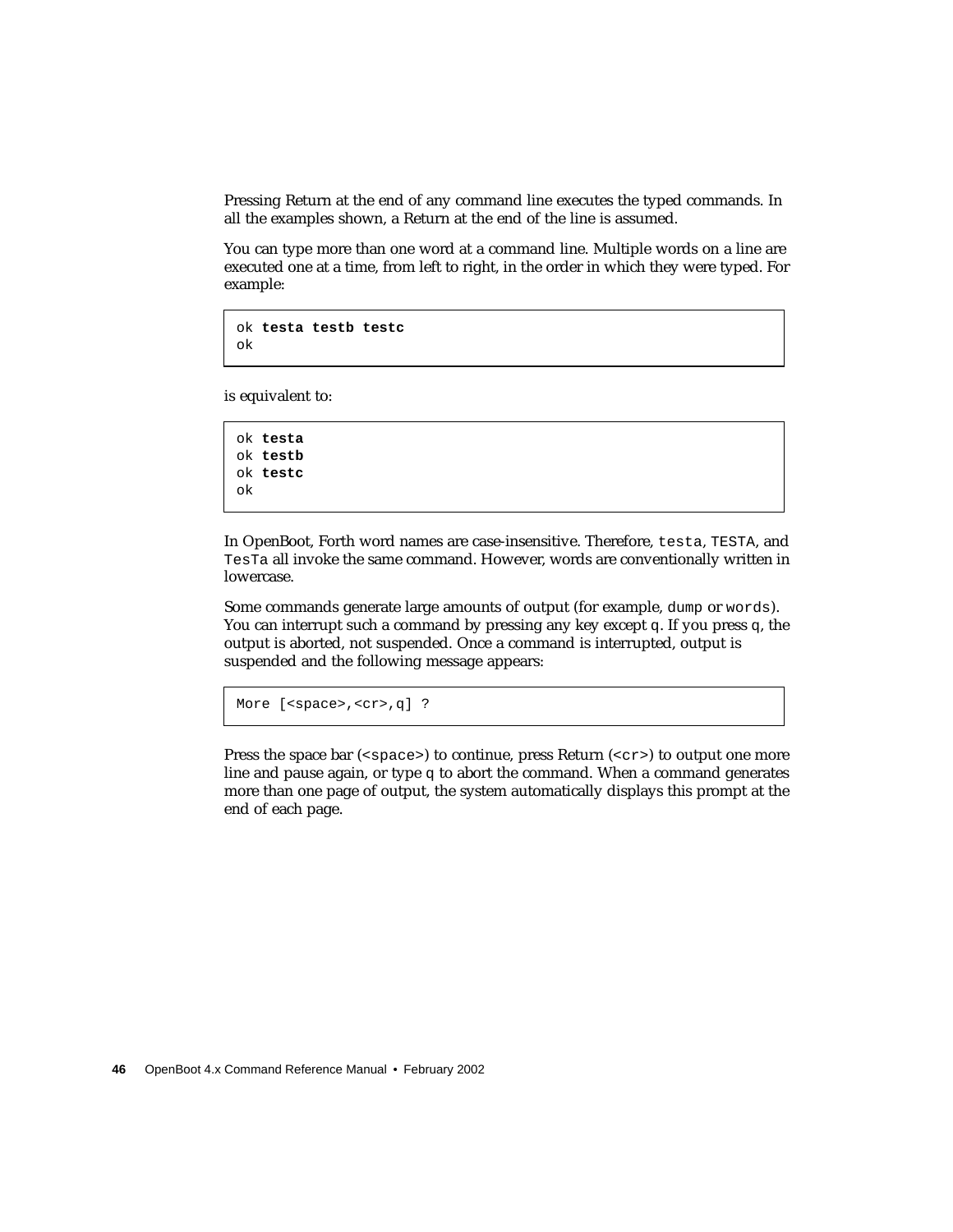Pressing Return at the end of any command line executes the typed commands. In all the examples shown, a Return at the end of the line is assumed.

You can type more than one word at a command line. Multiple words on a line are executed one at a time, from left to right, in the order in which they were typed. For example:

```
ok testa testb testc
ok
```

is equivalent to:

```
ok testa
ok testb
ok testc
ok
```

In OpenBoot, Forth word names are case-insensitive. Therefore, `testa`, `TESTA`, and `TesTa` all invoke the same command. However, words are conventionally written in lowercase.

Some commands generate large amounts of output (for example, `dump` or `words`). You can interrupt such a command by pressing any key except `q`. If you press `q`, the output is aborted, not suspended. Once a command is interrupted, output is suspended and the following message appears:

```
More [<space>,<cr>,q] ?
```

Press the space bar (`<space>`) to continue, press Return (`<cr>`) to output one more line and pause again, or type `q` to abort the command. When a command generates more than one page of output, the system automatically displays this prompt at the end of each page.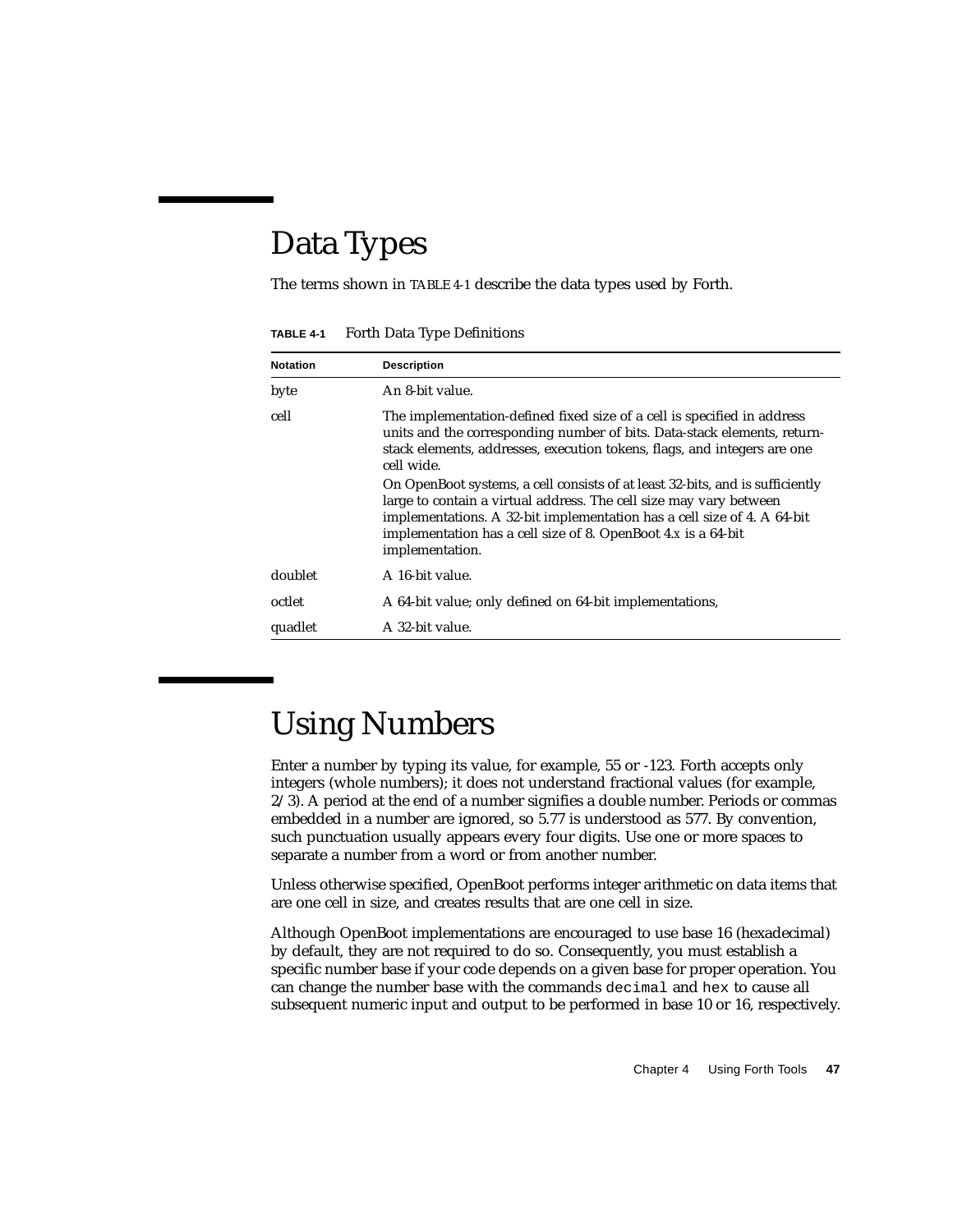## Data Types

The terms shown in TABLE 4-1 describe the data types used by Forth.

**TABLE 4-1** Forth Data Type Definitions

| Notation | Description |
|---|---|
| byte | An 8-bit value. |
| cell | The implementation-defined fixed size of a cell is specified in address units and the corresponding number of bits. Data-stack elements, return-stack elements, addresses, execution tokens, flags, and integers are one cell wide.<br><br>On OpenBoot systems, a cell consists of at least 32-bits, and is sufficiently large to contain a virtual address. The cell size may vary between implementations. A 32-bit implementation has a cell size of 4. A 64-bit implementation has a cell size of 8. OpenBoot 4.*x* is a 64-bit implementation. |
| doublet | A 16-bit value. |
| octlet | A 64-bit value; only defined on 64-bit implementations, |
| quadlet | A 32-bit value. |

## Using Numbers

Enter a number by typing its value, for example, 55 or -123. Forth accepts only integers (whole numbers); it does not understand fractional values (for example, 2/3). A period at the end of a number signifies a double number. Periods or commas embedded in a number are ignored, so 5.77 is understood as 577. By convention, such punctuation usually appears every four digits. Use one or more spaces to separate a number from a word or from another number.

Unless otherwise specified, OpenBoot performs integer arithmetic on data items that are one cell in size, and creates results that are one cell in size.

Although OpenBoot implementations are encouraged to use base 16 (hexadecimal) by default, they are not required to do so. Consequently, you must establish a specific number base if your code depends on a given base for proper operation. You can change the number base with the commands `decimal` and `hex` to cause all subsequent numeric input and output to be performed in base 10 or 16, respectively.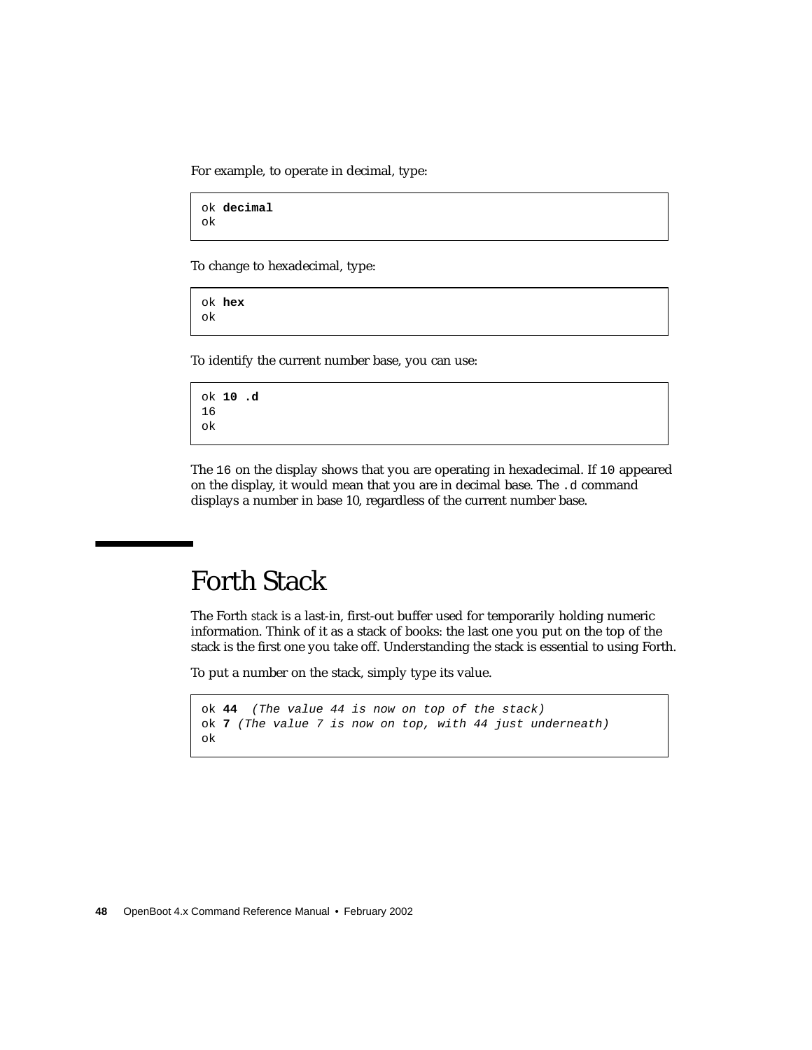For example, to operate in decimal, type:

```
ok decimal
ok
```

To change to hexadecimal, type:

```
ok hex
ok
```

To identify the current number base, you can use:

```
ok 10 .d
16
ok
```

The `16` on the display shows that you are operating in hexadecimal. If `10` appeared on the display, it would mean that you are in decimal base. The `.d` command displays a number in base 10, regardless of the current number base.

# Forth Stack

The Forth *stack* is a last-in, first-out buffer used for temporarily holding numeric information. Think of it as a stack of books: the last one you put on the top of the stack is the first one you take off. Understanding the stack is essential to using Forth.

To put a number on the stack, simply type its value.

```
ok 44  (The value 44 is now on top of the stack)
ok 7 (The value 7 is now on top, with 44 just underneath)
ok
```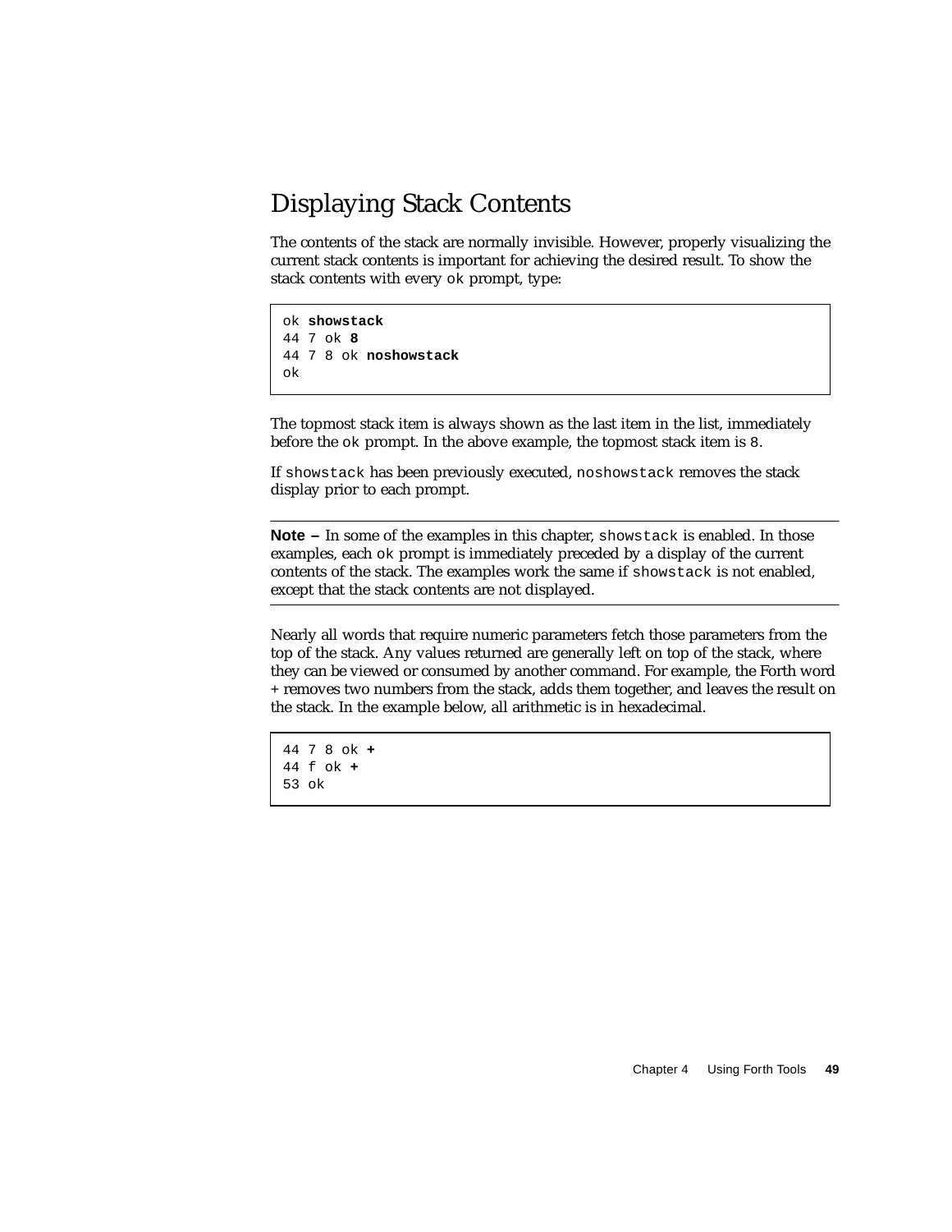## Displaying Stack Contents

The contents of the stack are normally invisible. However, properly visualizing the current stack contents is important for achieving the desired result. To show the stack contents with every `ok` prompt, type:

```
ok showstack
44 7 ok 8
44 7 8 ok noshowstack
ok
```

The topmost stack item is always shown as the last item in the list, immediately before the `ok` prompt. In the above example, the topmost stack item is `8`.

If `showstack` has been previously executed, `noshowstack` removes the stack display prior to each prompt.

---

**Note –** In some of the examples in this chapter, `showstack` is enabled. In those examples, each `ok` prompt is immediately preceded by a display of the current contents of the stack. The examples work the same if `showstack` is not enabled, except that the stack contents are not displayed.

---

Nearly all words that require numeric parameters fetch those parameters from the top of the stack. Any values returned are generally left on top of the stack, where they can be viewed or consumed by another command. For example, the Forth word `+` removes two numbers from the stack, adds them together, and leaves the result on the stack. In the example below, all arithmetic is in hexadecimal.

```
44 7 8 ok +
44 f ok +
53 ok
```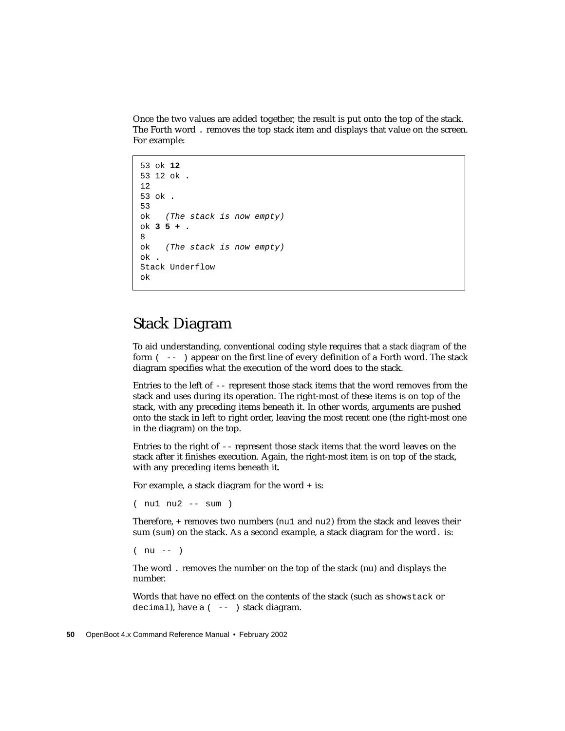Once the two values are added together, the result is put onto the top of the stack. The Forth word `.` removes the top stack item and displays that value on the screen. For example:

```
53 ok 12
53 12 ok .
12
53 ok .
53
ok   (The stack is now empty)
ok 3 5 + .
8
ok   (The stack is now empty)
ok .
Stack Underflow
ok
```

## Stack Diagram

To aid understanding, conventional coding style requires that a *stack diagram* of the form `( -- )` appear on the first line of every definition of a Forth word. The stack diagram specifies what the execution of the word does to the stack.

Entries to the left of `--` represent those stack items that the word removes from the stack and uses during its operation. The right-most of these items is on top of the stack, with any preceding items beneath it. In other words, arguments are pushed onto the stack in left to right order, leaving the most recent one (the right-most one in the diagram) on the top.

Entries to the right of `--` represent those stack items that the word leaves on the stack after it finishes execution. Again, the right-most item is on top of the stack, with any preceding items beneath it.

For example, a stack diagram for the word + is:

```
( nu1 nu2 -- sum )
```

Therefore, + removes two numbers (`nu1` and `nu2`) from the stack and leaves their sum (`sum`) on the stack. As a second example, a stack diagram for the word `.` is:

```
( nu -- )
```

The word `.` removes the number on the top of the stack (nu) and displays the number.

Words that have no effect on the contents of the stack (such as `showstack` or `decimal`), have a `( -- )` stack diagram.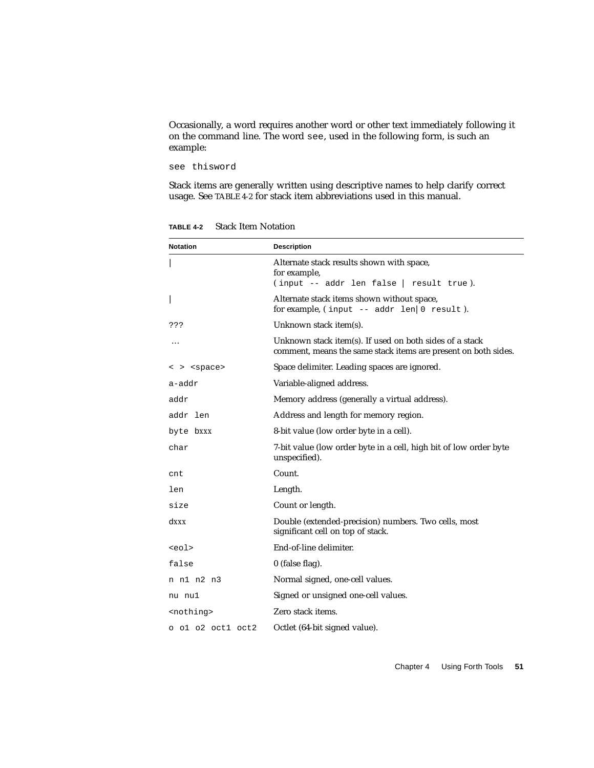Occasionally, a word requires another word or other text immediately following it on the command line. The word `see`, used in the following form, is such an example:

```
see thisword
```

Stack items are generally written using descriptive names to help clarify correct usage. See TABLE 4-2 for stack item abbreviations used in this manual.

**TABLE 4-2** Stack Item Notation

| Notation | Description |
|---|---|
| `|` | Alternate stack results shown with space, for example, `( input -- addr len false | result true )`. |
| `|` | Alternate stack items shown without space, for example, `( input -- addr len|0 result )`. |
| `???` | Unknown stack item(s). |
| … | Unknown stack item(s). If used on both sides of a stack comment, means the same stack items are present on both sides. |
| `< > <space>` | Space delimiter. Leading spaces are ignored. |
| `a-addr` | Variable-aligned address. |
| `addr` | Memory address (generally a virtual address). |
| `addr len` | Address and length for memory region. |
| `byte bxxx` | 8-bit value (low order byte in a cell). |
| `char` | 7-bit value (low order byte in a cell, high bit of low order byte unspecified). |
| `cnt` | Count. |
| `len` | Length. |
| `size` | Count or length. |
| `dxxx` | Double (extended-precision) numbers. Two cells, most significant cell on top of stack. |
| `<eol>` | End-of-line delimiter. |
| `false` | 0 (false flag). |
| `n n1 n2 n3` | Normal signed, one-cell values. |
| `nu nu1` | Signed or unsigned one-cell values. |
| `<nothing>` | Zero stack items. |
| `o o1 o2 oct1 oct2` | Octlet (64-bit signed value). |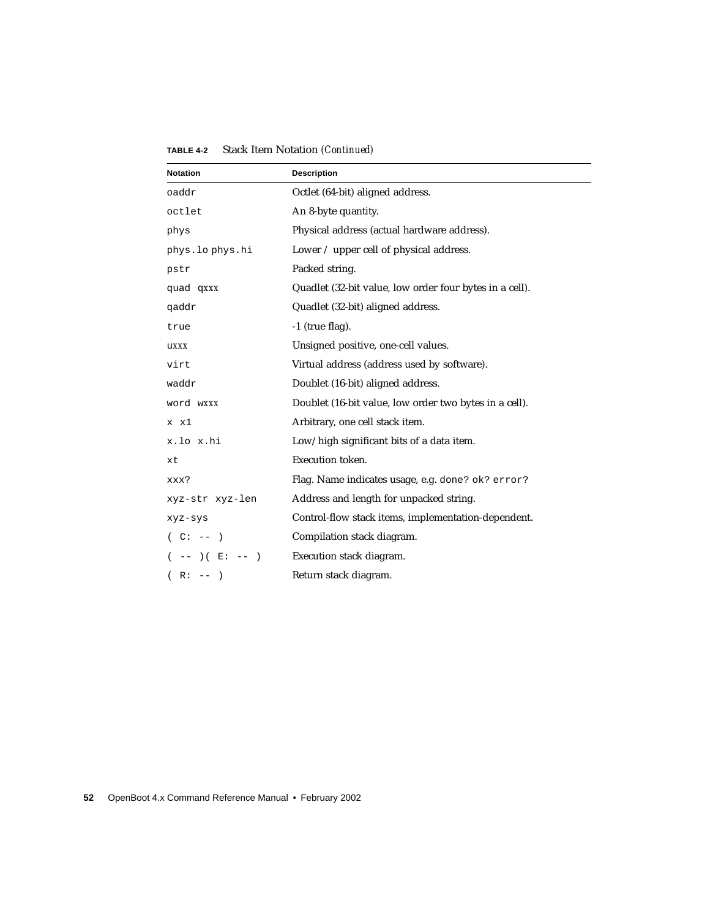**TABLE 4-2** Stack Item Notation *(Continued)*

| Notation | Description |
|---|---|
| `oaddr` | Octlet (64-bit) aligned address. |
| `octlet` | An 8-byte quantity. |
| `phys` | Physical address (actual hardware address). |
| `phys.lo phys.hi` | Lower / upper cell of physical address. |
| `pstr` | Packed string. |
| `quad qxxx` | Quadlet (32-bit value, low order four bytes in a cell). |
| `qaddr` | Quadlet (32-bit) aligned address. |
| `true` | -1 (true flag). |
| `uxxx` | Unsigned positive, one-cell values. |
| `virt` | Virtual address (address used by software). |
| `waddr` | Doublet (16-bit) aligned address. |
| `word wxxx` | Doublet (16-bit value, low order two bytes in a cell). |
| `x x1` | Arbitrary, one cell stack item. |
| `x.lo x.hi` | Low/high significant bits of a data item. |
| `xt` | Execution token. |
| `xxx?` | Flag. Name indicates usage, e.g. `done?` `ok?` `error?` |
| `xyz-str xyz-len` | Address and length for unpacked string. |
| `xyz-sys` | Control-flow stack items, implementation-dependent. |
| `( C: -- )` | Compilation stack diagram. |
| `( -- )( E: -- )` | Execution stack diagram. |
| `( R: -- )` | Return stack diagram. |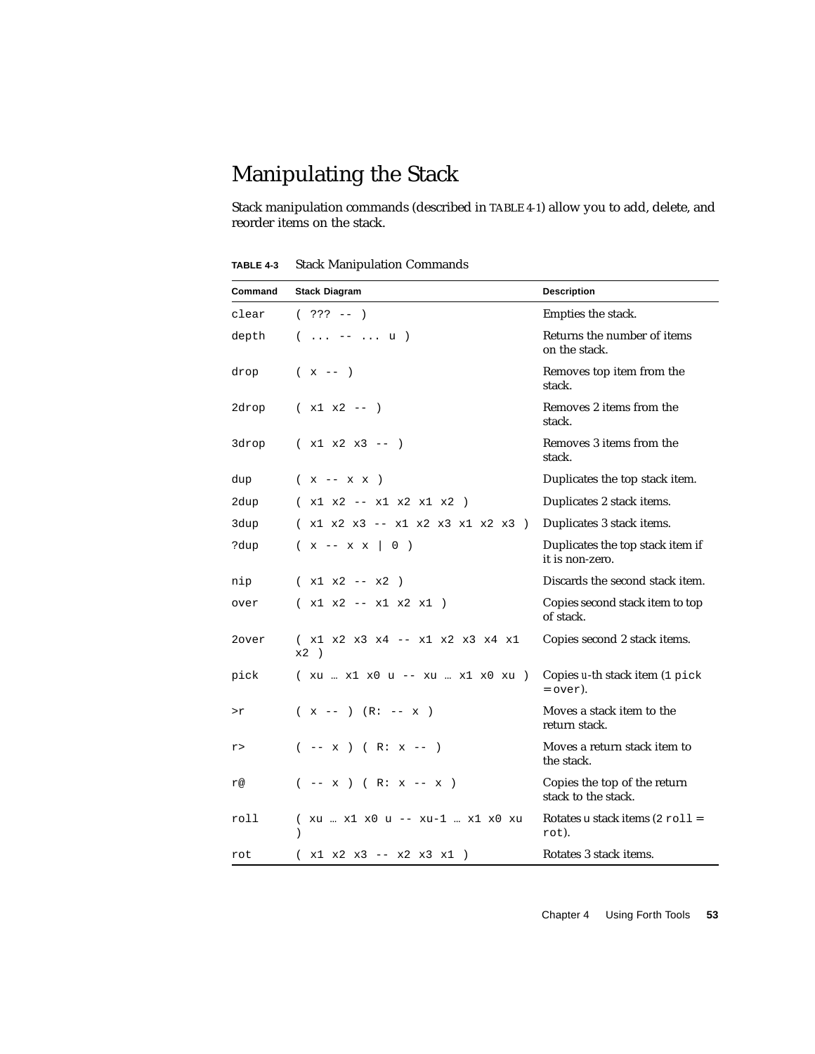## Manipulating the Stack

Stack manipulation commands (described in TABLE 4-1) allow you to add, delete, and reorder items on the stack.

**TABLE 4-3** Stack Manipulation Commands

| Command | Stack Diagram | Description |
|---|---|---|
| `clear` | `( ??? -- )` | Empties the stack. |
| `depth` | `( ... -- ... u )` | Returns the number of items on the stack. |
| `drop` | `( x -- )` | Removes top item from the stack. |
| `2drop` | `( x1 x2 -- )` | Removes 2 items from the stack. |
| `3drop` | `( x1 x2 x3 -- )` | Removes 3 items from the stack. |
| `dup` | `( x -- x x )` | Duplicates the top stack item. |
| `2dup` | `( x1 x2 -- x1 x2 x1 x2 )` | Duplicates 2 stack items. |
| `3dup` | `( x1 x2 x3 -- x1 x2 x3 x1 x2 x3 )` | Duplicates 3 stack items. |
| `?dup` | `( x -- x x \| 0 )` | Duplicates the top stack item if it is non-zero. |
| `nip` | `( x1 x2 -- x2 )` | Discards the second stack item. |
| `over` | `( x1 x2 -- x1 x2 x1 )` | Copies second stack item to top of stack. |
| `2over` | `( x1 x2 x3 x4 -- x1 x2 x3 x4 x1 x2 )` | Copies second 2 stack items. |
| `pick` | `( xu … x1 x0 u -- xu … x1 x0 xu )` | Copies *u*-th stack item (`1 pick` = `over`). |
| `>r` | `( x -- ) (R: -- x )` | Moves a stack item to the return stack. |
| `r>` | `( -- x ) ( R: x -- )` | Moves a return stack item to the stack. |
| `r@` | `( -- x ) ( R: x -- x )` | Copies the top of the return stack to the stack. |
| `roll` | `( xu … x1 x0 u -- xu-1 … x1 x0 xu )` | Rotates u stack items (`2 roll` = `rot`). |
| `rot` | `( x1 x2 x3 -- x2 x3 x1 )` | Rotates 3 stack items. |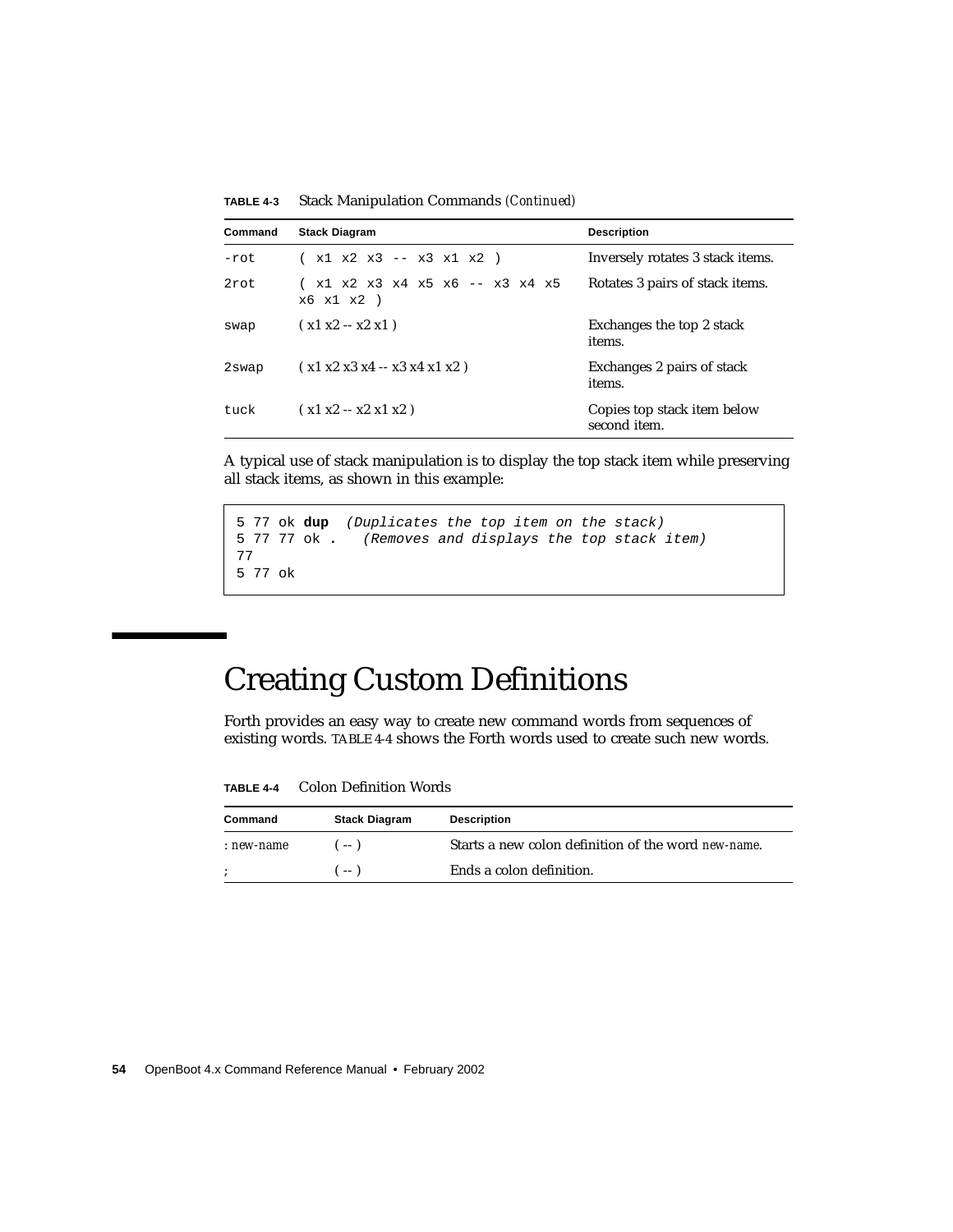**TABLE 4-3** Stack Manipulation Commands *(Continued)*

| Command | Stack Diagram | Description |
|---|---|---|
| `-rot` | `( x1 x2 x3 -- x3 x1 x2 )` | Inversely rotates 3 stack items. |
| `2rot` | `( x1 x2 x3 x4 x5 x6 -- x3 x4 x5 x6 x1 x2 )` | Rotates 3 pairs of stack items. |
| `swap` | ( x1 x2 -- x2 x1 ) | Exchanges the top 2 stack items. |
| `2swap` | ( x1 x2 x3 x4 -- x3 x4 x1 x2 ) | Exchanges 2 pairs of stack items. |
| `tuck` | ( x1 x2 -- x2 x1 x2 ) | Copies top stack item below second item. |

A typical use of stack manipulation is to display the top stack item while preserving all stack items, as shown in this example:

```
5 77 ok dup  (Duplicates the top item on the stack)
5 77 77 ok .   (Removes and displays the top stack item)
77
5 77 ok
```

# Creating Custom Definitions

Forth provides an easy way to create new command words from sequences of existing words. TABLE 4-4 shows the Forth words used to create such new words.

**TABLE 4-4** Colon Definition Words

| Command | Stack Diagram | Description |
|---|---|---|
| : *new-name* | ( -- ) | Starts a new colon definition of the word *new-name*. |
| ; | ( -- ) | Ends a colon definition. |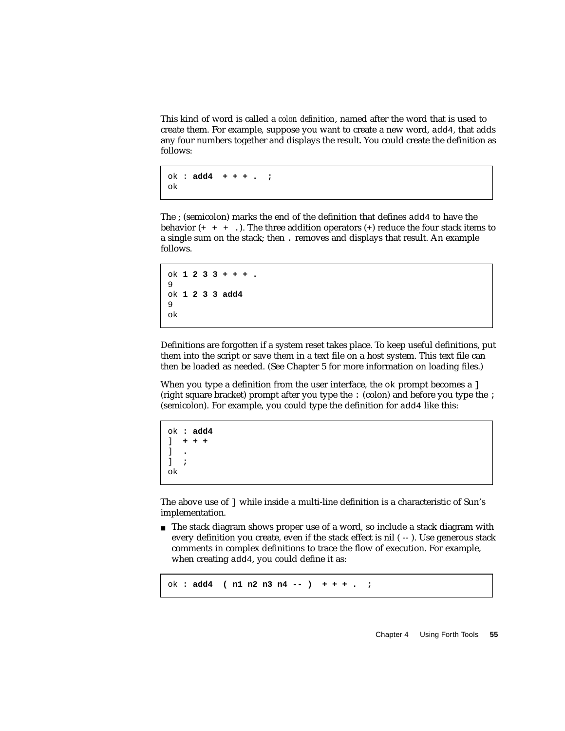This kind of word is called a *colon definition*, named after the word that is used to create them. For example, suppose you want to create a new word, `add4`, that adds any four numbers together and displays the result. You could create the definition as follows:

```
ok : add4  + + + .  ;
ok
```

The ; (semicolon) marks the end of the definition that defines `add4` to have the behavior (`+ + + .`). The three addition operators (+) reduce the four stack items to a single sum on the stack; then `.` removes and displays that result. An example follows.

```
ok 1 2 3 3 + + + .
9
ok 1 2 3 3 add4
9
ok
```

Definitions are forgotten if a system reset takes place. To keep useful definitions, put them into the script or save them in a text file on a host system. This text file can then be loaded as needed. (See Chapter 5 for more information on loading files.)

When you type a definition from the user interface, the `ok` prompt becomes a `]` (right square bracket) prompt after you type the `:` (colon) and before you type the `;` (semicolon). For example, you could type the definition for `add4` like this:

```
ok : add4
]  + + +
]  .
]  ;
ok
```

The above use of `]` while inside a multi-line definition is a characteristic of Sun's implementation.

- The stack diagram shows proper use of a word, so include a stack diagram with every definition you create, even if the stack effect is nil ( -- ). Use generous stack comments in complex definitions to trace the flow of execution. For example, when creating `add4`, you could define it as:

```
ok : add4  ( n1 n2 n3 n4 -- )  + + + .  ;
```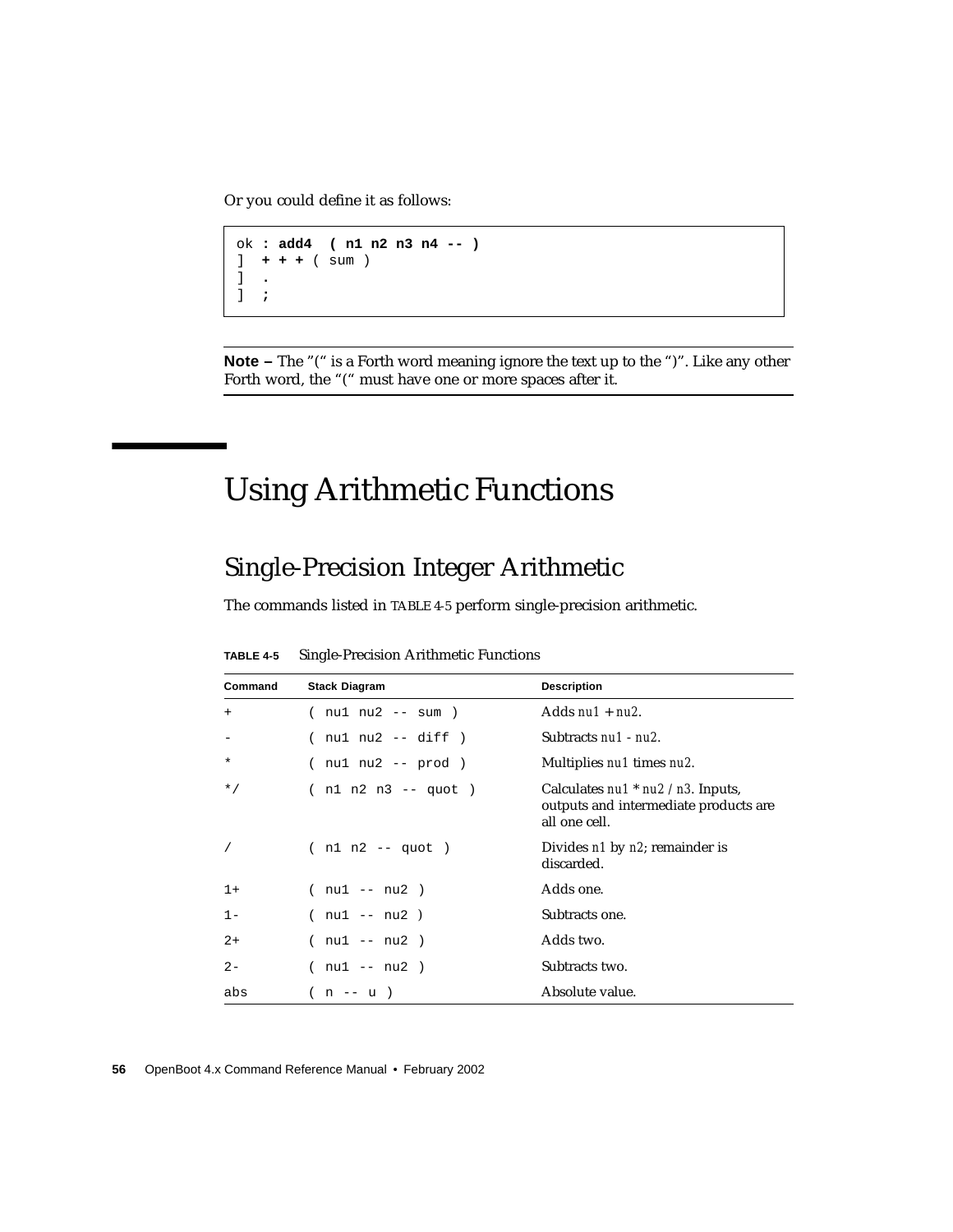Or you could define it as follows:

```
ok : add4  ( n1 n2 n3 n4 -- )
]  + + + ( sum )
]  .
]  ;
```

**Note –** The "(" is a Forth word meaning ignore the text up to the ")". Like any other Forth word, the "(" must have one or more spaces after it.

# Using Arithmetic Functions

## Single-Precision Integer Arithmetic

The commands listed in TABLE 4-5 perform single-precision arithmetic.

**TABLE 4-5** Single-Precision Arithmetic Functions

| Command | Stack Diagram | Description |
|---|---|---|
| `+` | `( nu1 nu2 -- sum )` | Adds *nu1* + *nu2*. |
| `-` | `( nu1 nu2 -- diff )` | Subtracts *nu1* - *nu2*. |
| `*` | `( nu1 nu2 -- prod )` | Multiplies *nu1* times *nu2*. |
| `*/` | `( n1 n2 n3 -- quot )` | Calculates *nu1* * *nu2* / *n3*. Inputs, outputs and intermediate products are all one cell. |
| `/` | `( n1 n2 -- quot )` | Divides *n1* by *n2*; remainder is discarded. |
| `1+` | `( nu1 -- nu2 )` | Adds one. |
| `1-` | `( nu1 -- nu2 )` | Subtracts one. |
| `2+` | `( nu1 -- nu2 )` | Adds two. |
| `2-` | `( nu1 -- nu2 )` | Subtracts two. |
| `abs` | `( n -- u )` | Absolute value. |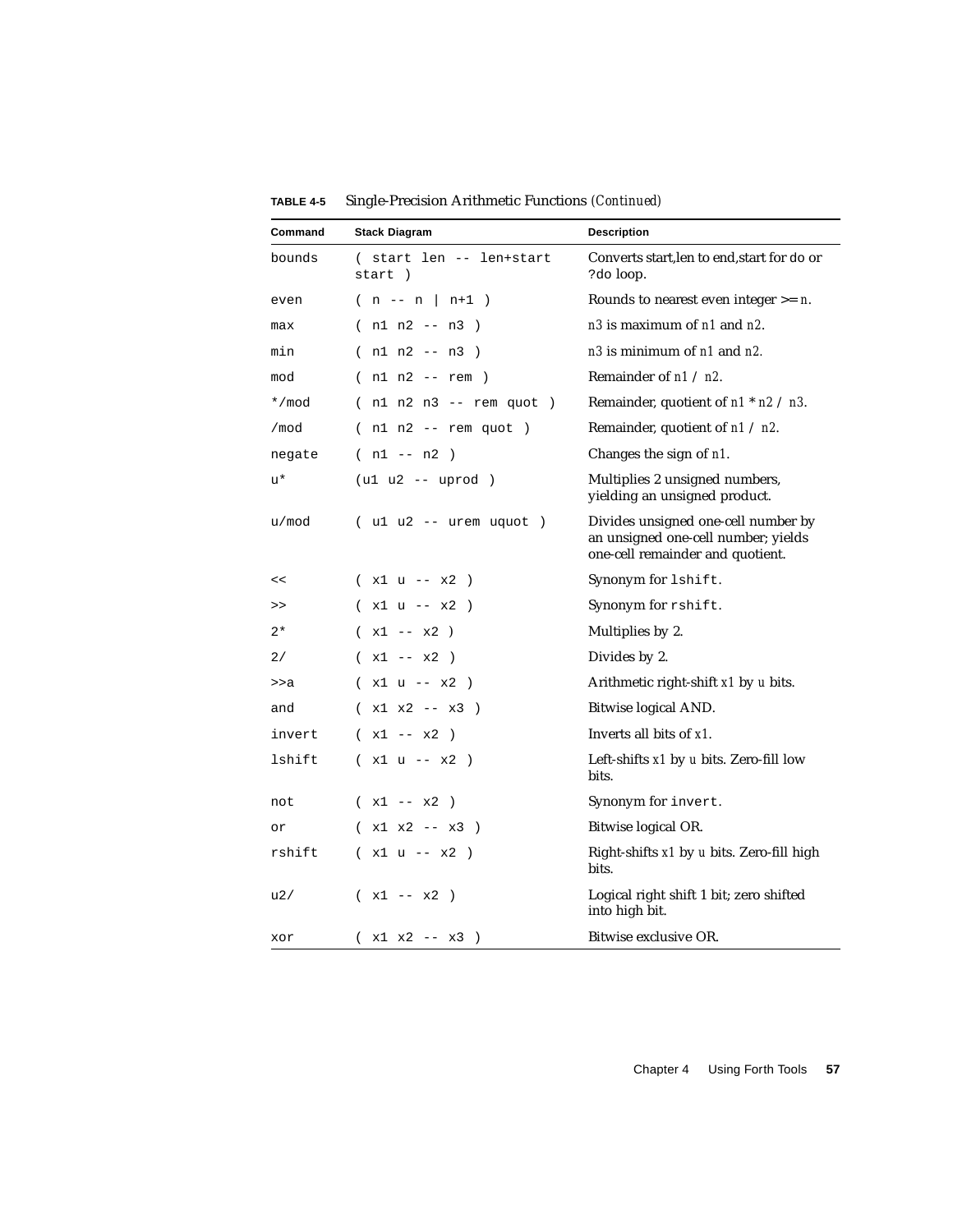**TABLE 4-5** Single-Precision Arithmetic Functions *(Continued)*

| Command | Stack Diagram | Description |
|---|---|---|
| `bounds` | `( start len -- len+start start )` | Converts start,len to end,start for `do` or `?do` loop. |
| `even` | `( n -- n \| n+1 )` | Rounds to nearest even integer >= *n*. |
| `max` | `( n1 n2 -- n3 )` | *n3* is maximum of *n1* and *n2*. |
| `min` | `( n1 n2 -- n3 )` | *n3* is minimum of *n1* and *n2*. |
| `mod` | `( n1 n2 -- rem )` | Remainder of *n1* / *n2*. |
| `*/mod` | `( n1 n2 n3 -- rem quot )` | Remainder, quotient of *n1* * *n2* / *n3*. |
| `/mod` | `( n1 n2 -- rem quot )` | Remainder, quotient of *n1* / *n2*. |
| `negate` | `( n1 -- n2 )` | Changes the sign of *n1*. |
| `u*` | `(u1 u2 -- uprod )` | Multiplies 2 unsigned numbers, yielding an unsigned product. |
| `u/mod` | `( u1 u2 -- urem uquot )` | Divides unsigned one-cell number by an unsigned one-cell number; yields one-cell remainder and quotient. |
| `<<` | `( x1 u -- x2 )` | Synonym for `lshift`. |
| `>>` | `( x1 u -- x2 )` | Synonym for `rshift`. |
| `2*` | `( x1 -- x2 )` | Multiplies by 2. |
| `2/` | `( x1 -- x2 )` | Divides by 2. |
| `>>a` | `( x1 u -- x2 )` | Arithmetic right-shift *x1* by *u* bits. |
| `and` | `( x1 x2 -- x3 )` | Bitwise logical AND. |
| `invert` | `( x1 -- x2 )` | Inverts all bits of *x1*. |
| `lshift` | `( x1 u -- x2 )` | Left-shifts *x1* by *u* bits. Zero-fill low bits. |
| `not` | `( x1 -- x2 )` | Synonym for `invert`. |
| `or` | `( x1 x2 -- x3 )` | Bitwise logical OR. |
| `rshift` | `( x1 u -- x2 )` | Right-shifts *x1* by *u* bits. Zero-fill high bits. |
| `u2/` | `( x1 -- x2 )` | Logical right shift 1 bit; zero shifted into high bit. |
| `xor` | `( x1 x2 -- x3 )` | Bitwise exclusive OR. |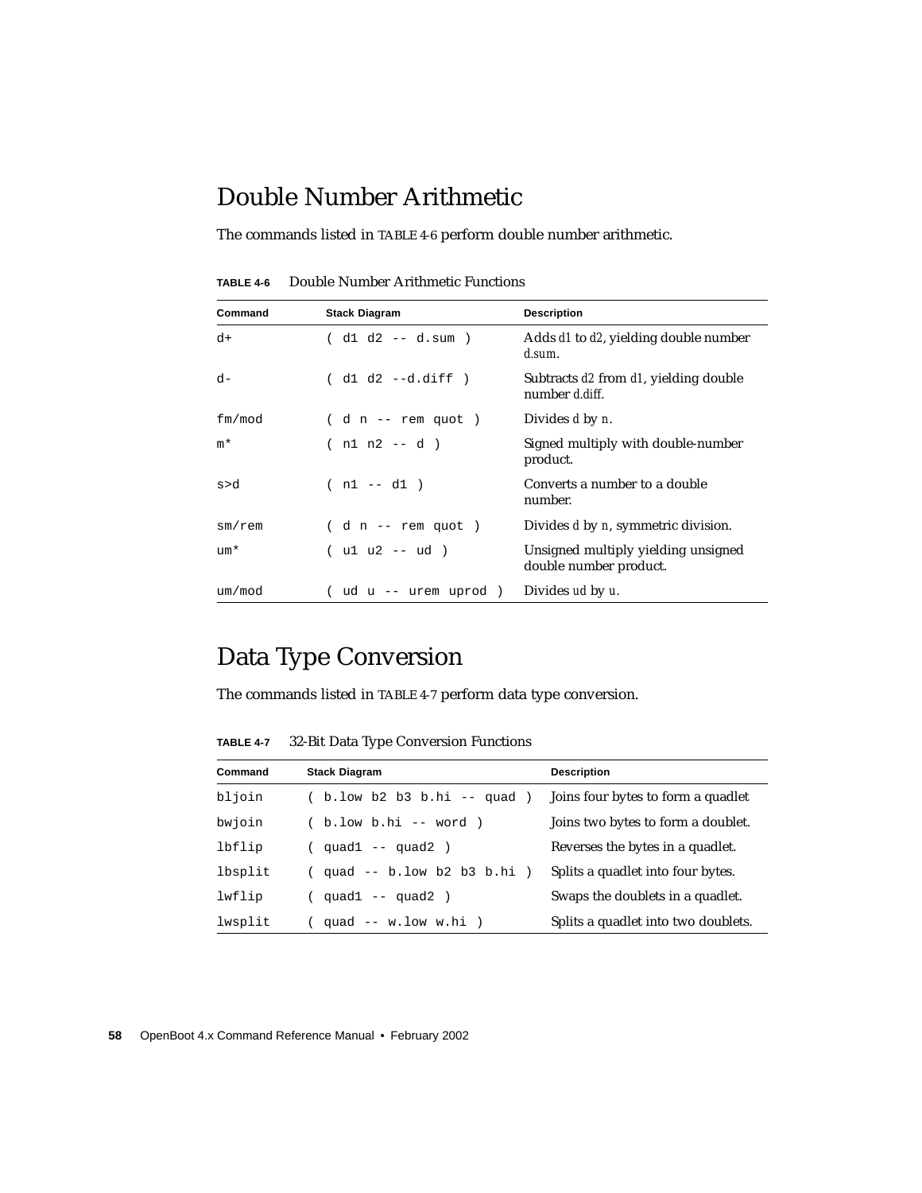## Double Number Arithmetic

The commands listed in TABLE 4-6 perform double number arithmetic.

**TABLE 4-6** Double Number Arithmetic Functions

| Command | Stack Diagram | Description |
|---|---|---|
| `d+` | `( d1 d2 -- d.sum )` | Adds *d1* to *d2*, yielding double number *d.sum*. |
| `d-` | `( d1 d2 --d.diff )` | Subtracts *d2* from *d1*, yielding double number *d.diff*. |
| `fm/mod` | `( d n -- rem quot )` | Divides *d* by *n*. |
| `m*` | `( n1 n2 -- d )` | Signed multiply with double-number product. |
| `s>d` | `( n1 -- d1 )` | Converts a number to a double number. |
| `sm/rem` | `( d n -- rem quot )` | Divides *d* by *n*, symmetric division. |
| `um*` | `( u1 u2 -- ud )` | Unsigned multiply yielding unsigned double number product. |
| `um/mod` | `( ud u -- urem uprod )` | Divides *ud* by *u*. |

## Data Type Conversion

The commands listed in TABLE 4-7 perform data type conversion.

**TABLE 4-7** 32-Bit Data Type Conversion Functions

| Command | Stack Diagram | Description |
|---|---|---|
| `bljoin` | `( b.low b2 b3 b.hi -- quad )` | Joins four bytes to form a quadlet |
| `bwjoin` | `( b.low b.hi -- word )` | Joins two bytes to form a doublet. |
| `lbflip` | `( quad1 -- quad2 )` | Reverses the bytes in a quadlet. |
| `lbsplit` | `( quad -- b.low b2 b3 b.hi )` | Splits a quadlet into four bytes. |
| `lwflip` | `( quad1 -- quad2 )` | Swaps the doublets in a quadlet. |
| `lwsplit` | `( quad -- w.low w.hi )` | Splits a quadlet into two doublets. |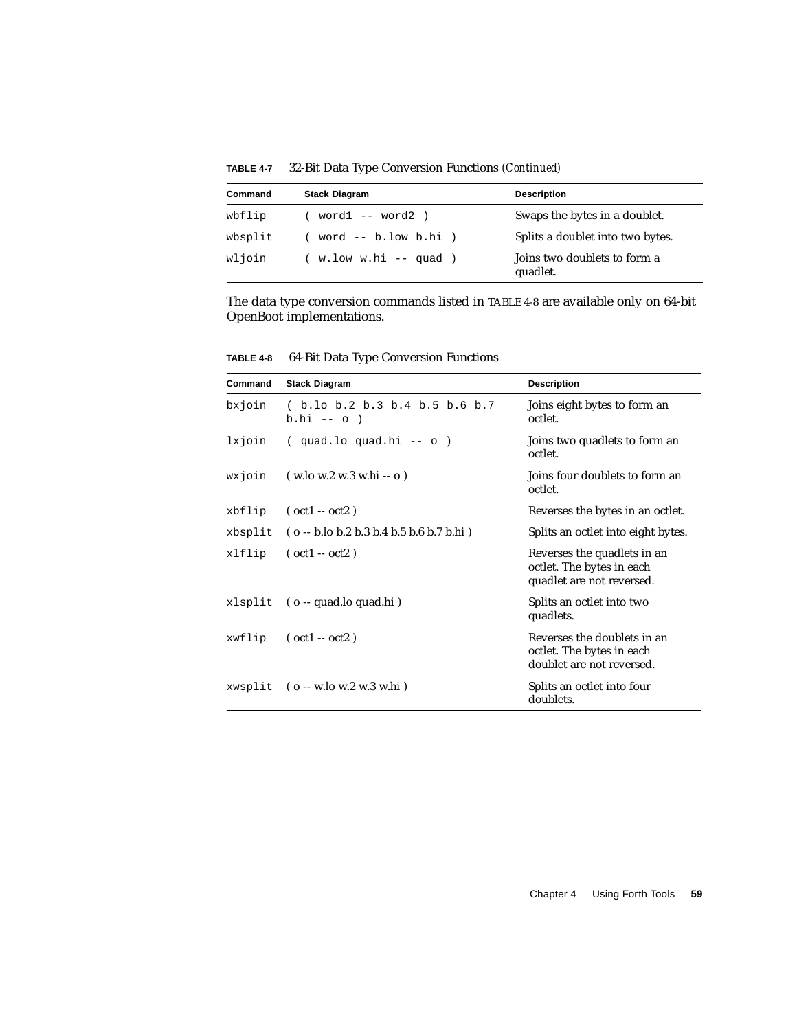**TABLE 4-7** 32-Bit Data Type Conversion Functions *(Continued)*

| Command | Stack Diagram | Description |
|---|---|---|
| `wbflip` | `( word1 -- word2 )` | Swaps the bytes in a doublet. |
| `wbsplit` | `( word -- b.low b.hi )` | Splits a doublet into two bytes. |
| `wljoin` | `( w.low w.hi -- quad )` | Joins two doublets to form a quadlet. |

The data type conversion commands listed in TABLE 4-8 are available only on 64-bit OpenBoot implementations.

**TABLE 4-8** 64-Bit Data Type Conversion Functions

| Command | Stack Diagram | Description |
|---|---|---|
| `bxjoin` | `( b.lo b.2 b.3 b.4 b.5 b.6 b.7 b.hi -- o )` | Joins eight bytes to form an octlet. |
| `lxjoin` | `( quad.lo quad.hi -- o )` | Joins two quadlets to form an octlet. |
| `wxjoin` | ( w.lo w.2 w.3 w.hi -- o ) | Joins four doublets to form an octlet. |
| `xbflip` | ( oct1 -- oct2 ) | Reverses the bytes in an octlet. |
| `xbsplit` | ( o -- b.lo b.2 b.3 b.4 b.5 b.6 b.7 b.hi ) | Splits an octlet into eight bytes. |
| `xlflip` | ( oct1 -- oct2 ) | Reverses the quadlets in an octlet. The bytes in each quadlet are not reversed. |
| `xlsplit` | ( o -- quad.lo quad.hi ) | Splits an octlet into two quadlets. |
| `xwflip` | ( oct1 -- oct2 ) | Reverses the doublets in an octlet. The bytes in each doublet are not reversed. |
| `xwsplit` | ( o -- w.lo w.2 w.3 w.hi ) | Splits an octlet into four doublets. |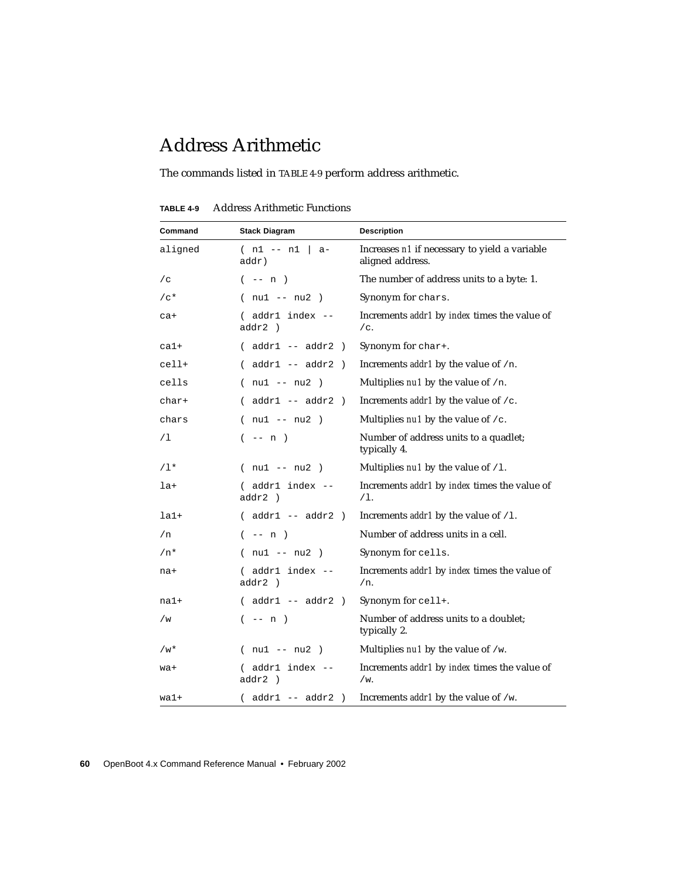# Address Arithmetic

The commands listed in TABLE 4-9 perform address arithmetic.

**TABLE 4-9** Address Arithmetic Functions

| Command | Stack Diagram | Description |
|---|---|---|
| `aligned` | `( n1 -- n1 \| a-addr)` | Increases *n1* if necessary to yield a variable aligned address. |
| `/c` | `( -- n )` | The number of address units to a byte: 1. |
| `/c*` | `( nu1 -- nu2 )` | Synonym for `chars`. |
| `ca+` | `( addr1 index -- addr2 )` | Increments *addr1* by *index* times the value of `/c`. |
| `ca1+` | `( addr1 -- addr2 )` | Synonym for `char+`. |
| `cell+` | `( addr1 -- addr2 )` | Increments *addr1* by the value of `/n`. |
| `cells` | `( nu1 -- nu2 )` | Multiplies *nu1* by the value of `/n`. |
| `char+` | `( addr1 -- addr2 )` | Increments *addr1* by the value of `/c`. |
| `chars` | `( nu1 -- nu2 )` | Multiplies *nu1* by the value of `/c`. |
| `/l` | `( -- n )` | Number of address units to a quadlet; typically 4. |
| `/l*` | `( nu1 -- nu2 )` | Multiplies *nu1* by the value of `/l`. |
| `la+` | `( addr1 index -- addr2 )` | Increments *addr1* by *index* times the value of `/l`. |
| `la1+` | `( addr1 -- addr2 )` | Increments *addr1* by the value of `/l`. |
| `/n` | `( -- n )` | Number of address units in a cell. |
| `/n*` | `( nu1 -- nu2 )` | Synonym for `cells`. |
| `na+` | `( addr1 index -- addr2 )` | Increments *addr1* by *index* times the value of `/n`. |
| `na1+` | `( addr1 -- addr2 )` | Synonym for `cell+`. |
| `/w` | `( -- n )` | Number of address units to a doublet; typically 2. |
| `/w*` | `( nu1 -- nu2 )` | Multiplies *nu1* by the value of `/w`. |
| `wa+` | `( addr1 index -- addr2 )` | Increments *addr1* by *index* times the value of `/w`. |
| `wa1+` | `( addr1 -- addr2 )` | Increments *addr1* by the value of `/w`. |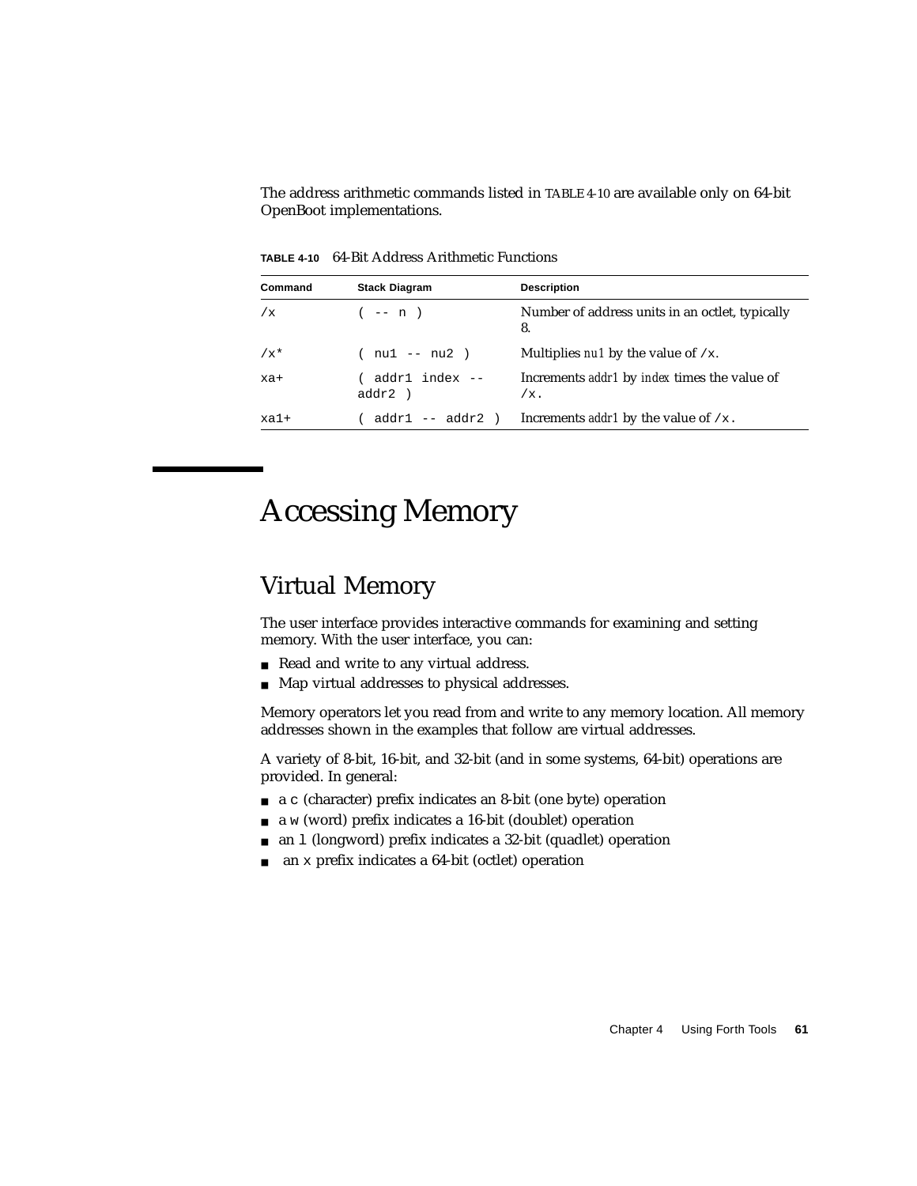The address arithmetic commands listed in TABLE 4-10 are available only on 64-bit OpenBoot implementations.

**TABLE 4-10** 64-Bit Address Arithmetic Functions

| Command | Stack Diagram | Description |
|---|---|---|
| `/x` | `( -- n )` | Number of address units in an octlet, typically 8. |
| `/x*` | `( nu1 -- nu2 )` | Multiplies *nu1* by the value of `/x`. |
| `xa+` | `( addr1 index -- addr2 )` | Increments *addr1* by *index* times the value of `/x`. |
| `xa1+` | `( addr1 -- addr2 )` | Increments *addr1* by the value of `/x`. |

# Accessing Memory

## Virtual Memory

The user interface provides interactive commands for examining and setting memory. With the user interface, you can:

- Read and write to any virtual address.
- Map virtual addresses to physical addresses.

Memory operators let you read from and write to any memory location. All memory addresses shown in the examples that follow are virtual addresses.

A variety of 8-bit, 16-bit, and 32-bit (and in some systems, 64-bit) operations are provided. In general:

- a `c` (character) prefix indicates an 8-bit (one byte) operation
- a `w` (word) prefix indicates a 16-bit (doublet) operation
- an `l` (longword) prefix indicates a 32-bit (quadlet) operation
- an `x` prefix indicates a 64-bit (octlet) operation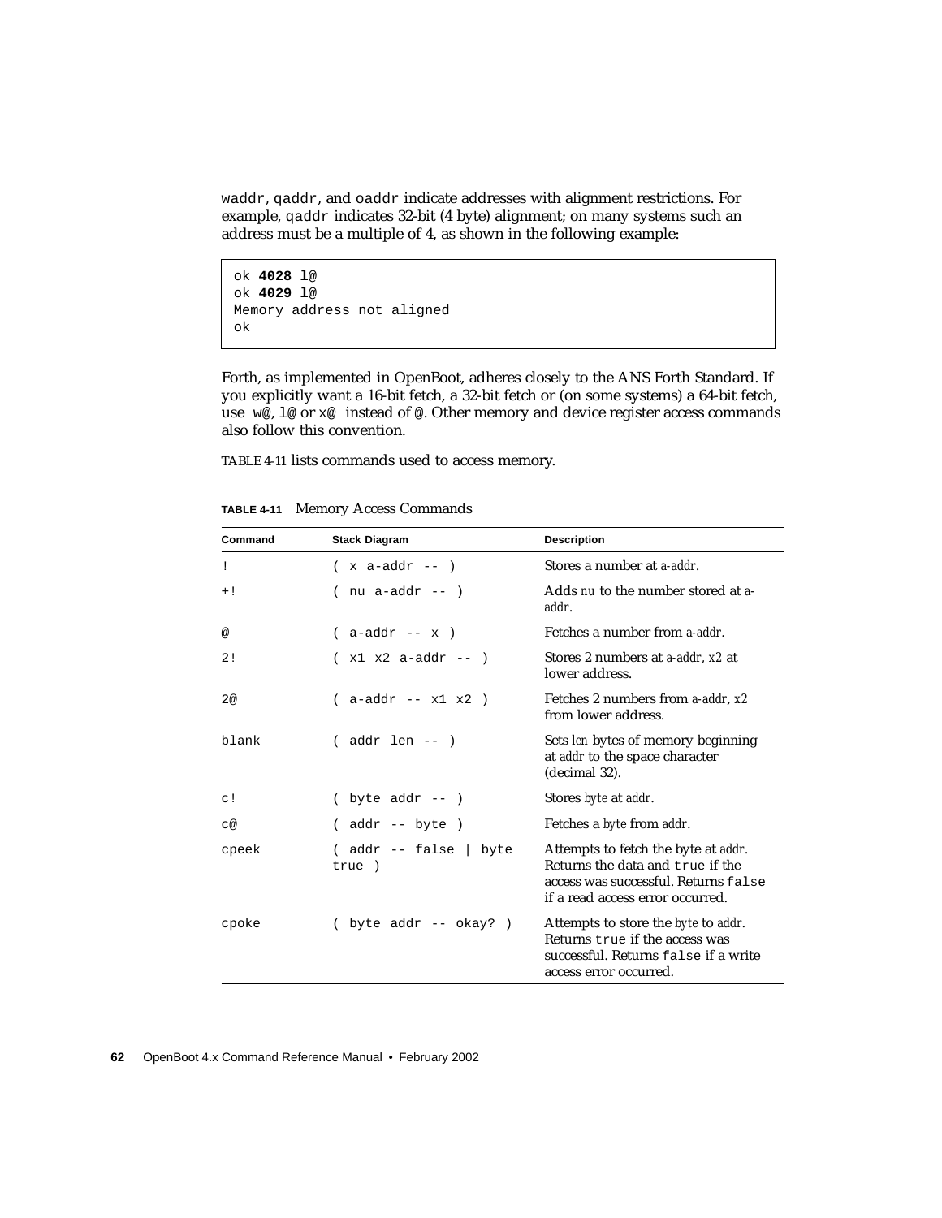`waddr`, `qaddr`, and `oaddr` indicate addresses with alignment restrictions. For example, `qaddr` indicates 32-bit (4 byte) alignment; on many systems such an address must be a multiple of 4, as shown in the following example:

```
ok 4028 l@
ok 4029 l@
Memory address not aligned
ok
```

Forth, as implemented in OpenBoot, adheres closely to the ANS Forth Standard. If you explicitly want a 16-bit fetch, a 32-bit fetch or (on some systems) a 64-bit fetch, use `w@`, `l@` or `x@` instead of `@`. Other memory and device register access commands also follow this convention.

TABLE 4-11 lists commands used to access memory.

**TABLE 4-11** Memory Access Commands

| Command | Stack Diagram | Description |
|---|---|---|
| `!` | `( x a-addr -- )` | Stores a number at *a-addr*. |
| `+!` | `( nu a-addr -- )` | Adds *nu* to the number stored at *a-addr*. |
| `@` | `( a-addr -- x )` | Fetches a number from *a-addr*. |
| `2!` | `( x1 x2 a-addr -- )` | Stores 2 numbers at *a-addr*, *x2* at lower address. |
| `2@` | `( a-addr -- x1 x2 )` | Fetches 2 numbers from *a-addr*, *x2* from lower address. |
| `blank` | `( addr len -- )` | Sets *len* bytes of memory beginning at *addr* to the space character (decimal 32). |
| `c!` | `( byte addr -- )` | Stores *byte* at *addr*. |
| `c@` | `( addr -- byte )` | Fetches a *byte* from *addr*. |
| `cpeek` | `( addr -- false \| byte true )` | Attempts to fetch the byte at *addr*. Returns the data and `true` if the access was successful. Returns `false` if a read access error occurred. |
| `cpoke` | `( byte addr -- okay? )` | Attempts to store the *byte* to *addr*. Returns `true` if the access was successful. Returns `false` if a write access error occurred. |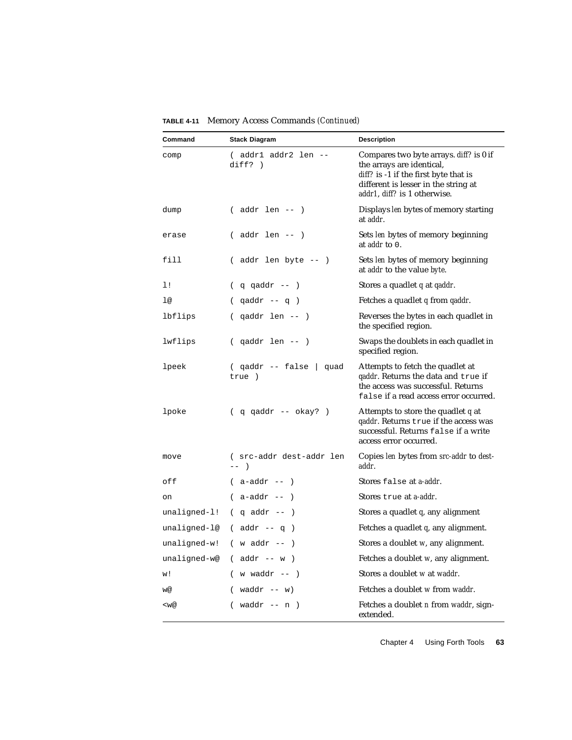**TABLE 4-11** Memory Access Commands *(Continued)*

| Command | Stack Diagram | Description |
|---|---|---|
| `comp` | `( addr1 addr2 len -- diff? )` | Compares two byte arrays. *diff?* is 0 if the arrays are identical, *diff?* is -1 if the first byte that is different is lesser in the string at *addr1*, *diff?* is 1 otherwise. |
| `dump` | `( addr len -- )` | Displays *len* bytes of memory starting at *addr*. |
| `erase` | `( addr len -- )` | Sets *len* bytes of memory beginning at *addr* to `0`. |
| `fill` | `( addr len byte -- )` | Sets *len* bytes of memory beginning at *addr* to the value *byte*. |
| `l!` | `( q qaddr -- )` | Stores a quadlet *q* at *qaddr*. |
| `l@` | `( qaddr -- q )` | Fetches a quadlet *q* from *qaddr*. |
| `lbflips` | `( qaddr len -- )` | Reverses the bytes in each quadlet in the specified region. |
| `lwflips` | `( qaddr len -- )` | Swaps the doublets in each quadlet in specified region. |
| `lpeek` | `( qaddr -- false \| quad true )` | Attempts to fetch the quadlet at *qaddr*. Returns the data and `true` if the access was successful. Returns `false` if a read access error occurred. |
| `lpoke` | `( q qaddr -- okay? )` | Attempts to store the quadlet *q* at *qaddr*. Returns `true` if the access was successful. Returns `false` if a write access error occurred. |
| `move` | `( src-addr dest-addr len -- )` | Copies *len* bytes from *src-addr* to *dest-addr*. |
| `off` | `( a-addr -- )` | Stores `false` at *a-addr*. |
| `on` | `( a-addr -- )` | Stores `true` at *a-addr*. |
| `unaligned-l!` | `( q addr -- )` | Stores a quadlet *q*, any alignment |
| `unaligned-l@` | `( addr -- q )` | Fetches a quadlet *q*, any alignment. |
| `unaligned-w!` | `( w addr -- )` | Stores a doublet *w*, any alignment. |
| `unaligned-w@` | `( addr -- w )` | Fetches a doublet *w*, any alignment. |
| `w!` | `( w waddr -- )` | Stores a doublet *w* at *waddr*. |
| `w@` | `( waddr -- w)` | Fetches a doublet *w* from *waddr*. |
| `<w@` | `( waddr -- n )` | Fetches a doublet *n* from *waddr*, sign-extended. |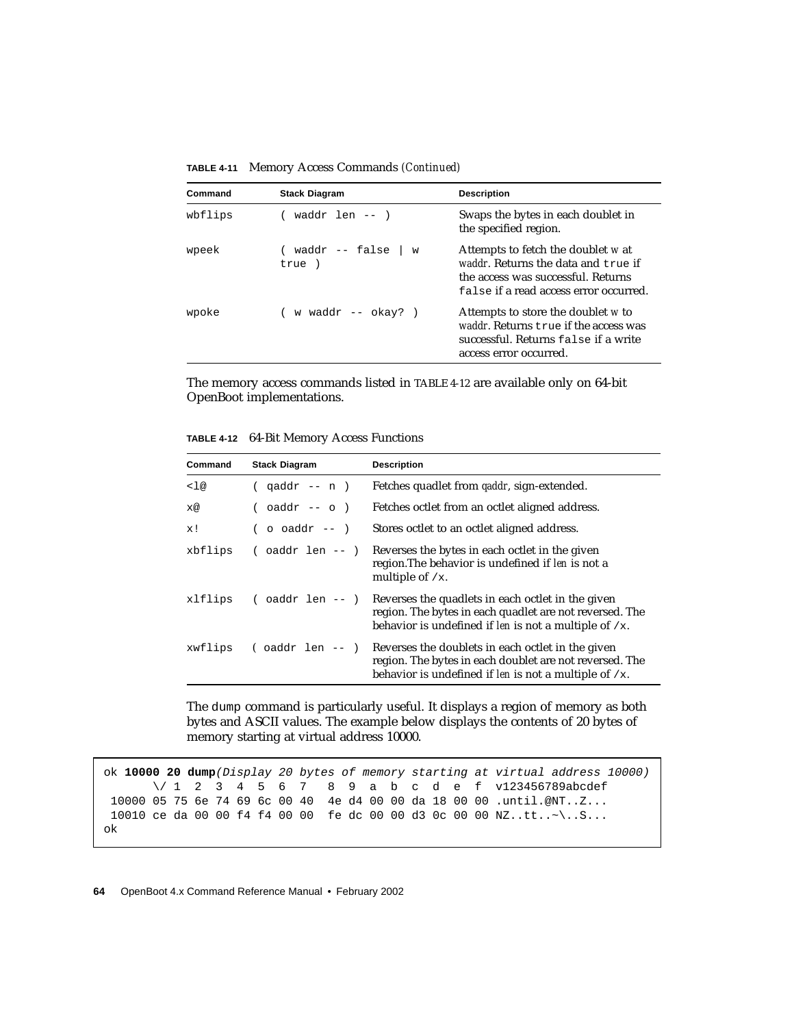**TABLE 4-11** Memory Access Commands *(Continued)*

| Command | Stack Diagram | Description |
|---|---|---|
| `wbflips` | `( waddr len -- )` | Swaps the bytes in each doublet in the specified region. |
| `wpeek` | `( waddr -- false \| w true )` | Attempts to fetch the doublet *w* at *waddr*. Returns the data and `true` if the access was successful. Returns `false` if a read access error occurred. |
| `wpoke` | `( w waddr -- okay? )` | Attempts to store the doublet *w* to *waddr*. Returns `true` if the access was successful. Returns `false` if a write access error occurred. |

The memory access commands listed in TABLE 4-12 are available only on 64-bit OpenBoot implementations.

**TABLE 4-12** 64-Bit Memory Access Functions

| Command | Stack Diagram | Description |
|---|---|---|
| `<l@` | `( qaddr -- n )` | Fetches quadlet from *qaddr*, sign-extended. |
| `x@` | `( oaddr -- o )` | Fetches octlet from an octlet aligned address. |
| `x!` | `( o oaddr -- )` | Stores octlet to an octlet aligned address. |
| `xbflips` | `( oaddr len -- )` | Reverses the bytes in each octlet in the given region.The behavior is undefined if *len* is not a multiple of `/x`. |
| `xlflips` | `( oaddr len -- )` | Reverses the quadlets in each octlet in the given region. The bytes in each quadlet are not reversed. The behavior is undefined if *len* is not a multiple of `/x`. |
| `xwflips` | `( oaddr len -- )` | Reverses the doublets in each octlet in the given region. The bytes in each doublet are not reversed. The behavior is undefined if *len* is not a multiple of `/x`. |

The `dump` command is particularly useful. It displays a region of memory as both bytes and ASCII values. The example below displays the contents of 20 bytes of memory starting at virtual address 10000.

```
ok 10000 20 dump(Display 20 bytes of memory starting at virtual address 10000)
      \/ 1  2  3  4  5  6  7   8  9  a  b  c  d  e  f  v123456789abcdef
 10000 05 75 6e 74 69 6c 00 40  4e d4 00 00 da 18 00 00 .until.@NT..Z...
 10010 ce da 00 00 f4 f4 00 00  fe dc 00 00 d3 0c 00 00 NZ..tt..~\..S...
ok
```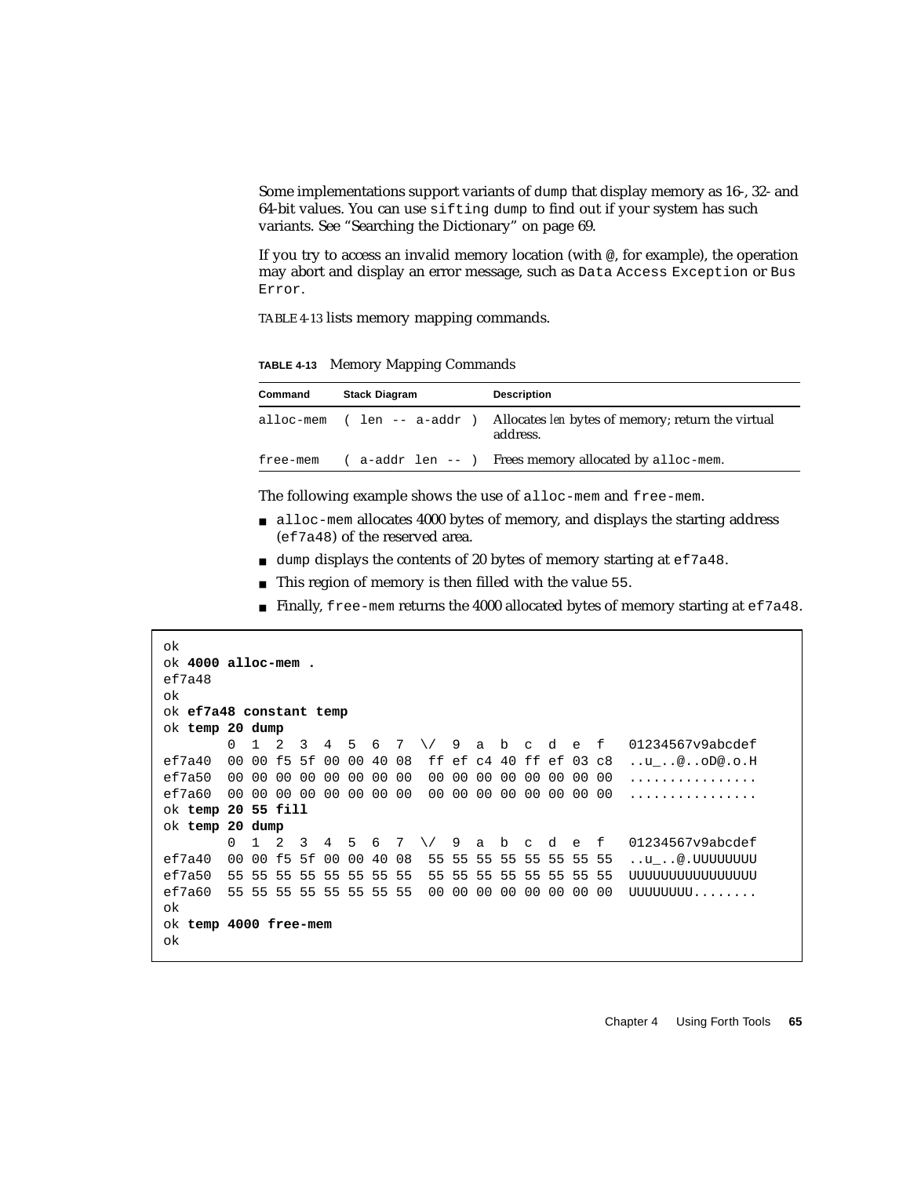Some implementations support variants of `dump` that display memory as 16-, 32- and 64-bit values. You can use `sifting dump` to find out if your system has such variants. See "Searching the Dictionary" on page 69.

If you try to access an invalid memory location (with `@`, for example), the operation may abort and display an error message, such as `Data Access Exception` or `Bus Error`.

TABLE 4-13 lists memory mapping commands.

**TABLE 4-13** Memory Mapping Commands

| Command | Stack Diagram | Description |
|---|---|---|
| `alloc-mem` | `( len -- a-addr )` | Allocates *len* bytes of memory; return the virtual address. |
| `free-mem` | `( a-addr len -- )` | Frees memory allocated by `alloc-mem`. |

The following example shows the use of `alloc-mem` and `free-mem`.

- `alloc-mem` allocates 4000 bytes of memory, and displays the starting address (`ef7a48`) of the reserved area.
- `dump` displays the contents of 20 bytes of memory starting at `ef7a48`.
- This region of memory is then filled with the value `55`.
- Finally, `free-mem` returns the 4000 allocated bytes of memory starting at `ef7a48`.

```
ok
ok 4000 alloc-mem .
ef7a48
ok
ok ef7a48 constant temp
ok temp 20 dump
        0  1  2  3  4  5  6  7  \/  9  a  b  c  d  e  f   01234567v9abcdef
ef7a40  00 00 f5 5f 00 00 40 08  ff ef c4 40 ff ef 03 c8  ..u_..@..oD@.o.H
ef7a50  00 00 00 00 00 00 00 00  00 00 00 00 00 00 00 00  ................
ef7a60  00 00 00 00 00 00 00 00  00 00 00 00 00 00 00 00  ................
ok temp 20 55 fill
ok temp 20 dump
        0  1  2  3  4  5  6  7  \/  9  a  b  c  d  e  f   01234567v9abcdef
ef7a40  00 00 f5 5f 00 00 40 08  55 55 55 55 55 55 55 55  ..u_..@.UUUUUUUU
ef7a50  55 55 55 55 55 55 55 55  55 55 55 55 55 55 55 55  UUUUUUUUUUUUUUUU
ef7a60  55 55 55 55 55 55 55 55  00 00 00 00 00 00 00 00  UUUUUUUU........
ok
ok temp 4000 free-mem
ok
```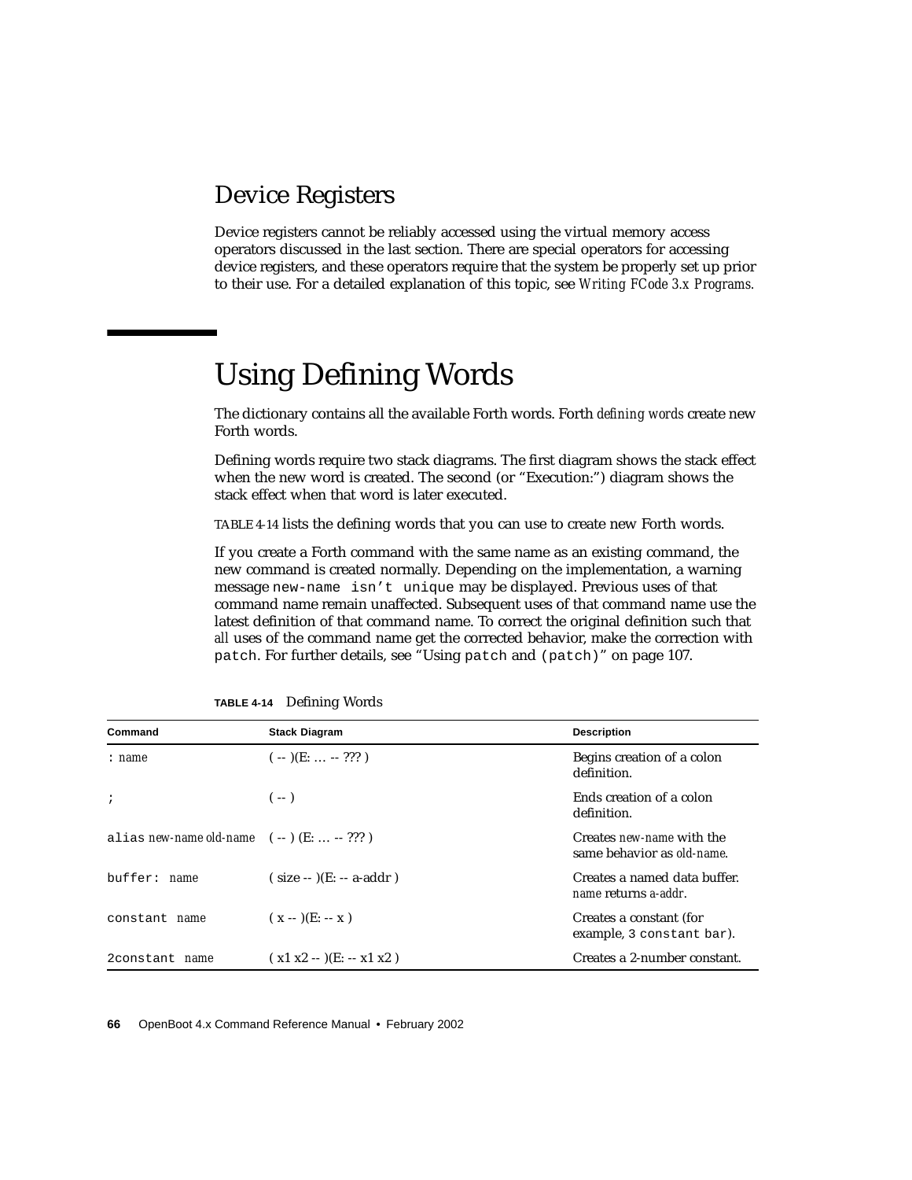## Device Registers

Device registers cannot be reliably accessed using the virtual memory access operators discussed in the last section. There are special operators for accessing device registers, and these operators require that the system be properly set up prior to their use. For a detailed explanation of this topic, see *Writing FCode 3.x Programs*.

# Using Defining Words

The dictionary contains all the available Forth words. Forth *defining words* create new Forth words.

Defining words require two stack diagrams. The first diagram shows the stack effect when the new word is created. The second (or "Execution:") diagram shows the stack effect when that word is later executed.

TABLE 4-14 lists the defining words that you can use to create new Forth words.

If you create a Forth command with the same name as an existing command, the new command is created normally. Depending on the implementation, a warning message `new-name isn't unique` may be displayed. Previous uses of that command name remain unaffected. Subsequent uses of that command name use the latest definition of that command name. To correct the original definition such that *all* uses of the command name get the corrected behavior, make the correction with `patch`. For further details, see "Using `patch` and `(patch)`" on page 107.

**TABLE 4-14** Defining Words

| Command | Stack Diagram | Description |
|---|---|---|
| `:` *name* | ( -- )(E: … -- ??? ) | Begins creation of a colon definition. |
| `;` | ( -- ) | Ends creation of a colon definition. |
| `alias` *new-name old-name* | ( -- ) (E: … -- ??? ) | Creates *new-name* with the same behavior as *old-name*. |
| `buffer:` *name* | ( size -- )(E: -- a-addr ) | Creates a named data buffer. *name* returns *a-addr*. |
| `constant` *name* | ( x -- )(E: -- x ) | Creates a constant (for example, `3 constant bar`). |
| `2constant` *name* | ( x1 x2 -- )(E: -- x1 x2 ) | Creates a 2-number constant. |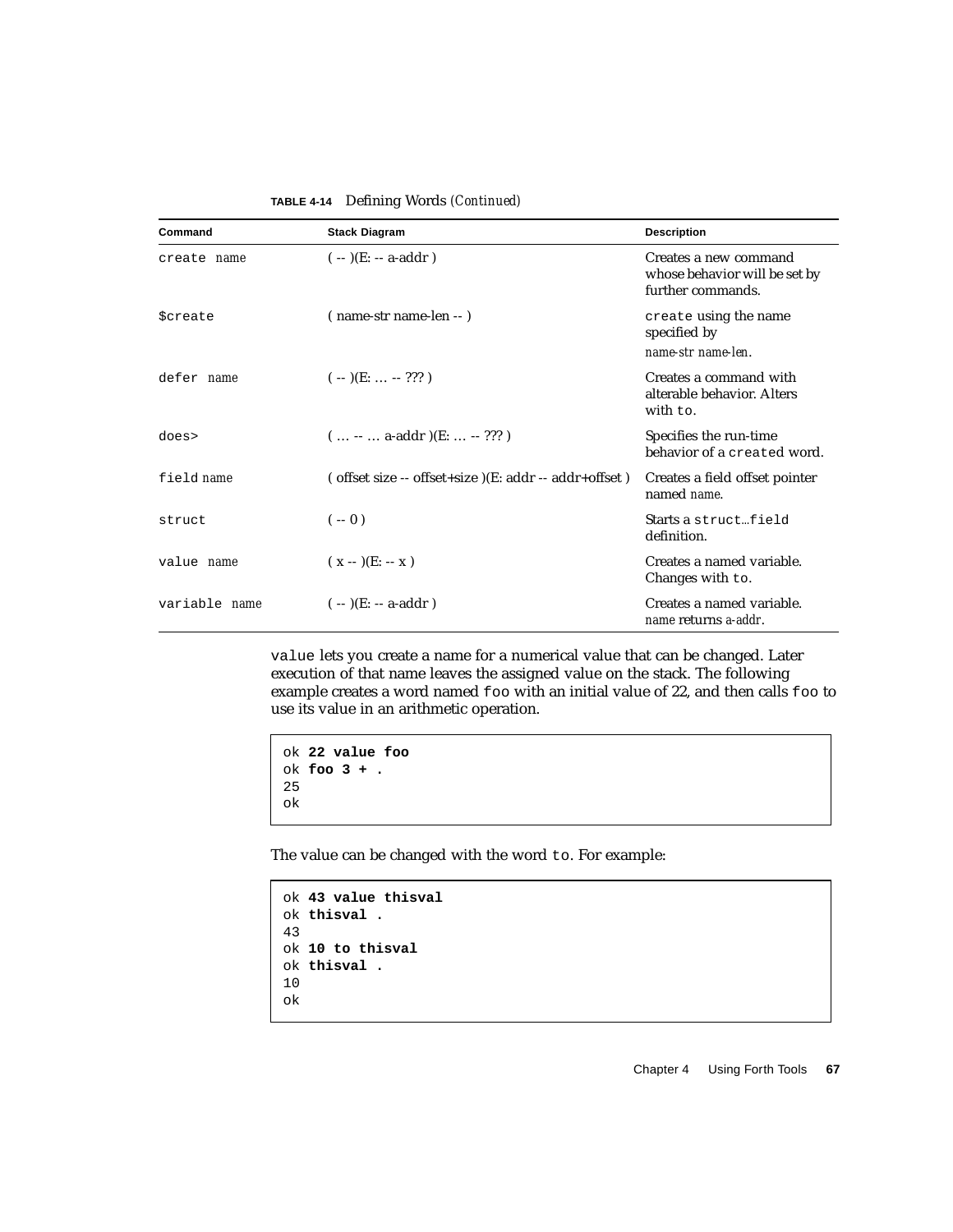**TABLE 4-14** Defining Words *(Continued)*

| Command | Stack Diagram | Description |
|---|---|---|
| `create` *name* | ( -- )(E: -- a-addr ) | Creates a new command whose behavior will be set by further commands. |
| `$create` | ( name-str name-len -- ) | `create` using the name specified by *name-str name-len*. |
| `defer` *name* | ( -- )(E: … -- ??? ) | Creates a command with alterable behavior. Alters with `to`. |
| `does>` | ( … -- … a-addr )(E: … -- ??? ) | Specifies the run-time behavior of a `create`d word. |
| `field` *name* | ( offset size -- offset+size )(E: addr -- addr+offset ) | Creates a field offset pointer named *name*. |
| `struct` | ( -- 0 ) | Starts a `struct`…`field` definition. |
| `value` *name* | ( x -- )(E: -- x ) | Creates a named variable. Changes with `to`. |
| `variable` *name* | ( -- )(E: -- a-addr ) | Creates a named variable. *name* returns *a-addr*. |

`value` lets you create a name for a numerical value that can be changed. Later execution of that name leaves the assigned value on the stack. The following example creates a word named `foo` with an initial value of 22, and then calls `foo` to use its value in an arithmetic operation.

```
ok 22 value foo
ok foo 3 + .
25
ok
```

The value can be changed with the word `to`. For example:

```
ok 43 value thisval
ok thisval .
43
ok 10 to thisval
ok thisval .
10
ok
```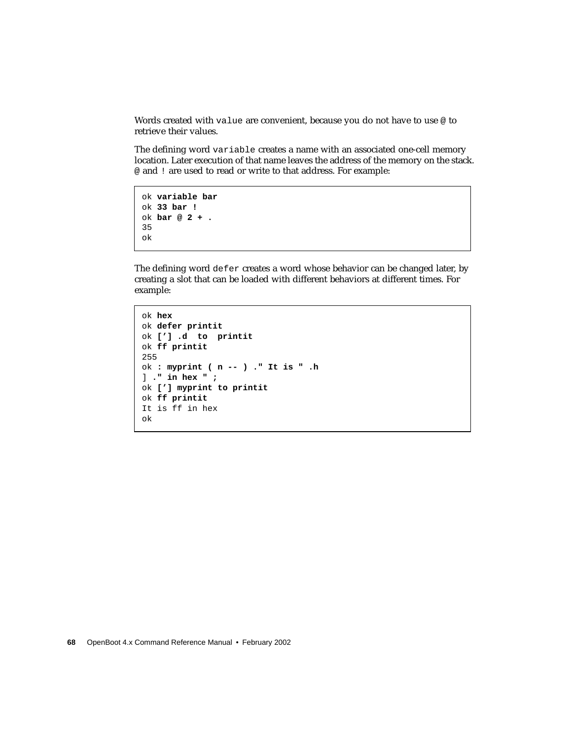Words created with `value` are convenient, because you do not have to use `@` to retrieve their values.

The defining word `variable` creates a name with an associated one-cell memory location. Later execution of that name leaves the address of the memory on the stack. `@` and `!` are used to read or write to that address. For example:

```
ok variable bar
ok 33 bar !
ok bar @ 2 + .
35
ok
```

The defining word `defer` creates a word whose behavior can be changed later, by creating a slot that can be loaded with different behaviors at different times. For example:

```
ok hex
ok defer printit
ok ['] .d  to  printit
ok ff printit
255
ok : myprint ( n -- ) ." It is " .h
] ." in hex " ;
ok ['] myprint to printit
ok ff printit
It is ff in hex
ok
```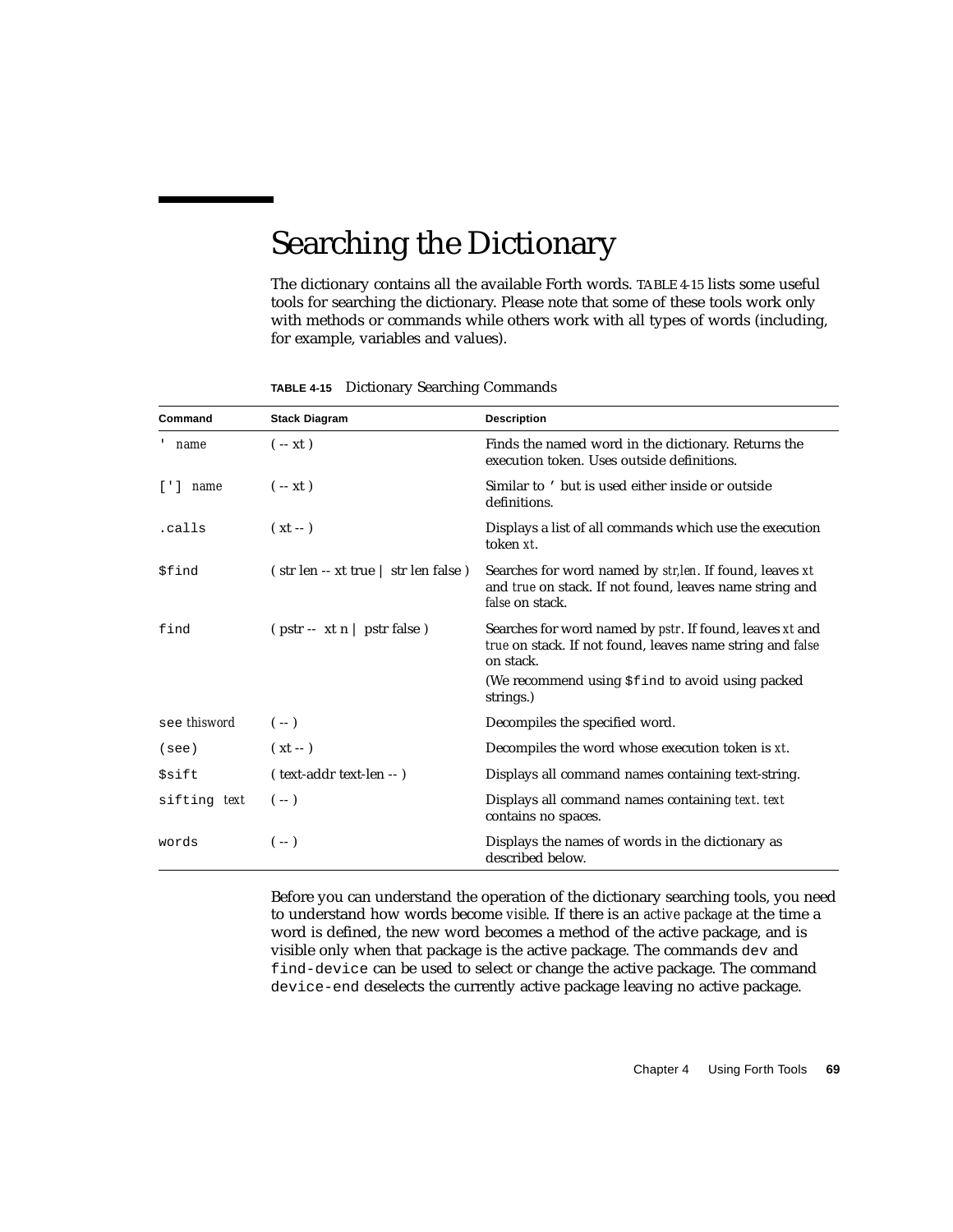## Searching the Dictionary

The dictionary contains all the available Forth words. TABLE 4-15 lists some useful tools for searching the dictionary. Please note that some of these tools work only with methods or commands while others work with all types of words (including, for example, variables and values).

**TABLE 4-15** Dictionary Searching Commands

| Command | Stack Diagram | Description |
|---|---|---|
| `'` *name* | ( -- xt ) | Finds the named word in the dictionary. Returns the execution token. Uses outside definitions. |
| `[']` *name* | ( -- xt ) | Similar to `'` but is used either inside or outside definitions. |
| `.calls` | ( xt -- ) | Displays a list of all commands which use the execution token *xt*. |
| `$find` | ( str len -- xt true \| str len false ) | Searches for word named by *str,len*. If found, leaves *xt* and *true* on stack. If not found, leaves name string and *false* on stack. |
| `find` | ( pstr -- xt n \| pstr false ) | Searches for word named by *pstr*. If found, leaves *xt* and *true* on stack. If not found, leaves name string and *false* on stack. (We recommend using `$find` to avoid using packed strings.) |
| `see` *thisword* | ( -- ) | Decompiles the specified word. |
| `(see)` | ( xt -- ) | Decompiles the word whose execution token is *xt*. |
| `$sift` | ( text-addr text-len -- ) | Displays all command names containing text-string. |
| `sifting` *text* | ( -- ) | Displays all command names containing *text*. *text* contains no spaces. |
| `words` | ( -- ) | Displays the names of words in the dictionary as described below. |

Before you can understand the operation of the dictionary searching tools, you need to understand how words become *visible*. If there is an *active package* at the time a word is defined, the new word becomes a method of the active package, and is visible only when that package is the active package. The commands `dev` and `find-device` can be used to select or change the active package. The command `device-end` deselects the currently active package leaving no active package.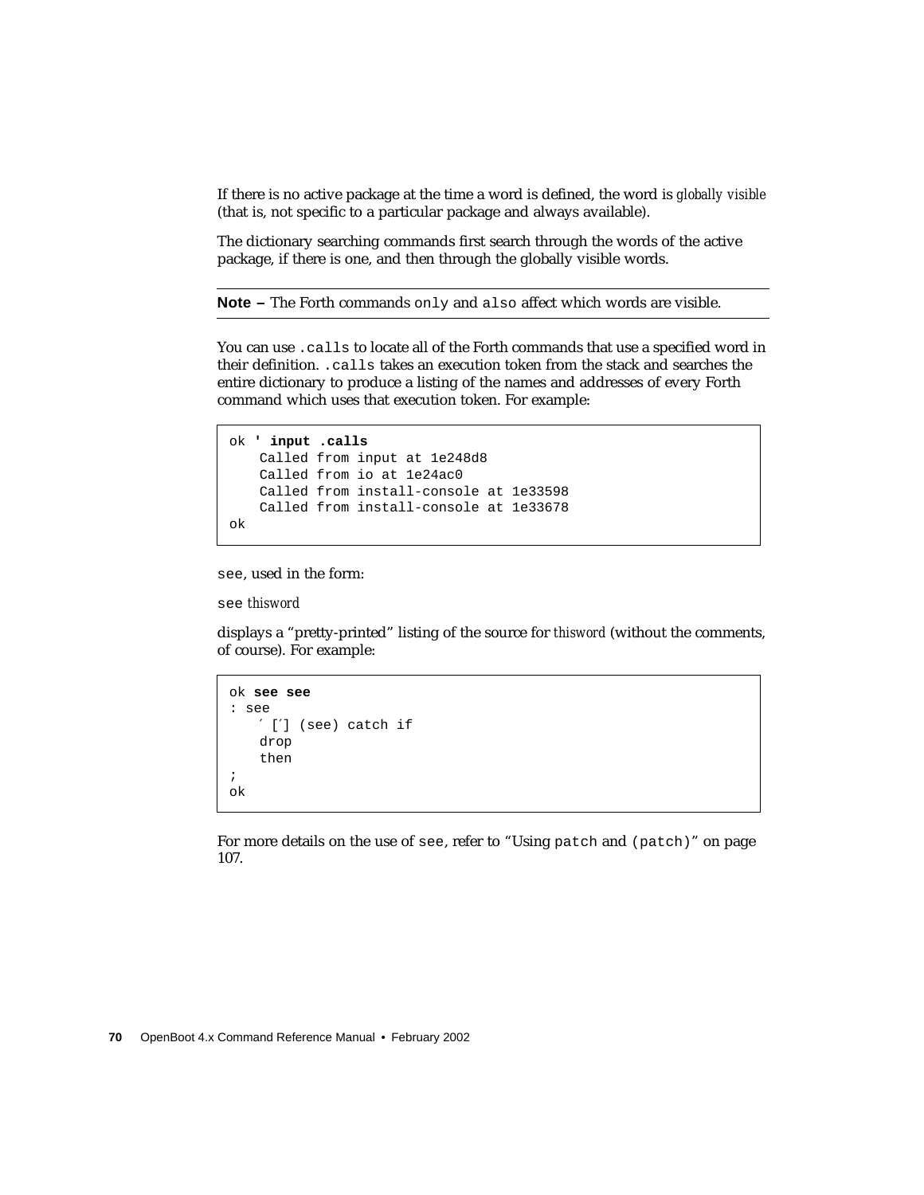If there is no active package at the time a word is defined, the word is *globally visible* (that is, not specific to a particular package and always available).

The dictionary searching commands first search through the words of the active package, if there is one, and then through the globally visible words.

---

**Note –** The Forth commands `only` and `also` affect which words are visible.

---

You can use `.calls` to locate all of the Forth commands that use a specified word in their definition. `.calls` takes an execution token from the stack and searches the entire dictionary to produce a listing of the names and addresses of every Forth command which uses that execution token. For example:

```
ok ' input .calls
    Called from input at 1e248d8
    Called from io at 1e24ac0
    Called from install-console at 1e33598
    Called from install-console at 1e33678
ok
```

`see`, used in the form:

`see` *thisword*

displays a "pretty-printed" listing of the source for *thisword* (without the comments, of course). For example:

```
ok see see
: see
    ′ [′] (see) catch if
    drop
    then
;
ok
```

For more details on the use of `see`, refer to "Using `patch` and `(patch)`" on page 107.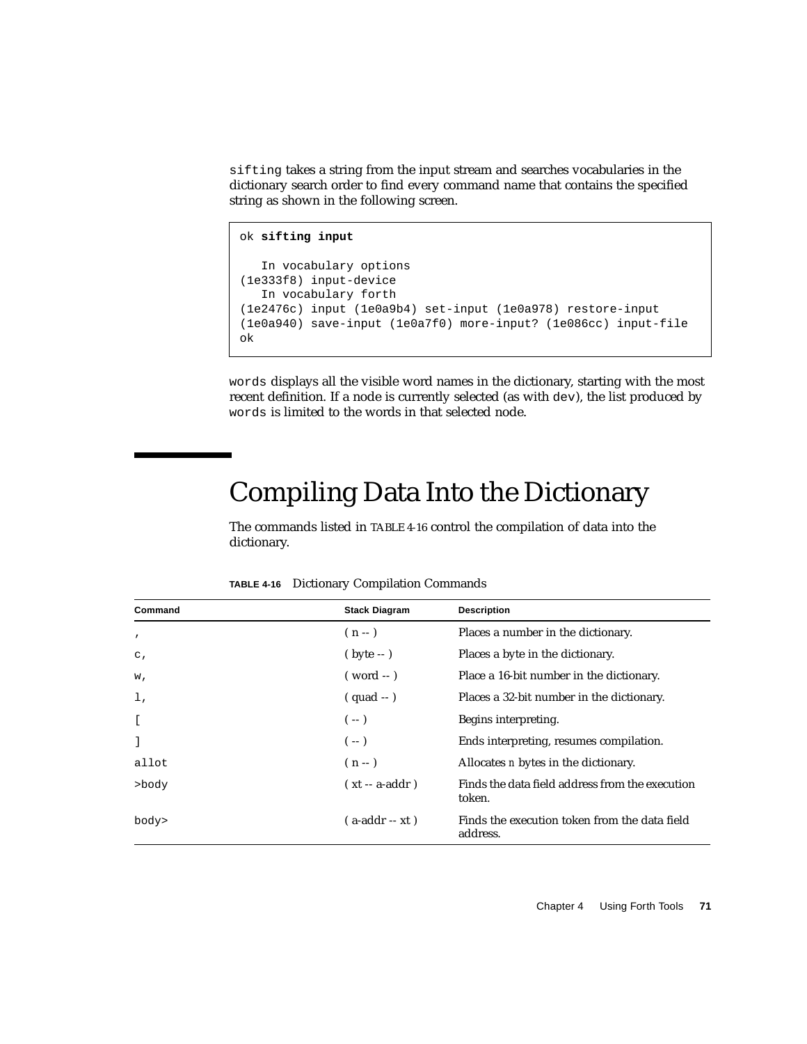`sifting` takes a string from the input stream and searches vocabularies in the dictionary search order to find every command name that contains the specified string as shown in the following screen.

```
ok sifting input

   In vocabulary options
(1e333f8) input-device
   In vocabulary forth
(1e2476c) input (1e0a9b4) set-input (1e0a978) restore-input
(1e0a940) save-input (1e0a7f0) more-input? (1e086cc) input-file
ok
```

`words` displays all the visible word names in the dictionary, starting with the most recent definition. If a node is currently selected (as with `dev`), the list produced by `words` is limited to the words in that selected node.

# Compiling Data Into the Dictionary

The commands listed in TABLE 4-16 control the compilation of data into the dictionary.

**TABLE 4-16** Dictionary Compilation Commands

| Command | Stack Diagram | Description |
|---|---|---|
| `,` | ( n -- ) | Places a number in the dictionary. |
| `c,` | ( byte -- ) | Places a byte in the dictionary. |
| `w,` | ( word -- ) | Place a 16-bit number in the dictionary. |
| `l,` | ( quad -- ) | Places a 32-bit number in the dictionary. |
| `[` | ( -- ) | Begins interpreting. |
| `]` | ( -- ) | Ends interpreting, resumes compilation. |
| `allot` | ( n -- ) | Allocates *n* bytes in the dictionary. |
| `>body` | ( xt -- a-addr ) | Finds the data field address from the execution token. |
| `body>` | ( a-addr -- xt ) | Finds the execution token from the data field address. |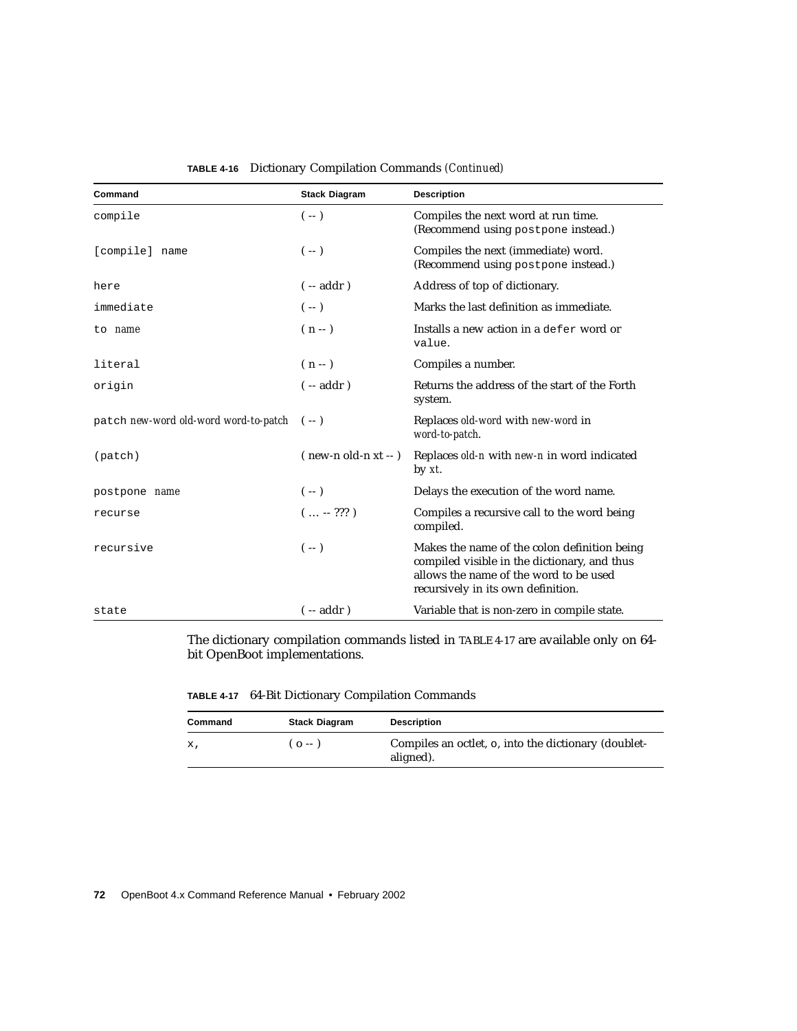**TABLE 4-16** Dictionary Compilation Commands *(Continued)*

| Command | Stack Diagram | Description |
|---|---|---|
| `compile` | ( -- ) | Compiles the next word at run time. (Recommend using `postpone` instead.) |
| `[compile] name` | ( -- ) | Compiles the next (immediate) word. (Recommend using `postpone` instead.) |
| `here` | ( -- addr ) | Address of top of dictionary. |
| `immediate` | ( -- ) | Marks the last definition as immediate. |
| `to` *name* | ( n -- ) | Installs a new action in a `defer` word or `value`. |
| `literal` | ( n -- ) | Compiles a number. |
| `origin` | ( -- addr ) | Returns the address of the start of the Forth system. |
| `patch` *new-word old-word word-to-patch* | ( -- ) | Replaces *old-word* with *new-word* in *word-to-patch*. |
| `(patch)` | ( new-n old-n xt -- ) | Replaces *old-n* with *new-n* in word indicated by *xt*. |
| `postpone` *name* | ( -- ) | Delays the execution of the word name. |
| `recurse` | ( … -- ??? ) | Compiles a recursive call to the word being compiled. |
| `recursive` | ( -- ) | Makes the name of the colon definition being compiled visible in the dictionary, and thus allows the name of the word to be used recursively in its own definition. |
| `state` | ( -- addr ) | Variable that is non-zero in compile state. |

The dictionary compilation commands listed in TABLE 4-17 are available only on 64-bit OpenBoot implementations.

**TABLE 4-17** 64-Bit Dictionary Compilation Commands

| Command | Stack Diagram | Description |
|---|---|---|
| `x,` | ( o -- ) | Compiles an octlet, `o`, into the dictionary (doublet-aligned). |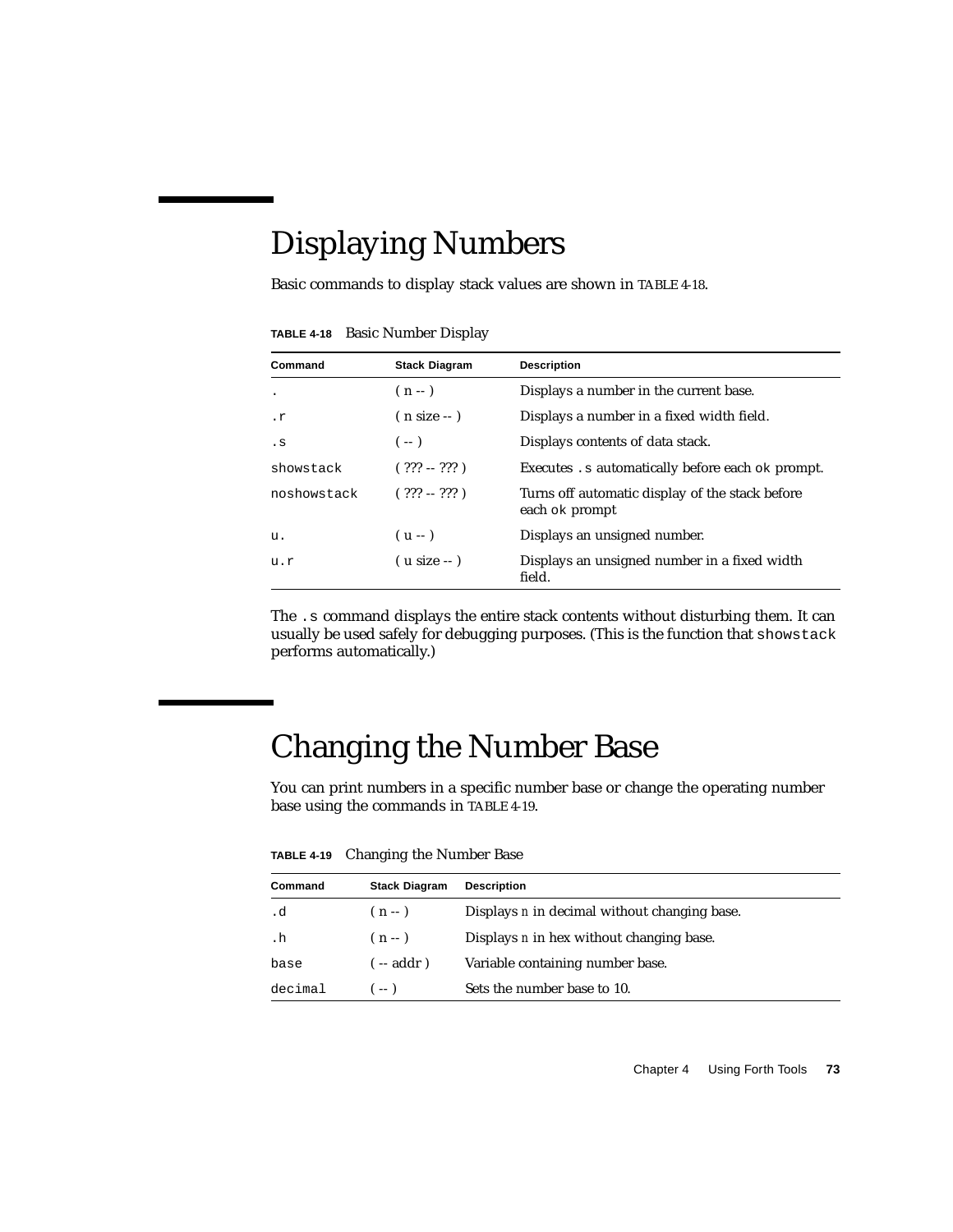# Displaying Numbers

Basic commands to display stack values are shown in TABLE 4-18.

**TABLE 4-18** Basic Number Display

| Command | Stack Diagram | Description |
|---|---|---|
| `.` | ( n -- ) | Displays a number in the current base. |
| `.r` | ( n size -- ) | Displays a number in a fixed width field. |
| `.s` | ( -- ) | Displays contents of data stack. |
| `showstack` | ( ??? -- ??? ) | Executes `.s` automatically before each `ok` prompt. |
| `noshowstack` | ( ??? -- ??? ) | Turns off automatic display of the stack before each `ok` prompt |
| `u.` | ( u -- ) | Displays an unsigned number. |
| `u.r` | ( u size -- ) | Displays an unsigned number in a fixed width field. |

The `.s` command displays the entire stack contents without disturbing them. It can usually be used safely for debugging purposes. (This is the function that `showstack` performs automatically.)

# Changing the Number Base

You can print numbers in a specific number base or change the operating number base using the commands in TABLE 4-19.

**TABLE 4-19** Changing the Number Base

| Command | Stack Diagram | Description |
|---|---|---|
| `.d` | ( n -- ) | Displays *n* in decimal without changing base. |
| `.h` | ( n -- ) | Displays *n* in hex without changing base. |
| `base` | ( -- addr ) | Variable containing number base. |
| `decimal` | ( -- ) | Sets the number base to 10. |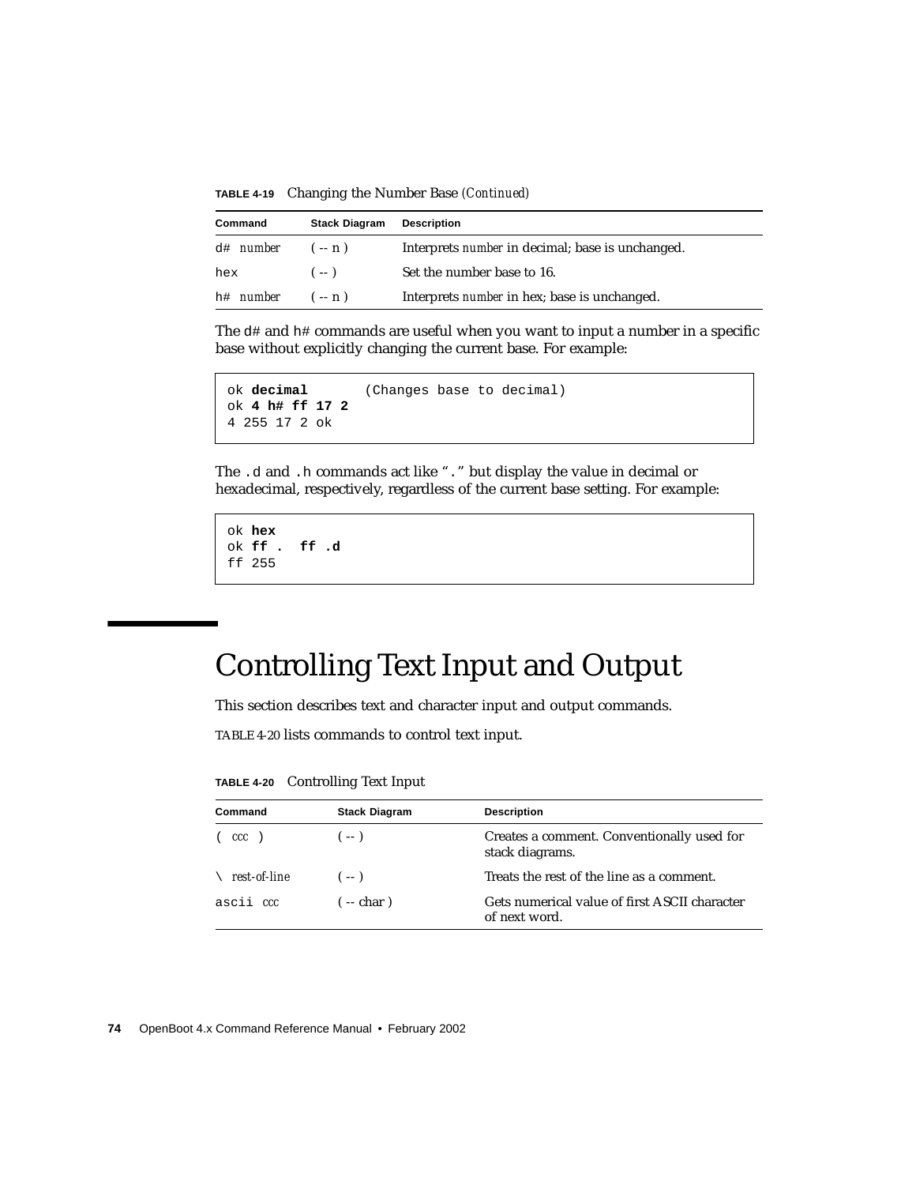**TABLE 4-19** Changing the Number Base *(Continued)*

| Command | Stack Diagram | Description |
|---|---|---|
| `d#` *number* | ( -- n ) | Interprets *number* in decimal; base is unchanged. |
| `hex` | ( -- ) | Set the number base to 16. |
| `h#` *number* | ( -- n ) | Interprets *number* in hex; base is unchanged. |

The `d#` and `h#` commands are useful when you want to input a number in a specific base without explicitly changing the current base. For example:

```
ok decimal       (Changes base to decimal)
ok 4 h# ff 17 2
4 255 17 2 ok
```

The `.d` and `.h` commands act like "`.`" but display the value in decimal or hexadecimal, respectively, regardless of the current base setting. For example:

```
ok hex
ok ff .  ff .d
ff 255
```

# Controlling Text Input and Output

This section describes text and character input and output commands.

TABLE 4-20 lists commands to control text input.

**TABLE 4-20** Controlling Text Input

| Command | Stack Diagram | Description |
|---|---|---|
| `(` *ccc* `)` | ( -- ) | Creates a comment. Conventionally used for stack diagrams. |
| `\` *rest-of-line* | ( -- ) | Treats the rest of the line as a comment. |
| `ascii` *ccc* | ( -- char ) | Gets numerical value of first ASCII character of next word. |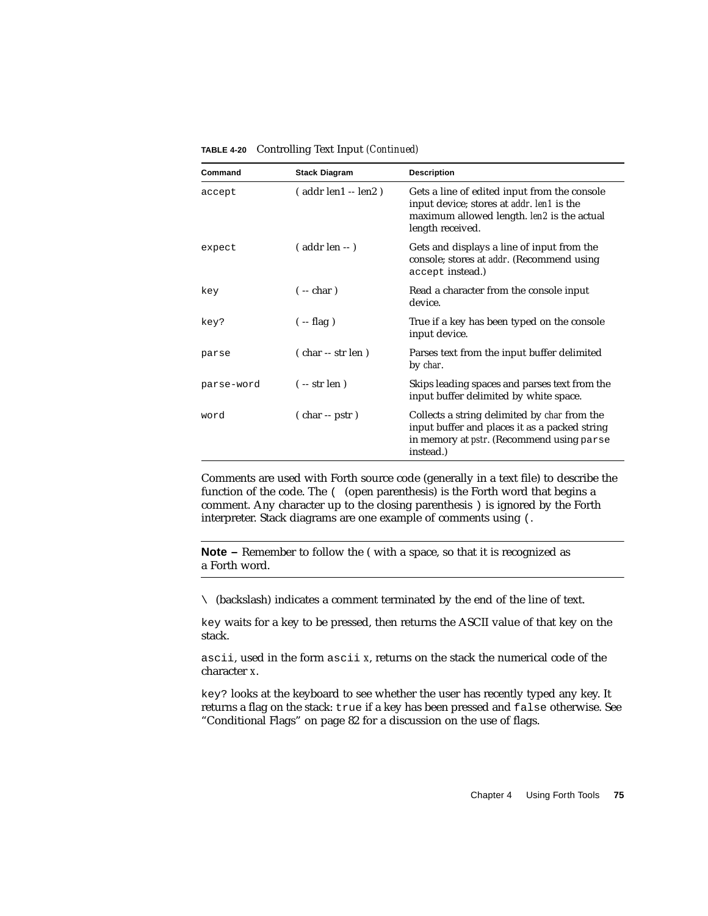**TABLE 4-20** Controlling Text Input *(Continued)*

| Command | Stack Diagram | Description |
|---|---|---|
| `accept` | ( addr len1 -- len2 ) | Gets a line of edited input from the console input device; stores at *addr*. *len1* is the maximum allowed length. *len2* is the actual length received. |
| `expect` | ( addr len -- ) | Gets and displays a line of input from the console; stores at *addr*. (Recommend using `accept` instead.) |
| `key` | ( -- char ) | Read a character from the console input device. |
| `key?` | ( -- flag ) | True if a key has been typed on the console input device. |
| `parse` | ( char -- str len ) | Parses text from the input buffer delimited by *char*. |
| `parse-word` | ( -- str len ) | Skips leading spaces and parses text from the input buffer delimited by white space. |
| `word` | ( char -- pstr ) | Collects a string delimited by *char* from the input buffer and places it as a packed string in memory at *pstr*. (Recommend using `parse` instead.) |

Comments are used with Forth source code (generally in a text file) to describe the function of the code. The `(` (open parenthesis) is the Forth word that begins a comment. Any character up to the closing parenthesis `)` is ignored by the Forth interpreter. Stack diagrams are one example of comments using `(`.

---

**Note –** Remember to follow the ( with a space, so that it is recognized as a Forth word.

---

`\` (backslash) indicates a comment terminated by the end of the line of text.

`key` waits for a key to be pressed, then returns the ASCII value of that key on the stack.

`ascii`, used in the form `ascii` *x*, returns on the stack the numerical code of the character *x*.

`key?` looks at the keyboard to see whether the user has recently typed any key. It returns a flag on the stack: `true` if a key has been pressed and `false` otherwise. See "Conditional Flags" on page 82 for a discussion on the use of flags.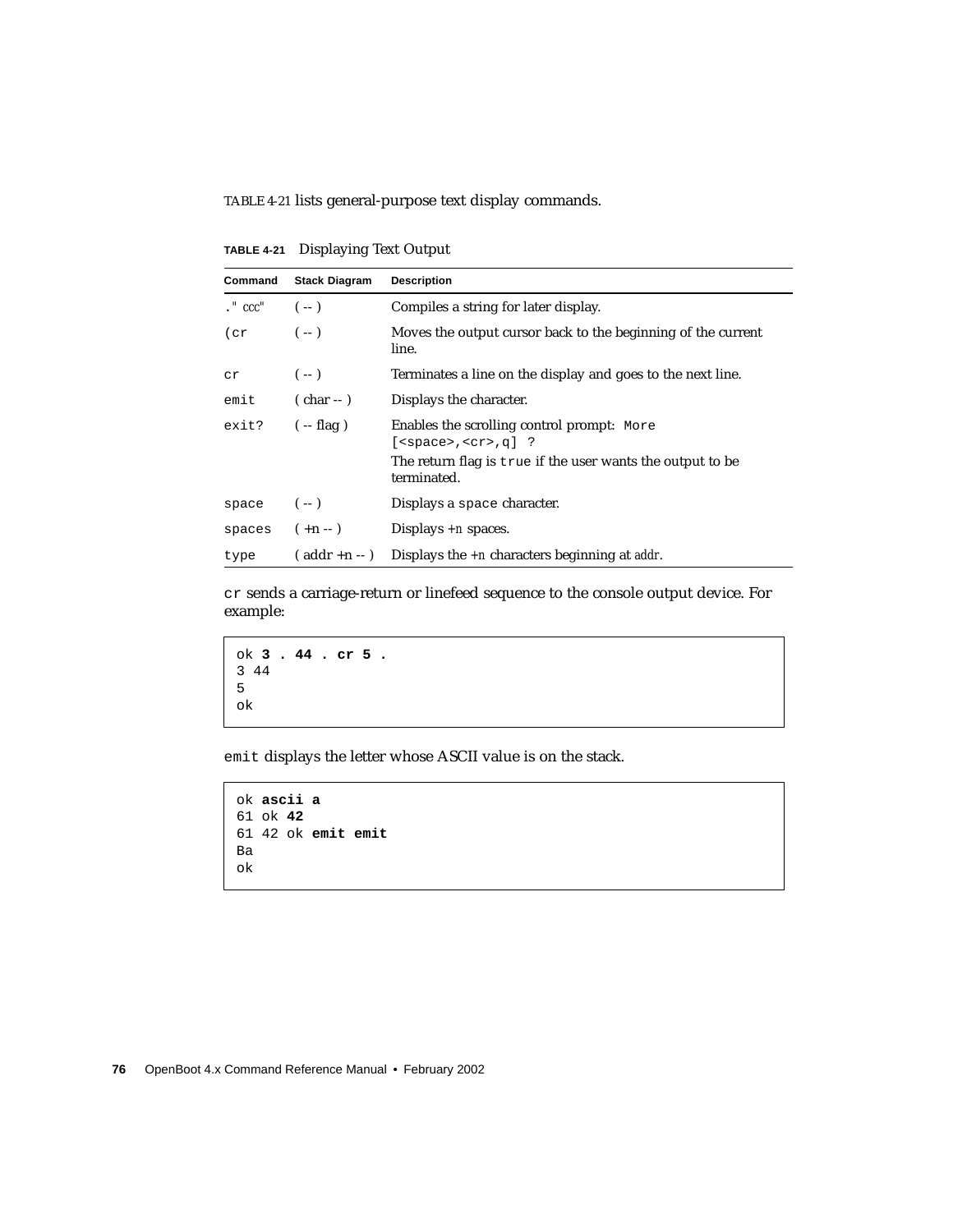TABLE 4-21 lists general-purpose text display commands.

**TABLE 4-21** Displaying Text Output

| Command | Stack Diagram | Description |
|---|---|---|
| `." ccc"` | ( -- ) | Compiles a string for later display. |
| `(cr` | ( -- ) | Moves the output cursor back to the beginning of the current line. |
| `cr` | ( -- ) | Terminates a line on the display and goes to the next line. |
| `emit` | ( char -- ) | Displays the character. |
| `exit?` | ( -- flag ) | Enables the scrolling control prompt: `More [<space>,<cr>,q] ?` The return flag is `true` if the user wants the output to be terminated. |
| `space` | ( -- ) | Displays a `space` character. |
| `spaces` | ( +n -- ) | Displays *+n* spaces. |
| `type` | ( addr +n -- ) | Displays the *+n* characters beginning at *addr*. |

`cr` sends a carriage-return or linefeed sequence to the console output device. For example:

```
ok 3 . 44 . cr 5 .
3 44
5
ok
```

`emit` displays the letter whose ASCII value is on the stack.

```
ok ascii a
61 ok 42
61 42 ok emit emit
Ba
ok
```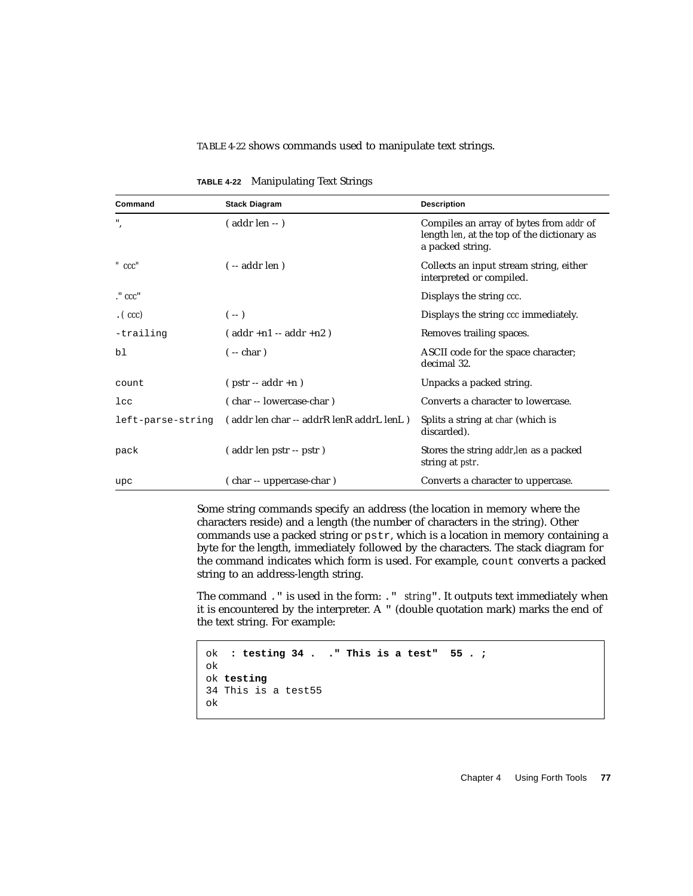TABLE 4-22 shows commands used to manipulate text strings.

**TABLE 4-22** Manipulating Text Strings

| Command | Stack Diagram | Description |
|---|---|---|
| ", | ( addr len -- ) | Compiles an array of bytes from *addr* of length *len*, at the top of the dictionary as a packed string. |
| " *ccc*" | ( -- addr len ) | Collects an input stream string, either interpreted or compiled. |
| ." *ccc*" | | Displays the string *ccc*. |
| .( *ccc*) | ( -- ) | Displays the string *ccc* immediately. |
| `-trailing` | ( addr +n1 -- addr +n2 ) | Removes trailing spaces. |
| `bl` | ( -- char ) | ASCII code for the space character; decimal 32. |
| `count` | ( pstr -- addr +n ) | Unpacks a packed string. |
| `lcc` | ( char -- lowercase-char ) | Converts a character to lowercase. |
| `left-parse-string` | ( addr len char -- addrR lenR addrL lenL ) | Splits a string at *char* (which is discarded). |
| `pack` | ( addr len pstr -- pstr ) | Stores the string *addr,len* as a packed string at *pstr*. |
| `upc` | ( char -- uppercase-char ) | Converts a character to uppercase. |

Some string commands specify an address (the location in memory where the characters reside) and a length (the number of characters in the string). Other commands use a packed string or `pstr`, which is a location in memory containing a byte for the length, immediately followed by the characters. The stack diagram for the command indicates which form is used. For example, `count` converts a packed string to an address-length string.

The command `."` is used in the form: `."` *string*`"`. It outputs text immediately when it is encountered by the interpreter. A `"` (double quotation mark) marks the end of the text string. For example:

```
ok  : testing 34 .  ." This is a test"  55 . ;
ok
ok testing
34 This is a test55
ok
```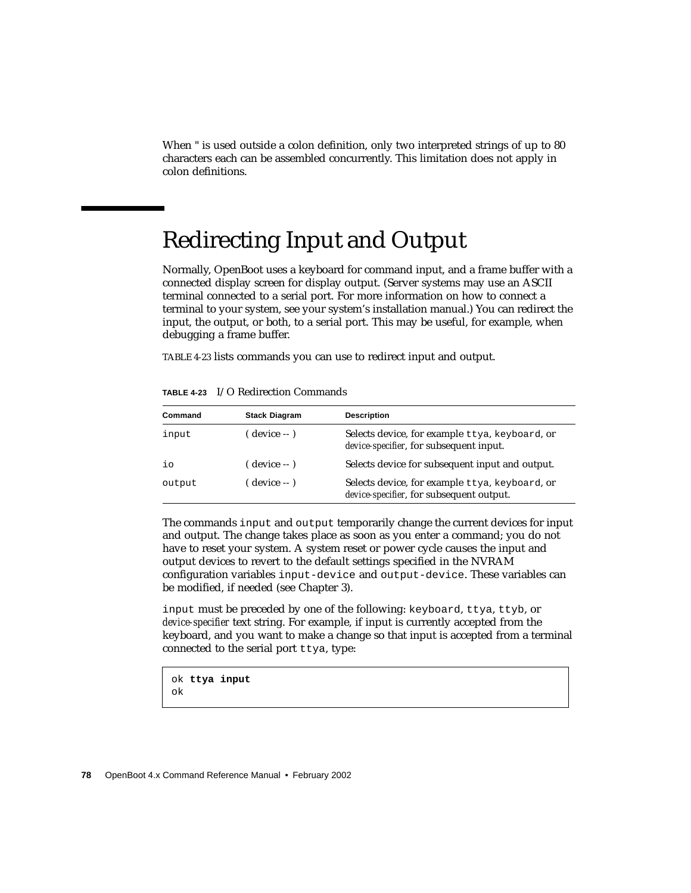When " is used outside a colon definition, only two interpreted strings of up to 80 characters each can be assembled concurrently. This limitation does not apply in colon definitions.

# Redirecting Input and Output

Normally, OpenBoot uses a keyboard for command input, and a frame buffer with a connected display screen for display output. (Server systems may use an ASCII terminal connected to a serial port. For more information on how to connect a terminal to your system, see your system's installation manual.) You can redirect the input, the output, or both, to a serial port. This may be useful, for example, when debugging a frame buffer.

TABLE 4-23 lists commands you can use to redirect input and output.

**TABLE 4-23** I/O Redirection Commands

| Command | Stack Diagram | Description |
|---|---|---|
| `input` | ( device -- ) | Selects device, for example `ttya`, `keyboard`, or *device-specifier*, for subsequent input. |
| `io` | ( device -- ) | Selects device for subsequent input and output. |
| `output` | ( device -- ) | Selects device, for example `ttya`, `keyboard`, or *device-specifier*, for subsequent output. |

The commands `input` and `output` temporarily change the current devices for input and output. The change takes place as soon as you enter a command; you do not have to reset your system. A system reset or power cycle causes the input and output devices to revert to the default settings specified in the NVRAM configuration variables `input-device` and `output-device`. These variables can be modified, if needed (see Chapter 3).

`input` must be preceded by one of the following: `keyboard`, `ttya`, `ttyb`, or *device-specifier* text string. For example, if input is currently accepted from the keyboard, and you want to make a change so that input is accepted from a terminal connected to the serial port `ttya`, type:

```
ok ttya input
ok
```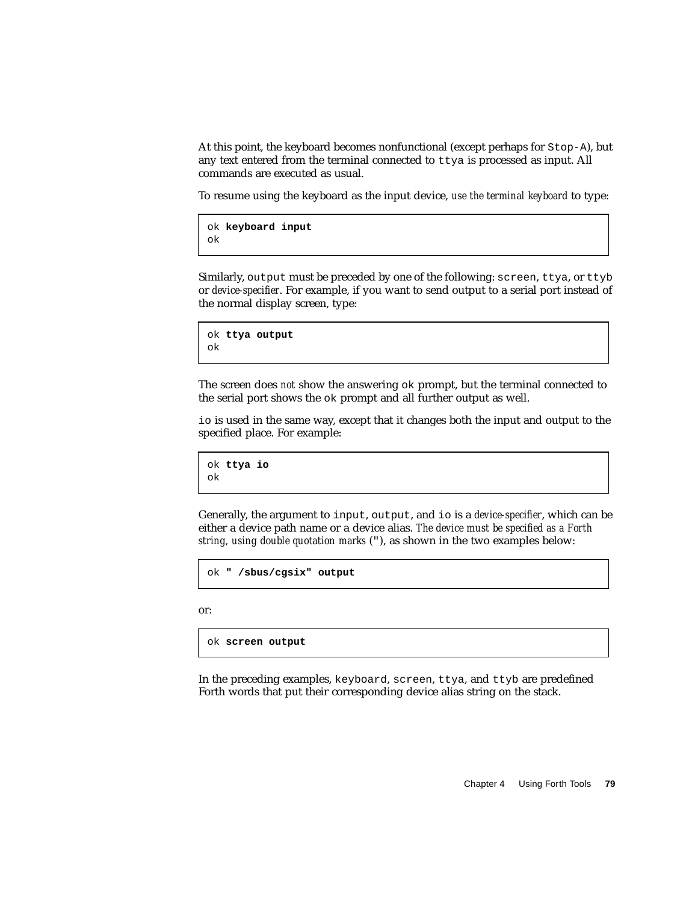At this point, the keyboard becomes nonfunctional (except perhaps for `Stop-A`), but any text entered from the terminal connected to `ttya` is processed as input. All commands are executed as usual.

To resume using the keyboard as the input device, *use the terminal keyboard* to type:

```
ok keyboard input
ok
```

Similarly, `output` must be preceded by one of the following: `screen`, `ttya`, or `ttyb` or *device-specifier*. For example, if you want to send output to a serial port instead of the normal display screen, type:

```
ok ttya output
ok
```

The screen does *not* show the answering `ok` prompt, but the terminal connected to the serial port shows the `ok` prompt and all further output as well.

`io` is used in the same way, except that it changes both the input and output to the specified place. For example:

```
ok ttya io
ok
```

Generally, the argument to `input`, `output`, and `io` is a *device-specifier*, which can be either a device path name or a device alias. *The device must be specified as a Forth string, using double quotation marks* (`"`), as shown in the two examples below:

```
ok " /sbus/cgsix" output
```

or:

```
ok screen output
```

In the preceding examples, `keyboard`, `screen`, `ttya`, and `ttyb` are predefined Forth words that put their corresponding device alias string on the stack.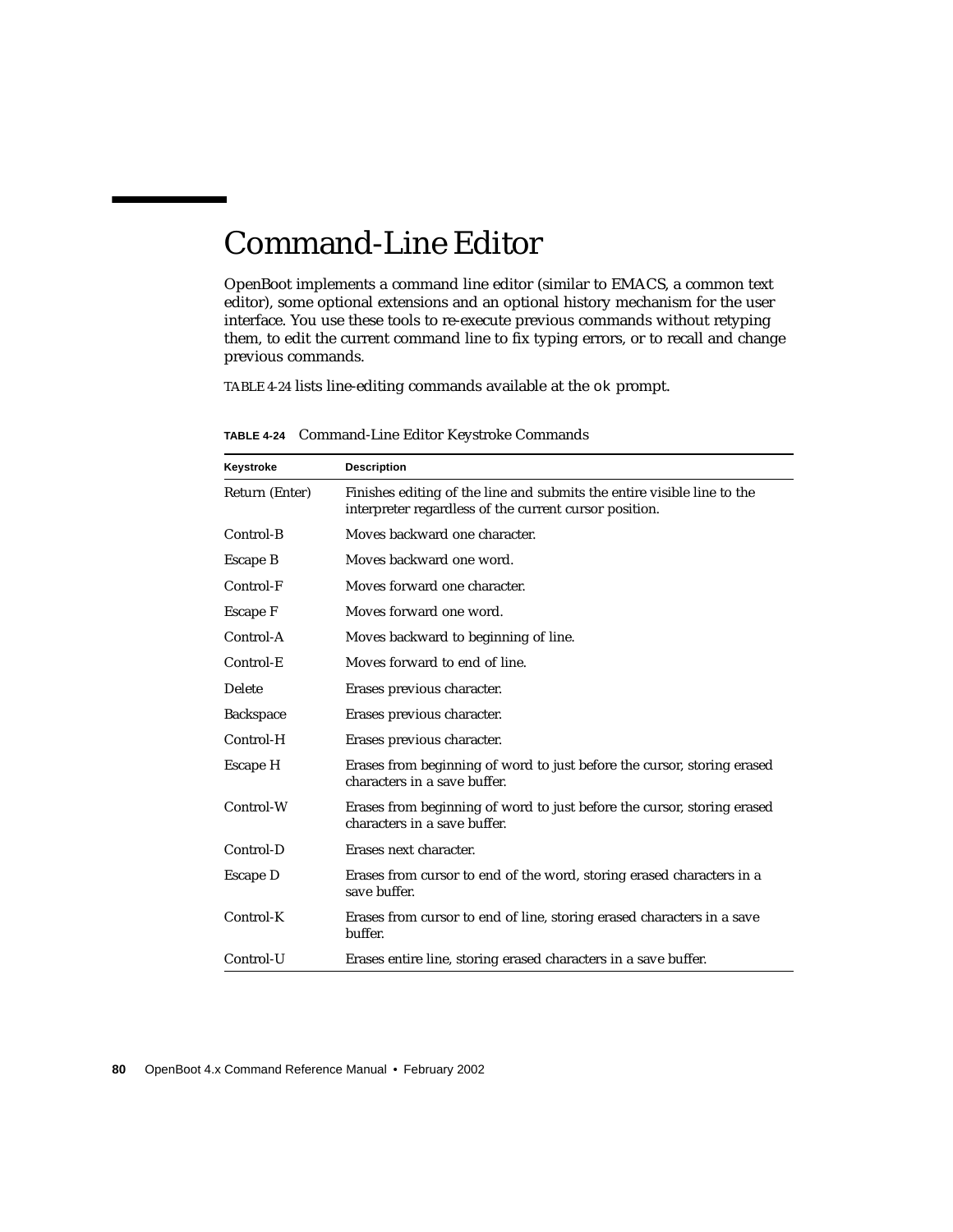# Command-Line Editor

OpenBoot implements a command line editor (similar to EMACS, a common text editor), some optional extensions and an optional history mechanism for the user interface. You use these tools to re-execute previous commands without retyping them, to edit the current command line to fix typing errors, or to recall and change previous commands.

TABLE 4-24 lists line-editing commands available at the `ok` prompt.

**TABLE 4-24** Command-Line Editor Keystroke Commands

| Keystroke | Description |
|---|---|
| Return (Enter) | Finishes editing of the line and submits the entire visible line to the interpreter regardless of the current cursor position. |
| Control-B | Moves backward one character. |
| Escape B | Moves backward one word. |
| Control-F | Moves forward one character. |
| Escape F | Moves forward one word. |
| Control-A | Moves backward to beginning of line. |
| Control-E | Moves forward to end of line. |
| Delete | Erases previous character. |
| Backspace | Erases previous character. |
| Control-H | Erases previous character. |
| Escape H | Erases from beginning of word to just before the cursor, storing erased characters in a save buffer. |
| Control-W | Erases from beginning of word to just before the cursor, storing erased characters in a save buffer. |
| Control-D | Erases next character. |
| Escape D | Erases from cursor to end of the word, storing erased characters in a save buffer. |
| Control-K | Erases from cursor to end of line, storing erased characters in a save buffer. |
| Control-U | Erases entire line, storing erased characters in a save buffer. |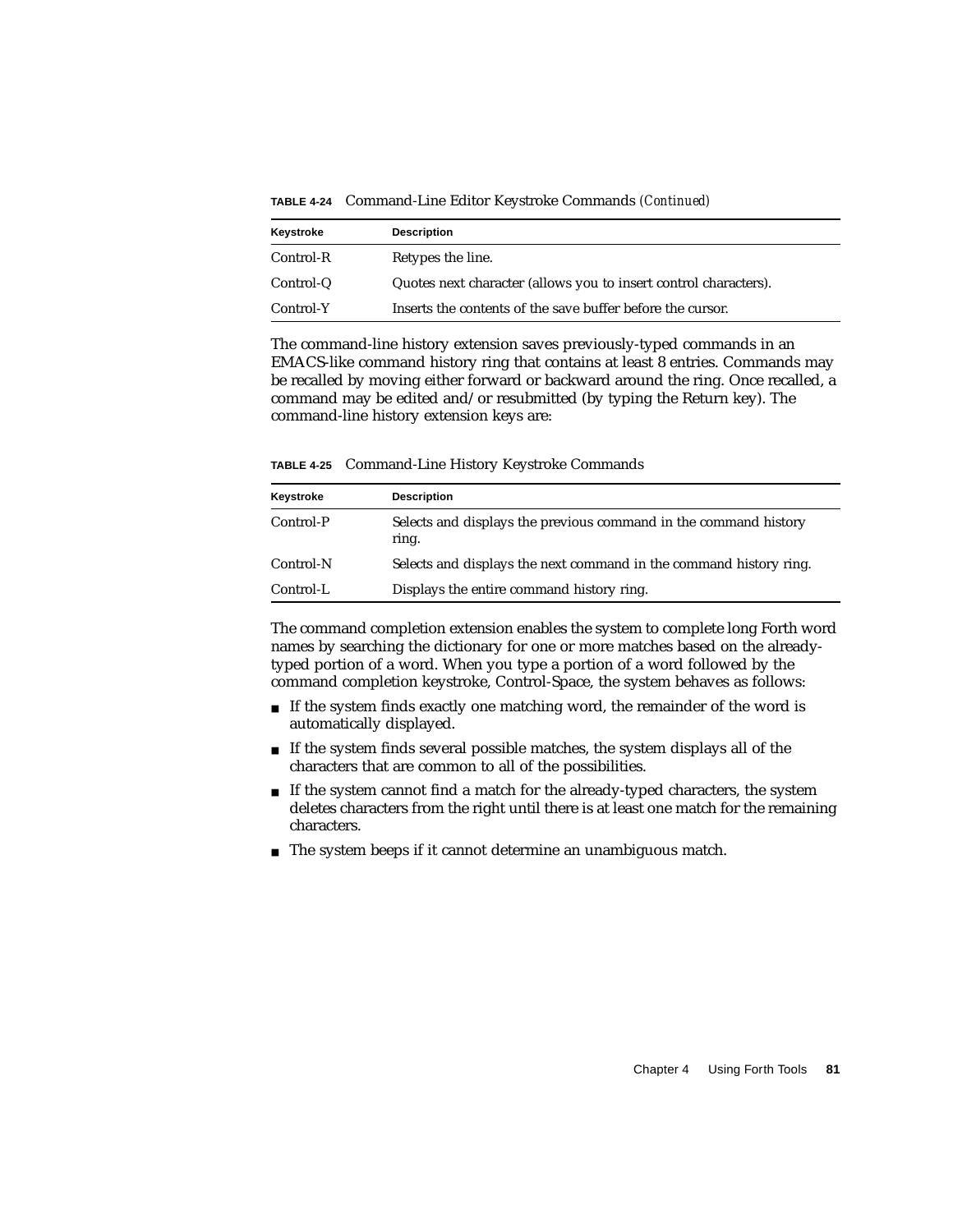**TABLE 4-24** Command-Line Editor Keystroke Commands *(Continued)*

| Keystroke | Description |
|---|---|
| Control-R | Retypes the line. |
| Control-Q | Quotes next character (allows you to insert control characters). |
| Control-Y | Inserts the contents of the save buffer before the cursor. |

The command-line history extension saves previously-typed commands in an EMACS-like command history ring that contains at least 8 entries. Commands may be recalled by moving either forward or backward around the ring. Once recalled, a command may be edited and/or resubmitted (by typing the Return key). The command-line history extension keys are:

**TABLE 4-25** Command-Line History Keystroke Commands

| Keystroke | Description |
|---|---|
| Control-P | Selects and displays the previous command in the command history ring. |
| Control-N | Selects and displays the next command in the command history ring. |
| Control-L | Displays the entire command history ring. |

The command completion extension enables the system to complete long Forth word names by searching the dictionary for one or more matches based on the already-typed portion of a word. When you type a portion of a word followed by the command completion keystroke, Control-Space, the system behaves as follows:

- If the system finds exactly one matching word, the remainder of the word is automatically displayed.
- If the system finds several possible matches, the system displays all of the characters that are common to all of the possibilities.
- If the system cannot find a match for the already-typed characters, the system deletes characters from the right until there is at least one match for the remaining characters.
- The system beeps if it cannot determine an unambiguous match.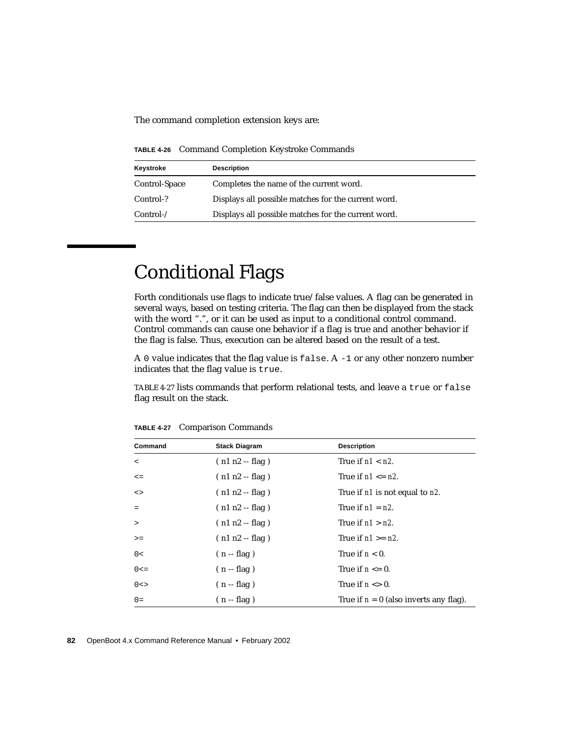The command completion extension keys are:

**TABLE 4-26** Command Completion Keystroke Commands

| Keystroke | Description |
|---|---|
| Control-Space | Completes the name of the current word. |
| Control-? | Displays all possible matches for the current word. |
| Control-/ | Displays all possible matches for the current word. |

# Conditional Flags

Forth conditionals use flags to indicate true/false values. A flag can be generated in several ways, based on testing criteria. The flag can then be displayed from the stack with the word ".", or it can be used as input to a conditional control command. Control commands can cause one behavior if a flag is true and another behavior if the flag is false. Thus, execution can be altered based on the result of a test.

A `0` value indicates that the flag value is `false`. A `-1` or any other nonzero number indicates that the flag value is `true`.

TABLE 4-27 lists commands that perform relational tests, and leave a `true` or `false` flag result on the stack.

**TABLE 4-27** Comparison Commands

| Command | Stack Diagram | Description |
|---|---|---|
| `<` | ( n1 n2 -- flag ) | True if *n1* < *n2*. |
| `<=` | ( n1 n2 -- flag ) | True if *n1* <= *n2*. |
| `<>` | ( n1 n2 -- flag ) | True if *n1* is not equal to *n2*. |
| `=` | ( n1 n2 -- flag ) | True if *n1* = *n2*. |
| `>` | ( n1 n2 -- flag ) | True if *n1* > *n2*. |
| `>=` | ( n1 n2 -- flag ) | True if *n1* >= *n2*. |
| `0<` | ( n -- flag ) | True if *n* < 0. |
| `0<=` | ( n -- flag ) | True if *n* <= 0. |
| `0<>` | ( n -- flag ) | True if *n* <> 0. |
| `0=` | ( n -- flag ) | True if *n* = 0 (also inverts any flag). |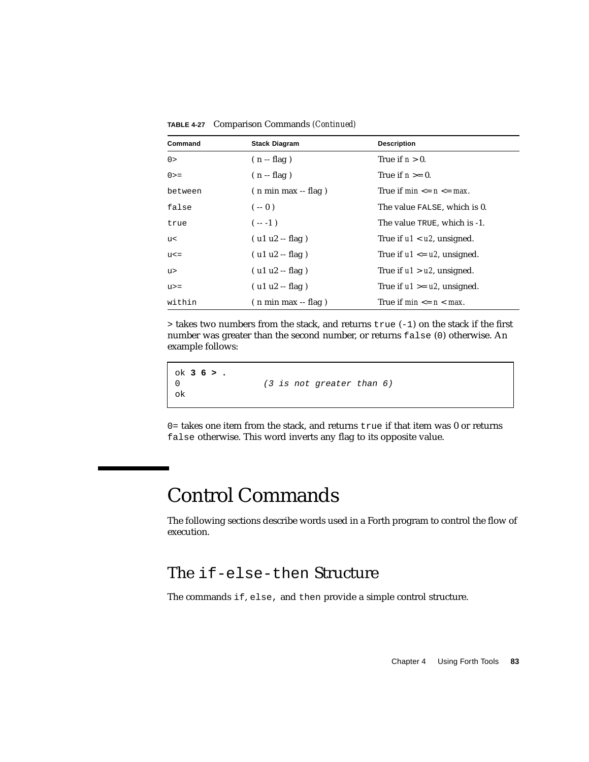**TABLE 4-27** Comparison Commands *(Continued)*

| Command | Stack Diagram | Description |
| --- | --- | --- |
| `0>` | ( n -- flag ) | True if *n* > 0. |
| `0>=` | ( n -- flag ) | True if *n* >= 0. |
| `between` | ( n min max -- flag ) | True if *min* <= *n* <= *max*. |
| `false` | ( -- 0 ) | The value `FALSE`, which is 0. |
| `true` | ( -- -1 ) | The value `TRUE`, which is -1. |
| `u<` | ( u1 u2 -- flag ) | True if *u1* < *u2*, unsigned. |
| `u<=` | ( u1 u2 -- flag ) | True if *u1* <= *u2*, unsigned. |
| `u>` | ( u1 u2 -- flag ) | True if *u1* > *u2*, unsigned. |
| `u>=` | ( u1 u2 -- flag ) | True if *u1* >= *u2*, unsigned. |
| `within` | ( n min max -- flag ) | True if *min* <= *n* < *max*. |

`>` takes two numbers from the stack, and returns `true` (`-1`) on the stack if the first number was greater than the second number, or returns `false` (`0`) otherwise. An example follows:

```
ok 3 6 > .
0              (3 is not greater than 6)
ok
```

`0=` takes one item from the stack, and returns `true` if that item was 0 or returns `false` otherwise. This word inverts any flag to its opposite value.

# Control Commands

The following sections describe words used in a Forth program to control the flow of execution.

## The `if-else-then` Structure

The commands `if`, `else`, and `then` provide a simple control structure.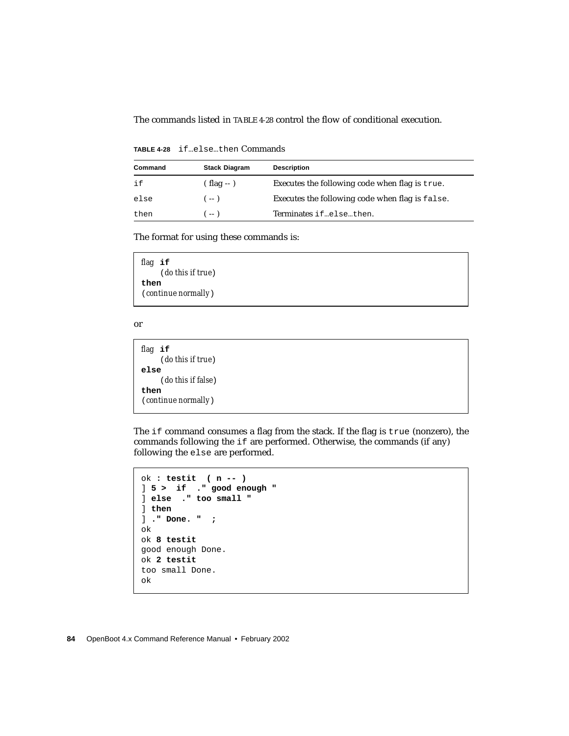The commands listed in TABLE 4-28 control the flow of conditional execution.

**TABLE 4-28** `if…else…then` Commands

| Command | Stack Diagram | Description |
|---|---|---|
| `if` | ( flag -- ) | Executes the following code when flag is `true`. |
| `else` | ( -- ) | Executes the following code when flag is `false`. |
| `then` | ( -- ) | Terminates `if…else…then`. |

The format for using these commands is:

```
flag if
    (do this if true)
then
(continue normally)
```

or

```
flag if
    (do this if true)
else
    (do this if false)
then
(continue normally)
```

The `if` command consumes a flag from the stack. If the flag is `true` (nonzero), the commands following the `if` are performed. Otherwise, the commands (if any) following the `else` are performed.

```
ok : testit  ( n -- )
] 5 >  if  ." good enough "
] else  ." too small "
] then
] ." Done. "  ;
ok
ok 8 testit
good enough Done.
ok 2 testit
too small Done.
ok
```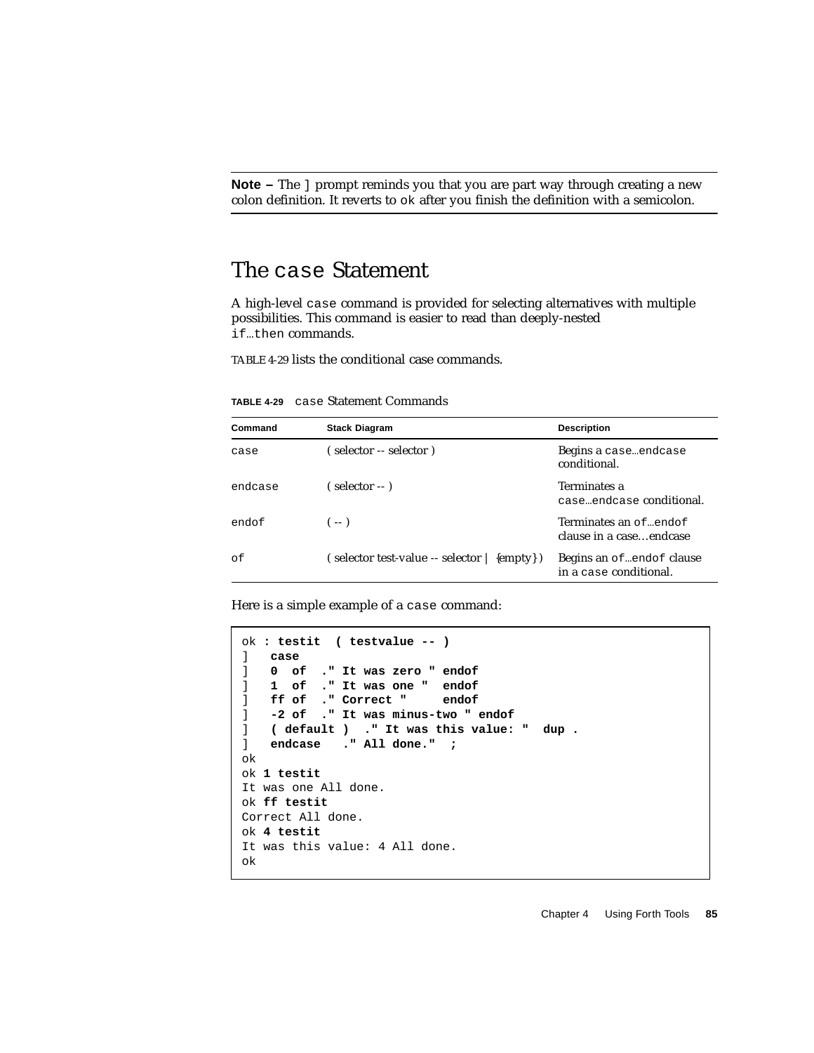**Note –** The `]` prompt reminds you that you are part way through creating a new colon definition. It reverts to `ok` after you finish the definition with a semicolon.

## The `case` Statement

A high-level `case` command is provided for selecting alternatives with multiple possibilities. This command is easier to read than deeply-nested `if`…`then` commands.

TABLE 4-29 lists the conditional case commands.

**TABLE 4-29** `case` Statement Commands

| Command | Stack Diagram | Description |
|---|---|---|
| `case` | ( selector -- selector ) | Begins a `case`…`endcase` conditional. |
| `endcase` | ( selector -- ) | Terminates a `case`…`endcase` conditional. |
| `endof` | ( -- ) | Terminates an `of`…`endof` clause in a case…endcase |
| `of` | ( selector test-value -- selector \| {empty} ) | Begins an `of`…`endof` clause in a `case` conditional. |

Here is a simple example of a `case` command:

```
ok : testit  ( testvalue -- )
]   case
]   0  of  ." It was zero " endof
]   1  of  ." It was one "  endof
]   ff of  ." Correct "     endof
]   -2 of  ." It was minus-two " endof
]   ( default )  ." It was this value: "  dup .
]   endcase   ." All done."  ;
ok
ok 1 testit
It was one All done.
ok ff testit
Correct All done.
ok 4 testit
It was this value: 4 All done.
ok
```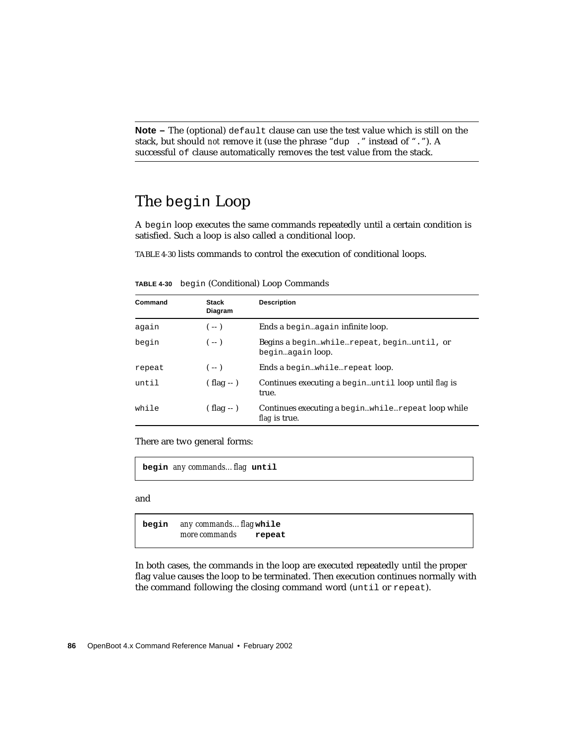**Note –** The (optional) `default` clause can use the test value which is still on the stack, but should *not* remove it (use the phrase "`dup .`" instead of "`.`"). A successful `of` clause automatically removes the test value from the stack.

## The `begin` Loop

A `begin` loop executes the same commands repeatedly until a certain condition is satisfied. Such a loop is also called a conditional loop.

TABLE 4-30 lists commands to control the execution of conditional loops.

**TABLE 4-30** `begin` (Conditional) Loop Commands

| Command | Stack Diagram | Description |
|---|---|---|
| `again` | ( -- ) | Ends a `begin`…`again` infinite loop. |
| `begin` | ( -- ) | Begins a `begin`…`while`…`repeat`, `begin`…`until`, or `begin`…`again` loop. |
| `repeat` | ( -- ) | Ends a `begin`…`while`…`repeat` loop. |
| `until` | ( flag -- ) | Continues executing a `begin`…`until` loop until *flag* is true. |
| `while` | ( flag -- ) | Continues executing a `begin`…`while`…`repeat` loop while *flag* is true. |

There are two general forms:

```
begin any commands... flag until
```

and

```
begin   any commands... flag while
        more commands    repeat
```

In both cases, the commands in the loop are executed repeatedly until the proper flag value causes the loop to be terminated. Then execution continues normally with the command following the closing command word (`until` or `repeat`).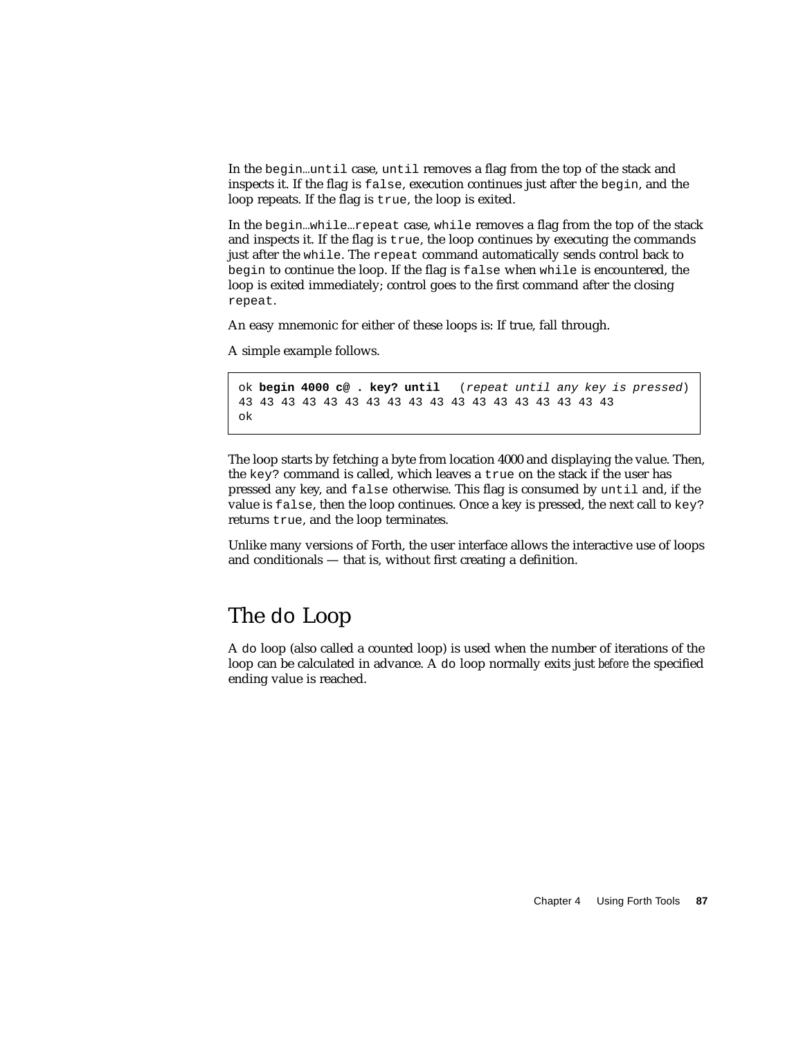In the `begin`…`until` case, `until` removes a flag from the top of the stack and inspects it. If the flag is `false`, execution continues just after the `begin`, and the loop repeats. If the flag is `true`, the loop is exited.

In the `begin`…`while`…`repeat` case, `while` removes a flag from the top of the stack and inspects it. If the flag is `true`, the loop continues by executing the commands just after the `while`. The `repeat` command automatically sends control back to `begin` to continue the loop. If the flag is `false` when `while` is encountered, the loop is exited immediately; control goes to the first command after the closing `repeat`.

An easy mnemonic for either of these loops is: If true, fall through.

A simple example follows.

```
ok begin 4000 c@ . key? until   (repeat until any key is pressed)
43 43 43 43 43 43 43 43 43 43 43 43 43 43 43 43 43 43
ok
```

The loop starts by fetching a byte from location 4000 and displaying the value. Then, the `key?` command is called, which leaves a `true` on the stack if the user has pressed any key, and `false` otherwise. This flag is consumed by `until` and, if the value is `false`, then the loop continues. Once a key is pressed, the next call to `key?` returns `true`, and the loop terminates.

Unlike many versions of Forth, the user interface allows the interactive use of loops and conditionals — that is, without first creating a definition.

## The `do` Loop

A `do` loop (also called a counted loop) is used when the number of iterations of the loop can be calculated in advance. A `do` loop normally exits just *before* the specified ending value is reached.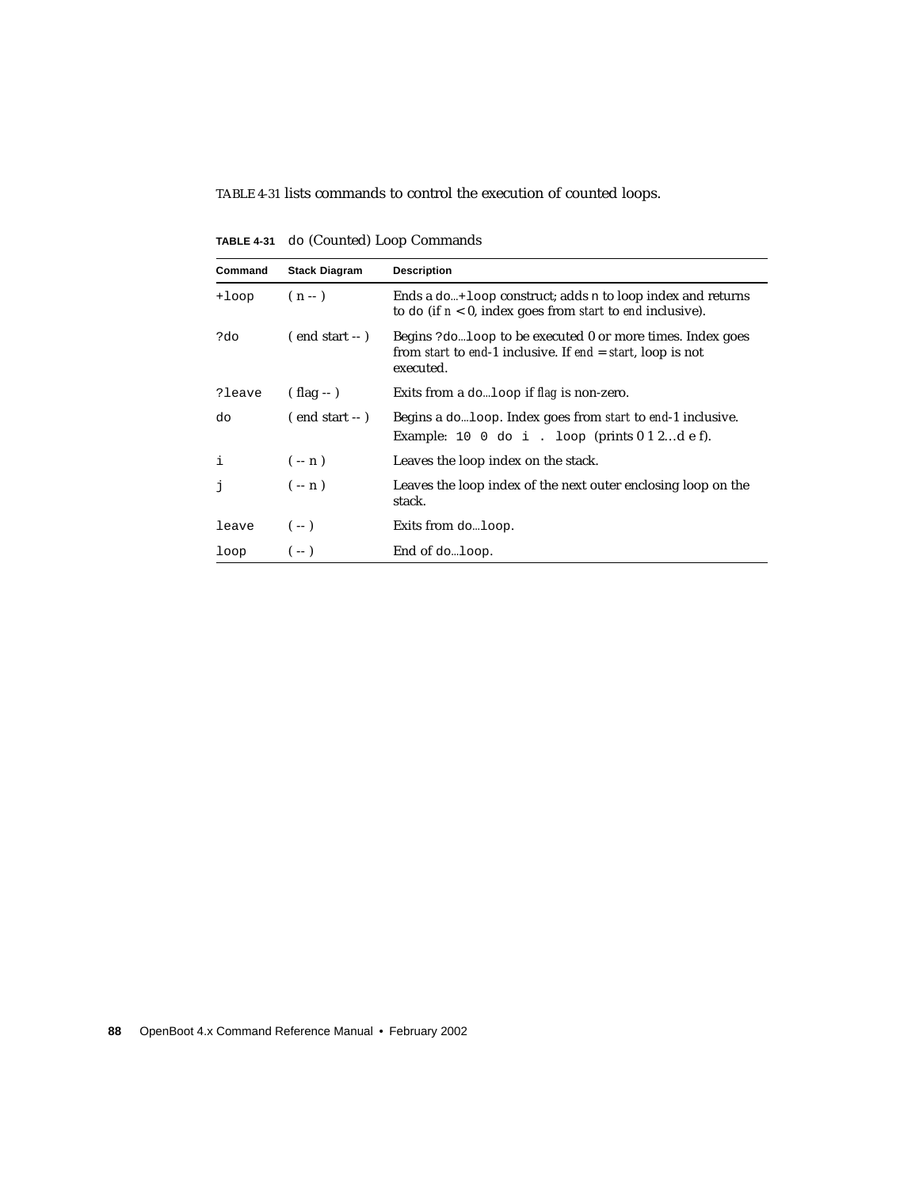TABLE 4-31 lists commands to control the execution of counted loops.

**TABLE 4-31** `do` (Counted) Loop Commands

| Command | Stack Diagram | Description |
|---|---|---|
| `+loop` | ( n -- ) | Ends a `do`...`+loop` construct; adds n to loop index and returns to `do` (if *n* < 0, index goes from *start* to *end* inclusive). |
| `?do` | ( end start -- ) | Begins `?do`...`loop` to be executed 0 or more times. Index goes from *start* to *end*-1 inclusive. If *end* = *start*, loop is not executed. |
| `?leave` | ( flag -- ) | Exits from a `do`...`loop` if *flag* is non-zero. |
| `do` | ( end start -- ) | Begins a `do`...`loop`. Index goes from *start* to *end*-1 inclusive. Example: `10 0 do i . loop` (prints 0 1 2…d e f). |
| `i` | ( -- n ) | Leaves the loop index on the stack. |
| `j` | ( -- n ) | Leaves the loop index of the next outer enclosing loop on the stack. |
| `leave` | ( -- ) | Exits from `do`...`loop`. |
| `loop` | ( -- ) | End of `do`...`loop`. |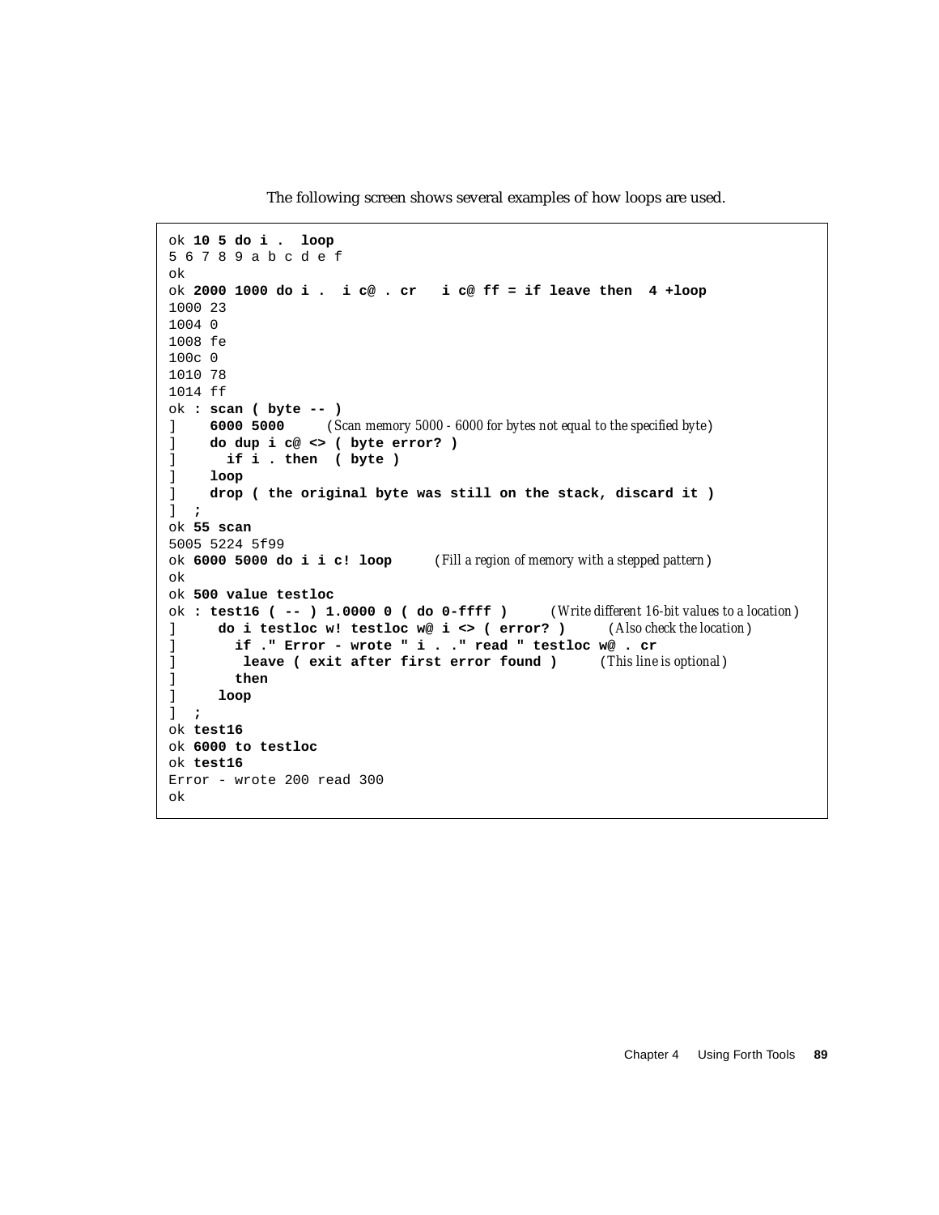The following screen shows several examples of how loops are used.

```
ok 10 5 do i .  loop
5 6 7 8 9 a b c d e f
ok
ok 2000 1000 do i .  i c@ . cr   i c@ ff = if leave then  4 +loop
1000 23
1004 0
1008 fe
100c 0
1010 78
1014 ff
ok : scan ( byte -- )
]    6000 5000      (Scan memory 5000 - 6000 for bytes not equal to the specified byte)
]    do dup i c@ <> ( byte error? )
]      if i . then  ( byte )
]    loop
]    drop ( the original byte was still on the stack, discard it )
]  ;
ok 55 scan
5005 5224 5f99
ok 6000 5000 do i i c! loop      (Fill a region of memory with a stepped pattern)
ok
ok 500 value testloc
ok : test16 ( -- ) 1.0000 0 ( do 0-ffff )      (Write different 16-bit values to a location)
]     do i testloc w! testloc w@ i <> ( error? )      (Also check the location)
]       if ." Error - wrote " i . ." read " testloc w@ . cr
]        leave ( exit after first error found )      (This line is optional)
]       then
]     loop
]  ;
ok test16
ok 6000 to testloc
ok test16
Error - wrote 200 read 300
ok
```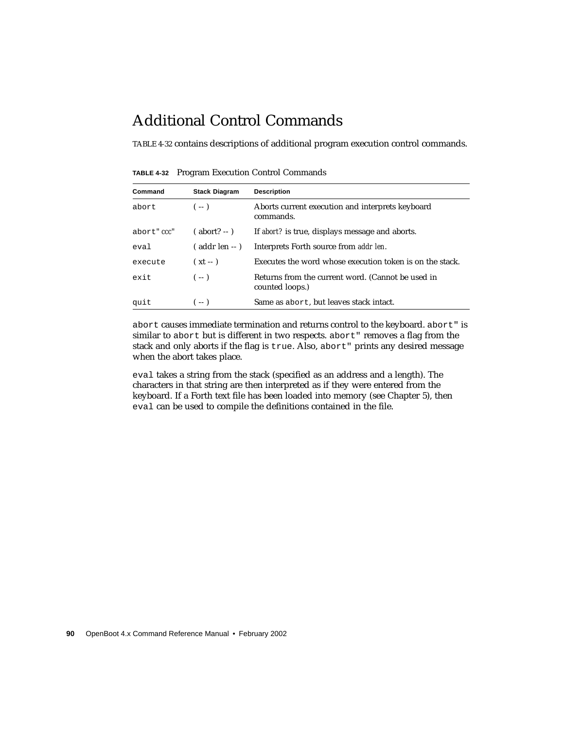## Additional Control Commands

TABLE 4-32 contains descriptions of additional program execution control commands.

**TABLE 4-32** Program Execution Control Commands

| Command | Stack Diagram | Description |
|---|---|---|
| `abort` | ( -- ) | Aborts current execution and interprets keyboard commands. |
| `abort"` *ccc*" | ( abort? -- ) | If *abort?* is true, displays message and aborts. |
| `eval` | ( addr len -- ) | Interprets Forth source from *addr len*. |
| `execute` | ( xt -- ) | Executes the word whose execution token is on the stack. |
| `exit` | ( -- ) | Returns from the current word. (Cannot be used in counted loops.) |
| `quit` | ( -- ) | Same as `abort`, but leaves stack intact. |

`abort` causes immediate termination and returns control to the keyboard. `abort"` is similar to `abort` but is different in two respects. `abort"` removes a flag from the stack and only aborts if the flag is `true`. Also, `abort"` prints any desired message when the abort takes place.

`eval` takes a string from the stack (specified as an address and a length). The characters in that string are then interpreted as if they were entered from the keyboard. If a Forth text file has been loaded into memory (see Chapter 5), then `eval` can be used to compile the definitions contained in the file.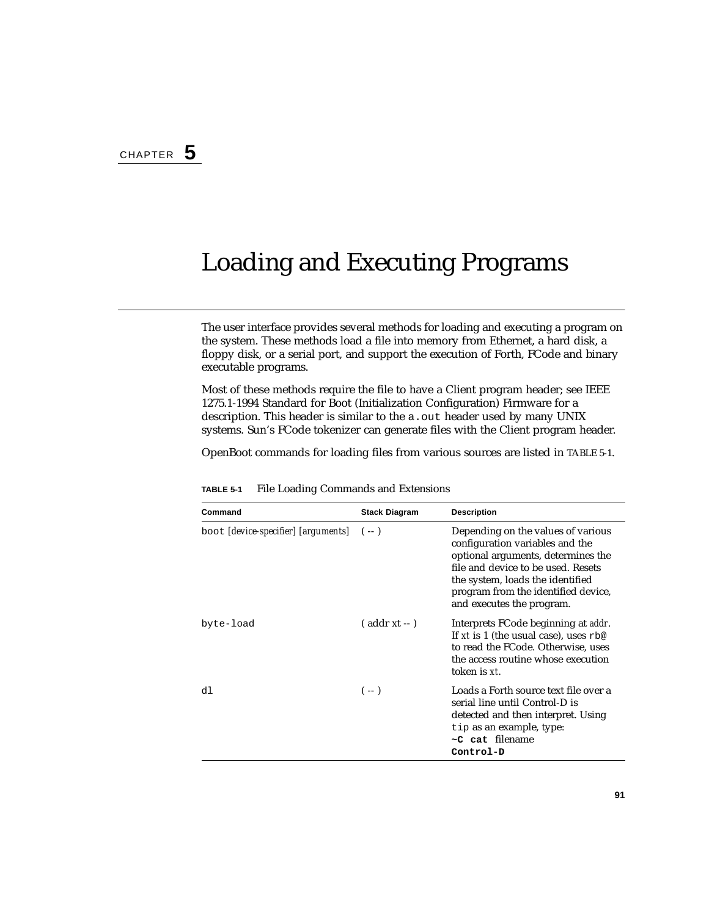CHAPTER **5**

# Loading and Executing Programs

The user interface provides several methods for loading and executing a program on the system. These methods load a file into memory from Ethernet, a hard disk, a floppy disk, or a serial port, and support the execution of Forth, FCode and binary executable programs.

Most of these methods require the file to have a Client program header; see IEEE 1275.1-1994 Standard for Boot (Initialization Configuration) Firmware for a description. This header is similar to the `a.out` header used by many UNIX systems. Sun's FCode tokenizer can generate files with the Client program header.

OpenBoot commands for loading files from various sources are listed in TABLE 5-1.

**TABLE 5-1** File Loading Commands and Extensions

| Command | Stack Diagram | Description |
|---|---|---|
| `boot` *[device-specifier] [arguments]* | ( -- ) | Depending on the values of various configuration variables and the optional arguments, determines the file and device to be used. Resets the system, loads the identified program from the identified device, and executes the program. |
| `byte-load` | ( addr xt -- ) | Interprets FCode beginning at *addr*. If *xt* is 1 (the usual case), uses `rb@` to read the FCode. Otherwise, uses the access routine whose execution token is *xt*. |
| `dl` | ( -- ) | Loads a Forth source text file over a serial line until Control-D is detected and then interpret. Using `tip` as an example, type: **`~C cat`** filename **`Control-D`** |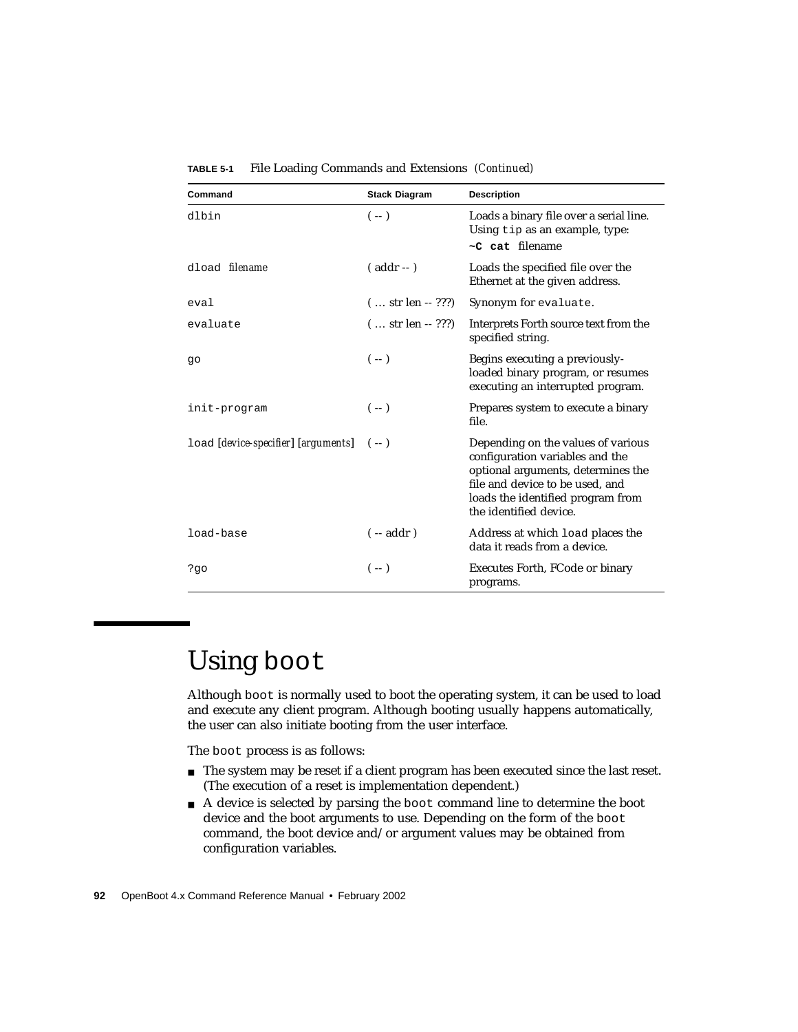**TABLE 5-1** File Loading Commands and Extensions *(Continued)*

| Command | Stack Diagram | Description |
|---|---|---|
| `dlbin` | ( -- ) | Loads a binary file over a serial line. Using `tip` as an example, type: **`~C cat`** filename |
| `dload` *filename* | ( addr -- ) | Loads the specified file over the Ethernet at the given address. |
| `eval` | ( … str len -- ???) | Synonym for `evaluate`. |
| `evaluate` | ( … str len -- ???) | Interprets Forth source text from the specified string. |
| `go` | ( -- ) | Begins executing a previously-loaded binary program, or resumes executing an interrupted program. |
| `init-program` | ( -- ) | Prepares system to execute a binary file. |
| `load` [*device-specifier*] [*arguments*] | ( -- ) | Depending on the values of various configuration variables and the optional arguments, determines the file and device to be used, and loads the identified program from the identified device. |
| `load-base` | ( -- addr ) | Address at which `load` places the data it reads from a device. |
| `?go` | ( -- ) | Executes Forth, FCode or binary programs. |

# Using `boot`

Although `boot` is normally used to boot the operating system, it can be used to load and execute any client program. Although booting usually happens automatically, the user can also initiate booting from the user interface.

The `boot` process is as follows:

- The system may be reset if a client program has been executed since the last reset. (The execution of a reset is implementation dependent.)
- A device is selected by parsing the `boot` command line to determine the boot device and the boot arguments to use. Depending on the form of the `boot` command, the boot device and/or argument values may be obtained from configuration variables.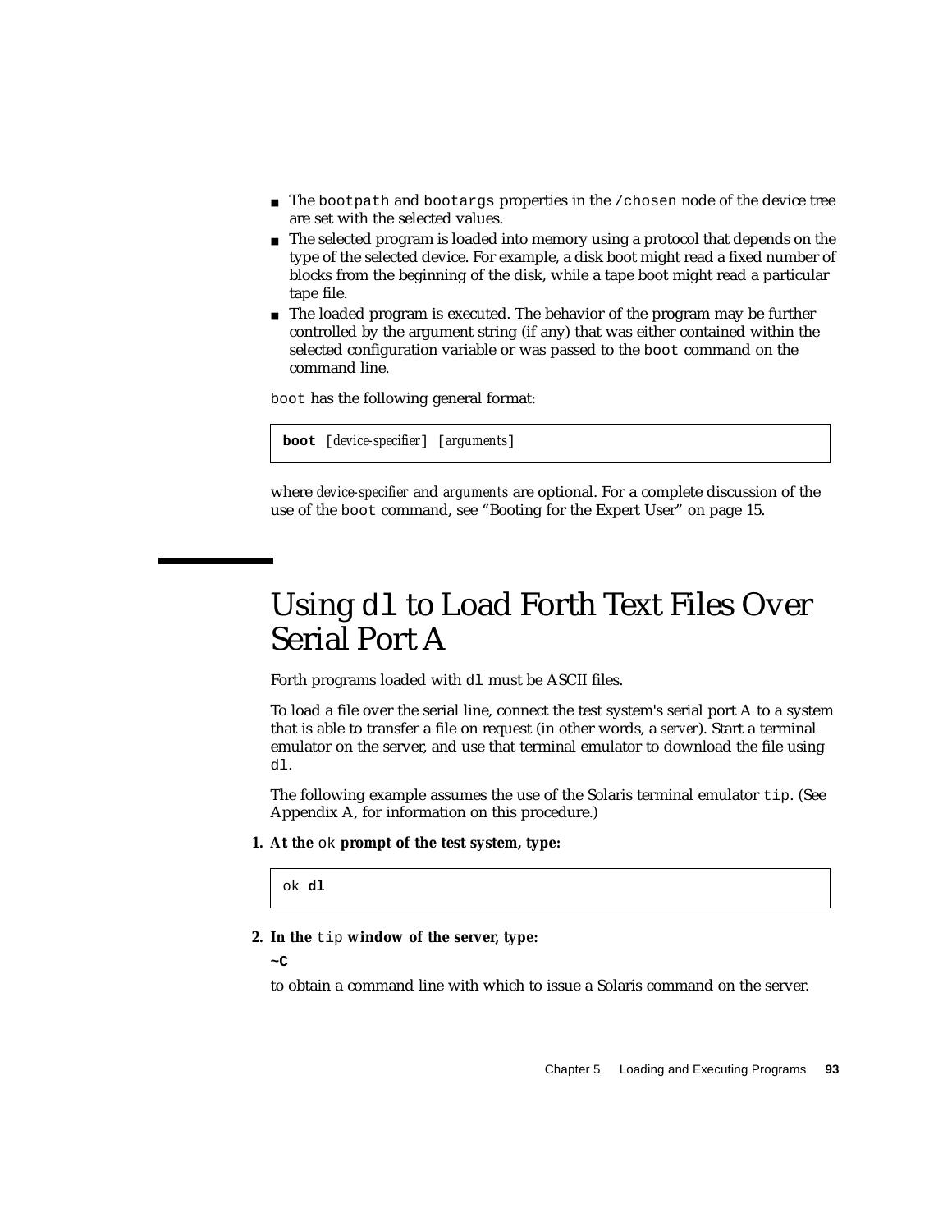- The `bootpath` and `bootargs` properties in the `/chosen` node of the device tree are set with the selected values.
- The selected program is loaded into memory using a protocol that depends on the type of the selected device. For example, a disk boot might read a fixed number of blocks from the beginning of the disk, while a tape boot might read a particular tape file.
- The loaded program is executed. The behavior of the program may be further controlled by the argument string (if any) that was either contained within the selected configuration variable or was passed to the `boot` command on the command line.

`boot` has the following general format:

```
boot [device-specifier] [arguments]
```

where *device-specifier* and *arguments* are optional. For a complete discussion of the use of the `boot` command, see "Booting for the Expert User" on page 15.

# Using `dl` to Load Forth Text Files Over Serial Port A

Forth programs loaded with `dl` must be ASCII files.

To load a file over the serial line, connect the test system's serial port A to a system that is able to transfer a file on request (in other words, a *server*). Start a terminal emulator on the server, and use that terminal emulator to download the file using `dl`.

The following example assumes the use of the Solaris terminal emulator `tip`. (See Appendix A, for information on this procedure.)

1. **At the `ok` prompt of the test system, type:**

```
ok dl
```

2. **In the `tip` window of the server, type:**

   **`~C`**

   to obtain a command line with which to issue a Solaris command on the server.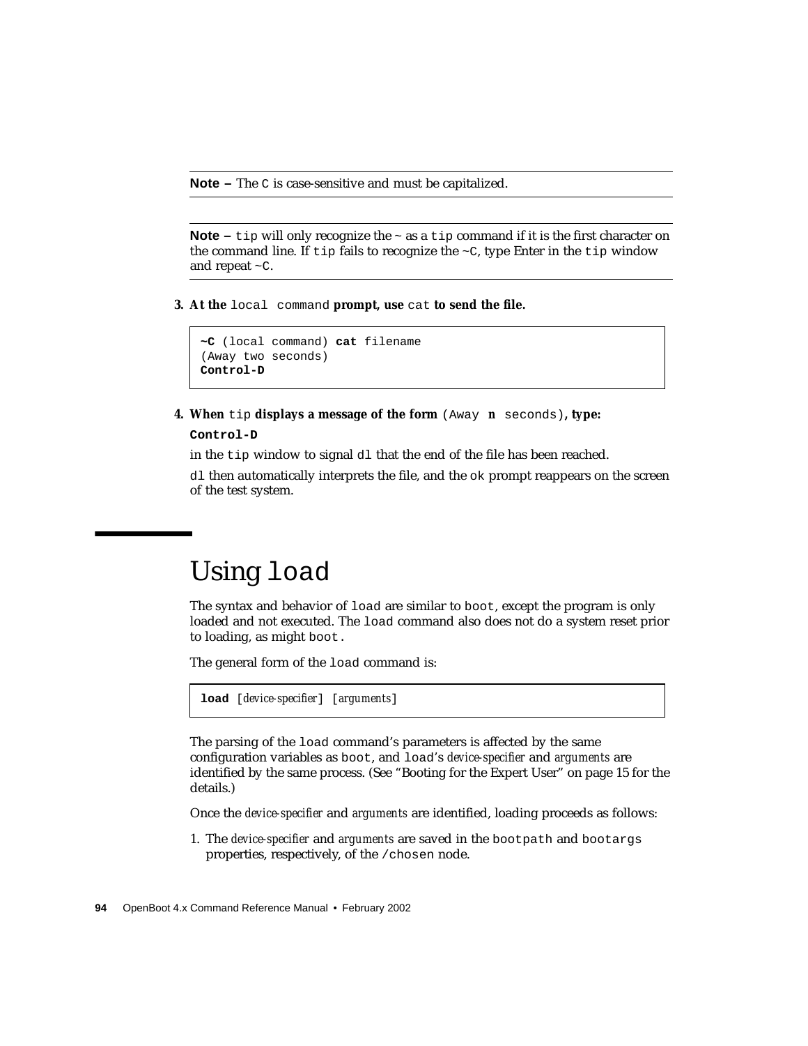---

**Note –** The `C` is case-sensitive and must be capitalized.

---

**Note –** `tip` will only recognize the `~` as a `tip` command if it is the first character on the command line. If `tip` fails to recognize the `~C`, type Enter in the `tip` window and repeat `~C`.

---

3. **At the** `local command` **prompt, use** `cat` **to send the file.**

```
~C (local command) cat filename
(Away two seconds)
Control-D
```

4. **When** `tip` **displays a message of the form** `(Away n seconds)`, **type:**

   **`Control-D`**

   in the `tip` window to signal `dl` that the end of the file has been reached.

   `dl` then automatically interprets the file, and the `ok` prompt reappears on the screen of the test system.

# Using `load`

The syntax and behavior of `load` are similar to `boot`, except the program is only loaded and not executed. The `load` command also does not do a system reset prior to loading, as might `boot`.

The general form of the `load` command is:

```
load [device-specifier] [arguments]
```

The parsing of the `load` command's parameters is affected by the same configuration variables as `boot`, and `load`'s *device-specifier* and *arguments* are identified by the same process. (See "Booting for the Expert User" on page 15 for the details.)

Once the *device-specifier* and *arguments* are identified, loading proceeds as follows:

1. The *device-specifier* and *arguments* are saved in the `bootpath` and `bootargs` properties, respectively, of the `/chosen` node.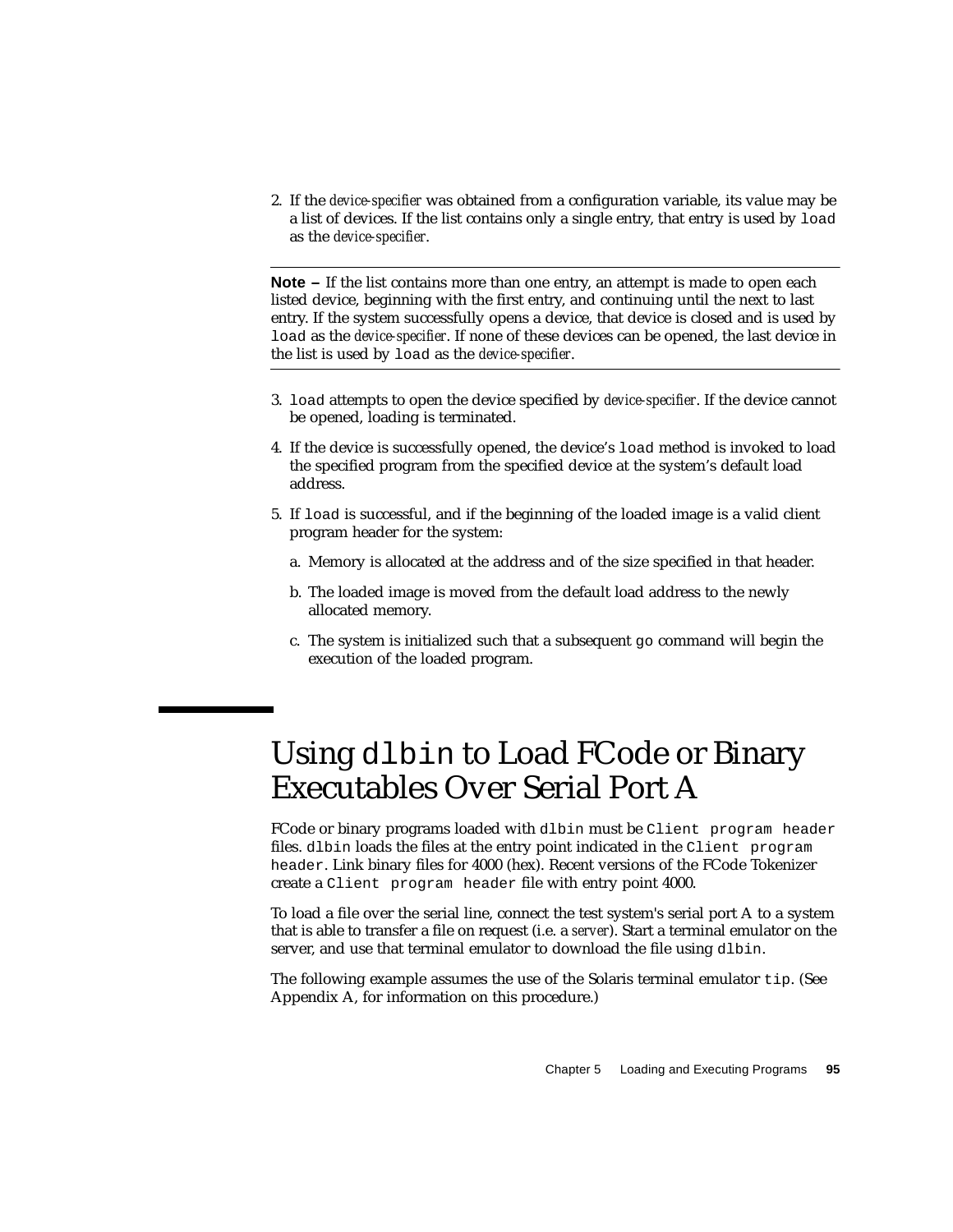2. If the *device-specifier* was obtained from a configuration variable, its value may be a list of devices. If the list contains only a single entry, that entry is used by `load` as the *device-specifier*.

---

**Note –** If the list contains more than one entry, an attempt is made to open each listed device, beginning with the first entry, and continuing until the next to last entry. If the system successfully opens a device, that device is closed and is used by `load` as the *device-specifier*. If none of these devices can be opened, the last device in the list is used by `load` as the *device-specifier*.

---

3. `load` attempts to open the device specified by *device-specifier*. If the device cannot be opened, loading is terminated.

4. If the device is successfully opened, the device's `load` method is invoked to load the specified program from the specified device at the system's default load address.

5. If `load` is successful, and if the beginning of the loaded image is a valid client program header for the system:

   a. Memory is allocated at the address and of the size specified in that header.

   b. The loaded image is moved from the default load address to the newly allocated memory.

   c. The system is initialized such that a subsequent `go` command will begin the execution of the loaded program.

## Using `dlbin` to Load FCode or Binary Executables Over Serial Port A

FCode or binary programs loaded with `dlbin` must be `Client program header` files. `dlbin` loads the files at the entry point indicated in the `Client program header`. Link binary files for 4000 (hex). Recent versions of the FCode Tokenizer create a `Client program header` file with entry point 4000.

To load a file over the serial line, connect the test system's serial port A to a system that is able to transfer a file on request (i.e. a *server*). Start a terminal emulator on the server, and use that terminal emulator to download the file using `dlbin`.

The following example assumes the use of the Solaris terminal emulator `tip`. (See Appendix A, for information on this procedure.)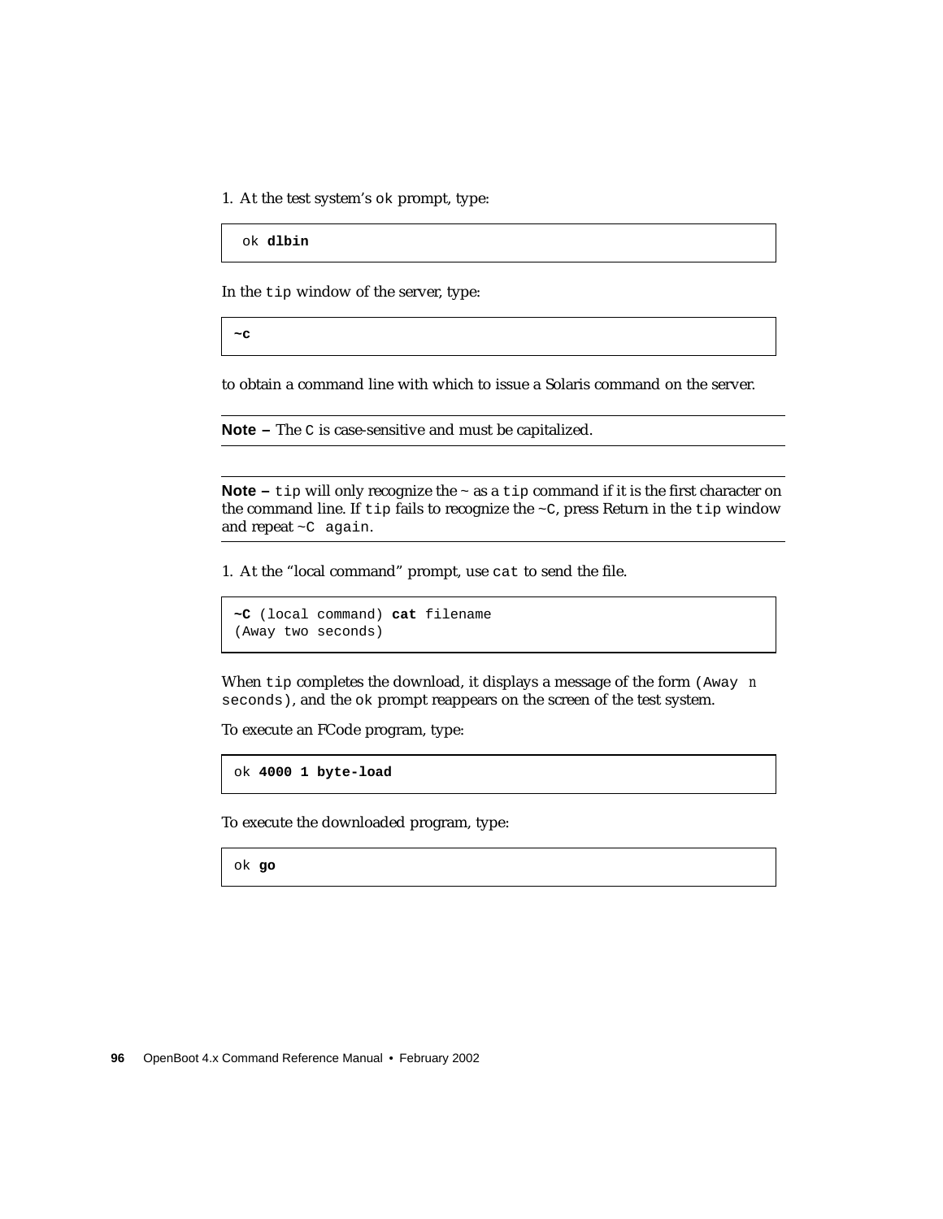1. At the test system's `ok` prompt, type:

```
ok dlbin
```

In the `tip` window of the server, type:

```
~C
```

to obtain a command line with which to issue a Solaris command on the server.

---

**Note –** The `C` is case-sensitive and must be capitalized.

---

---

**Note –** `tip` will only recognize the ~ as a `tip` command if it is the first character on the command line. If `tip` fails to recognize the `~C`, press Return in the `tip` window and repeat `~C again`.

---

1. At the "local command" prompt, use `cat` to send the file.

```
~C (local command) cat filename
(Away two seconds)
```

When `tip` completes the download, it displays a message of the form `(Away n seconds)`, and the `ok` prompt reappears on the screen of the test system.

To execute an FCode program, type:

```
ok 4000 1 byte-load
```

To execute the downloaded program, type:

```
ok go
```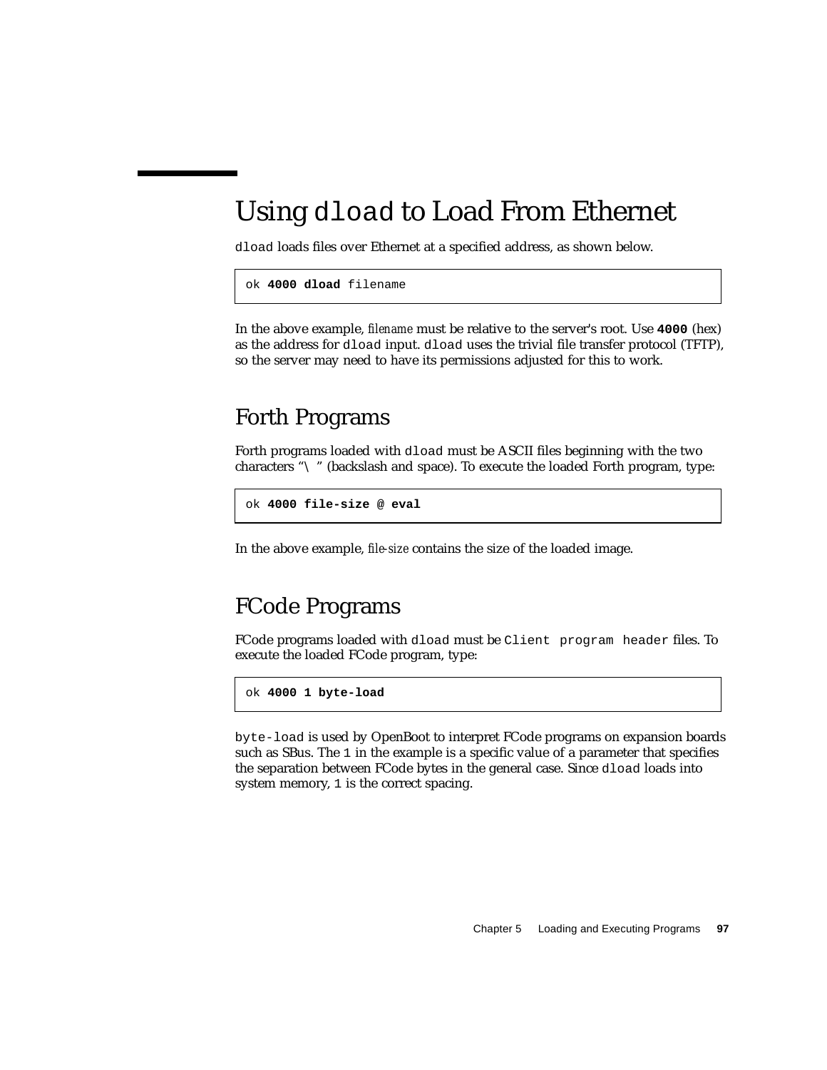# Using `dload` to Load From Ethernet

`dload` loads files over Ethernet at a specified address, as shown below.

```
ok 4000 dload filename
```

In the above example, *filename* must be relative to the server's root. Use **4000** (hex) as the address for `dload` input. `dload` uses the trivial file transfer protocol (TFTP), so the server may need to have its permissions adjusted for this to work.

## Forth Programs

Forth programs loaded with `dload` must be ASCII files beginning with the two characters "`\ `" (backslash and space). To execute the loaded Forth program, type:

```
ok 4000 file-size @ eval
```

In the above example, *file-size* contains the size of the loaded image.

## FCode Programs

FCode programs loaded with `dload` must be `Client program header` files. To execute the loaded FCode program, type:

```
ok 4000 1 byte-load
```

`byte-load` is used by OpenBoot to interpret FCode programs on expansion boards such as SBus. The `1` in the example is a specific value of a parameter that specifies the separation between FCode bytes in the general case. Since `dload` loads into system memory, `1` is the correct spacing.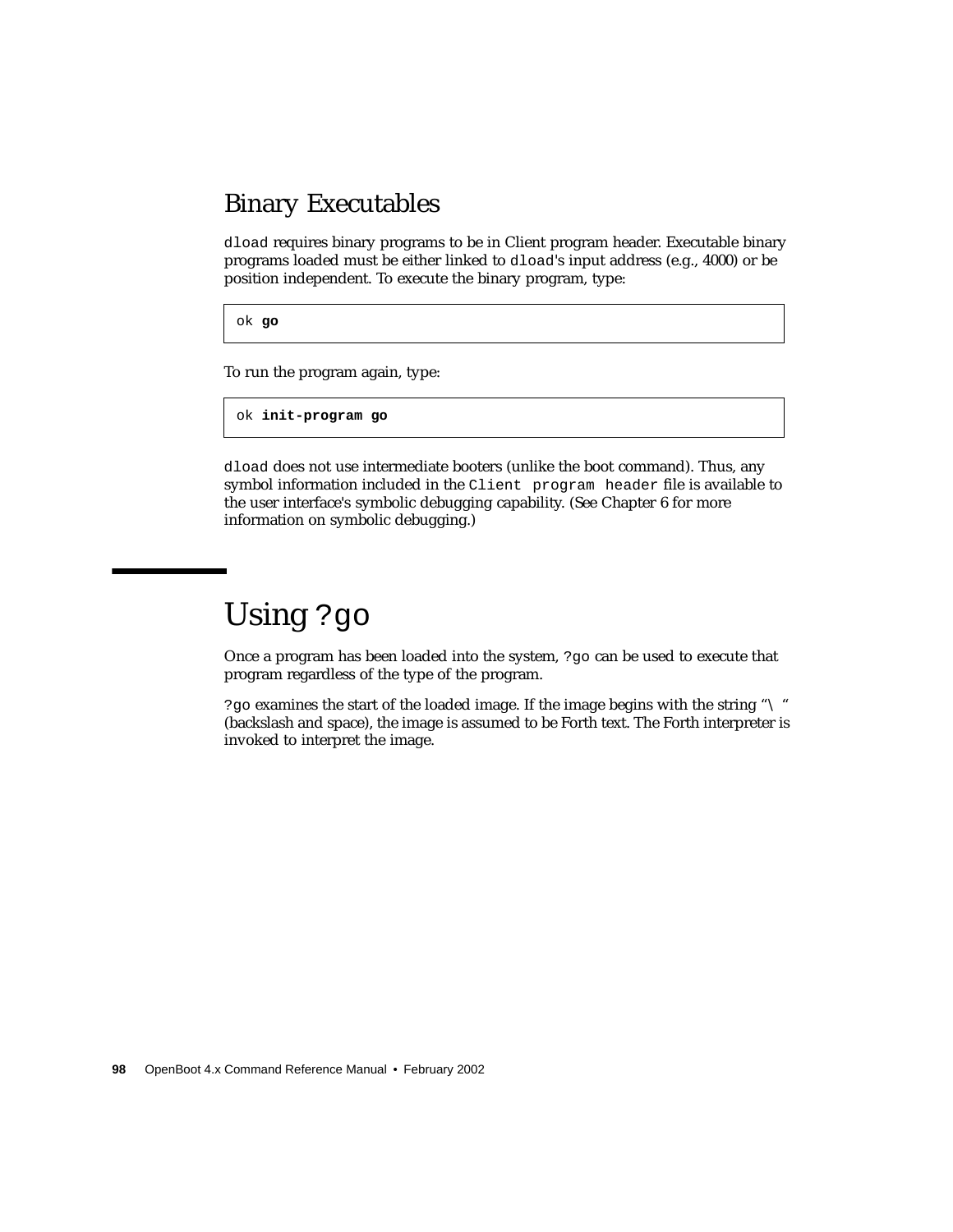## Binary Executables

`dload` requires binary programs to be in Client program header. Executable binary programs loaded must be either linked to `dload`'s input address (e.g., 4000) or be position independent. To execute the binary program, type:

```
ok go
```

To run the program again, type:

```
ok init-program go
```

`dload` does not use intermediate booters (unlike the boot command). Thus, any symbol information included in the `Client program header` file is available to the user interface's symbolic debugging capability. (See Chapter 6 for more information on symbolic debugging.)

# Using `?go`

Once a program has been loaded into the system, `?go` can be used to execute that program regardless of the type of the program.

`?go` examines the start of the loaded image. If the image begins with the string "`\ `" (backslash and space), the image is assumed to be Forth text. The Forth interpreter is invoked to interpret the image.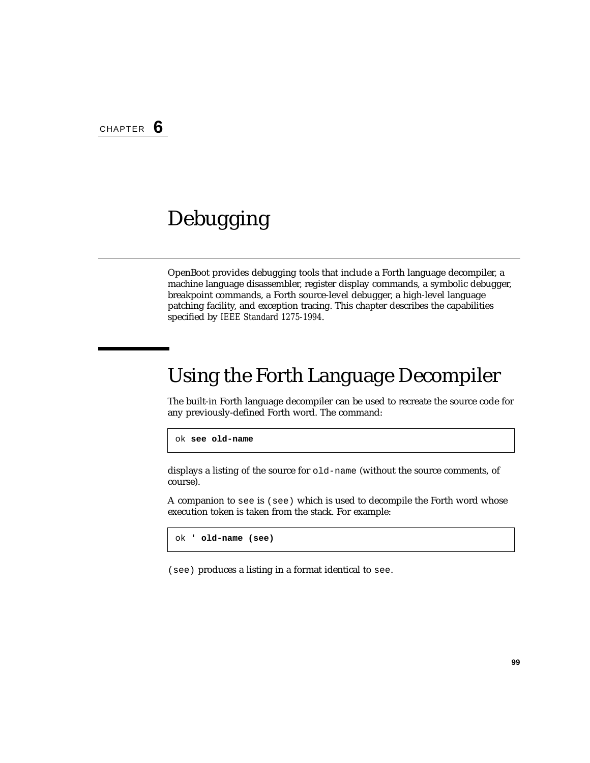CHAPTER **6**

# Debugging

OpenBoot provides debugging tools that include a Forth language decompiler, a machine language disassembler, register display commands, a symbolic debugger, breakpoint commands, a Forth source-level debugger, a high-level language patching facility, and exception tracing. This chapter describes the capabilities specified by *IEEE Standard 1275-1994*.

## Using the Forth Language Decompiler

The built-in Forth language decompiler can be used to recreate the source code for any previously-defined Forth word. The command:

```
ok see old-name
```

displays a listing of the source for `old-name` (without the source comments, of course).

A companion to `see` is `(see)` which is used to decompile the Forth word whose execution token is taken from the stack. For example:

```
ok ' old-name (see)
```

`(see)` produces a listing in a format identical to `see`.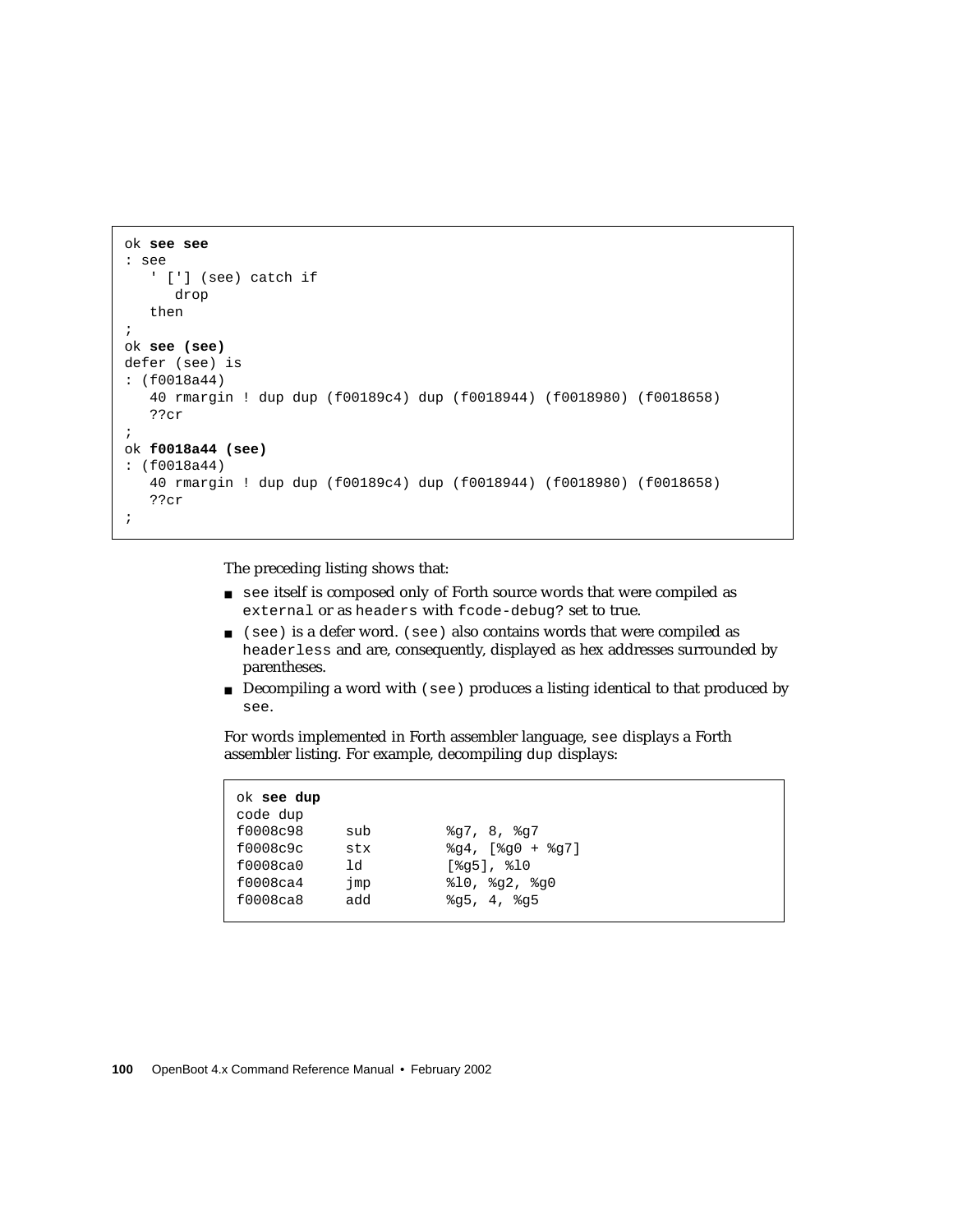```
ok see see
: see
   ' ['] (see) catch if
      drop
   then
;
ok see (see)
defer (see) is
: (f0018a44)
   40 rmargin ! dup dup (f00189c4) dup (f0018944) (f0018980) (f0018658)
   ??cr
;
ok f0018a44 (see)
: (f0018a44)
   40 rmargin ! dup dup (f00189c4) dup (f0018944) (f0018980) (f0018658)
   ??cr
;
```

The preceding listing shows that:

- `see` itself is composed only of Forth source words that were compiled as `external` or as `headers` with `fcode-debug?` set to true.
- `(see)` is a defer word. `(see)` also contains words that were compiled as `headerless` and are, consequently, displayed as hex addresses surrounded by parentheses.
- Decompiling a word with `(see)` produces a listing identical to that produced by `see`.

For words implemented in Forth assembler language, `see` displays a Forth assembler listing. For example, decompiling `dup` displays:

```
ok see dup
code dup
f0008c98     sub        %g7, 8, %g7
f0008c9c     stx        %g4, [%g0 + %g7]
f0008ca0     ld         [%g5], %l0
f0008ca4     jmp        %l0, %g2, %g0
f0008ca8     add        %g5, 4, %g5
```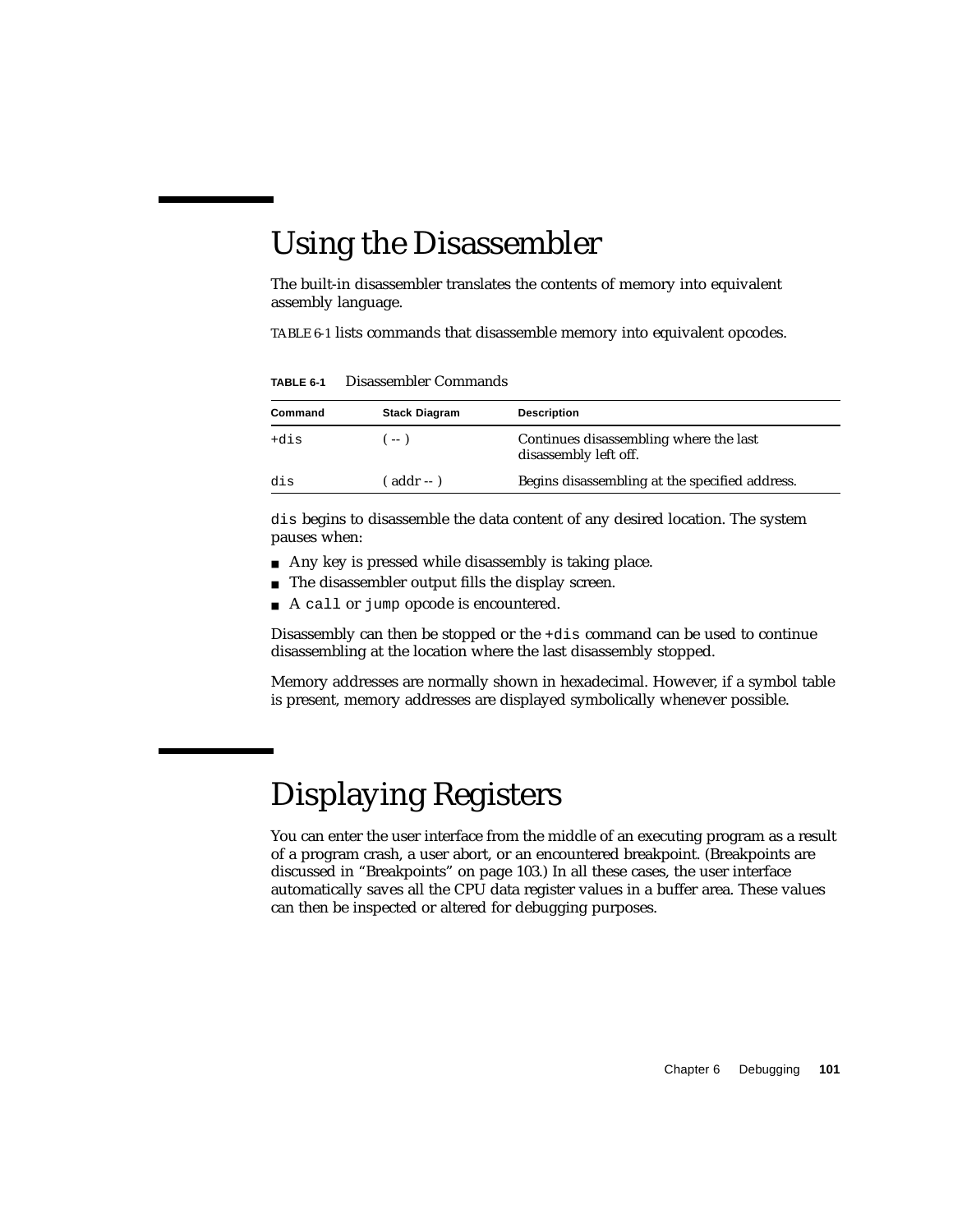## Using the Disassembler

The built-in disassembler translates the contents of memory into equivalent assembly language.

TABLE 6-1 lists commands that disassemble memory into equivalent opcodes.

**TABLE 6-1** Disassembler Commands

| Command | Stack Diagram | Description |
| --- | --- | --- |
| `+dis` | ( -- ) | Continues disassembling where the last disassembly left off. |
| `dis` | ( addr -- ) | Begins disassembling at the specified address. |

`dis` begins to disassemble the data content of any desired location. The system pauses when:

- Any key is pressed while disassembly is taking place.
- The disassembler output fills the display screen.
- A `call` or `jump` opcode is encountered.

Disassembly can then be stopped or the `+dis` command can be used to continue disassembling at the location where the last disassembly stopped.

Memory addresses are normally shown in hexadecimal. However, if a symbol table is present, memory addresses are displayed symbolically whenever possible.

## Displaying Registers

You can enter the user interface from the middle of an executing program as a result of a program crash, a user abort, or an encountered breakpoint. (Breakpoints are discussed in "Breakpoints" on page 103.) In all these cases, the user interface automatically saves all the CPU data register values in a buffer area. These values can then be inspected or altered for debugging purposes.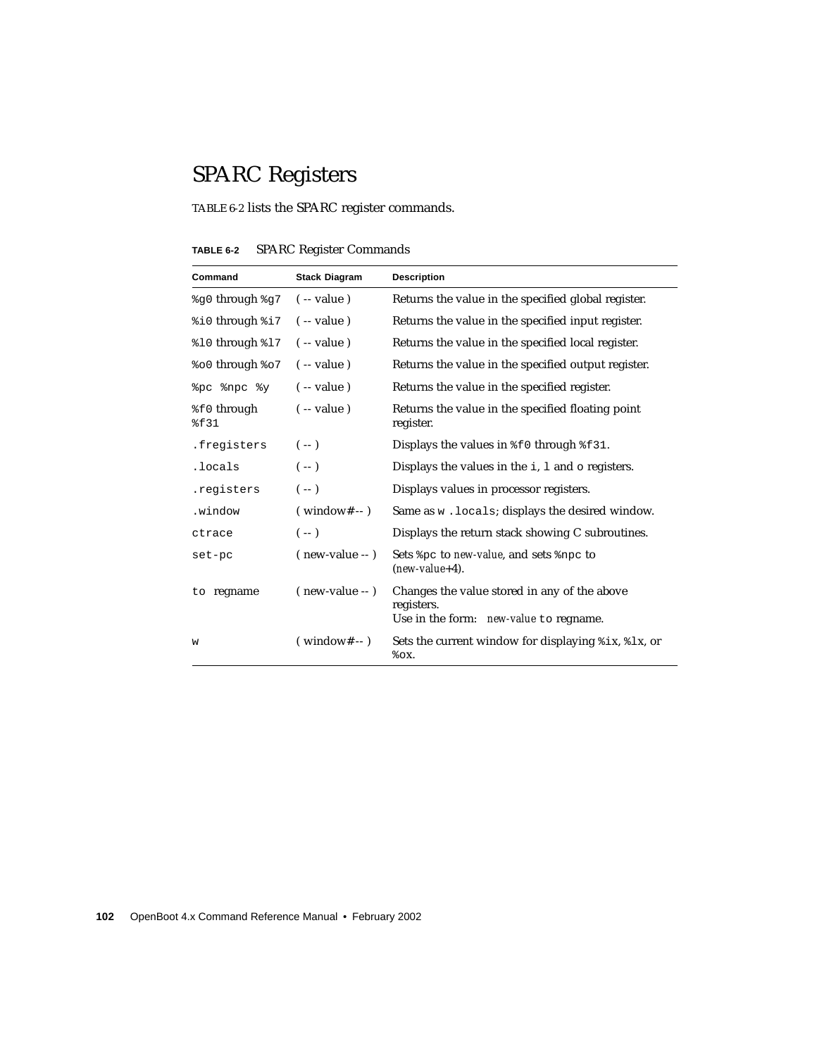## SPARC Registers

TABLE 6-2 lists the SPARC register commands.

**TABLE 6-2** SPARC Register Commands

| Command | Stack Diagram | Description |
|---|---|---|
| `%g0` through `%g7` | ( -- value ) | Returns the value in the specified global register. |
| `%i0` through `%i7` | ( -- value ) | Returns the value in the specified input register. |
| `%l0` through `%l7` | ( -- value ) | Returns the value in the specified local register. |
| `%o0` through `%o7` | ( -- value ) | Returns the value in the specified output register. |
| `%pc %npc %y` | ( -- value ) | Returns the value in the specified register. |
| `%f0` through `%f31` | ( -- value ) | Returns the value in the specified floating point register. |
| `.fregisters` | ( -- ) | Displays the values in `%f0` through `%f31`. |
| `.locals` | ( -- ) | Displays the values in the `i`, `l` and `o` registers. |
| `.registers` | ( -- ) | Displays values in processor registers. |
| `.window` | ( window# -- ) | Same as `w .locals`; displays the desired window. |
| `ctrace` | ( -- ) | Displays the return stack showing C subroutines. |
| `set-pc` | ( new-value -- ) | Sets `%pc` to *new-value*, and sets `%npc` to (*new-value*+4). |
| `to` regname | ( new-value -- ) | Changes the value stored in any of the above registers. Use in the form: *new-value* `to` regname. |
| `w` | ( window# -- ) | Sets the current window for displaying `%ix`, `%lx`, or `%ox`. |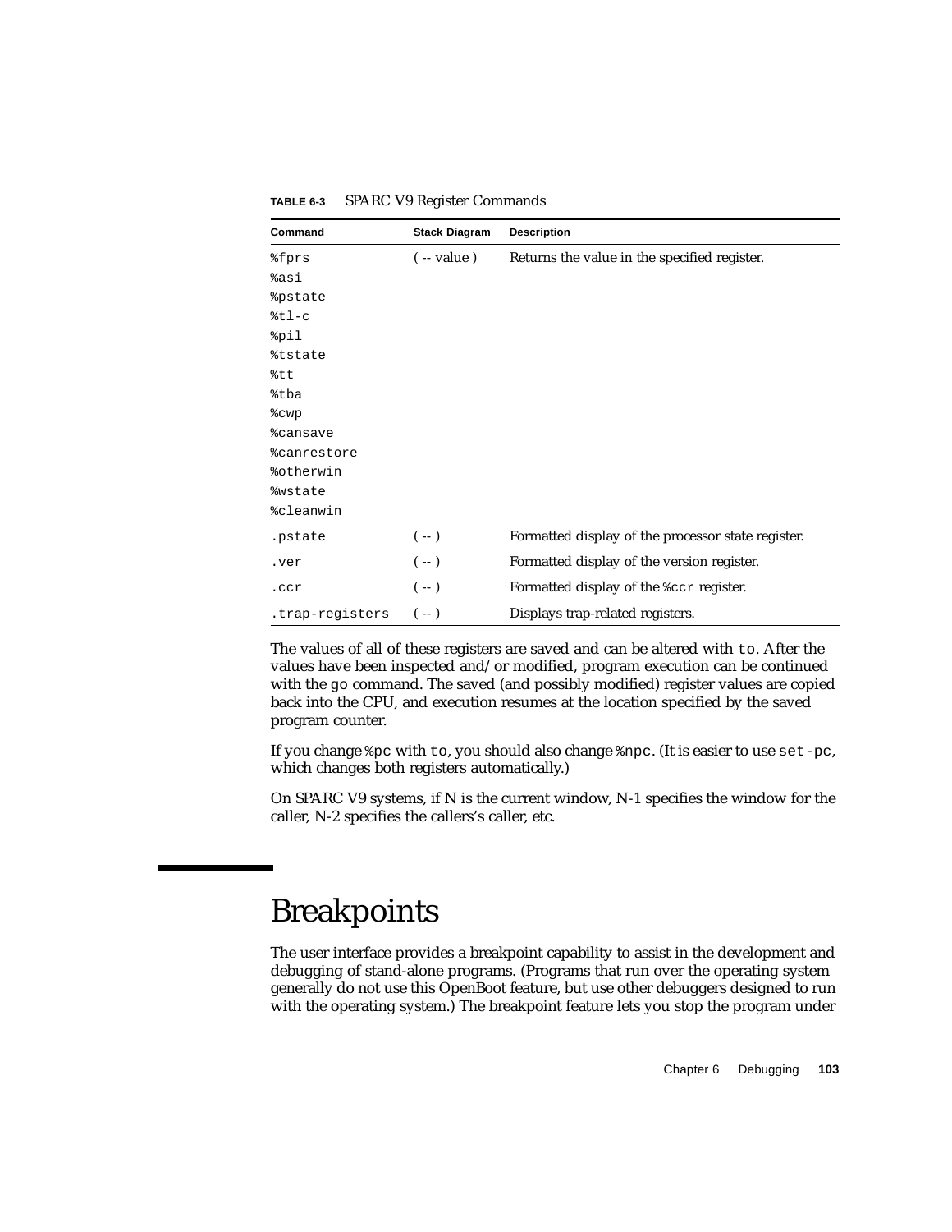**TABLE 6-3** SPARC V9 Register Commands

| Command | Stack Diagram | Description |
|---|---|---|
| %fprs<br>%asi<br>%pstate<br>%tl-c<br>%pil<br>%tstate<br>%tt<br>%tba<br>%cwp<br>%cansave<br>%canrestore<br>%otherwin<br>%wstate<br>%cleanwin | ( -- value ) | Returns the value in the specified register. |
| .pstate | ( -- ) | Formatted display of the processor state register. |
| .ver | ( -- ) | Formatted display of the version register. |
| .ccr | ( -- ) | Formatted display of the %ccr register. |
| .trap-registers | ( -- ) | Displays trap-related registers. |

The values of all of these registers are saved and can be altered with `to`. After the values have been inspected and/or modified, program execution can be continued with the `go` command. The saved (and possibly modified) register values are copied back into the CPU, and execution resumes at the location specified by the saved program counter.

If you change `%pc` with `to`, you should also change `%npc`. (It is easier to use `set-pc`, which changes both registers automatically.)

On SPARC V9 systems, if N is the current window, N-1 specifies the window for the caller, N-2 specifies the callers's caller, etc.

# Breakpoints

The user interface provides a breakpoint capability to assist in the development and debugging of stand-alone programs. (Programs that run over the operating system generally do not use this OpenBoot feature, but use other debuggers designed to run with the operating system.) The breakpoint feature lets you stop the program under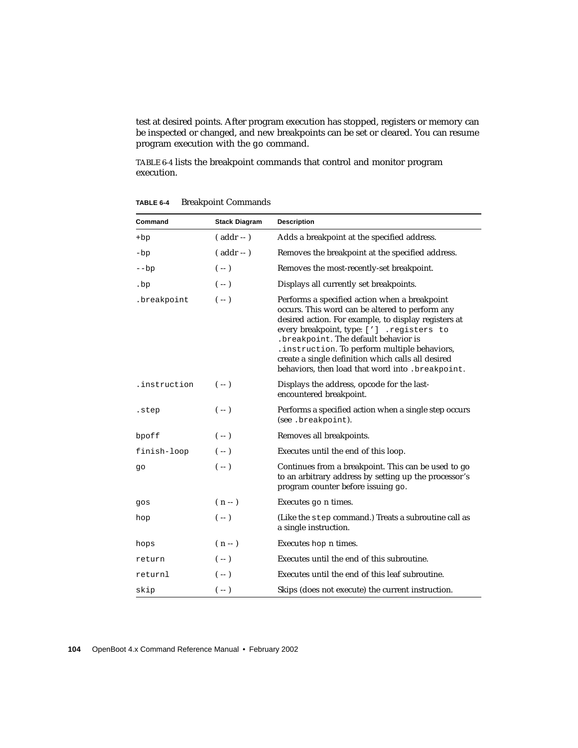test at desired points. After program execution has stopped, registers or memory can be inspected or changed, and new breakpoints can be set or cleared. You can resume program execution with the go command.

TABLE 6-4 lists the breakpoint commands that control and monitor program execution.

**TABLE 6-4** Breakpoint Commands

| Command | Stack Diagram | Description |
|---|---|---|
| `+bp` | ( addr -- ) | Adds a breakpoint at the specified address. |
| `-bp` | ( addr -- ) | Removes the breakpoint at the specified address. |
| `--bp` | ( -- ) | Removes the most-recently-set breakpoint. |
| `.bp` | ( -- ) | Displays all currently set breakpoints. |
| `.breakpoint` | ( -- ) | Performs a specified action when a breakpoint occurs. This word can be altered to perform any desired action. For example, to display registers at every breakpoint, type: `['] .registers to .breakpoint`. The default behavior is `.instruction`. To perform multiple behaviors, create a single definition which calls all desired behaviors, then load that word into `.breakpoint`. |
| `.instruction` | ( -- ) | Displays the address, opcode for the last-encountered breakpoint. |
| `.step` | ( -- ) | Performs a specified action when a single step occurs (see `.breakpoint`). |
| `bpoff` | ( -- ) | Removes all breakpoints. |
| `finish-loop` | ( -- ) | Executes until the end of this loop. |
| `go` | ( -- ) | Continues from a breakpoint. This can be used to go to an arbitrary address by setting up the processor's program counter before issuing `go`. |
| `gos` | ( n -- ) | Executes `go` n times. |
| `hop` | ( -- ) | (Like the `step` command.) Treats a subroutine call as a single instruction. |
| `hops` | ( n -- ) | Executes `hop` n times. |
| `return` | ( -- ) | Executes until the end of this subroutine. |
| `returnl` | ( -- ) | Executes until the end of this leaf subroutine. |
| `skip` | ( -- ) | Skips (does not execute) the current instruction. |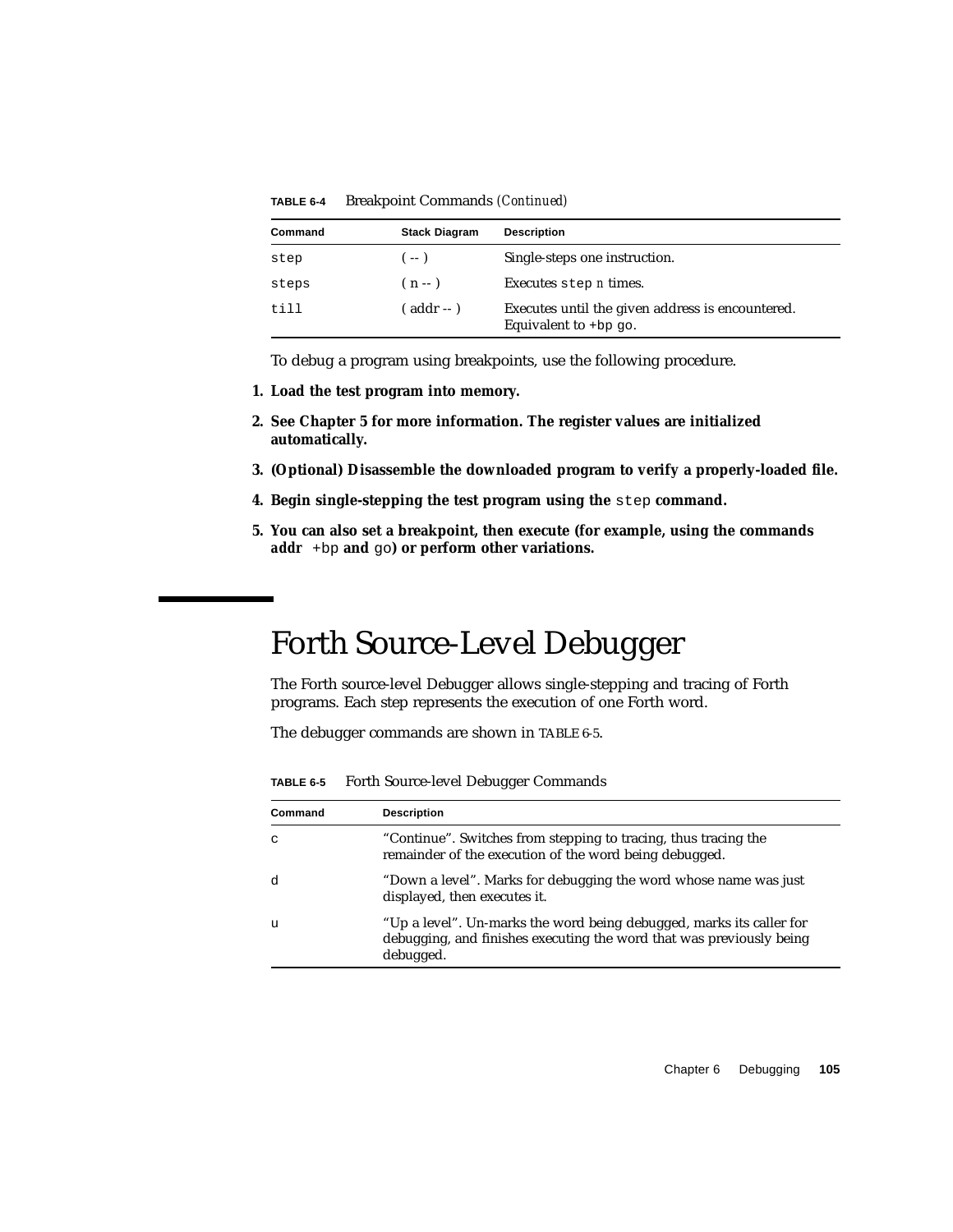**TABLE 6-4** Breakpoint Commands *(Continued)*

| Command | Stack Diagram | Description |
|---|---|---|
| `step` | ( -- ) | Single-steps one instruction. |
| `steps` | ( n -- ) | Executes `step` *n* times. |
| `till` | ( addr -- ) | Executes until the given address is encountered. Equivalent to `+bp go`. |

To debug a program using breakpoints, use the following procedure.

1. **Load the test program into memory.**
2. **See Chapter 5 for more information. The register values are initialized automatically.**
3. **(Optional) Disassemble the downloaded program to verify a properly-loaded file.**
4. **Begin single-stepping the test program using the `step` command.**
5. **You can also set a breakpoint, then execute (for example, using the commands *addr* `+bp` and `go`) or perform other variations.**

# Forth Source-Level Debugger

The Forth source-level Debugger allows single-stepping and tracing of Forth programs. Each step represents the execution of one Forth word.

The debugger commands are shown in TABLE 6-5.

**TABLE 6-5** Forth Source-level Debugger Commands

| Command | Description |
|---|---|
| `c` | "Continue". Switches from stepping to tracing, thus tracing the remainder of the execution of the word being debugged. |
| `d` | "Down a level". Marks for debugging the word whose name was just displayed, then executes it. |
| `u` | "Up a level". Un-marks the word being debugged, marks its caller for debugging, and finishes executing the word that was previously being debugged. |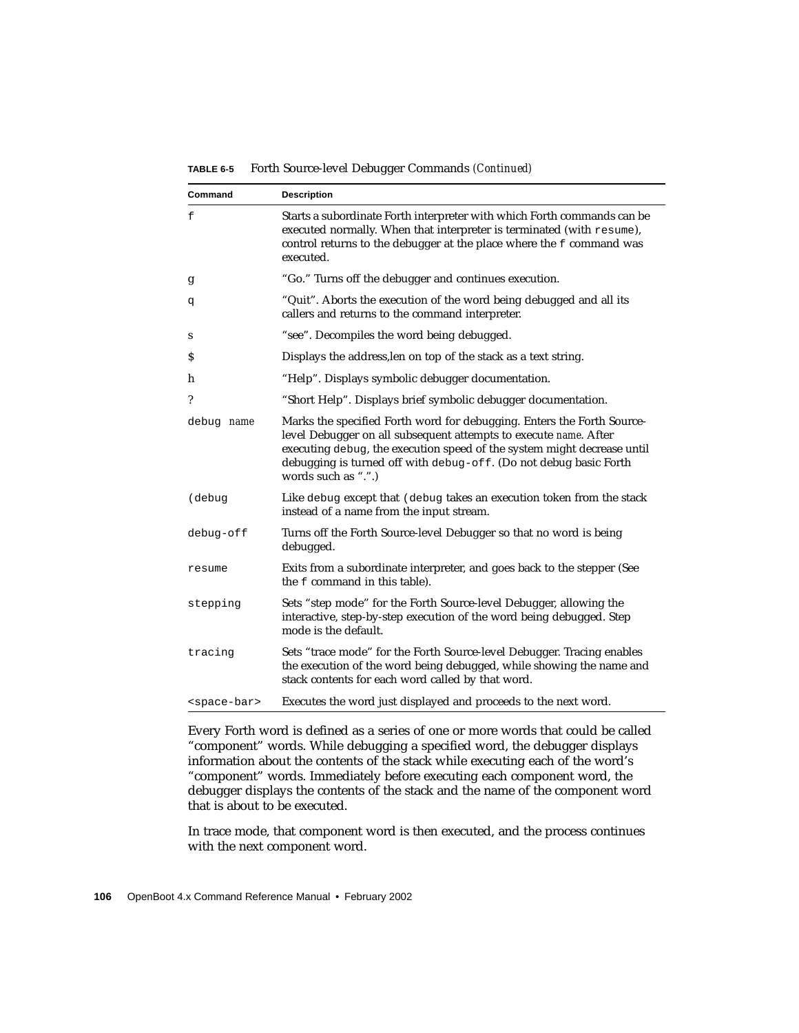**TABLE 6-5** Forth Source-level Debugger Commands *(Continued)*

| Command | Description |
|---|---|
| `f` | Starts a subordinate Forth interpreter with which Forth commands can be executed normally. When that interpreter is terminated (with `resume`), control returns to the debugger at the place where the `f` command was executed. |
| `g` | "Go." Turns off the debugger and continues execution. |
| `q` | "Quit". Aborts the execution of the word being debugged and all its callers and returns to the command interpreter. |
| `s` | "see". Decompiles the word being debugged. |
| `$` | Displays the address,len on top of the stack as a text string. |
| `h` | "Help". Displays symbolic debugger documentation. |
| `?` | "Short Help". Displays brief symbolic debugger documentation. |
| `debug` *name* | Marks the specified Forth word for debugging. Enters the Forth Source-level Debugger on all subsequent attempts to execute *name*. After executing `debug`, the execution speed of the system might decrease until debugging is turned off with `debug-off`. (Do not debug basic Forth words such as ".".) |
| `(debug` | Like `debug` except that `(debug` takes an execution token from the stack instead of a name from the input stream. |
| `debug-off` | Turns off the Forth Source-level Debugger so that no word is being debugged. |
| `resume` | Exits from a subordinate interpreter, and goes back to the stepper (See the `f` command in this table). |
| `stepping` | Sets "step mode" for the Forth Source-level Debugger, allowing the interactive, step-by-step execution of the word being debugged. Step mode is the default. |
| `tracing` | Sets "trace mode" for the Forth Source-level Debugger. Tracing enables the execution of the word being debugged, while showing the name and stack contents for each word called by that word. |
| `<space-bar>` | Executes the word just displayed and proceeds to the next word. |

Every Forth word is defined as a series of one or more words that could be called "component" words. While debugging a specified word, the debugger displays information about the contents of the stack while executing each of the word's "component" words. Immediately before executing each component word, the debugger displays the contents of the stack and the name of the component word that is about to be executed.

In trace mode, that component word is then executed, and the process continues with the next component word.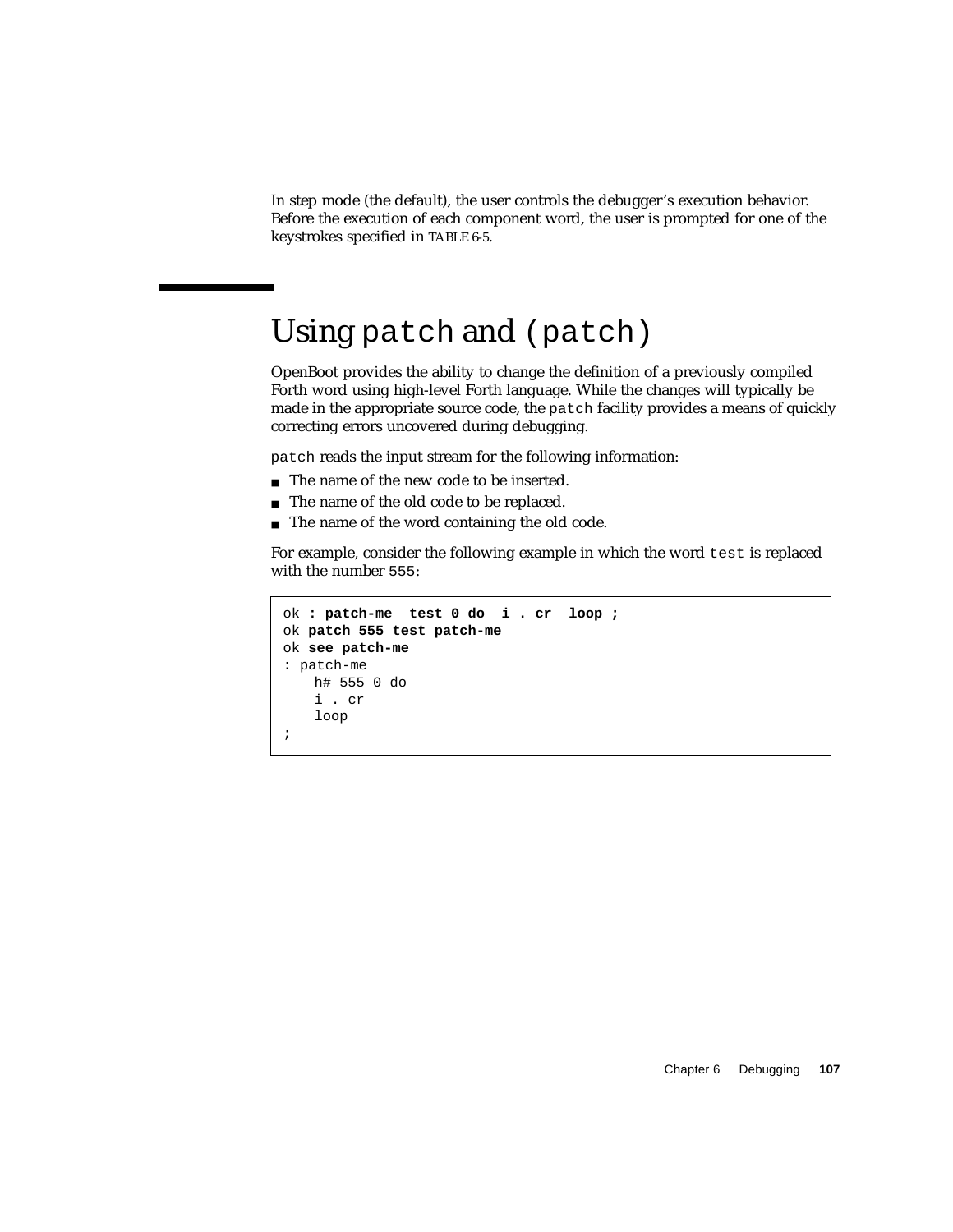In step mode (the default), the user controls the debugger's execution behavior. Before the execution of each component word, the user is prompted for one of the keystrokes specified in TABLE 6-5.

## Using `patch` and `(patch)`

OpenBoot provides the ability to change the definition of a previously compiled Forth word using high-level Forth language. While the changes will typically be made in the appropriate source code, the `patch` facility provides a means of quickly correcting errors uncovered during debugging.

`patch` reads the input stream for the following information:

- The name of the new code to be inserted.
- The name of the old code to be replaced.
- The name of the word containing the old code.

For example, consider the following example in which the word `test` is replaced with the number `555`:

```
ok : patch-me  test 0 do  i . cr  loop ;
ok patch 555 test patch-me
ok see patch-me
: patch-me
   h# 555 0 do
   i . cr
   loop
;
```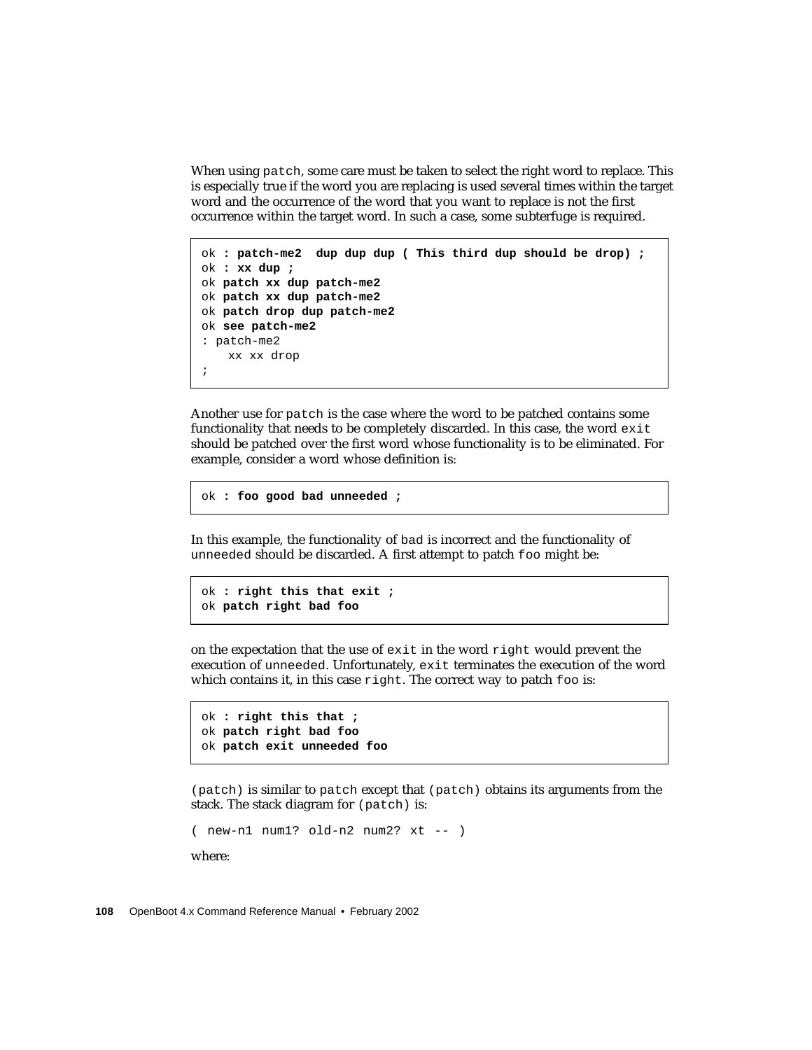When using `patch`, some care must be taken to select the right word to replace. This is especially true if the word you are replacing is used several times within the target word and the occurrence of the word that you want to replace is not the first occurrence within the target word. In such a case, some subterfuge is required.

```
ok : patch-me2  dup dup dup ( This third dup should be drop) ;
ok : xx dup ;
ok patch xx dup patch-me2
ok patch xx dup patch-me2
ok patch drop dup patch-me2
ok see patch-me2
: patch-me2
   xx xx drop
;
```

Another use for `patch` is the case where the word to be patched contains some functionality that needs to be completely discarded. In this case, the word `exit` should be patched over the first word whose functionality is to be eliminated. For example, consider a word whose definition is:

```
ok : foo good bad unneeded ;
```

In this example, the functionality of `bad` is incorrect and the functionality of `unneeded` should be discarded. A first attempt to patch `foo` might be:

```
ok : right this that exit ;
ok patch right bad foo
```

on the expectation that the use of `exit` in the word `right` would prevent the execution of `unneeded`. Unfortunately, `exit` terminates the execution of the word which contains it, in this case `right`. The correct way to patch `foo` is:

```
ok : right this that ;
ok patch right bad foo
ok patch exit unneeded foo
```

`(patch)` is similar to `patch` except that `(patch)` obtains its arguments from the stack. The stack diagram for `(patch)` is:

```
( new-n1 num1? old-n2 num2? xt -- )
```

where: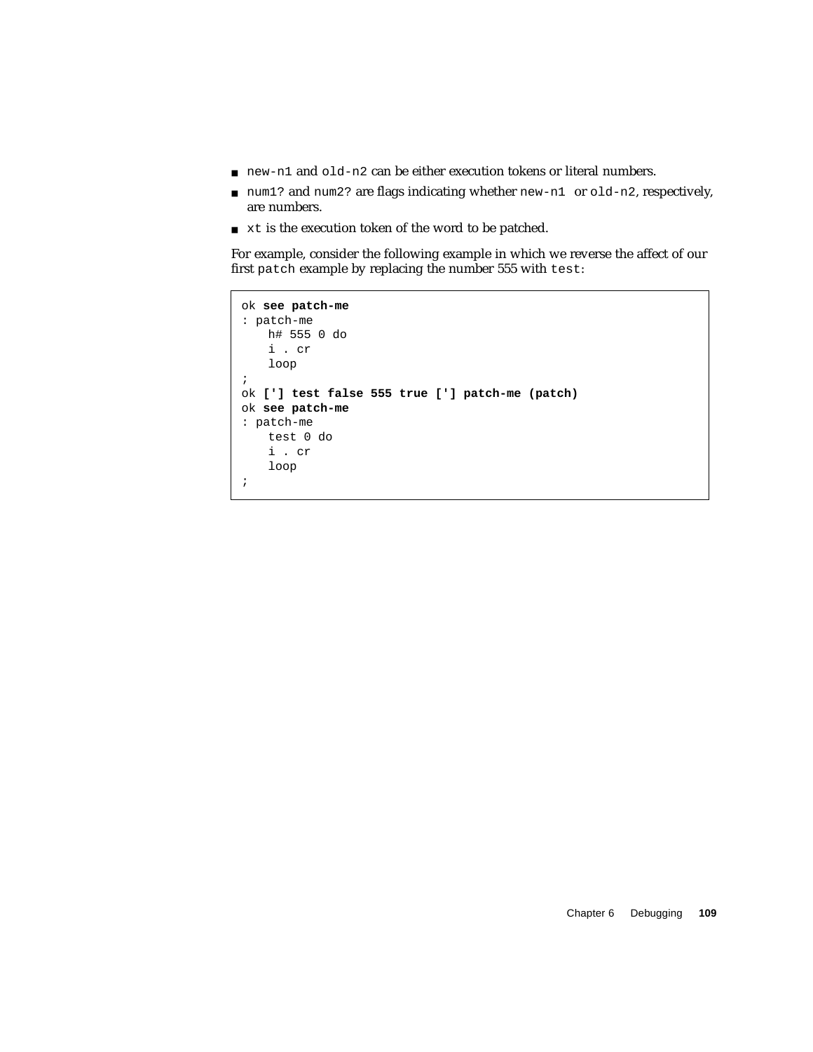- `new-n1` and `old-n2` can be either execution tokens or literal numbers.
- `num1?` and `num2?` are flags indicating whether `new-n1` or `old-n2`, respectively, are numbers.
- `xt` is the execution token of the word to be patched.

For example, consider the following example in which we reverse the affect of our first `patch` example by replacing the number 555 with `test`:

```
ok see patch-me
: patch-me
   h# 555 0 do
   i . cr
   loop
;
ok ['] test false 555 true ['] patch-me (patch)
ok see patch-me
: patch-me
   test 0 do
   i . cr
   loop
;
```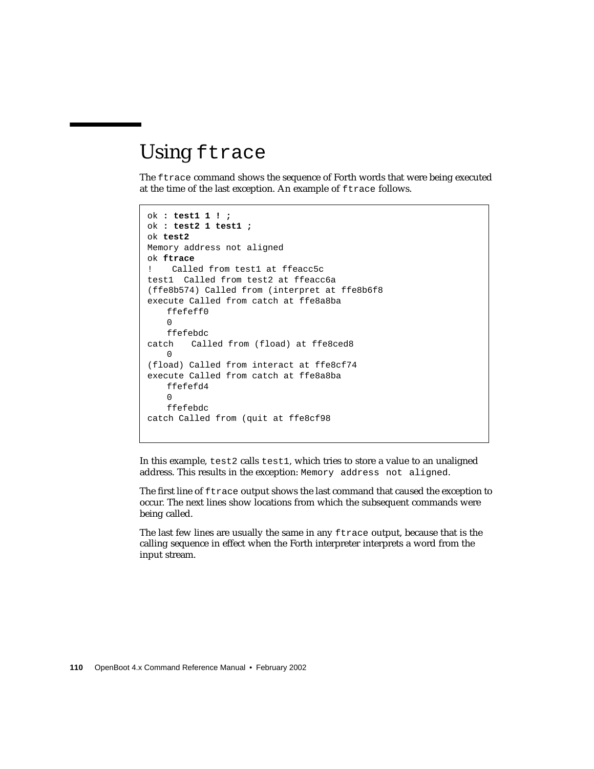## Using ftrace

The `ftrace` command shows the sequence of Forth words that were being executed at the time of the last exception. An example of `ftrace` follows.

```
ok : test1 1 ! ;
ok : test2 1 test1 ;
ok test2
Memory address not aligned
ok ftrace
!    Called from test1 at ffeacc5c
test1  Called from test2 at ffeacc6a
(ffe8b574) Called from (interpret at ffe8b6f8
execute Called from catch at ffe8a8ba
    ffefeff0
    0
    ffefebdc
catch    Called from (fload) at ffe8ced8
    0
(fload) Called from interact at ffe8cf74
execute Called from catch at ffe8a8ba
    ffefefd4
    0
    ffefebdc
catch Called from (quit at ffe8cf98
```

In this example, `test2` calls `test1`, which tries to store a value to an unaligned address. This results in the exception: `Memory address not aligned`.

The first line of `ftrace` output shows the last command that caused the exception to occur. The next lines show locations from which the subsequent commands were being called.

The last few lines are usually the same in any `ftrace` output, because that is the calling sequence in effect when the Forth interpreter interprets a word from the input stream.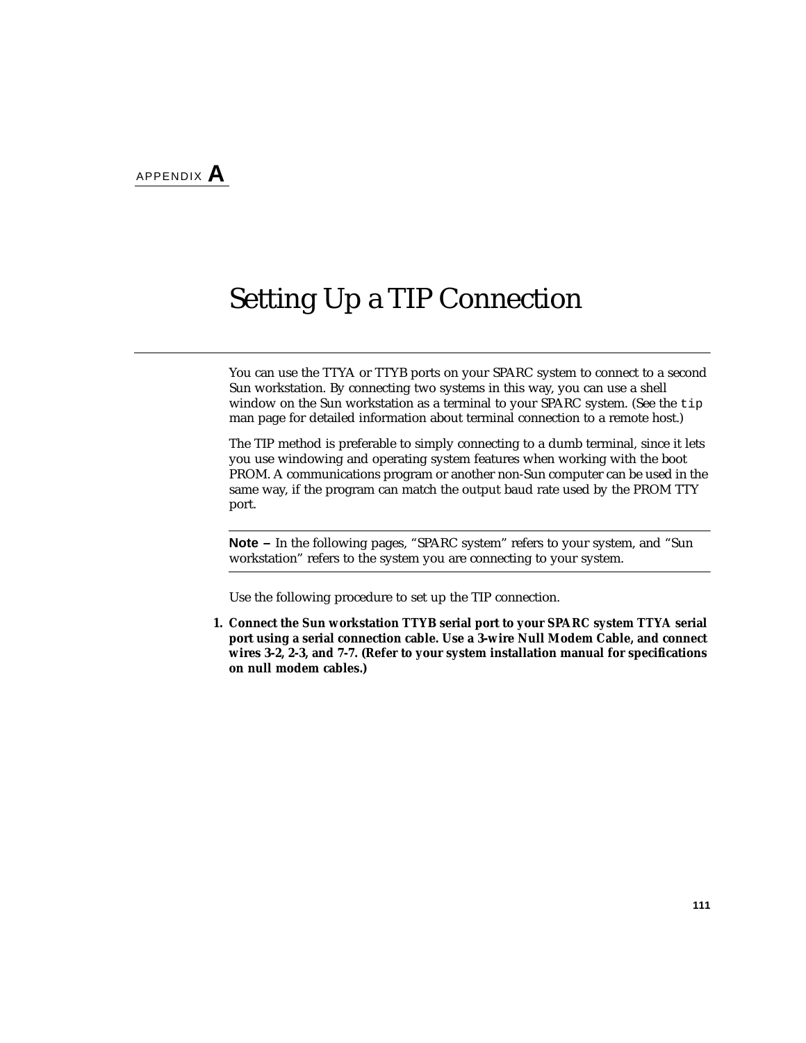APPENDIX **A**

# Setting Up a TIP Connection

You can use the TTYA or TTYB ports on your SPARC system to connect to a second Sun workstation. By connecting two systems in this way, you can use a shell window on the Sun workstation as a terminal to your SPARC system. (See the `tip` man page for detailed information about terminal connection to a remote host.)

The TIP method is preferable to simply connecting to a dumb terminal, since it lets you use windowing and operating system features when working with the boot PROM. A communications program or another non-Sun computer can be used in the same way, if the program can match the output baud rate used by the PROM TTY port.

---

**Note –** In the following pages, "SPARC system" refers to your system, and "Sun workstation" refers to the system you are connecting to your system.

---

Use the following procedure to set up the TIP connection.

1. **Connect the Sun workstation TTYB serial port to your SPARC system TTYA serial port using a serial connection cable. Use a 3-wire Null Modem Cable, and connect wires 3-2, 2-3, and 7-7. (Refer to your system installation manual for specifications on null modem cables.)**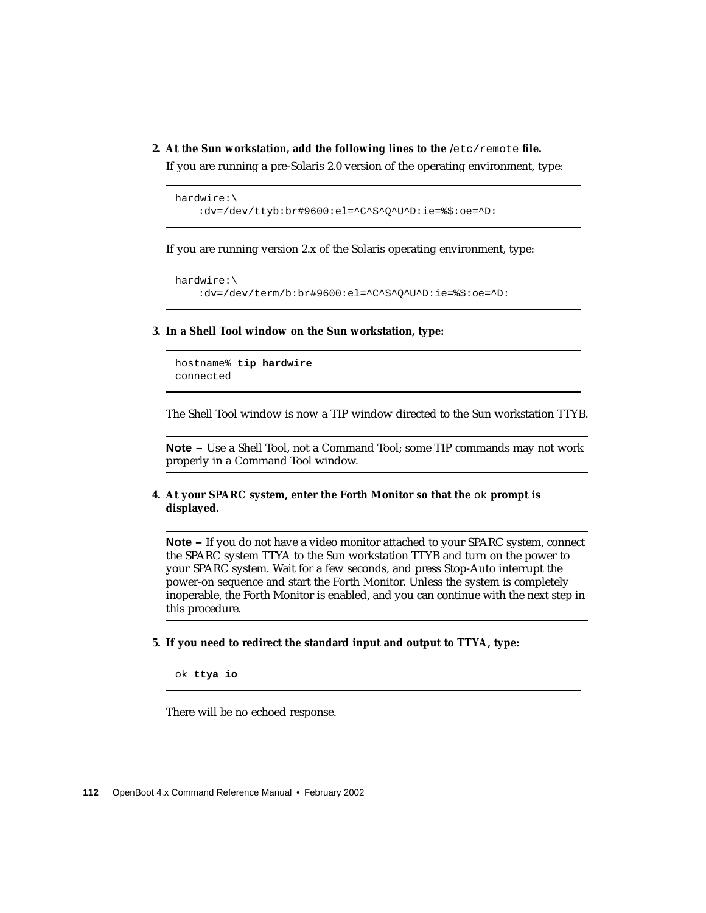2. **At the Sun workstation, add the following lines to the** `/etc/remote` **file.**

   If you are running a pre-Solaris 2.0 version of the operating environment, type:

```
hardwire:\
    :dv=/dev/ttyb:br#9600:el=^C^S^Q^U^D:ie=%$:oe=^D:
```

   If you are running version 2.x of the Solaris operating environment, type:

```
hardwire:\
    :dv=/dev/term/b:br#9600:el=^C^S^Q^U^D:ie=%$:oe=^D:
```

3. **In a Shell Tool window on the Sun workstation, type:**

```
hostname% tip hardwire
connected
```

   The Shell Tool window is now a TIP window directed to the Sun workstation TTYB.

---

**Note –** Use a Shell Tool, not a Command Tool; some TIP commands may not work properly in a Command Tool window.

---

4. **At your SPARC system, enter the Forth Monitor so that the** `ok` **prompt is displayed.**

---

**Note –** If you do not have a video monitor attached to your SPARC system, connect the SPARC system TTYA to the Sun workstation TTYB and turn on the power to your SPARC system. Wait for a few seconds, and press Stop-Auto interrupt the power-on sequence and start the Forth Monitor. Unless the system is completely inoperable, the Forth Monitor is enabled, and you can continue with the next step in this procedure.

---

5. **If you need to redirect the standard input and output to TTYA, type:**

```
ok ttya io
```

   There will be no echoed response.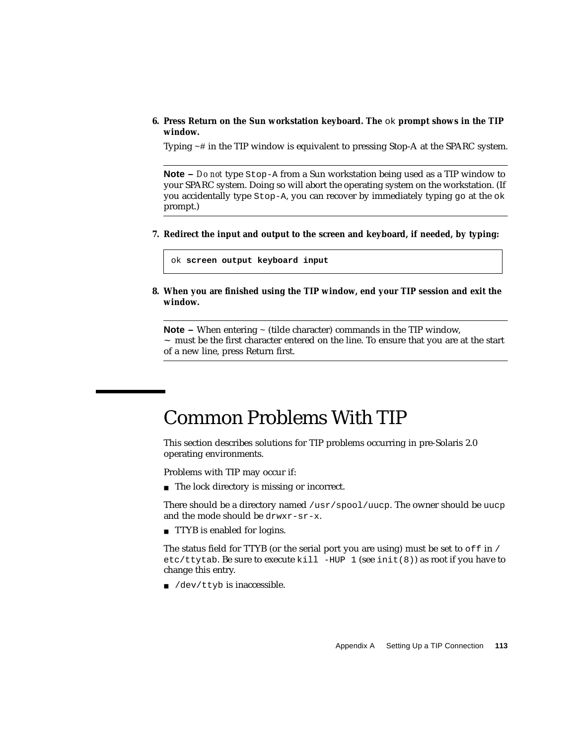6. **Press Return on the Sun workstation keyboard. The** `ok` **prompt shows in the TIP window.**

   Typing ~# in the TIP window is equivalent to pressing Stop-A at the SPARC system.

---

**Note –** *Do not* type `Stop-A` from a Sun workstation being used as a TIP window to your SPARC system. Doing so will abort the operating system on the workstation. (If you accidentally type `Stop-A`, you can recover by immediately typing `go` at the `ok` prompt.)

---

7. **Redirect the input and output to the screen and keyboard, if needed, by typing:**

```
ok screen output keyboard input
```

8. **When you are finished using the TIP window, end your TIP session and exit the window.**

---

**Note –** When entering ~ (tilde character) commands in the TIP window, ~ must be the first character entered on the line. To ensure that you are at the start of a new line, press Return first.

---

# Common Problems With TIP

This section describes solutions for TIP problems occurring in pre-Solaris 2.0 operating environments.

Problems with TIP may occur if:

- The lock directory is missing or incorrect.

There should be a directory named `/usr/spool/uucp`. The owner should be `uucp` and the mode should be `drwxr-sr-x`.

- TTYB is enabled for logins.

The status field for TTYB (or the serial port you are using) must be set to `off` in `/etc/ttytab`. Be sure to execute `kill -HUP 1` (see `init(8)`) as root if you have to change this entry.

- `/dev/ttyb` is inaccessible.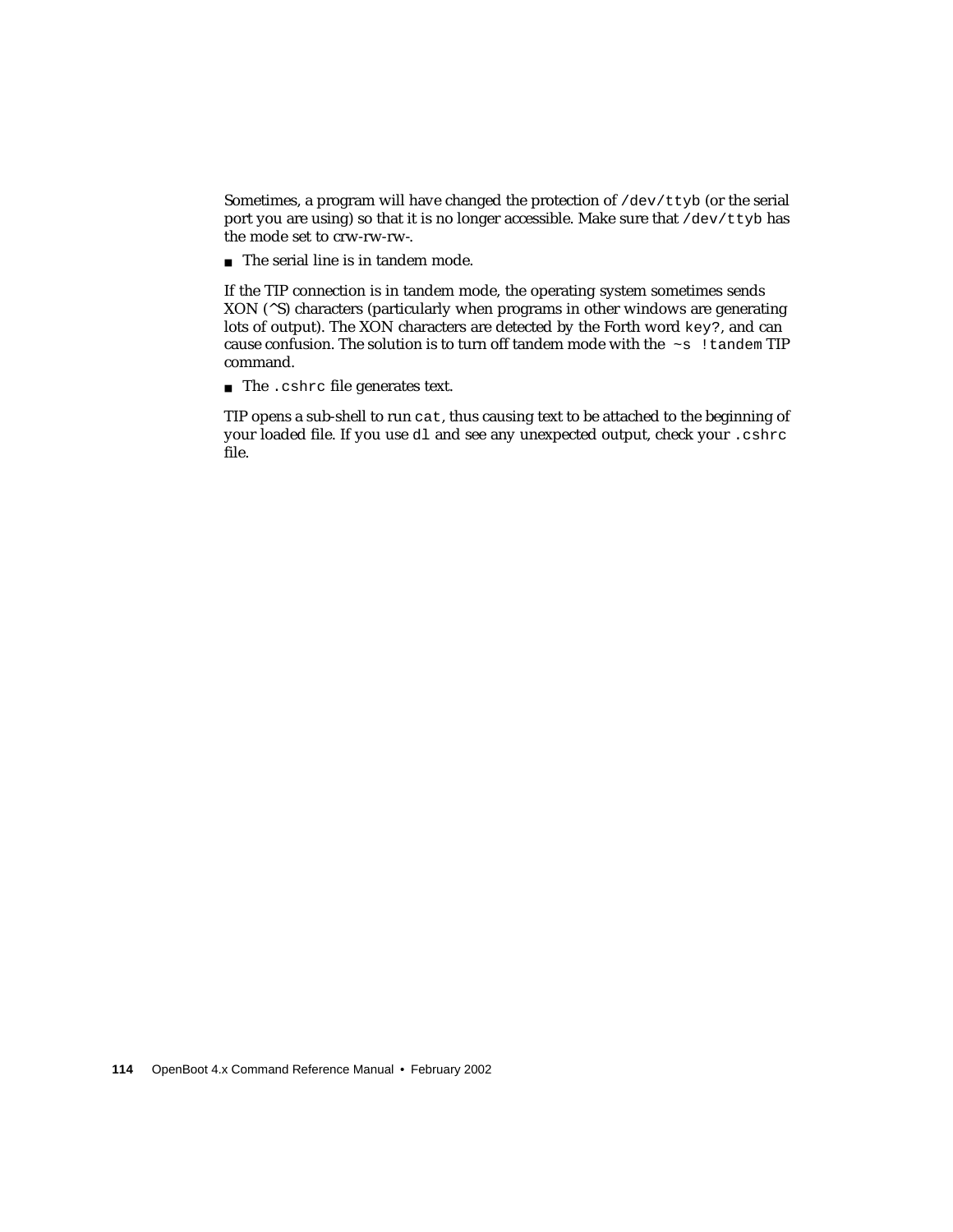Sometimes, a program will have changed the protection of `/dev/ttyb` (or the serial port you are using) so that it is no longer accessible. Make sure that `/dev/ttyb` has the mode set to crw-rw-rw-.

- The serial line is in tandem mode.

If the TIP connection is in tandem mode, the operating system sometimes sends XON (^S) characters (particularly when programs in other windows are generating lots of output). The XON characters are detected by the Forth word `key?`, and can cause confusion. The solution is to turn off tandem mode with the `~s !tandem` TIP command.

- The `.cshrc` file generates text.

TIP opens a sub-shell to run `cat`, thus causing text to be attached to the beginning of your loaded file. If you use `dl` and see any unexpected output, check your `.cshrc` file.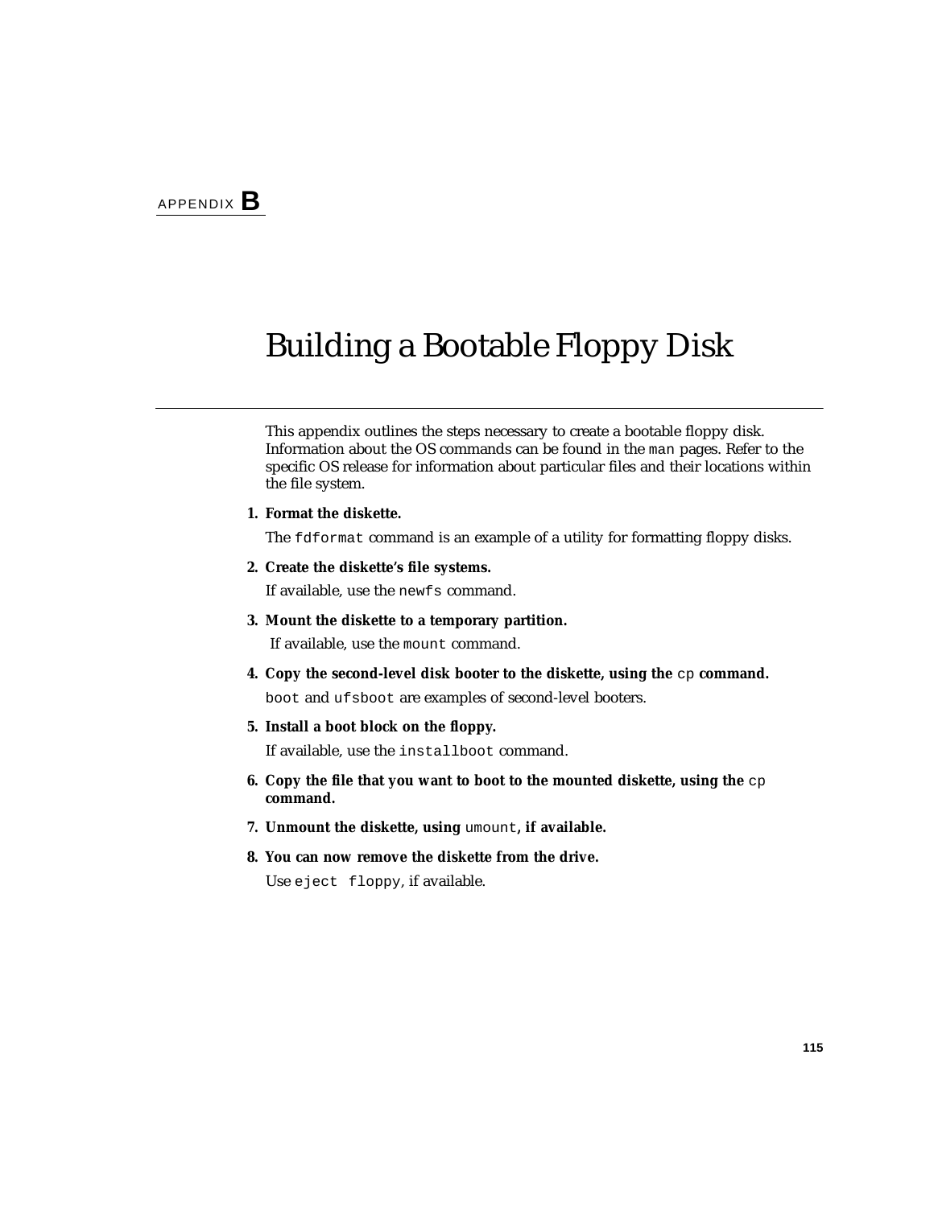APPENDIX **B**

# Building a Bootable Floppy Disk

This appendix outlines the steps necessary to create a bootable floppy disk. Information about the OS commands can be found in the `man` pages. Refer to the specific OS release for information about particular files and their locations within the file system.

1. **Format the diskette.**

   The `fdformat` command is an example of a utility for formatting floppy disks.

2. **Create the diskette's file systems.**

   If available, use the `newfs` command.

3. **Mount the diskette to a temporary partition.**

   If available, use the `mount` command.

4. **Copy the second-level disk booter to the diskette, using the `cp` command.**

   `boot` and `ufsboot` are examples of second-level booters.

5. **Install a boot block on the floppy.**

   If available, use the `installboot` command.

6. **Copy the file that you want to boot to the mounted diskette, using the `cp` command.**

7. **Unmount the diskette, using `umount`, if available.**

8. **You can now remove the diskette from the drive.**

   Use `eject floppy`, if available.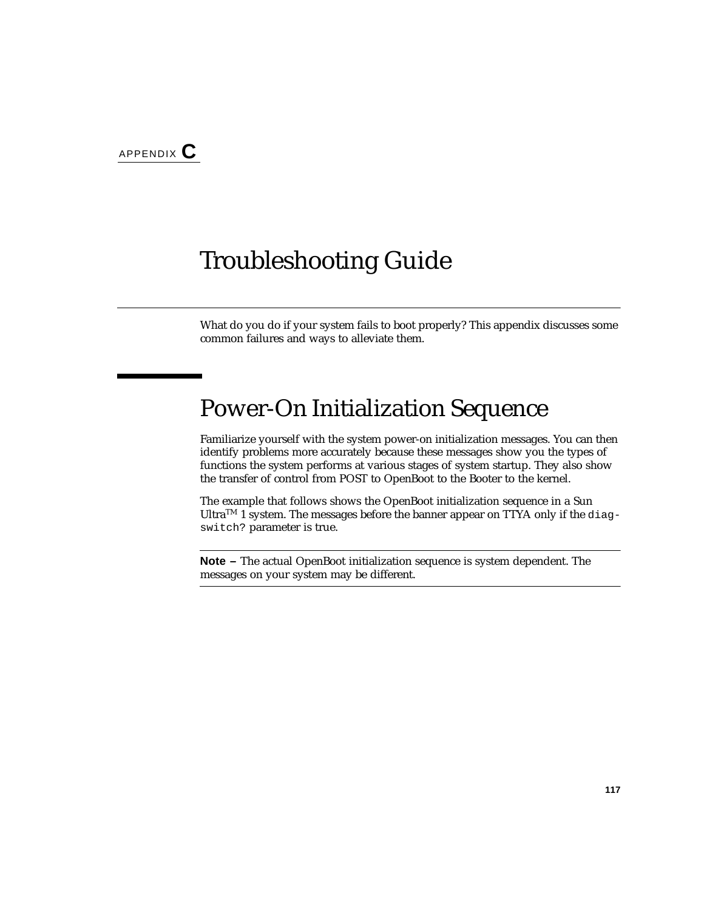APPENDIX **C**

# Troubleshooting Guide

What do you do if your system fails to boot properly? This appendix discusses some common failures and ways to alleviate them.

## Power-On Initialization Sequence

Familiarize yourself with the system power-on initialization messages. You can then identify problems more accurately because these messages show you the types of functions the system performs at various stages of system startup. They also show the transfer of control from POST to OpenBoot to the Booter to the kernel.

The example that follows shows the OpenBoot initialization sequence in a Sun Ultra™ 1 system. The messages before the banner appear on TTYA only if the `diag-switch?` parameter is true.

---

**Note –** The actual OpenBoot initialization sequence is system dependent. The messages on your system may be different.

---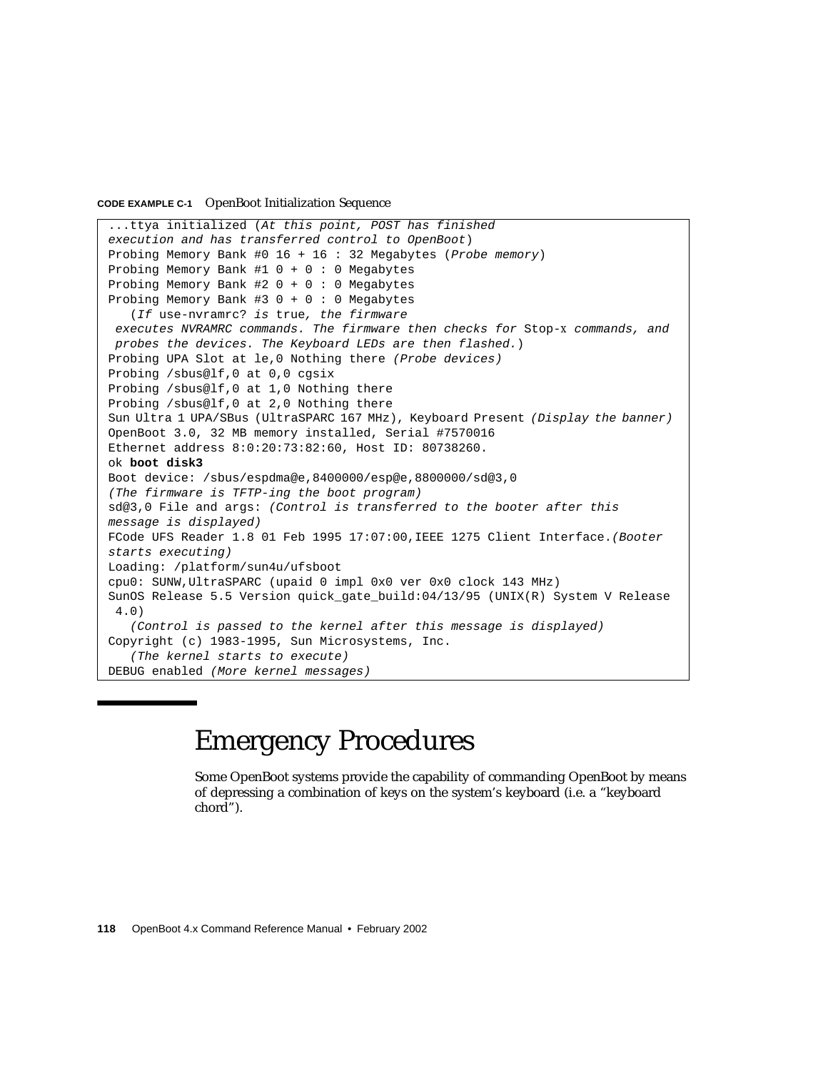**CODE EXAMPLE C-1** OpenBoot Initialization Sequence

```
...ttya initialized (At this point, POST has finished
execution and has transferred control to OpenBoot)
Probing Memory Bank #0 16 + 16 : 32 Megabytes (Probe memory)
Probing Memory Bank #1 0 + 0 : 0 Megabytes
Probing Memory Bank #2 0 + 0 : 0 Megabytes
Probing Memory Bank #3 0 + 0 : 0 Megabytes
   (If use-nvramrc? is true, the firmware
 executes NVRAMRC commands. The firmware then checks for Stop-x commands, and
 probes the devices. The Keyboard LEDs are then flashed.)
Probing UPA Slot at le,0 Nothing there (Probe devices)
Probing /sbus@lf,0 at 0,0 cgsix
Probing /sbus@lf,0 at 1,0 Nothing there
Probing /sbus@lf,0 at 2,0 Nothing there
Sun Ultra 1 UPA/SBus (UltraSPARC 167 MHz), Keyboard Present (Display the banner)
OpenBoot 3.0, 32 MB memory installed, Serial #7570016
Ethernet address 8:0:20:73:82:60, Host ID: 80738260.
ok boot disk3
Boot device: /sbus/espdma@e,8400000/esp@e,8800000/sd@3,0
(The firmware is TFTP-ing the boot program)
sd@3,0 File and args: (Control is transferred to the booter after this
message is displayed)
FCode UFS Reader 1.8 01 Feb 1995 17:07:00,IEEE 1275 Client Interface.(Booter
starts executing)
Loading: /platform/sun4u/ufsboot
cpu0: SUNW,UltraSPARC (upaid 0 impl 0x0 ver 0x0 clock 143 MHz)
SunOS Release 5.5 Version quick_gate_build:04/13/95 (UNIX(R) System V Release
 4.0)
   (Control is passed to the kernel after this message is displayed)
Copyright (c) 1983-1995, Sun Microsystems, Inc.
   (The kernel starts to execute)
DEBUG enabled (More kernel messages)
```

## Emergency Procedures

Some OpenBoot systems provide the capability of commanding OpenBoot by means of depressing a combination of keys on the system's keyboard (i.e. a "keyboard chord").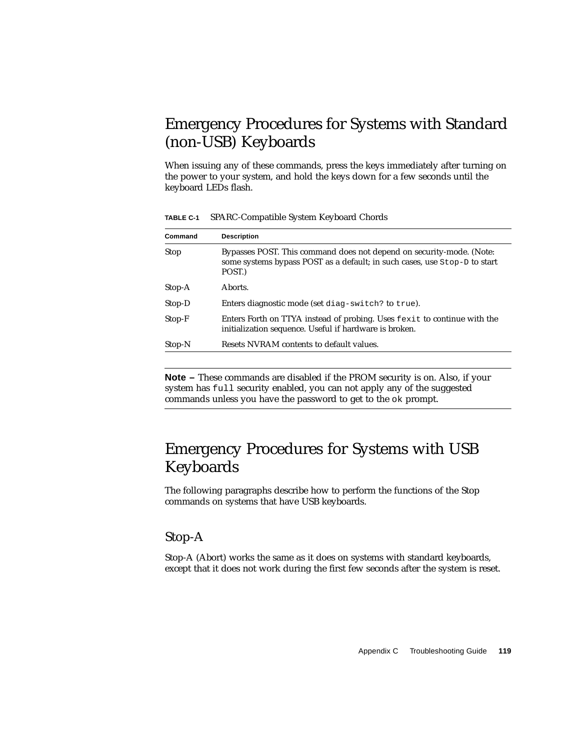## Emergency Procedures for Systems with Standard (non-USB) Keyboards

When issuing any of these commands, press the keys immediately after turning on the power to your system, and hold the keys down for a few seconds until the keyboard LEDs flash.

**TABLE C-1** SPARC-Compatible System Keyboard Chords

| Command | Description |
|---|---|
| Stop | Bypasses POST. This command does not depend on security-mode. (Note: some systems bypass POST as a default; in such cases, use `Stop-D` to start POST.) |
| Stop-A | Aborts. |
| Stop-D | Enters diagnostic mode (set `diag-switch?` to `true`). |
| Stop-F | Enters Forth on TTYA instead of probing. Uses `fexit` to continue with the initialization sequence. Useful if hardware is broken. |
| Stop-N | Resets NVRAM contents to default values. |

---

**Note –** These commands are disabled if the PROM security is on. Also, if your system has `full` security enabled, you can not apply any of the suggested commands unless you have the password to get to the `ok` prompt.

---

## Emergency Procedures for Systems with USB Keyboards

The following paragraphs describe how to perform the functions of the Stop commands on systems that have USB keyboards.

### Stop-A

Stop-A (Abort) works the same as it does on systems with standard keyboards, except that it does not work during the first few seconds after the system is reset.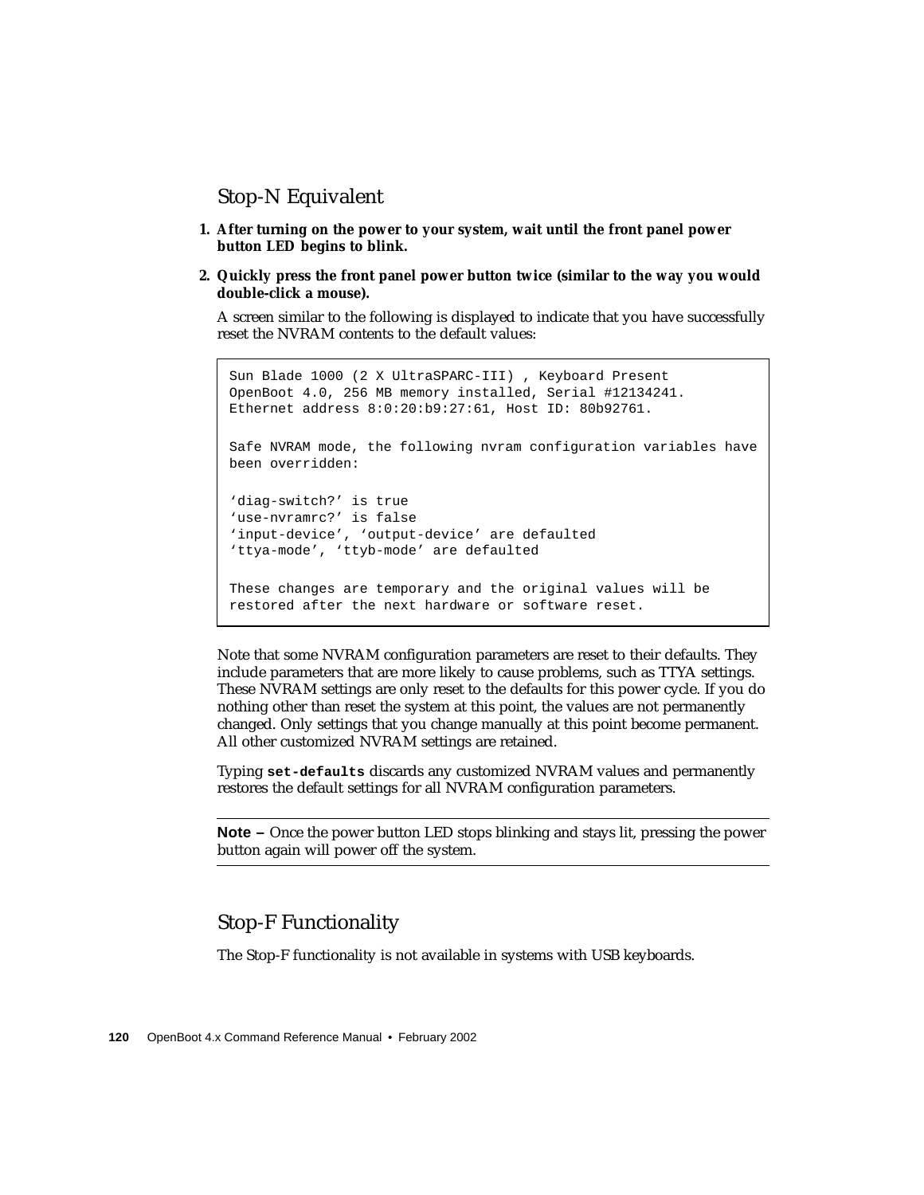## Stop-N Equivalent

1. **After turning on the power to your system, wait until the front panel power button LED begins to blink.**
2. **Quickly press the front panel power button twice (similar to the way you would double-click a mouse).**

   A screen similar to the following is displayed to indicate that you have successfully reset the NVRAM contents to the default values:

```
Sun Blade 1000 (2 X UltraSPARC-III) , Keyboard Present
OpenBoot 4.0, 256 MB memory installed, Serial #12134241.
Ethernet address 8:0:20:b9:27:61, Host ID: 80b92761.

Safe NVRAM mode, the following nvram configuration variables have
been overridden:

'diag-switch?' is true
'use-nvramrc?' is false
'input-device', 'output-device' are defaulted
'ttya-mode', 'ttyb-mode' are defaulted

These changes are temporary and the original values will be
restored after the next hardware or software reset.
```

   Note that some NVRAM configuration parameters are reset to their defaults. They include parameters that are more likely to cause problems, such as TTYA settings. These NVRAM settings are only reset to the defaults for this power cycle. If you do nothing other than reset the system at this point, the values are not permanently changed. Only settings that you change manually at this point become permanent. All other customized NVRAM settings are retained.

   Typing **`set-defaults`** discards any customized NVRAM values and permanently restores the default settings for all NVRAM configuration parameters.

   **Note –** Once the power button LED stops blinking and stays lit, pressing the power button again will power off the system.

## Stop-F Functionality

The Stop-F functionality is not available in systems with USB keyboards.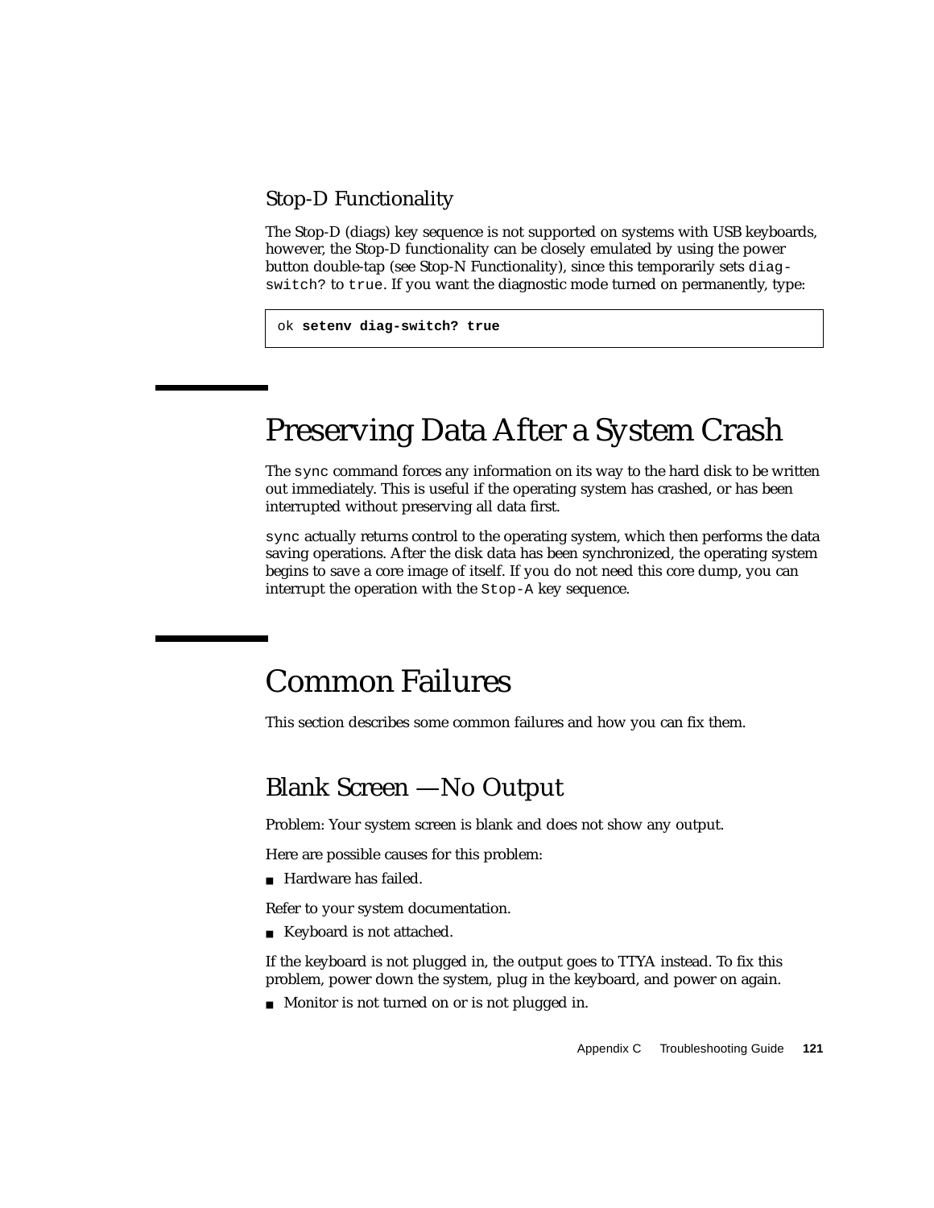### Stop-D Functionality

The Stop-D (diags) key sequence is not supported on systems with USB keyboards, however, the Stop-D functionality can be closely emulated by using the power button double-tap (see Stop-N Functionality), since this temporarily sets `diag-switch?` to `true`. If you want the diagnostic mode turned on permanently, type:

```
ok setenv diag-switch? true
```

## Preserving Data After a System Crash

The `sync` command forces any information on its way to the hard disk to be written out immediately. This is useful if the operating system has crashed, or has been interrupted without preserving all data first.

`sync` actually returns control to the operating system, which then performs the data saving operations. After the disk data has been synchronized, the operating system begins to save a core image of itself. If you do not need this core dump, you can interrupt the operation with the `Stop-A` key sequence.

## Common Failures

This section describes some common failures and how you can fix them.

### Blank Screen — No Output

Problem: Your system screen is blank and does not show any output.

Here are possible causes for this problem:

- Hardware has failed.

Refer to your system documentation.

- Keyboard is not attached.

If the keyboard is not plugged in, the output goes to TTYA instead. To fix this problem, power down the system, plug in the keyboard, and power on again.

- Monitor is not turned on or is not plugged in.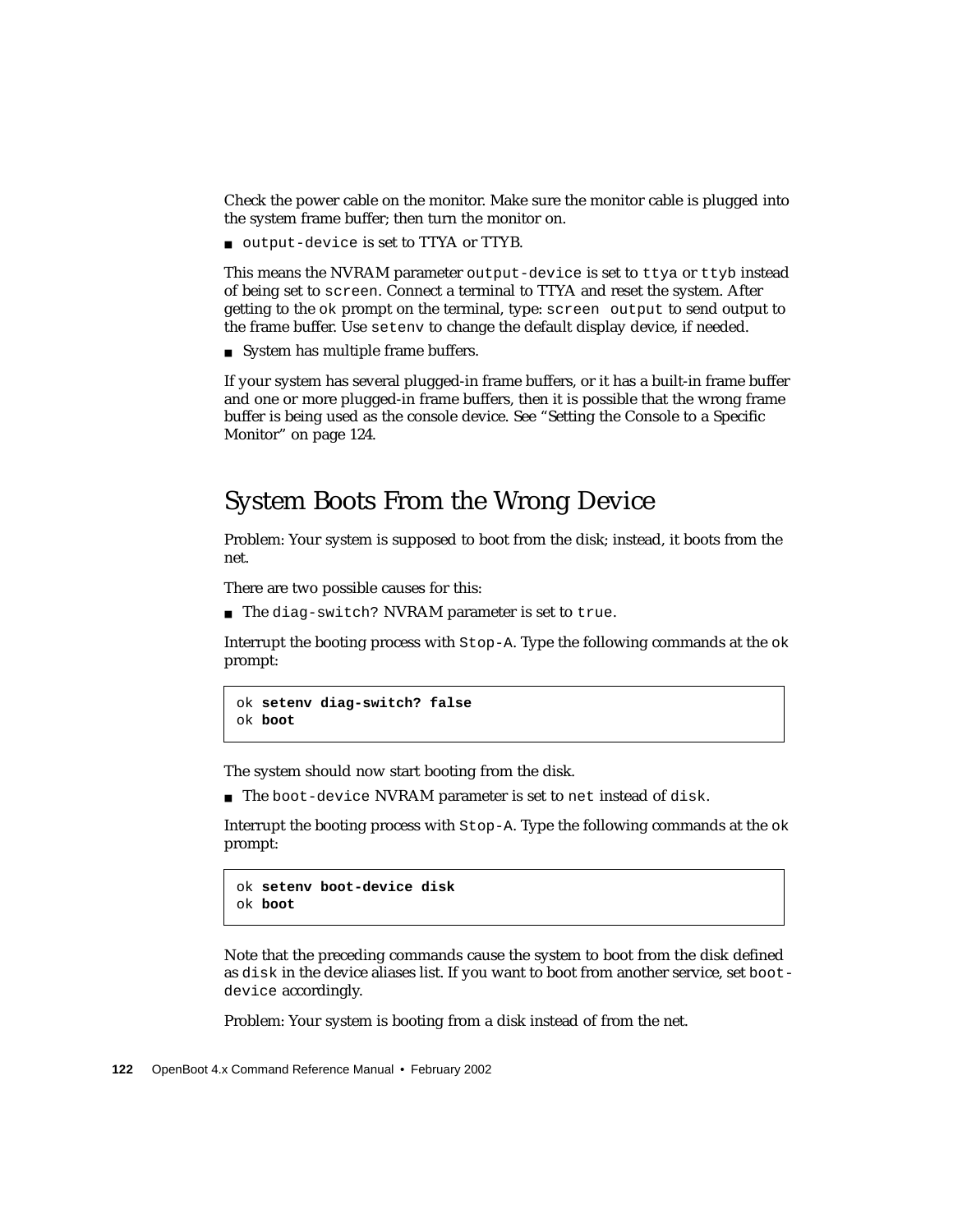Check the power cable on the monitor. Make sure the monitor cable is plugged into the system frame buffer; then turn the monitor on.

- `output-device` is set to TTYA or TTYB.

This means the NVRAM parameter `output-device` is set to `ttya` or `ttyb` instead of being set to `screen`. Connect a terminal to TTYA and reset the system. After getting to the `ok` prompt on the terminal, type: `screen output` to send output to the frame buffer. Use `setenv` to change the default display device, if needed.

- System has multiple frame buffers.

If your system has several plugged-in frame buffers, or it has a built-in frame buffer and one or more plugged-in frame buffers, then it is possible that the wrong frame buffer is being used as the console device. See "Setting the Console to a Specific Monitor" on page 124.

## System Boots From the Wrong Device

Problem: Your system is supposed to boot from the disk; instead, it boots from the net.

There are two possible causes for this:

- The `diag-switch?` NVRAM parameter is set to `true`.

Interrupt the booting process with `Stop-A`. Type the following commands at the `ok` prompt:

```
ok setenv diag-switch? false
ok boot
```

The system should now start booting from the disk.

- The `boot-device` NVRAM parameter is set to `net` instead of `disk`.

Interrupt the booting process with `Stop-A`. Type the following commands at the `ok` prompt:

```
ok setenv boot-device disk
ok boot
```

Note that the preceding commands cause the system to boot from the disk defined as `disk` in the device aliases list. If you want to boot from another service, set `boot-device` accordingly.

Problem: Your system is booting from a disk instead of from the net.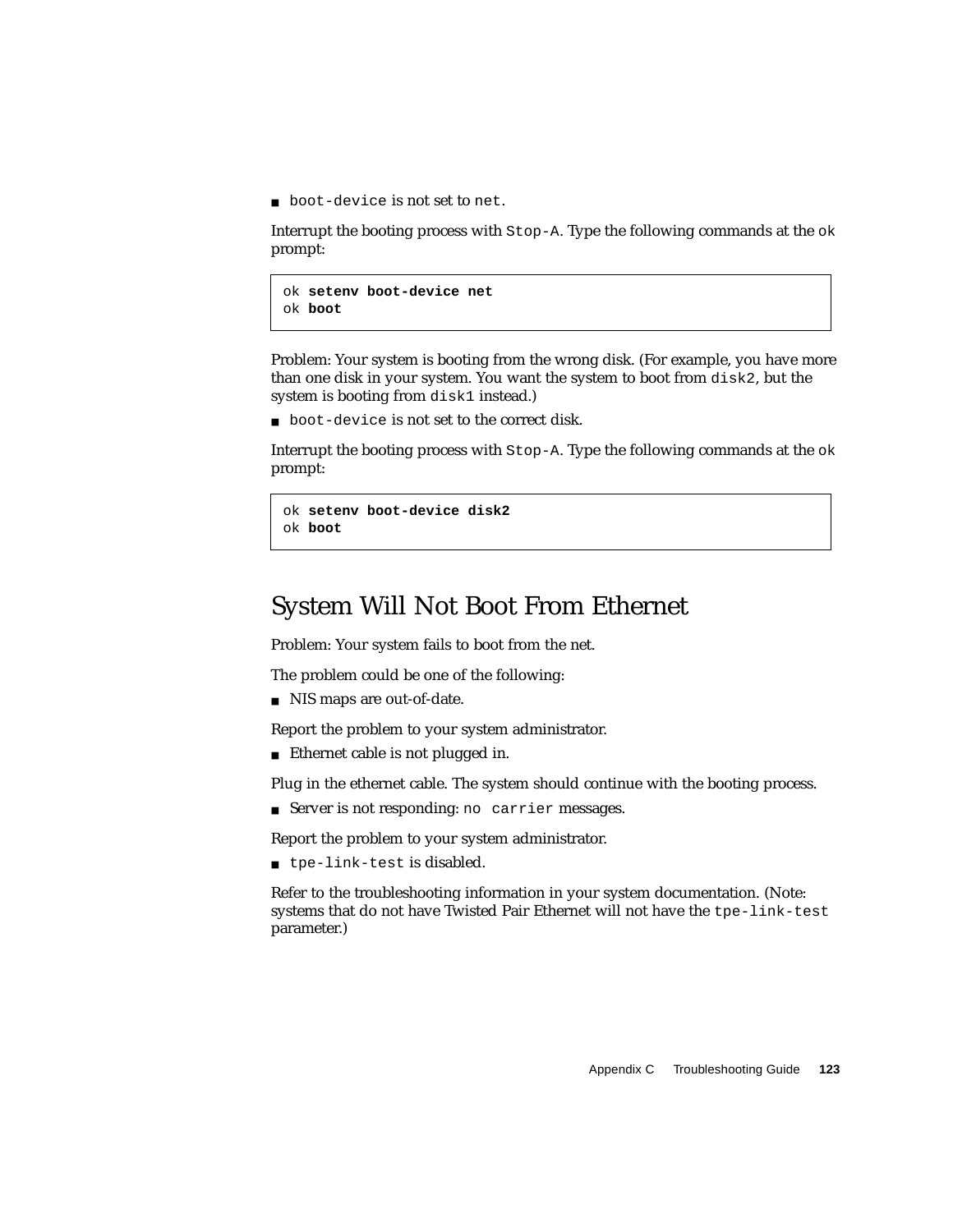- `boot-device` is not set to `net`.

Interrupt the booting process with `Stop-A`. Type the following commands at the `ok` prompt:

```
ok setenv boot-device net
ok boot
```

Problem: Your system is booting from the wrong disk. (For example, you have more than one disk in your system. You want the system to boot from `disk2`, but the system is booting from `disk1` instead.)

- `boot-device` is not set to the correct disk.

Interrupt the booting process with `Stop-A`. Type the following commands at the `ok` prompt:

```
ok setenv boot-device disk2
ok boot
```

## System Will Not Boot From Ethernet

Problem: Your system fails to boot from the net.

The problem could be one of the following:

- NIS maps are out-of-date.

Report the problem to your system administrator.

- Ethernet cable is not plugged in.

Plug in the ethernet cable. The system should continue with the booting process.

- Server is not responding: `no carrier` messages.

Report the problem to your system administrator.

- `tpe-link-test` is disabled.

Refer to the troubleshooting information in your system documentation. (Note: systems that do not have Twisted Pair Ethernet will not have the `tpe-link-test` parameter.)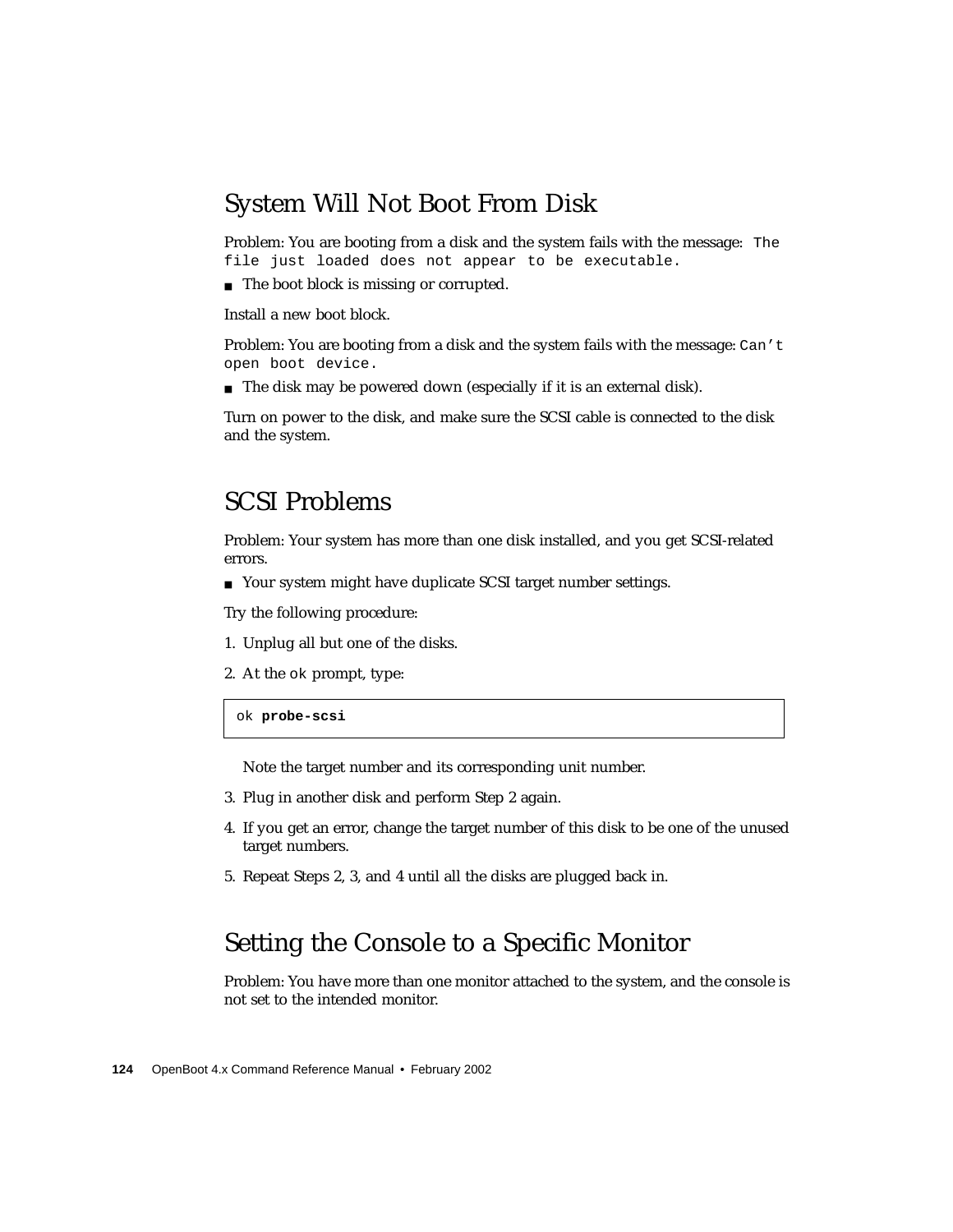## System Will Not Boot From Disk

Problem: You are booting from a disk and the system fails with the message: `The file just loaded does not appear to be executable.`

- The boot block is missing or corrupted.

Install a new boot block.

Problem: You are booting from a disk and the system fails with the message: `Can't open boot device.`

- The disk may be powered down (especially if it is an external disk).

Turn on power to the disk, and make sure the SCSI cable is connected to the disk and the system.

## SCSI Problems

Problem: Your system has more than one disk installed, and you get SCSI-related errors.

- Your system might have duplicate SCSI target number settings.

Try the following procedure:

1. Unplug all but one of the disks.
2. At the `ok` prompt, type:

```
ok probe-scsi
```

   Note the target number and its corresponding unit number.

3. Plug in another disk and perform Step 2 again.
4. If you get an error, change the target number of this disk to be one of the unused target numbers.
5. Repeat Steps 2, 3, and 4 until all the disks are plugged back in.

## Setting the Console to a Specific Monitor

Problem: You have more than one monitor attached to the system, and the console is not set to the intended monitor.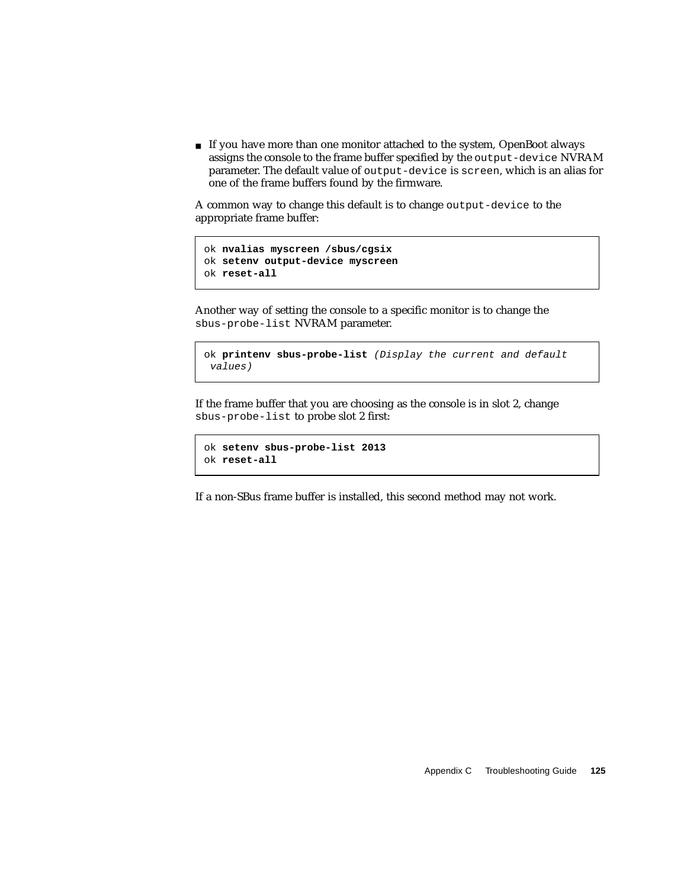- If you have more than one monitor attached to the system, OpenBoot always assigns the console to the frame buffer specified by the `output-device` NVRAM parameter. The default value of `output-device` is `screen`, which is an alias for one of the frame buffers found by the firmware.

A common way to change this default is to change `output-device` to the appropriate frame buffer:

```
ok nvalias myscreen /sbus/cgsix
ok setenv output-device myscreen
ok reset-all
```

Another way of setting the console to a specific monitor is to change the `sbus-probe-list` NVRAM parameter.

```
ok printenv sbus-probe-list (Display the current and default
 values)
```

If the frame buffer that you are choosing as the console is in slot 2, change `sbus-probe-list` to probe slot 2 first:

```
ok setenv sbus-probe-list 2013
ok reset-all
```

If a non-SBus frame buffer is installed, this second method may not work.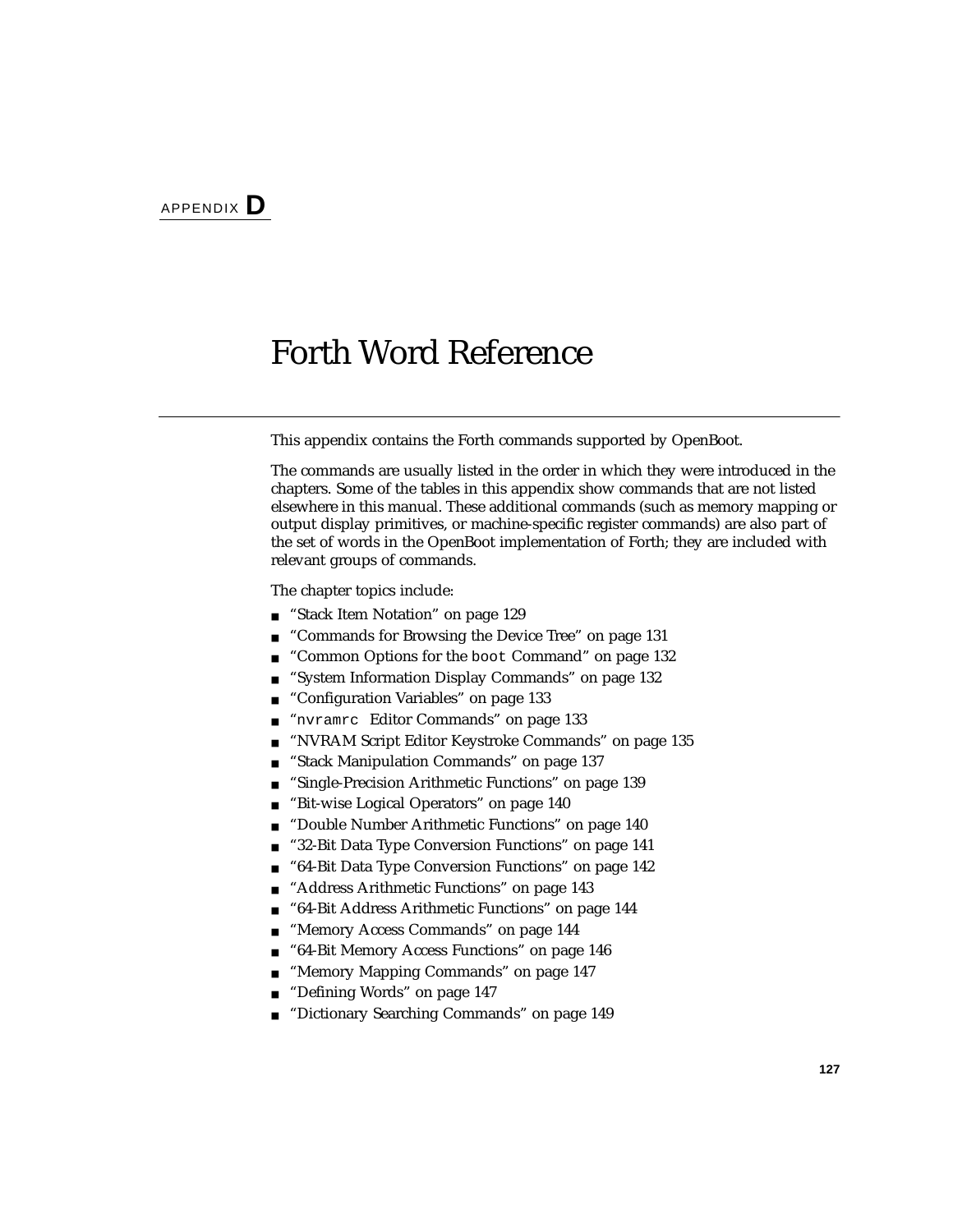APPENDIX **D**

# Forth Word Reference

This appendix contains the Forth commands supported by OpenBoot.

The commands are usually listed in the order in which they were introduced in the chapters. Some of the tables in this appendix show commands that are not listed elsewhere in this manual. These additional commands (such as memory mapping or output display primitives, or machine-specific register commands) are also part of the set of words in the OpenBoot implementation of Forth; they are included with relevant groups of commands.

The chapter topics include:

- "Stack Item Notation" on page 129
- "Commands for Browsing the Device Tree" on page 131
- "Common Options for the `boot` Command" on page 132
- "System Information Display Commands" on page 132
- "Configuration Variables" on page 133
- "`nvramrc` Editor Commands" on page 133
- "NVRAM Script Editor Keystroke Commands" on page 135
- "Stack Manipulation Commands" on page 137
- "Single-Precision Arithmetic Functions" on page 139
- "Bit-wise Logical Operators" on page 140
- "Double Number Arithmetic Functions" on page 140
- "32-Bit Data Type Conversion Functions" on page 141
- "64-Bit Data Type Conversion Functions" on page 142
- "Address Arithmetic Functions" on page 143
- "64-Bit Address Arithmetic Functions" on page 144
- "Memory Access Commands" on page 144
- "64-Bit Memory Access Functions" on page 146
- "Memory Mapping Commands" on page 147
- "Defining Words" on page 147
- "Dictionary Searching Commands" on page 149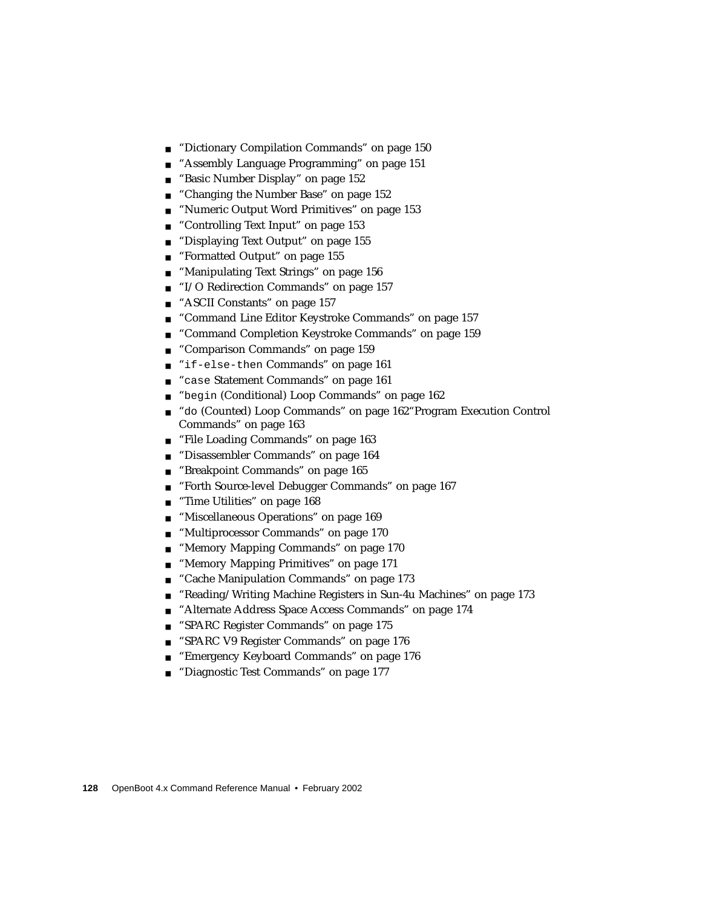- "Dictionary Compilation Commands" on page 150
- "Assembly Language Programming" on page 151
- "Basic Number Display" on page 152
- "Changing the Number Base" on page 152
- "Numeric Output Word Primitives" on page 153
- "Controlling Text Input" on page 153
- "Displaying Text Output" on page 155
- "Formatted Output" on page 155
- "Manipulating Text Strings" on page 156
- "I/O Redirection Commands" on page 157
- "ASCII Constants" on page 157
- "Command Line Editor Keystroke Commands" on page 157
- "Command Completion Keystroke Commands" on page 159
- "Comparison Commands" on page 159
- "`if-else-then` Commands" on page 161
- "`case` Statement Commands" on page 161
- "`begin` (Conditional) Loop Commands" on page 162
- "`do` (Counted) Loop Commands" on page 162"Program Execution Control Commands" on page 163
- "File Loading Commands" on page 163
- "Disassembler Commands" on page 164
- "Breakpoint Commands" on page 165
- "Forth Source-level Debugger Commands" on page 167
- "Time Utilities" on page 168
- "Miscellaneous Operations" on page 169
- "Multiprocessor Commands" on page 170
- "Memory Mapping Commands" on page 170
- "Memory Mapping Primitives" on page 171
- "Cache Manipulation Commands" on page 173
- "Reading/Writing Machine Registers in Sun-4u Machines" on page 173
- "Alternate Address Space Access Commands" on page 174
- "SPARC Register Commands" on page 175
- "SPARC V9 Register Commands" on page 176
- "Emergency Keyboard Commands" on page 176
- "Diagnostic Test Commands" on page 177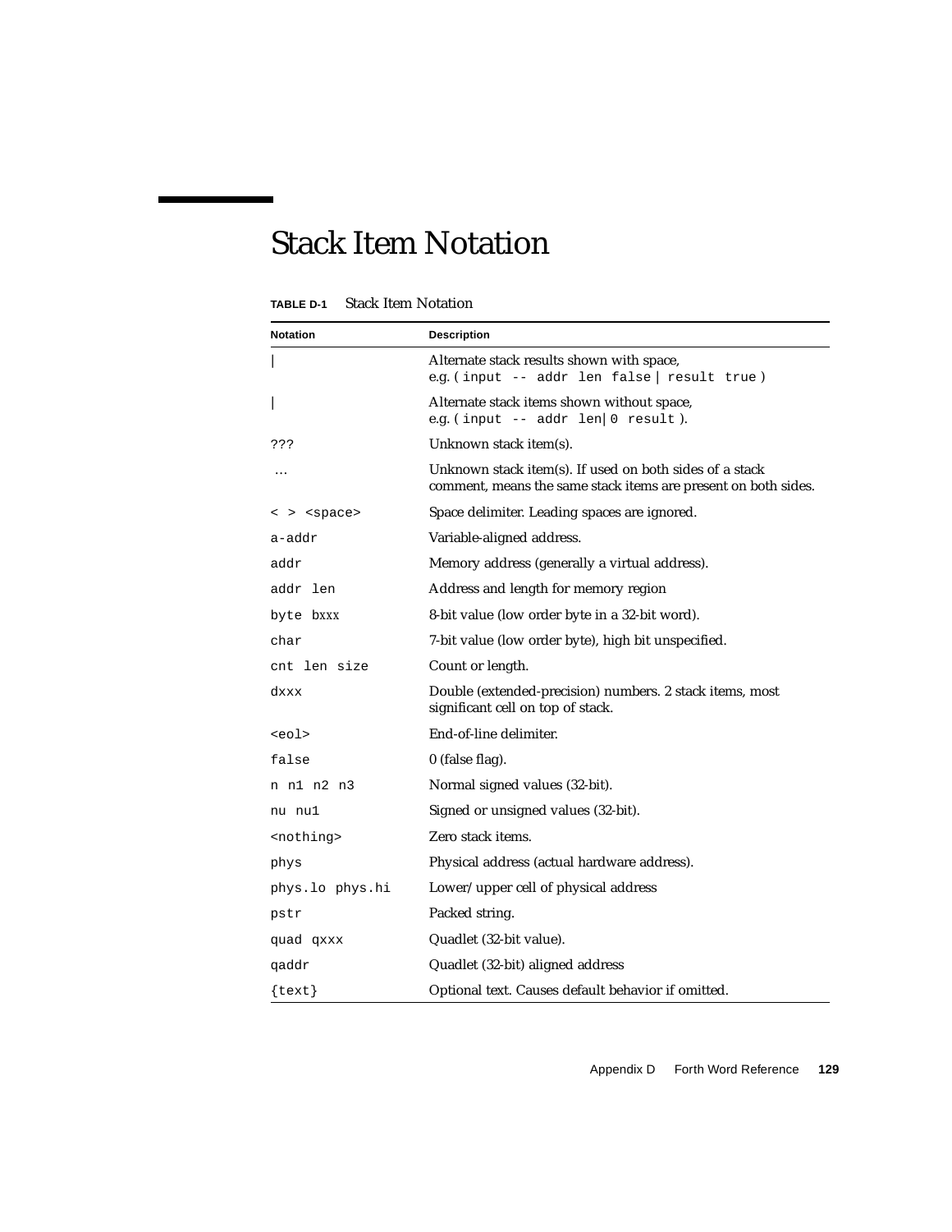# Stack Item Notation

**TABLE D-1** Stack Item Notation

| Notation | Description |
|---|---|
| `|` | Alternate stack results shown with space, e.g. ( `input -- addr len false | result true` ) |
| `|` | Alternate stack items shown without space, e.g. ( `input -- addr len|0 result` ). |
| `???` | Unknown stack item(s). |
| … | Unknown stack item(s). If used on both sides of a stack comment, means the same stack items are present on both sides. |
| `< > <space>` | Space delimiter. Leading spaces are ignored. |
| `a-addr` | Variable-aligned address. |
| `addr` | Memory address (generally a virtual address). |
| `addr len` | Address and length for memory region |
| `byte bxxx` | 8-bit value (low order byte in a 32-bit word). |
| `char` | 7-bit value (low order byte), high bit unspecified. |
| `cnt len size` | Count or length. |
| `dxxx` | Double (extended-precision) numbers. 2 stack items, most significant cell on top of stack. |
| `<eol>` | End-of-line delimiter. |
| `false` | 0 (false flag). |
| `n n1 n2 n3` | Normal signed values (32-bit). |
| `nu nu1` | Signed or unsigned values (32-bit). |
| `<nothing>` | Zero stack items. |
| `phys` | Physical address (actual hardware address). |
| `phys.lo phys.hi` | Lower/upper cell of physical address |
| `pstr` | Packed string. |
| `quad qxxx` | Quadlet (32-bit value). |
| `qaddr` | Quadlet (32-bit) aligned address |
| `{text}` | Optional text. Causes default behavior if omitted. |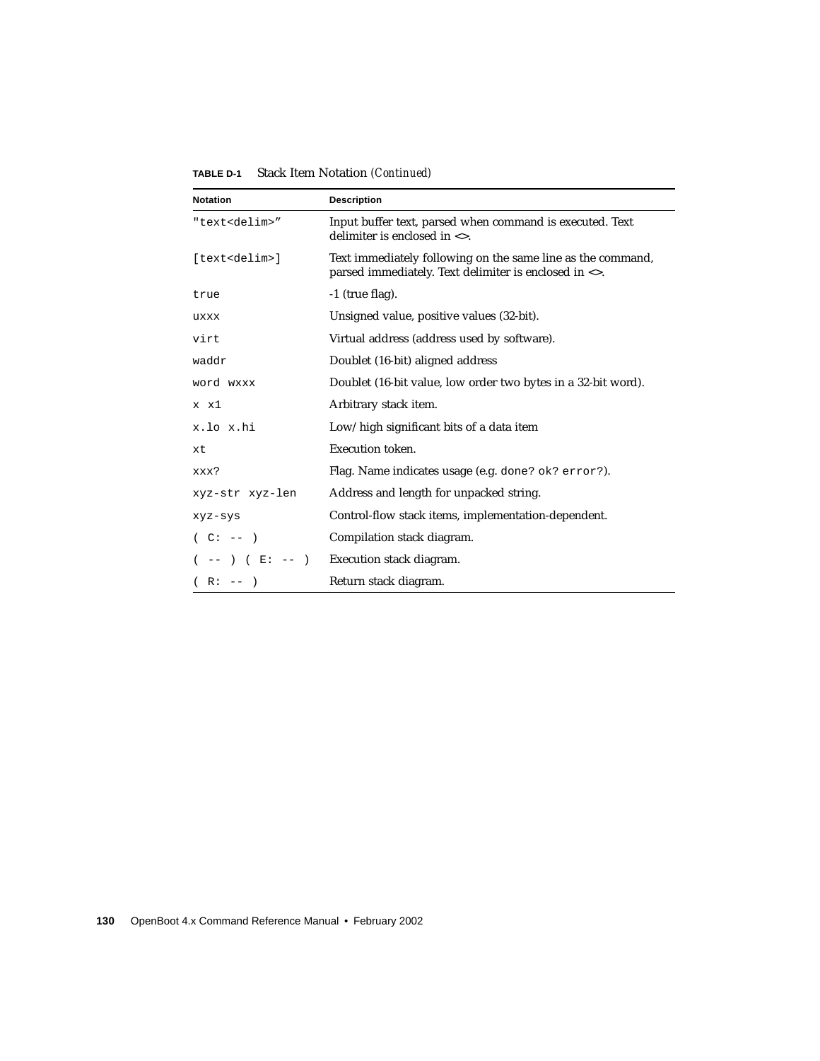**TABLE D-1** Stack Item Notation *(Continued)*

| Notation | Description |
|---|---|
| `"text<delim>"` | Input buffer text, parsed when command is executed. Text delimiter is enclosed in <>. |
| `[text<delim>]` | Text immediately following on the same line as the command, parsed immediately. Text delimiter is enclosed in <>. |
| `true` | -1 (true flag). |
| `uxxx` | Unsigned value, positive values (32-bit). |
| `virt` | Virtual address (address used by software). |
| `waddr` | Doublet (16-bit) aligned address |
| `word wxxx` | Doublet (16-bit value, low order two bytes in a 32-bit word). |
| `x x1` | Arbitrary stack item. |
| `x.lo x.hi` | Low/high significant bits of a data item |
| `xt` | Execution token. |
| `xxx?` | Flag. Name indicates usage (e.g. `done?` `ok?` `error?`). |
| `xyz-str xyz-len` | Address and length for unpacked string. |
| `xyz-sys` | Control-flow stack items, implementation-dependent. |
| `( C: -- )` | Compilation stack diagram. |
| `( -- ) ( E: -- )` | Execution stack diagram. |
| `( R: -- )` | Return stack diagram. |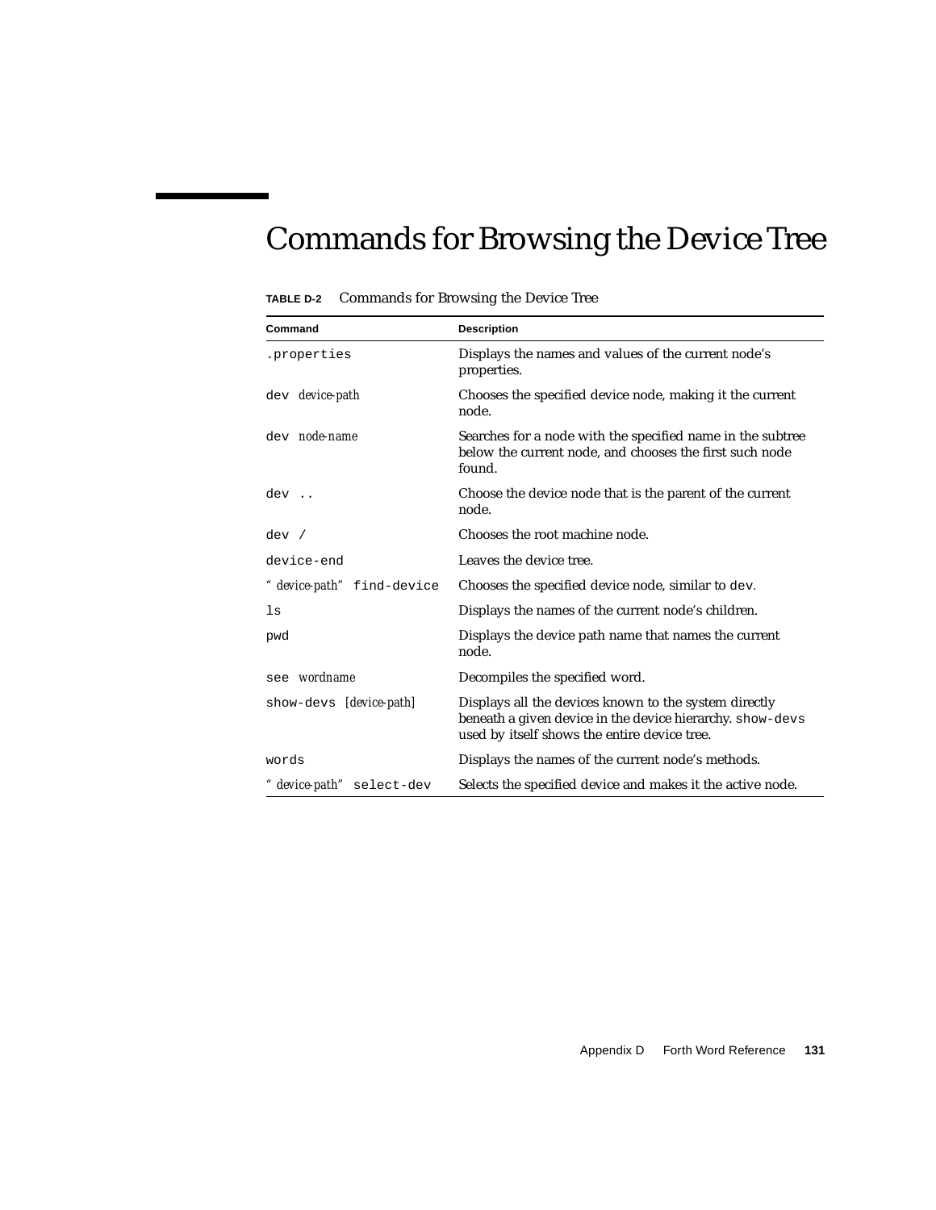# Commands for Browsing the Device Tree

**TABLE D-2** Commands for Browsing the Device Tree

| Command | Description |
|---|---|
| `.properties` | Displays the names and values of the current node's properties. |
| `dev` *device-path* | Chooses the specified device node, making it the current node. |
| `dev` *node-name* | Searches for a node with the specified name in the subtree below the current node, and chooses the first such node found. |
| `dev ..` | Choose the device node that is the parent of the current node. |
| `dev /` | Chooses the root machine node. |
| `device-end` | Leaves the device tree. |
| " *device-path*" `find-device` | Chooses the specified device node, similar to `dev`. |
| `ls` | Displays the names of the current node's children. |
| `pwd` | Displays the device path name that names the current node. |
| `see` *wordname* | Decompiles the specified word. |
| `show-devs` [*device-path*] | Displays all the devices known to the system directly beneath a given device in the device hierarchy. `show-devs` used by itself shows the entire device tree. |
| `words` | Displays the names of the current node's methods. |
| " *device-path*" `select-dev` | Selects the specified device and makes it the active node. |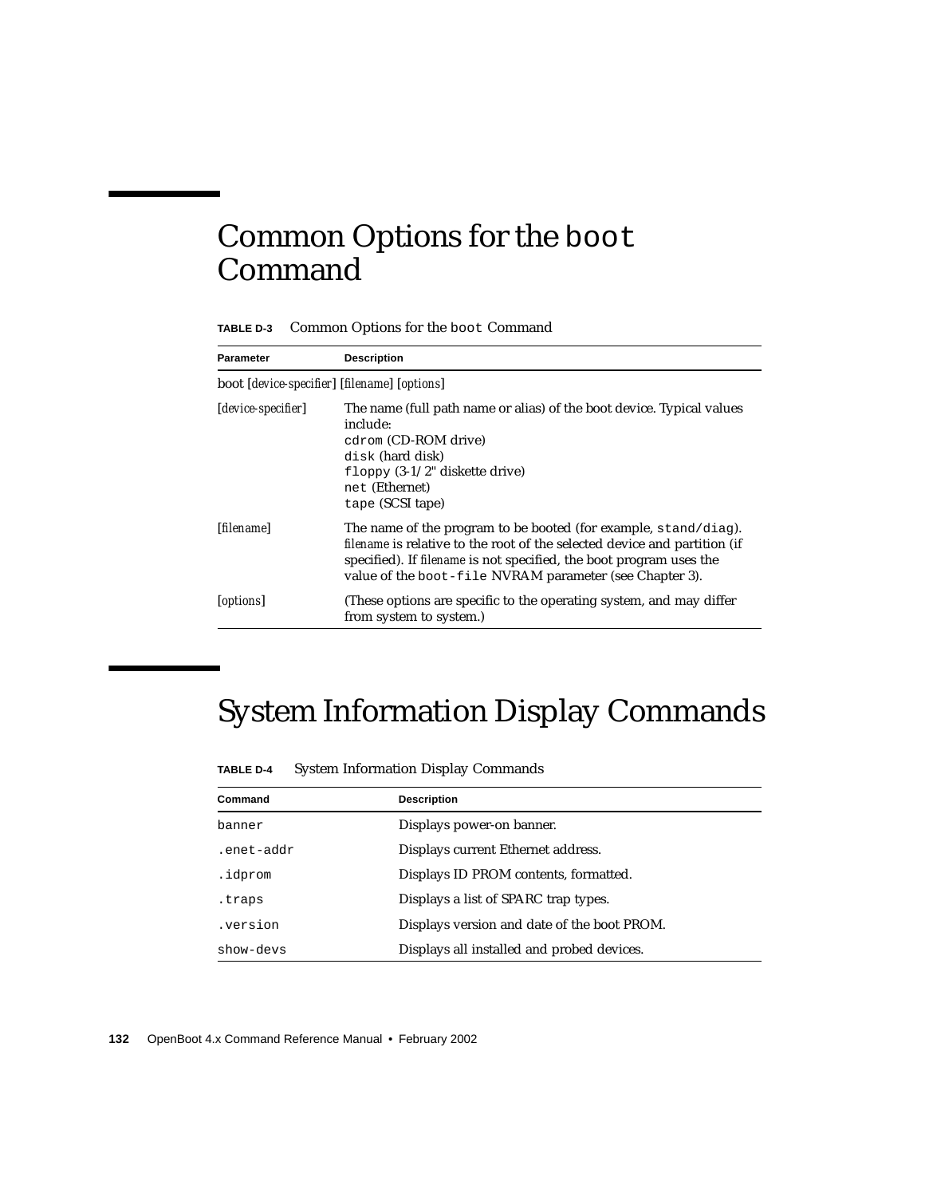## Common Options for the `boot` Command

**TABLE D-3** Common Options for the `boot` Command

| Parameter | Description |
|---|---|
| boot [*device-specifier*] [*filename*] [*options*] | |
| [*device-specifier*] | The name (full path name or alias) of the boot device. Typical values include:<br>`cdrom` (CD-ROM drive)<br>`disk` (hard disk)<br>`floppy` (3-1/2" diskette drive)<br>`net` (Ethernet)<br>`tape` (SCSI tape) |
| [*filename*] | The name of the program to be booted (for example, `stand/diag`). *filename* is relative to the root of the selected device and partition (if specified). If *filename* is not specified, the boot program uses the value of the `boot-file` NVRAM parameter (see Chapter 3). |
| [*options*] | (These options are specific to the operating system, and may differ from system to system.) |

## System Information Display Commands

**TABLE D-4** System Information Display Commands

| Command | Description |
|---|---|
| `banner` | Displays power-on banner. |
| `.enet-addr` | Displays current Ethernet address. |
| `.idprom` | Displays ID PROM contents, formatted. |
| `.traps` | Displays a list of SPARC trap types. |
| `.version` | Displays version and date of the boot PROM. |
| `show-devs` | Displays all installed and probed devices. |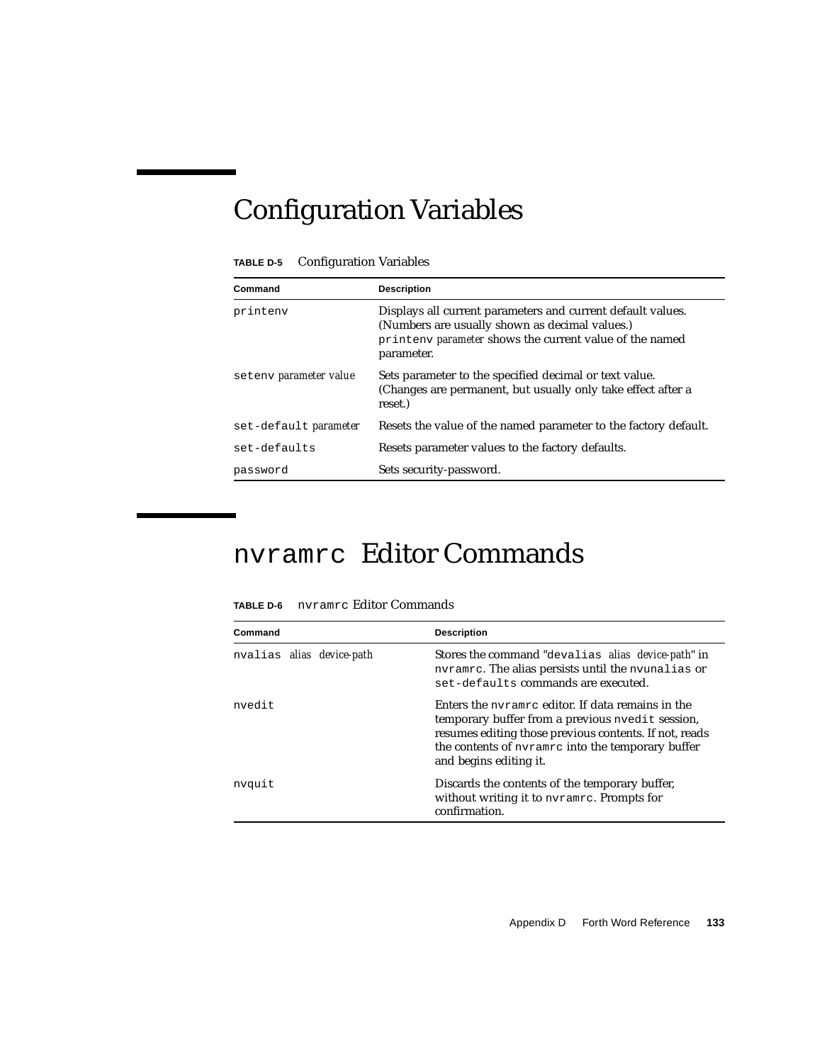# Configuration Variables

**TABLE D-5** Configuration Variables

| Command | Description |
|---|---|
| `printenv` | Displays all current parameters and current default values. (Numbers are usually shown as decimal values.) `printenv` *parameter* shows the current value of the named parameter. |
| `setenv` *parameter value* | Sets parameter to the specified decimal or text value. (Changes are permanent, but usually only take effect after a reset.) |
| `set-default` *parameter* | Resets the value of the named parameter to the factory default. |
| `set-defaults` | Resets parameter values to the factory defaults. |
| `password` | Sets security-password. |

# `nvramrc` Editor Commands

**TABLE D-6** `nvramrc` Editor Commands

| Command | Description |
|---|---|
| `nvalias` *alias device-path* | Stores the command "`devalias` *alias device-path*" in `nvramrc`. The alias persists until the `nvunalias` or `set-defaults` commands are executed. |
| `nvedit` | Enters the `nvramrc` editor. If data remains in the temporary buffer from a previous `nvedit` session, resumes editing those previous contents. If not, reads the contents of `nvramrc` into the temporary buffer and begins editing it. |
| `nvquit` | Discards the contents of the temporary buffer, without writing it to `nvramrc`. Prompts for confirmation. |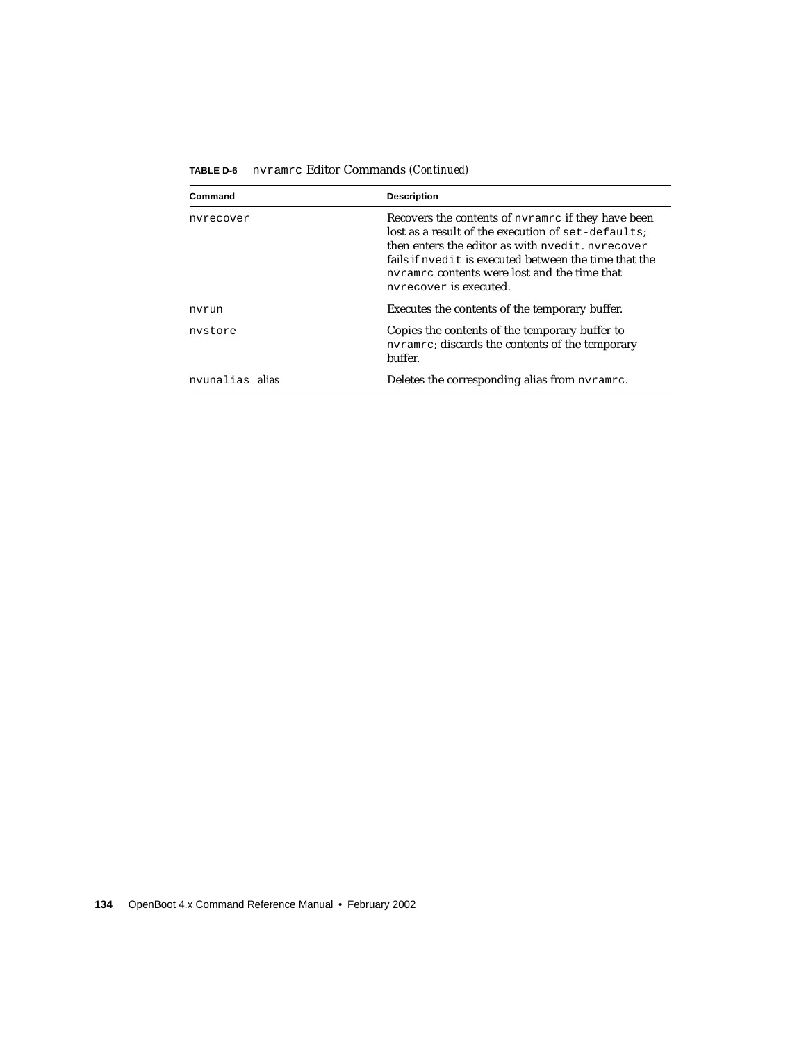**TABLE D-6** `nvramrc` Editor Commands *(Continued)*

| Command | Description |
|---|---|
| `nvrecover` | Recovers the contents of `nvramrc` if they have been lost as a result of the execution of `set-defaults`; then enters the editor as with `nvedit`. `nvrecover` fails if `nvedit` is executed between the time that the `nvramrc` contents were lost and the time that `nvrecover` is executed. |
| `nvrun` | Executes the contents of the temporary buffer. |
| `nvstore` | Copies the contents of the temporary buffer to `nvramrc`; discards the contents of the temporary buffer. |
| `nvunalias` *alias* | Deletes the corresponding alias from `nvramrc`. |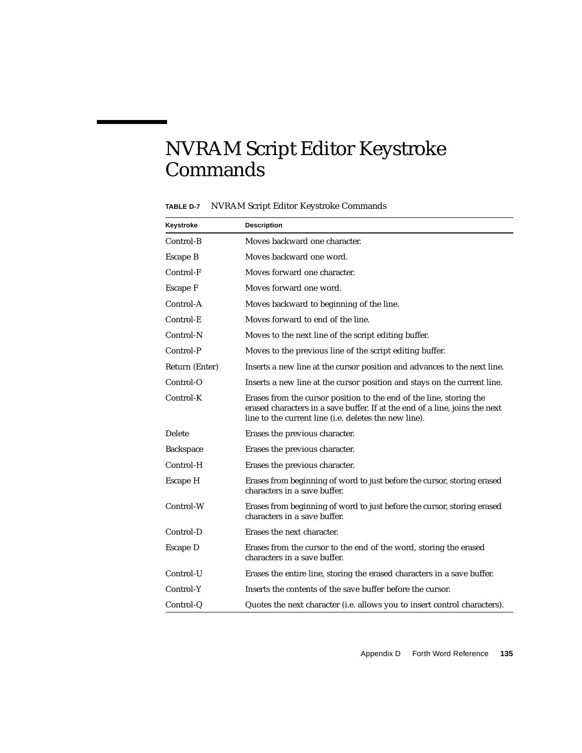# NVRAM Script Editor Keystroke Commands

**TABLE D-7** NVRAM Script Editor Keystroke Commands

| Keystroke | Description |
|---|---|
| Control-B | Moves backward one character. |
| Escape B | Moves backward one word. |
| Control-F | Moves forward one character. |
| Escape F | Moves forward one word. |
| Control-A | Moves backward to beginning of the line. |
| Control-E | Moves forward to end of the line. |
| Control-N | Moves to the next line of the script editing buffer. |
| Control-P | Moves to the previous line of the script editing buffer. |
| Return (Enter) | Inserts a new line at the cursor position and advances to the next line. |
| Control-O | Inserts a new line at the cursor position and stays on the current line. |
| Control-K | Erases from the cursor position to the end of the line, storing the erased characters in a save buffer. If at the end of a line, joins the next line to the current line (i.e. deletes the new line). |
| Delete | Erases the previous character. |
| Backspace | Erases the previous character. |
| Control-H | Erases the previous character. |
| Escape H | Erases from beginning of word to just before the cursor, storing erased characters in a save buffer. |
| Control-W | Erases from beginning of word to just before the cursor, storing erased characters in a save buffer. |
| Control-D | Erases the next character. |
| Escape D | Erases from the cursor to the end of the word, storing the erased characters in a save buffer. |
| Control-U | Erases the entire line, storing the erased characters in a save buffer. |
| Control-Y | Inserts the contents of the save buffer before the cursor. |
| Control-Q | Quotes the next character (i.e. allows you to insert control characters). |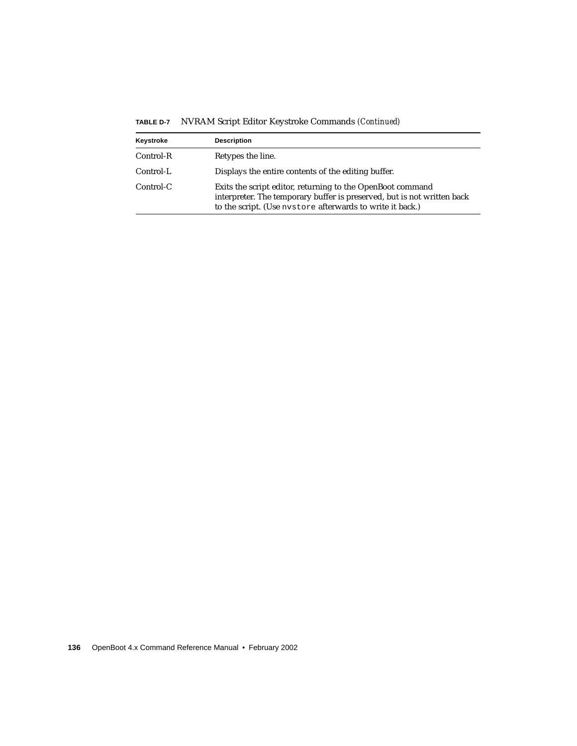**TABLE D-7** NVRAM Script Editor Keystroke Commands *(Continued)*

| Keystroke | Description |
|---|---|
| Control-R | Retypes the line. |
| Control-L | Displays the entire contents of the editing buffer. |
| Control-C | Exits the script editor, returning to the OpenBoot command interpreter. The temporary buffer is preserved, but is not written back to the script. (Use `nvstore` afterwards to write it back.) |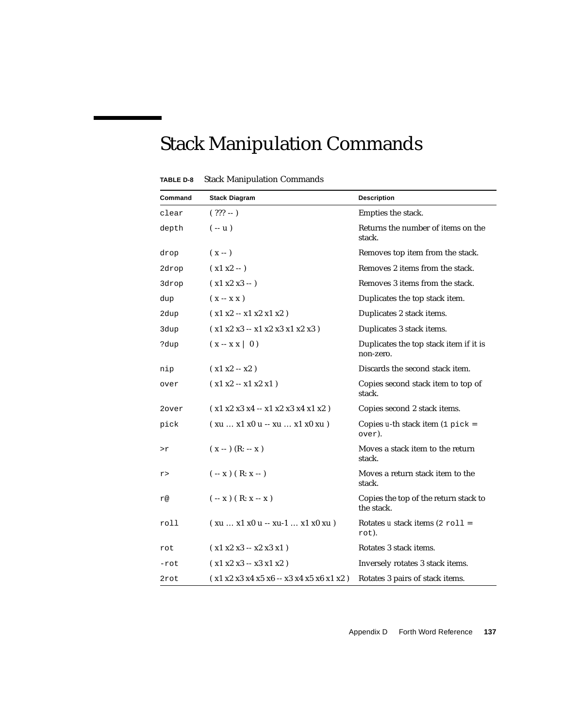# Stack Manipulation Commands

**TABLE D-8** Stack Manipulation Commands

| Command | Stack Diagram | Description |
|---|---|---|
| `clear` | ( ??? -- ) | Empties the stack. |
| `depth` | ( -- u ) | Returns the number of items on the stack. |
| `drop` | ( x -- ) | Removes top item from the stack. |
| `2drop` | ( x1 x2 -- ) | Removes 2 items from the stack. |
| `3drop` | ( x1 x2 x3 -- ) | Removes 3 items from the stack. |
| `dup` | ( x -- x x ) | Duplicates the top stack item. |
| `2dup` | ( x1 x2 -- x1 x2 x1 x2 ) | Duplicates 2 stack items. |
| `3dup` | ( x1 x2 x3 -- x1 x2 x3 x1 x2 x3 ) | Duplicates 3 stack items. |
| `?dup` | ( x -- x x \| 0 ) | Duplicates the top stack item if it is non-zero. |
| `nip` | ( x1 x2 -- x2 ) | Discards the second stack item. |
| `over` | ( x1 x2 -- x1 x2 x1 ) | Copies second stack item to top of stack. |
| `2over` | ( x1 x2 x3 x4 -- x1 x2 x3 x4 x1 x2 ) | Copies second 2 stack items. |
| `pick` | ( xu … x1 x0 u -- xu … x1 x0 xu ) | Copies *u*-th stack item (`1 pick = over`). |
| `>r` | ( x -- ) (R: -- x ) | Moves a stack item to the return stack. |
| `r>` | ( -- x ) ( R: x -- ) | Moves a return stack item to the stack. |
| `r@` | ( -- x ) ( R: x -- x ) | Copies the top of the return stack to the stack. |
| `roll` | ( xu … x1 x0 u -- xu-1 … x1 x0 xu ) | Rotates *u* stack items (`2 roll = rot`). |
| `rot` | ( x1 x2 x3 -- x2 x3 x1 ) | Rotates 3 stack items. |
| `-rot` | ( x1 x2 x3 -- x3 x1 x2 ) | Inversely rotates 3 stack items. |
| `2rot` | ( x1 x2 x3 x4 x5 x6 -- x3 x4 x5 x6 x1 x2 ) | Rotates 3 pairs of stack items. |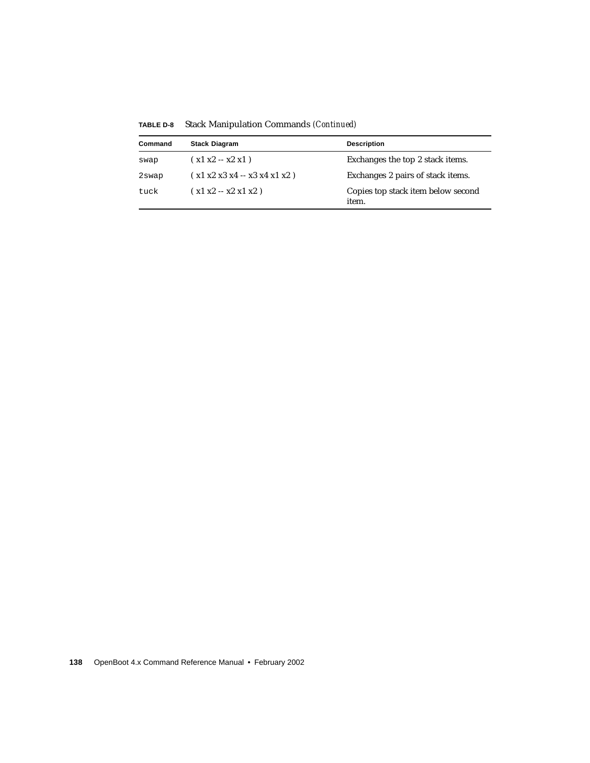**TABLE D-8** Stack Manipulation Commands *(Continued)*

| Command | Stack Diagram | Description |
| --- | --- | --- |
| `swap` | ( x1 x2 -- x2 x1 ) | Exchanges the top 2 stack items. |
| `2swap` | ( x1 x2 x3 x4 -- x3 x4 x1 x2 ) | Exchanges 2 pairs of stack items. |
| `tuck` | ( x1 x2 -- x2 x1 x2 ) | Copies top stack item below second item. |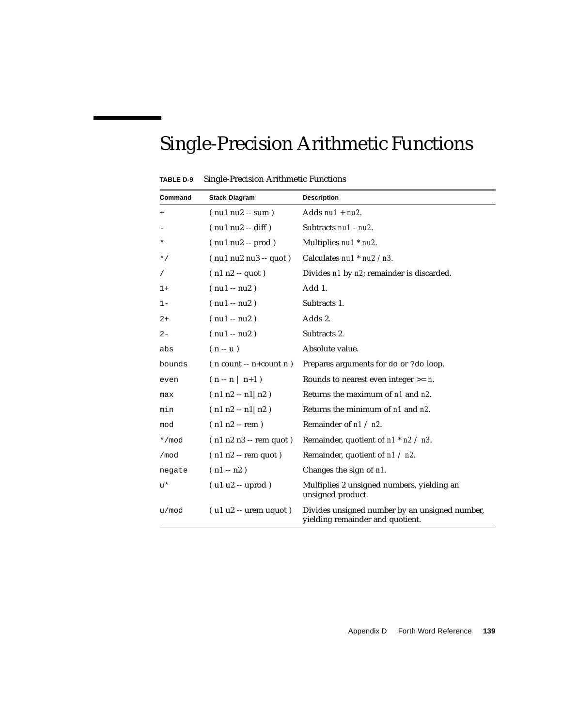# Single-Precision Arithmetic Functions

**TABLE D-9** Single-Precision Arithmetic Functions

| Command | Stack Diagram | Description |
|---|---|---|
| `+` | ( nu1 nu2 -- sum ) | Adds *nu1* + *nu2*. |
| `-` | ( nu1 nu2 -- diff ) | Subtracts *nu1* - *nu2*. |
| `*` | ( nu1 nu2 -- prod ) | Multiplies *nu1* * *nu2*. |
| `*/` | ( nu1 nu2 nu3 -- quot ) | Calculates *nu1* * *nu2* / *n3*. |
| `/` | ( n1 n2 -- quot ) | Divides *n1* by *n2*; remainder is discarded. |
| `1+` | ( nu1 -- nu2 ) | Add 1. |
| `1-` | ( nu1 -- nu2 ) | Subtracts 1. |
| `2+` | ( nu1 -- nu2 ) | Adds 2. |
| `2-` | ( nu1 -- nu2 ) | Subtracts 2. |
| `abs` | ( n -- u ) | Absolute value. |
| `bounds` | ( n count -- n+count n ) | Prepares arguments for `do` or `?do` loop. |
| `even` | ( n -- n \| n+1 ) | Rounds to nearest even integer >= *n*. |
| `max` | ( n1 n2 -- n1\|n2 ) | Returns the maximum of *n1* and *n2*. |
| `min` | ( n1 n2 -- n1\|n2 ) | Returns the minimum of *n1* and *n2*. |
| `mod` | ( n1 n2 -- rem ) | Remainder of *n1* / *n2*. |
| `*/mod` | ( n1 n2 n3 -- rem quot ) | Remainder, quotient of *n1* * *n2* / *n3*. |
| `/mod` | ( n1 n2 -- rem quot ) | Remainder, quotient of *n1* / *n2*. |
| `negate` | ( n1 -- n2 ) | Changes the sign of *n1*. |
| `u*` | ( u1 u2 -- uprod ) | Multiplies 2 unsigned numbers, yielding an unsigned product. |
| `u/mod` | ( u1 u2 -- urem uquot ) | Divides unsigned number by an unsigned number, yielding remainder and quotient. |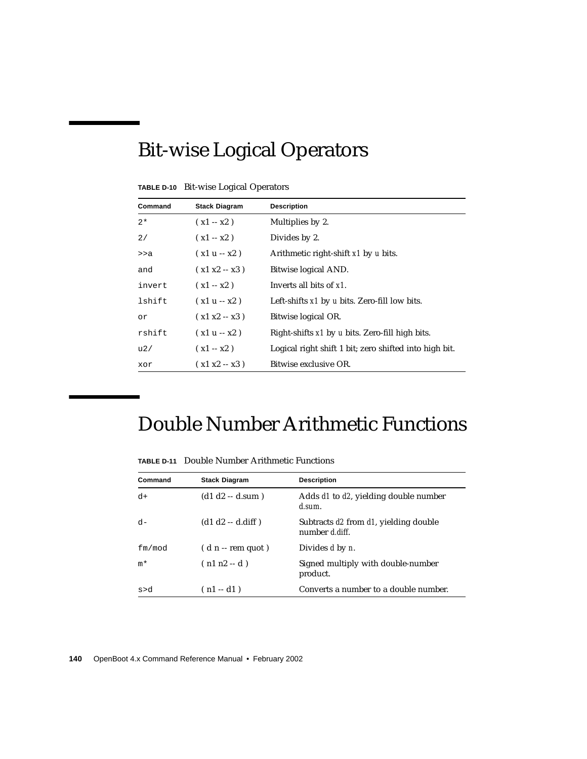## Bit-wise Logical Operators

**TABLE D-10** Bit-wise Logical Operators

| Command | Stack Diagram | Description |
|---|---|---|
| `2*` | ( x1 -- x2 ) | Multiplies by 2. |
| `2/` | ( x1 -- x2 ) | Divides by 2. |
| `>>a` | ( x1 u -- x2 ) | Arithmetic right-shift *x1* by *u* bits. |
| `and` | ( x1 x2 -- x3 ) | Bitwise logical AND. |
| `invert` | ( x1 -- x2 ) | Inverts all bits of *x1*. |
| `lshift` | ( x1 u -- x2 ) | Left-shifts *x1* by *u* bits. Zero-fill low bits. |
| `or` | ( x1 x2 -- x3 ) | Bitwise logical OR. |
| `rshift` | ( x1 u -- x2 ) | Right-shifts *x1* by *u* bits. Zero-fill high bits. |
| `u2/` | ( x1 -- x2 ) | Logical right shift 1 bit; zero shifted into high bit. |
| `xor` | ( x1 x2 -- x3 ) | Bitwise exclusive OR. |

## Double Number Arithmetic Functions

**TABLE D-11** Double Number Arithmetic Functions

| Command | Stack Diagram | Description |
|---|---|---|
| `d+` | (d1 d2 -- d.sum ) | Adds *d1* to *d2*, yielding double number *d.sum*. |
| `d-` | (d1 d2 -- d.diff ) | Subtracts *d2* from *d1*, yielding double number *d.diff*. |
| `fm/mod` | ( d n -- rem quot ) | Divides *d* by *n*. |
| `m*` | ( n1 n2 -- d ) | Signed multiply with double-number product. |
| `s>d` | ( n1 -- d1 ) | Converts a number to a double number. |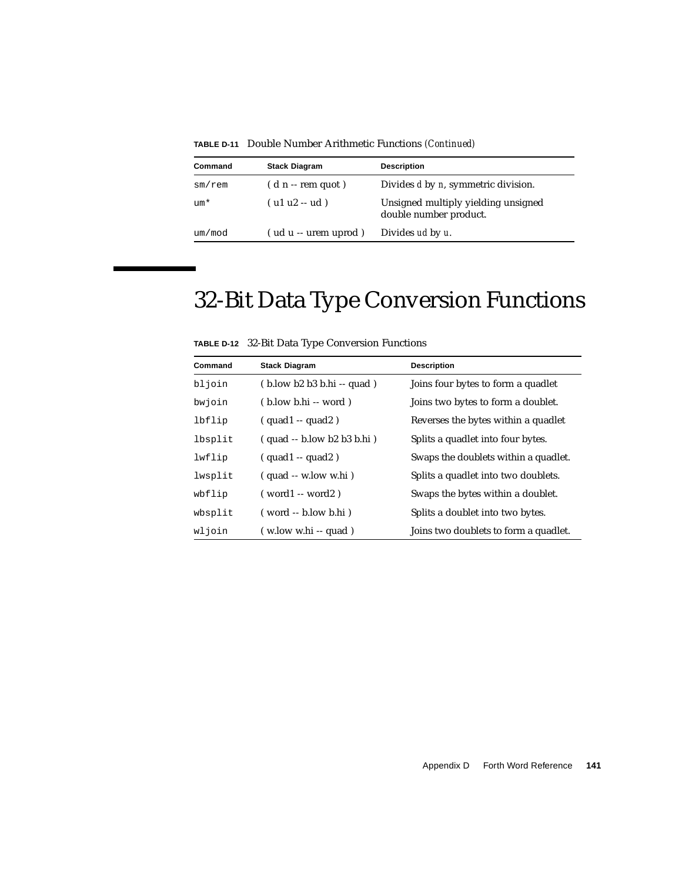**TABLE D-11** Double Number Arithmetic Functions *(Continued)*

| Command | Stack Diagram | Description |
|---|---|---|
| `sm/rem` | ( d n -- rem quot ) | Divides *d* by *n*, symmetric division. |
| `um*` | ( u1 u2 -- ud ) | Unsigned multiply yielding unsigned double number product. |
| `um/mod` | ( ud u -- urem uprod ) | Divides *ud* by *u*. |

# 32-Bit Data Type Conversion Functions

**TABLE D-12** 32-Bit Data Type Conversion Functions

| Command | Stack Diagram | Description |
|---|---|---|
| `bljoin` | ( b.low b2 b3 b.hi -- quad ) | Joins four bytes to form a quadlet |
| `bwjoin` | ( b.low b.hi -- word ) | Joins two bytes to form a doublet. |
| `lbflip` | ( quad1 -- quad2 ) | Reverses the bytes within a quadlet |
| `lbsplit` | ( quad -- b.low b2 b3 b.hi ) | Splits a quadlet into four bytes. |
| `lwflip` | ( quad1 -- quad2 ) | Swaps the doublets within a quadlet. |
| `lwsplit` | ( quad -- w.low w.hi ) | Splits a quadlet into two doublets. |
| `wbflip` | ( word1 -- word2 ) | Swaps the bytes within a doublet. |
| `wbsplit` | ( word -- b.low b.hi ) | Splits a doublet into two bytes. |
| `wljoin` | ( w.low w.hi -- quad ) | Joins two doublets to form a quadlet. |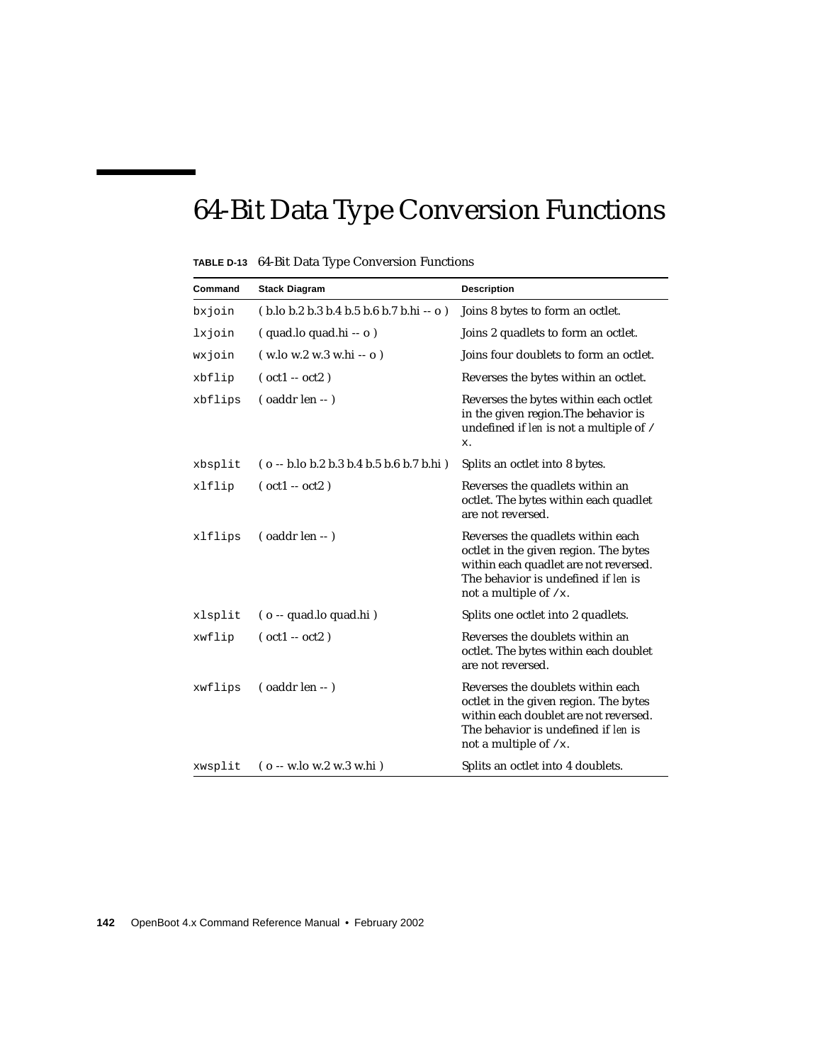# 64-Bit Data Type Conversion Functions

**TABLE D-13** 64-Bit Data Type Conversion Functions

| Command | Stack Diagram | Description |
|---|---|---|
| `bxjoin` | ( b.lo b.2 b.3 b.4 b.5 b.6 b.7 b.hi -- o ) | Joins 8 bytes to form an octlet. |
| `lxjoin` | ( quad.lo quad.hi -- o ) | Joins 2 quadlets to form an octlet. |
| `wxjoin` | ( w.lo w.2 w.3 w.hi -- o ) | Joins four doublets to form an octlet. |
| `xbflip` | ( oct1 -- oct2 ) | Reverses the bytes within an octlet. |
| `xbflips` | ( oaddr len -- ) | Reverses the bytes within each octlet in the given region.The behavior is undefined if *len* is not a multiple of `/x`. |
| `xbsplit` | ( o -- b.lo b.2 b.3 b.4 b.5 b.6 b.7 b.hi ) | Splits an octlet into 8 bytes. |
| `xlflip` | ( oct1 -- oct2 ) | Reverses the quadlets within an octlet. The bytes within each quadlet are not reversed. |
| `xlflips` | ( oaddr len -- ) | Reverses the quadlets within each octlet in the given region. The bytes within each quadlet are not reversed. The behavior is undefined if *len* is not a multiple of `/x`. |
| `xlsplit` | ( o -- quad.lo quad.hi ) | Splits one octlet into 2 quadlets. |
| `xwflip` | ( oct1 -- oct2 ) | Reverses the doublets within an octlet. The bytes within each doublet are not reversed. |
| `xwflips` | ( oaddr len -- ) | Reverses the doublets within each octlet in the given region. The bytes within each doublet are not reversed. The behavior is undefined if *len* is not a multiple of `/x`. |
| `xwsplit` | ( o -- w.lo w.2 w.3 w.hi ) | Splits an octlet into 4 doublets. |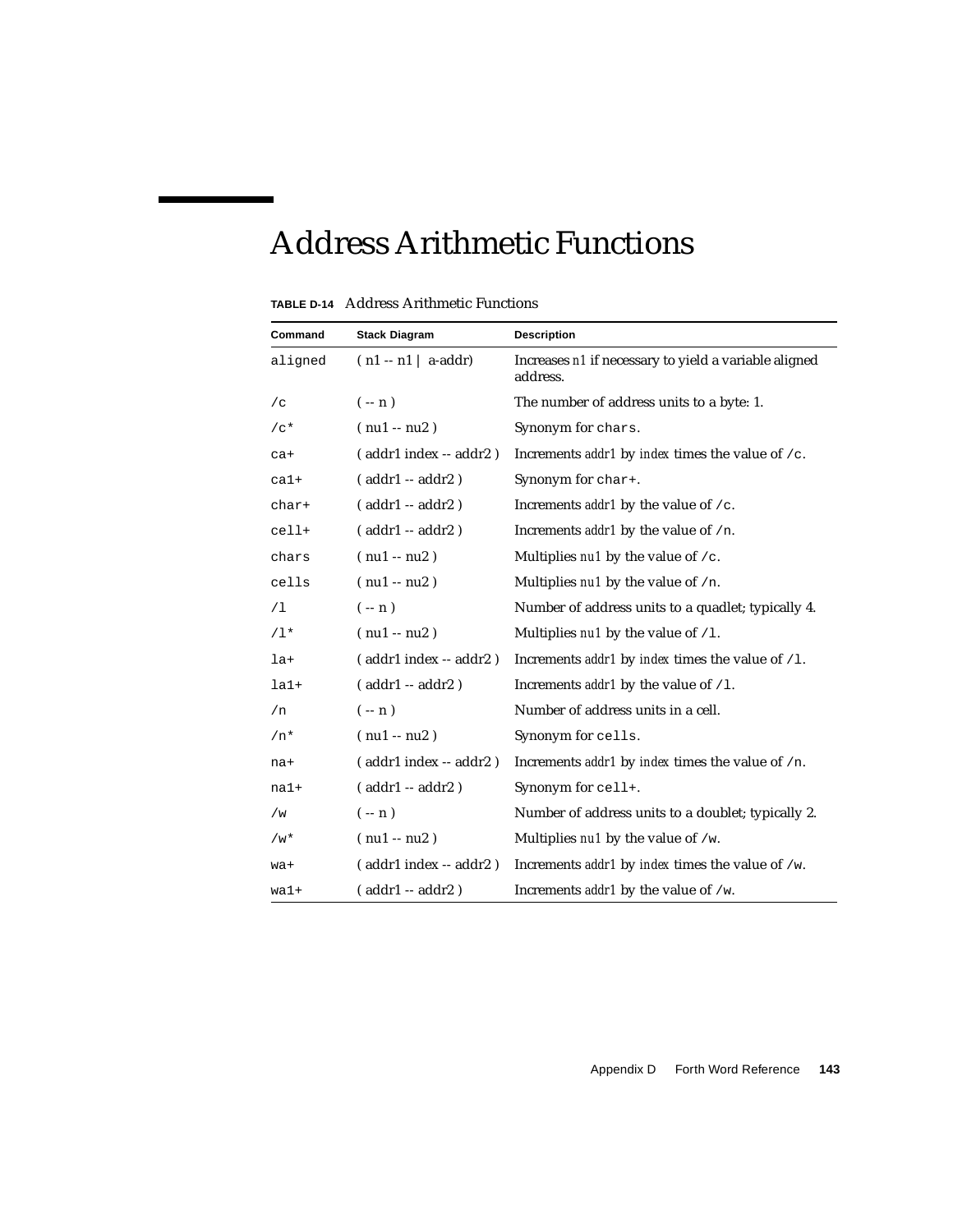# Address Arithmetic Functions

**TABLE D-14** Address Arithmetic Functions

| Command | Stack Diagram | Description |
|---|---|---|
| `aligned` | ( n1 -- n1 \| a-addr) | Increases *n1* if necessary to yield a variable aligned address. |
| `/c` | ( -- n ) | The number of address units to a byte: 1. |
| `/c*` | ( nu1 -- nu2 ) | Synonym for `chars`. |
| `ca+` | ( addr1 index -- addr2 ) | Increments *addr1* by *index* times the value of `/c`. |
| `ca1+` | ( addr1 -- addr2 ) | Synonym for `char+`. |
| `char+` | ( addr1 -- addr2 ) | Increments *addr1* by the value of `/c`. |
| `cell+` | ( addr1 -- addr2 ) | Increments *addr1* by the value of `/n`. |
| `chars` | ( nu1 -- nu2 ) | Multiplies *nu1* by the value of `/c`. |
| `cells` | ( nu1 -- nu2 ) | Multiplies *nu1* by the value of `/n`. |
| `/l` | ( -- n ) | Number of address units to a quadlet; typically 4. |
| `/l*` | ( nu1 -- nu2 ) | Multiplies *nu1* by the value of `/l`. |
| `la+` | ( addr1 index -- addr2 ) | Increments *addr1* by *index* times the value of `/l`. |
| `la1+` | ( addr1 -- addr2 ) | Increments *addr1* by the value of `/l`. |
| `/n` | ( -- n ) | Number of address units in a cell. |
| `/n*` | ( nu1 -- nu2 ) | Synonym for `cells`. |
| `na+` | ( addr1 index -- addr2 ) | Increments *addr1* by *index* times the value of `/n`. |
| `na1+` | ( addr1 -- addr2 ) | Synonym for `cell+`. |
| `/w` | ( -- n ) | Number of address units to a doublet; typically 2. |
| `/w*` | ( nu1 -- nu2 ) | Multiplies *nu1* by the value of `/w`. |
| `wa+` | ( addr1 index -- addr2 ) | Increments *addr1* by *index* times the value of `/w`. |
| `wa1+` | ( addr1 -- addr2 ) | Increments *addr1* by the value of `/w`. |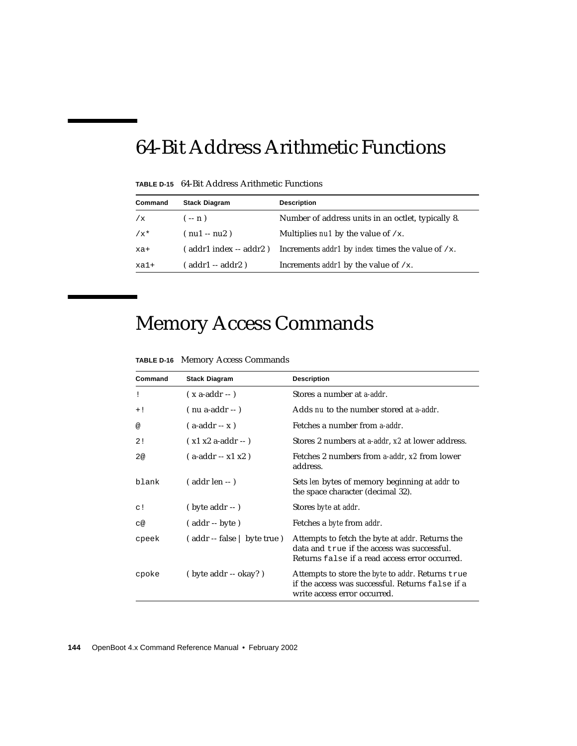# 64-Bit Address Arithmetic Functions

**TABLE D-15** 64-Bit Address Arithmetic Functions

| Command | Stack Diagram | Description |
|---|---|---|
| `/x` | ( -- n ) | Number of address units in an octlet, typically 8. |
| `/x*` | ( nu1 -- nu2 ) | Multiplies *nu1* by the value of `/x`. |
| `xa+` | ( addr1 index -- addr2 ) | Increments *addr1* by *index* times the value of `/x`. |
| `xa1+` | ( addr1 -- addr2 ) | Increments *addr1* by the value of `/x`. |

# Memory Access Commands

**TABLE D-16** Memory Access Commands

| Command | Stack Diagram | Description |
|---|---|---|
| `!` | ( x a-addr -- ) | Stores a number at *a-addr*. |
| `+!` | ( nu a-addr -- ) | Adds *nu* to the number stored at *a-addr*. |
| `@` | ( a-addr -- x ) | Fetches a number from *a-addr*. |
| `2!` | ( x1 x2 a-addr -- ) | Stores 2 numbers at *a-addr*, *x2* at lower address. |
| `2@` | ( a-addr -- x1 x2 ) | Fetches 2 numbers from *a-addr*, *x2* from lower address. |
| `blank` | ( addr len -- ) | Sets *len* bytes of memory beginning at *addr* to the space character (decimal 32). |
| `c!` | ( byte addr -- ) | Stores *byte* at *addr*. |
| `c@` | ( addr -- byte ) | Fetches a *byte* from *addr*. |
| `cpeek` | ( addr -- false \| byte true ) | Attempts to fetch the byte at *addr*. Returns the data and `true` if the access was successful. Returns `false` if a read access error occurred. |
| `cpoke` | ( byte addr -- okay? ) | Attempts to store the *byte* to *addr*. Returns `true` if the access was successful. Returns `false` if a write access error occurred. |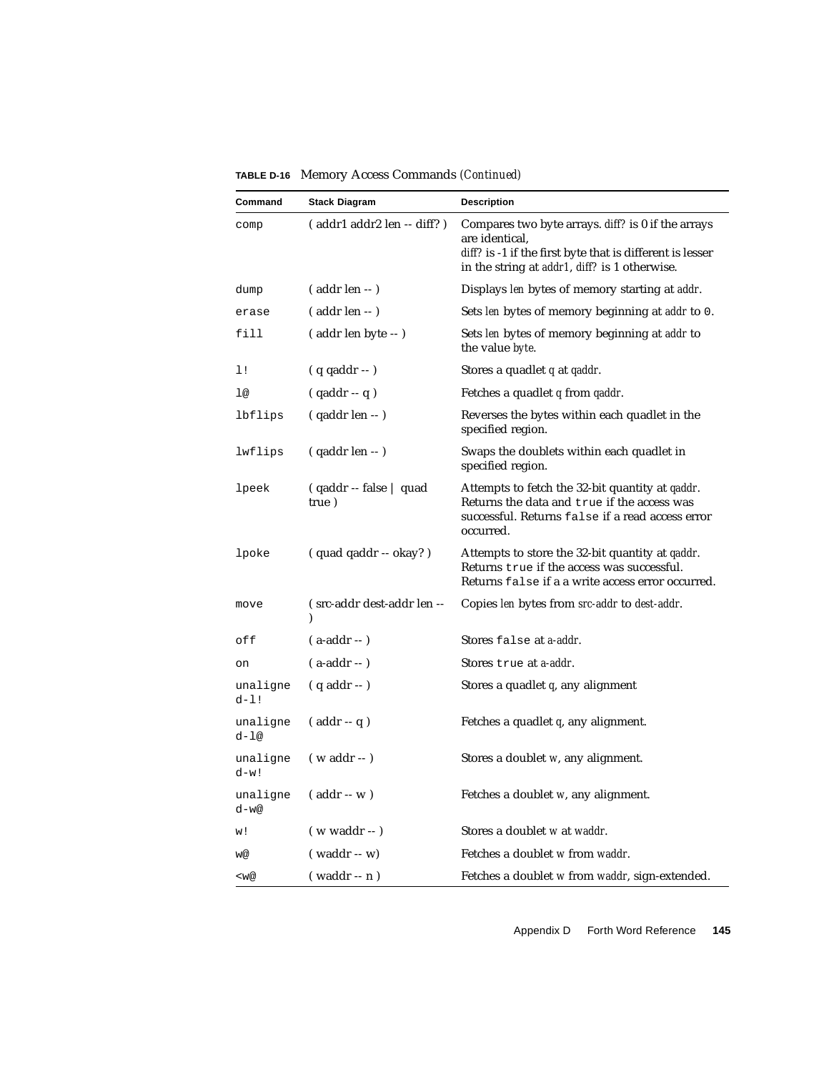**TABLE D-16** Memory Access Commands *(Continued)*

| Command | Stack Diagram | Description |
|---|---|---|
| `comp` | ( addr1 addr2 len -- diff? ) | Compares two byte arrays. *diff?* is 0 if the arrays are identical, *diff?* is -1 if the first byte that is different is lesser in the string at *addr1*, *diff?* is 1 otherwise. |
| `dump` | ( addr len -- ) | Displays *len* bytes of memory starting at *addr*. |
| `erase` | ( addr len -- ) | Sets *len* bytes of memory beginning at *addr* to `0`. |
| `fill` | ( addr len byte -- ) | Sets *len* bytes of memory beginning at *addr* to the value *byte*. |
| `l!` | ( q qaddr -- ) | Stores a quadlet *q* at *qaddr*. |
| `l@` | ( qaddr -- q ) | Fetches a quadlet *q* from *qaddr*. |
| `lbflips` | ( qaddr len -- ) | Reverses the bytes within each quadlet in the specified region. |
| `lwflips` | ( qaddr len -- ) | Swaps the doublets within each quadlet in specified region. |
| `lpeek` | ( qaddr -- false \| quad true ) | Attempts to fetch the 32-bit quantity at *qaddr*. Returns the data and `true` if the access was successful. Returns `false` if a read access error occurred. |
| `lpoke` | ( quad qaddr -- okay? ) | Attempts to store the 32-bit quantity at *qaddr*. Returns `true` if the access was successful. Returns `false` if a a write access error occurred. |
| `move` | ( src-addr dest-addr len -- ) | Copies *len* bytes from *src-addr* to *dest-addr*. |
| `off` | ( a-addr -- ) | Stores `false` at *a-addr*. |
| `on` | ( a-addr -- ) | Stores `true` at *a-addr*. |
| `unaligned-l!` | ( q addr -- ) | Stores a quadlet *q*, any alignment |
| `unaligned-l@` | ( addr -- q ) | Fetches a quadlet *q*, any alignment. |
| `unaligned-w!` | ( w addr -- ) | Stores a doublet *w*, any alignment. |
| `unaligned-w@` | ( addr -- w ) | Fetches a doublet *w*, any alignment. |
| `w!` | ( w waddr -- ) | Stores a doublet *w* at *waddr*. |
| `w@` | ( waddr -- w) | Fetches a doublet *w* from *waddr*. |
| `<w@` | ( waddr -- n ) | Fetches a doublet *w* from *waddr*, sign-extended. |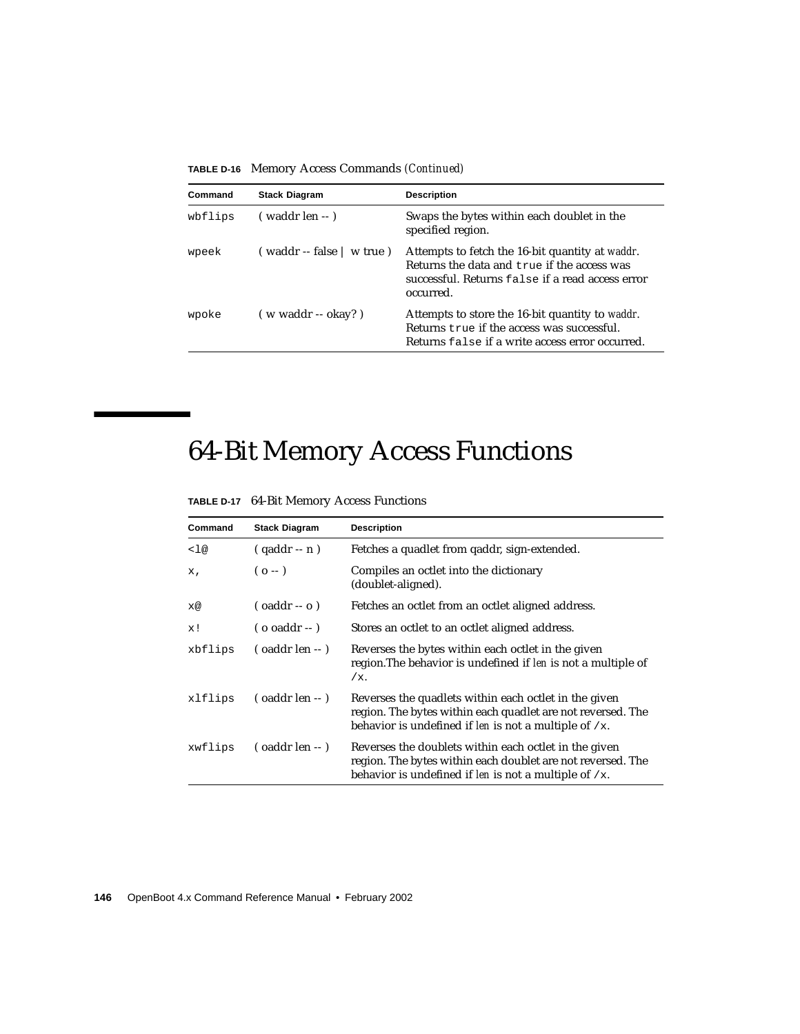**TABLE D-16** Memory Access Commands *(Continued)*

| Command | Stack Diagram | Description |
| --- | --- | --- |
| `wbflips` | ( waddr len -- ) | Swaps the bytes within each doublet in the specified region. |
| `wpeek` | ( waddr -- false \| w true ) | Attempts to fetch the 16-bit quantity at *waddr*. Returns the data and `true` if the access was successful. Returns `false` if a read access error occurred. |
| `wpoke` | ( w waddr -- okay? ) | Attempts to store the 16-bit quantity to *waddr*. Returns `true` if the access was successful. Returns `false` if a write access error occurred. |

# 64-Bit Memory Access Functions

**TABLE D-17** 64-Bit Memory Access Functions

| Command | Stack Diagram | Description |
| --- | --- | --- |
| `<l@` | ( qaddr -- n ) | Fetches a quadlet from qaddr, sign-extended. |
| `x,` | ( o -- ) | Compiles an octlet into the dictionary (doublet-aligned). |
| `x@` | ( oaddr -- o ) | Fetches an octlet from an octlet aligned address. |
| `x!` | ( o oaddr -- ) | Stores an octlet to an octlet aligned address. |
| `xbflips` | ( oaddr len -- ) | Reverses the bytes within each octlet in the given region.The behavior is undefined if *len* is not a multiple of `/x`. |
| `xlflips` | ( oaddr len -- ) | Reverses the quadlets within each octlet in the given region. The bytes within each quadlet are not reversed. The behavior is undefined if *len* is not a multiple of `/x`. |
| `xwflips` | ( oaddr len -- ) | Reverses the doublets within each octlet in the given region. The bytes within each doublet are not reversed. The behavior is undefined if *len* is not a multiple of `/x`. |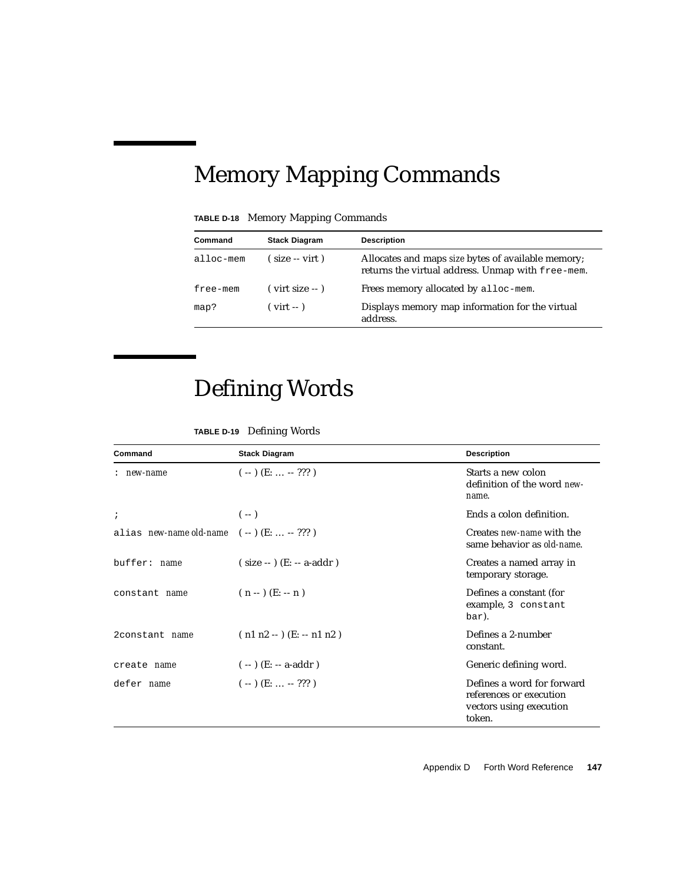## Memory Mapping Commands

**TABLE D-18** Memory Mapping Commands

| Command | Stack Diagram | Description |
|---|---|---|
| `alloc-mem` | ( size -- virt ) | Allocates and maps *size* bytes of available memory; returns the virtual address. Unmap with `free-mem`. |
| `free-mem` | ( virt size -- ) | Frees memory allocated by `alloc-mem`. |
| `map?` | ( virt -- ) | Displays memory map information for the virtual address. |

## Defining Words

**TABLE D-19** Defining Words

| Command | Stack Diagram | Description |
|---|---|---|
| `:` *new-name* | ( -- ) (E: … -- ??? ) | Starts a new colon definition of the word *new-name*. |
| `;` | ( -- ) | Ends a colon definition. |
| `alias` *new-name old-name* | ( -- ) (E: … -- ??? ) | Creates *new-name* with the same behavior as *old-name*. |
| `buffer:` *name* | ( size -- ) (E: -- a-addr ) | Creates a named array in temporary storage. |
| `constant` *name* | ( n -- ) (E: -- n ) | Defines a constant (for example, `3 constant bar`). |
| `2constant` *name* | ( n1 n2 -- ) (E: -- n1 n2 ) | Defines a 2-number constant. |
| `create` *name* | ( -- ) (E: -- a-addr ) | Generic defining word. |
| `defer` *name* | ( -- ) (E: … -- ??? ) | Defines a word for forward references or execution vectors using execution token. |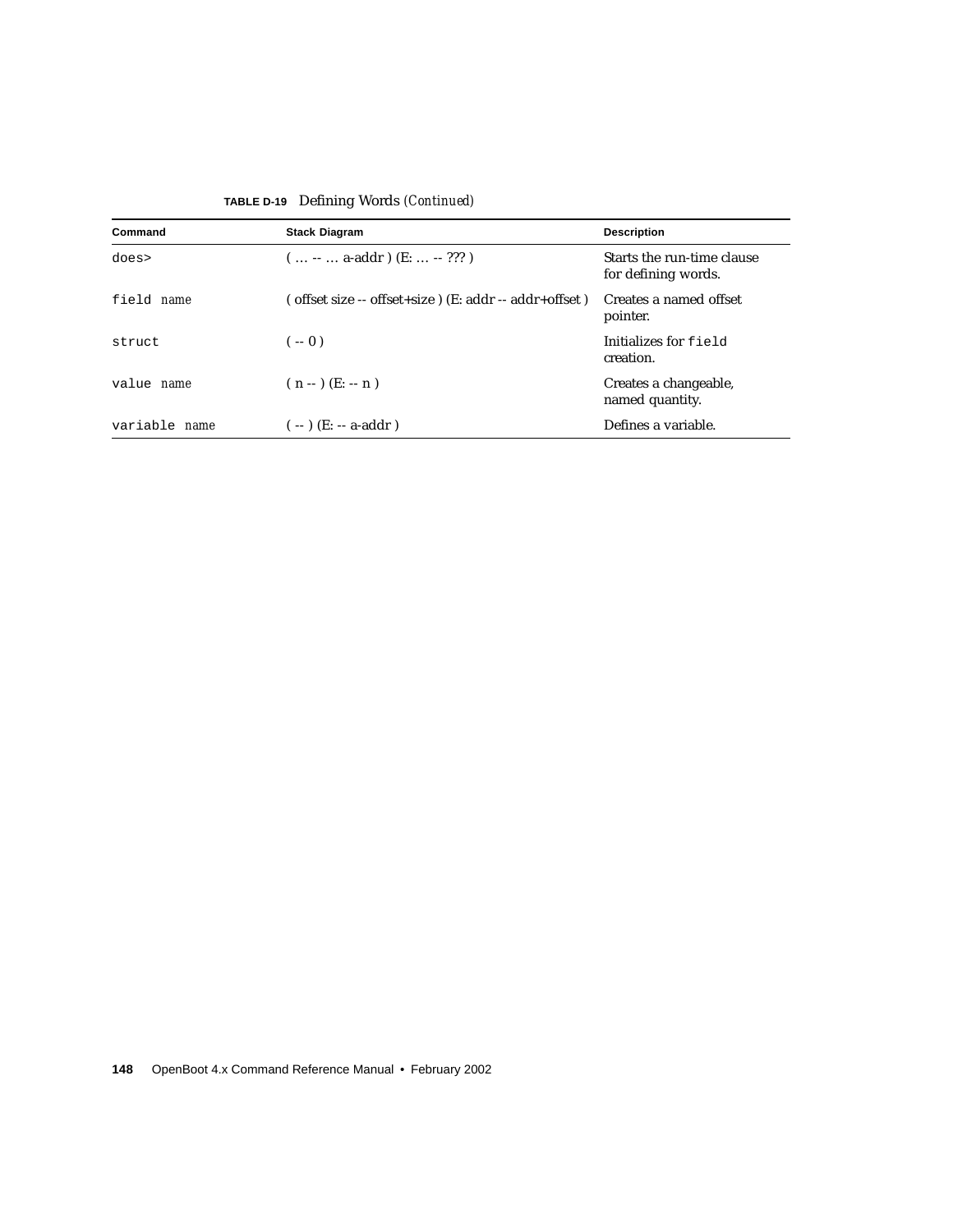**TABLE D-19** Defining Words *(Continued)*

| Command | Stack Diagram | Description |
|---|---|---|
| `does>` | ( … -- … a-addr ) (E: … -- ??? ) | Starts the run-time clause for defining words. |
| `field` *name* | ( offset size -- offset+size ) (E: addr -- addr+offset ) | Creates a named offset pointer. |
| `struct` | ( -- 0 ) | Initializes for `field` creation. |
| `value` *name* | ( n -- ) (E: -- n ) | Creates a changeable, named quantity. |
| `variable` *name* | ( -- ) (E: -- a-addr ) | Defines a variable. |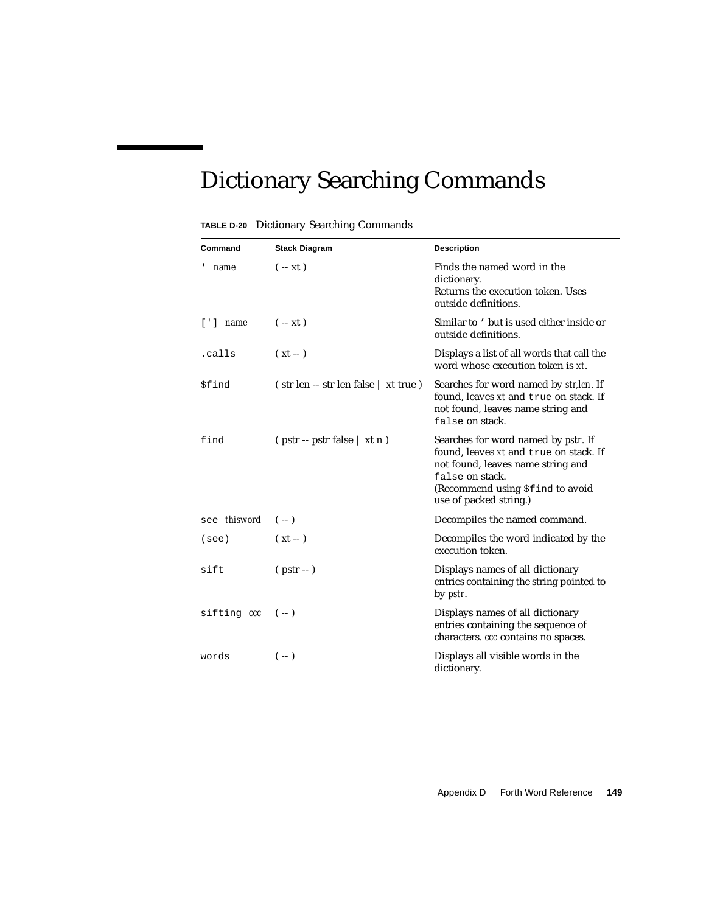# Dictionary Searching Commands

**TABLE D-20** Dictionary Searching Commands

| Command | Stack Diagram | Description |
|---|---|---|
| `'` *name* | ( -- xt ) | Finds the named word in the dictionary. Returns the execution token. Uses outside definitions. |
| `[']` *name* | ( -- xt ) | Similar to `'` but is used either inside or outside definitions. |
| `.calls` | ( xt -- ) | Displays a list of all words that call the word whose execution token is *xt*. |
| `$find` | ( str len -- str len false \| xt true ) | Searches for word named by *str,len*. If found, leaves *xt* and `true` on stack. If not found, leaves name string and `false` on stack. |
| `find` | ( pstr -- pstr false \| xt n ) | Searches for word named by *pstr*. If found, leaves *xt* and `true` on stack. If not found, leaves name string and `false` on stack. (Recommend using `$find` to avoid use of packed string.) |
| `see` *thisword* | ( -- ) | Decompiles the named command. |
| `(see)` | ( xt -- ) | Decompiles the word indicated by the execution token. |
| `sift` | ( pstr -- ) | Displays names of all dictionary entries containing the string pointed to by *pstr*. |
| `sifting` *ccc* | ( -- ) | Displays names of all dictionary entries containing the sequence of characters. *ccc* contains no spaces. |
| `words` | ( -- ) | Displays all visible words in the dictionary. |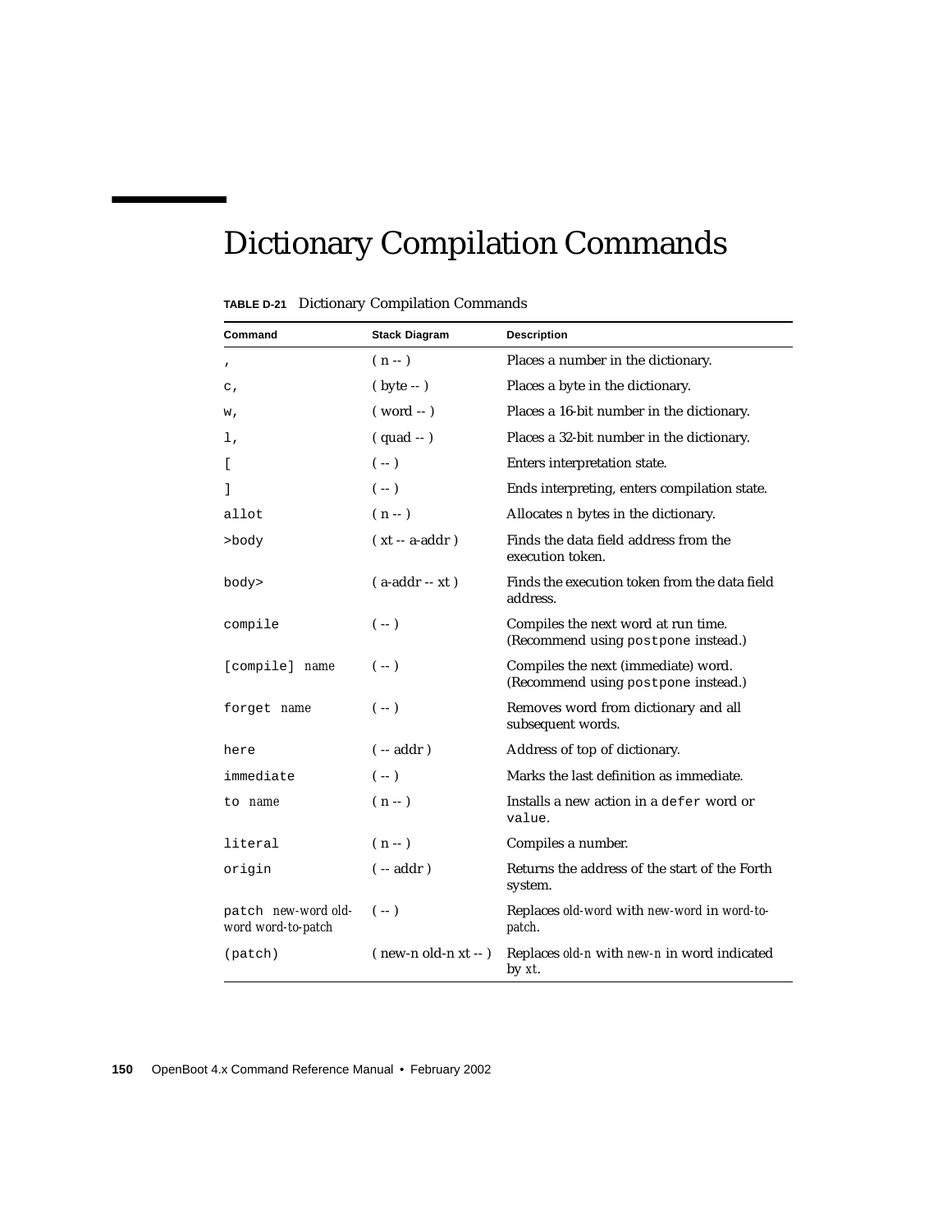# Dictionary Compilation Commands

**TABLE D-21** Dictionary Compilation Commands

| Command | Stack Diagram | Description |
|---|---|---|
| `,` | ( n -- ) | Places a number in the dictionary. |
| `c,` | ( byte -- ) | Places a byte in the dictionary. |
| `w,` | ( word -- ) | Places a 16-bit number in the dictionary. |
| `l,` | ( quad -- ) | Places a 32-bit number in the dictionary. |
| `[` | ( -- ) | Enters interpretation state. |
| `]` | ( -- ) | Ends interpreting, enters compilation state. |
| `allot` | ( n -- ) | Allocates *n* bytes in the dictionary. |
| `>body` | ( xt -- a-addr ) | Finds the data field address from the execution token. |
| `body>` | ( a-addr -- xt ) | Finds the execution token from the data field address. |
| `compile` | ( -- ) | Compiles the next word at run time. (Recommend using `postpone` instead.) |
| `[compile]` *name* | ( -- ) | Compiles the next (immediate) word. (Recommend using `postpone` instead.) |
| `forget` *name* | ( -- ) | Removes word from dictionary and all subsequent words. |
| `here` | ( -- addr ) | Address of top of dictionary. |
| `immediate` | ( -- ) | Marks the last definition as immediate. |
| `to` *name* | ( n -- ) | Installs a new action in a `defer` word or `value`. |
| `literal` | ( n -- ) | Compiles a number. |
| `origin` | ( -- addr ) | Returns the address of the start of the Forth system. |
| `patch` *new-word old-word word-to-patch* | ( -- ) | Replaces *old-word* with *new-word* in *word-to-patch*. |
| `(patch)` | ( new-n old-n xt -- ) | Replaces *old-n* with *new-n* in word indicated by *xt*. |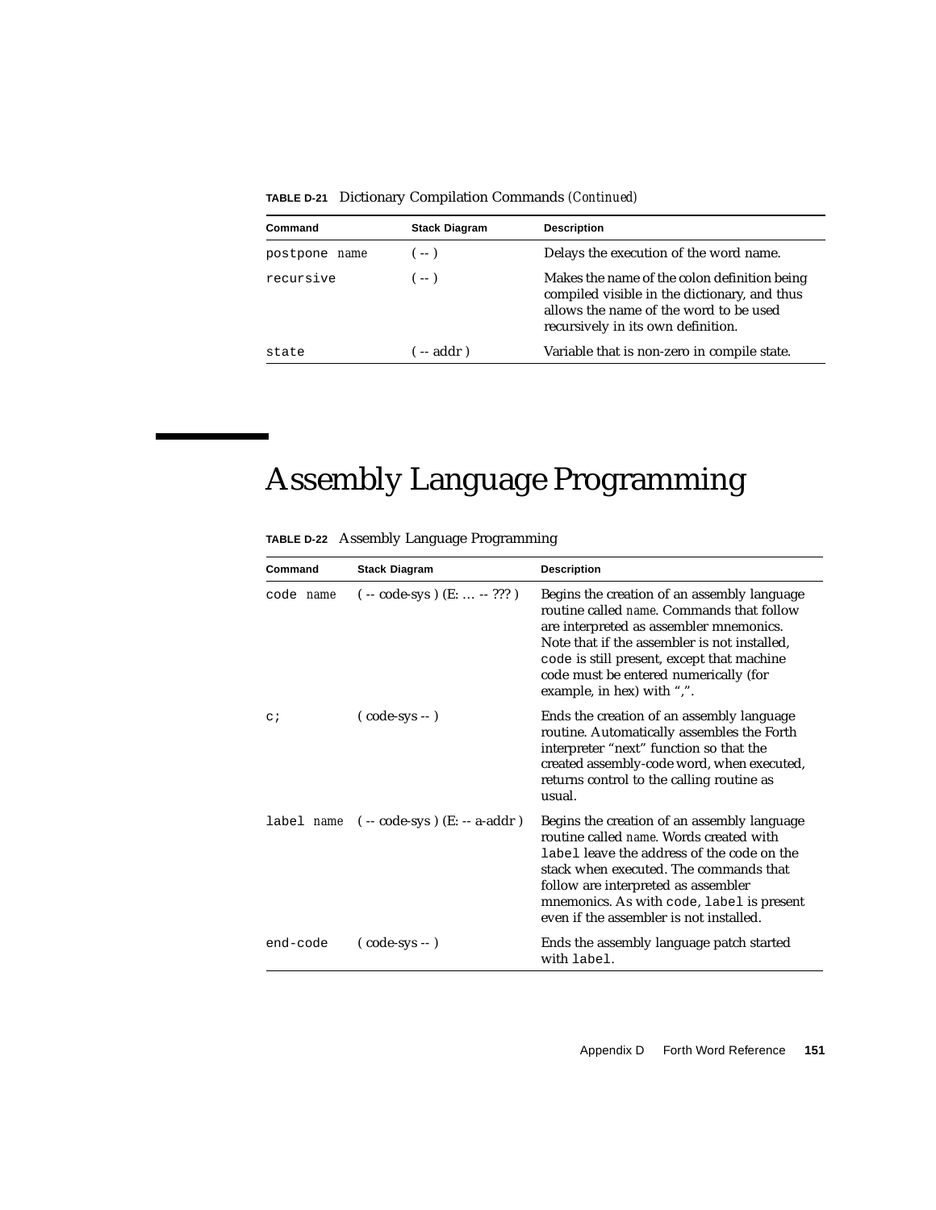**TABLE D-21** Dictionary Compilation Commands *(Continued)*

| Command | Stack Diagram | Description |
|---|---|---|
| `postpone` *name* | ( -- ) | Delays the execution of the word name. |
| `recursive` | ( -- ) | Makes the name of the colon definition being compiled visible in the dictionary, and thus allows the name of the word to be used recursively in its own definition. |
| `state` | ( -- addr ) | Variable that is non-zero in compile state. |

# Assembly Language Programming

**TABLE D-22** Assembly Language Programming

| Command | Stack Diagram | Description |
|---|---|---|
| `code` *name* | ( -- code-sys ) (E: ... -- ??? ) | Begins the creation of an assembly language routine called *name*. Commands that follow are interpreted as assembler mnemonics. Note that if the assembler is not installed, `code` is still present, except that machine code must be entered numerically (for example, in hex) with ",". |
| `c;` | ( code-sys -- ) | Ends the creation of an assembly language routine. Automatically assembles the Forth interpreter "next" function so that the created assembly-code word, when executed, returns control to the calling routine as usual. |
| `label` *name* | ( -- code-sys ) (E: -- a-addr ) | Begins the creation of an assembly language routine called *name*. Words created with `label` leave the address of the code on the stack when executed. The commands that follow are interpreted as assembler mnemonics. As with `code`, `label` is present even if the assembler is not installed. |
| `end-code` | ( code-sys -- ) | Ends the assembly language patch started with `label`. |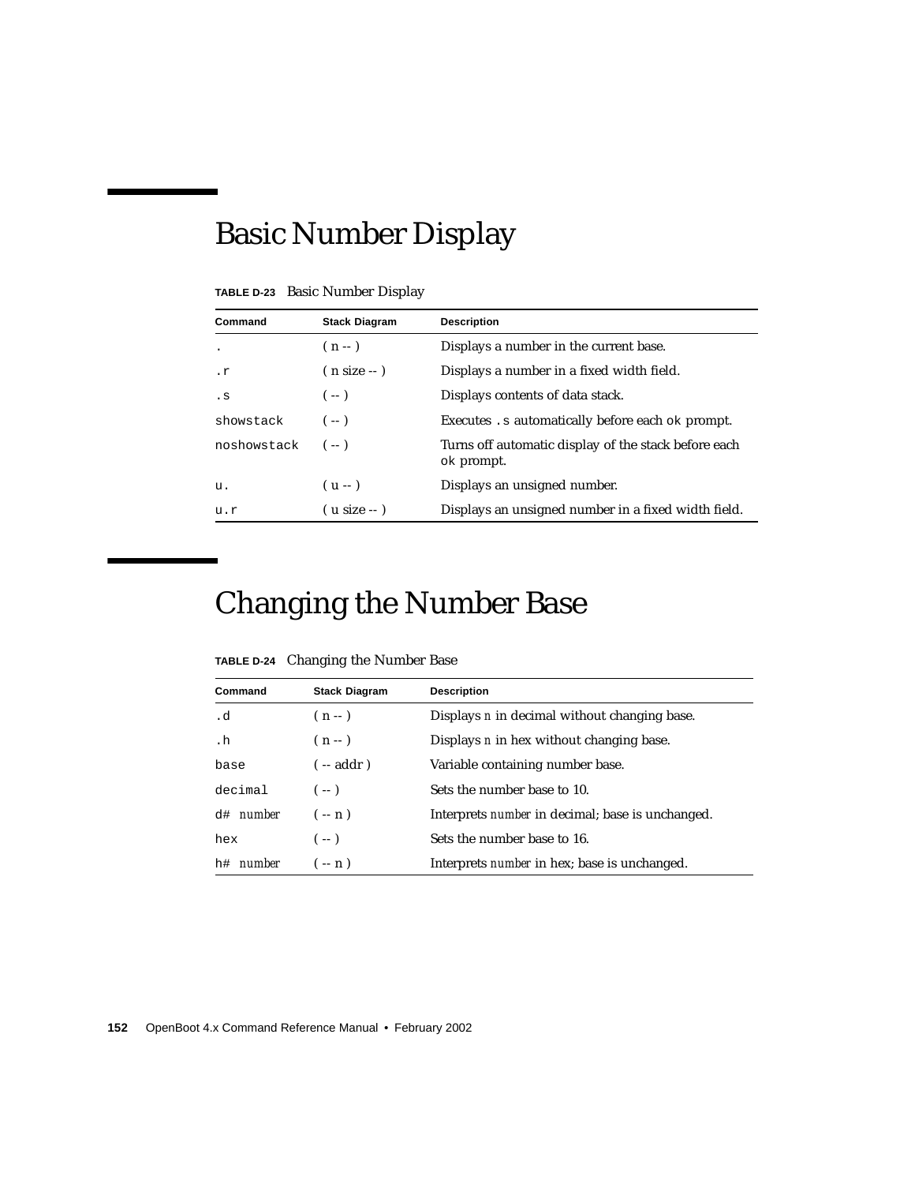## Basic Number Display

**TABLE D-23** Basic Number Display

| Command | Stack Diagram | Description |
|---|---|---|
| `.` | ( n -- ) | Displays a number in the current base. |
| `.r` | ( n size -- ) | Displays a number in a fixed width field. |
| `.s` | ( -- ) | Displays contents of data stack. |
| `showstack` | ( -- ) | Executes `.s` automatically before each `ok` prompt. |
| `noshowstack` | ( -- ) | Turns off automatic display of the stack before each `ok` prompt. |
| `u.` | ( u -- ) | Displays an unsigned number. |
| `u.r` | ( u size -- ) | Displays an unsigned number in a fixed width field. |

## Changing the Number Base

**TABLE D-24** Changing the Number Base

| Command | Stack Diagram | Description |
|---|---|---|
| `.d` | ( n -- ) | Displays *n* in decimal without changing base. |
| `.h` | ( n -- ) | Displays *n* in hex without changing base. |
| `base` | ( -- addr ) | Variable containing number base. |
| `decimal` | ( -- ) | Sets the number base to 10. |
| `d#` *number* | ( -- n ) | Interprets *number* in decimal; base is unchanged. |
| `hex` | ( -- ) | Sets the number base to 16. |
| `h#` *number* | ( -- n ) | Interprets *number* in hex; base is unchanged. |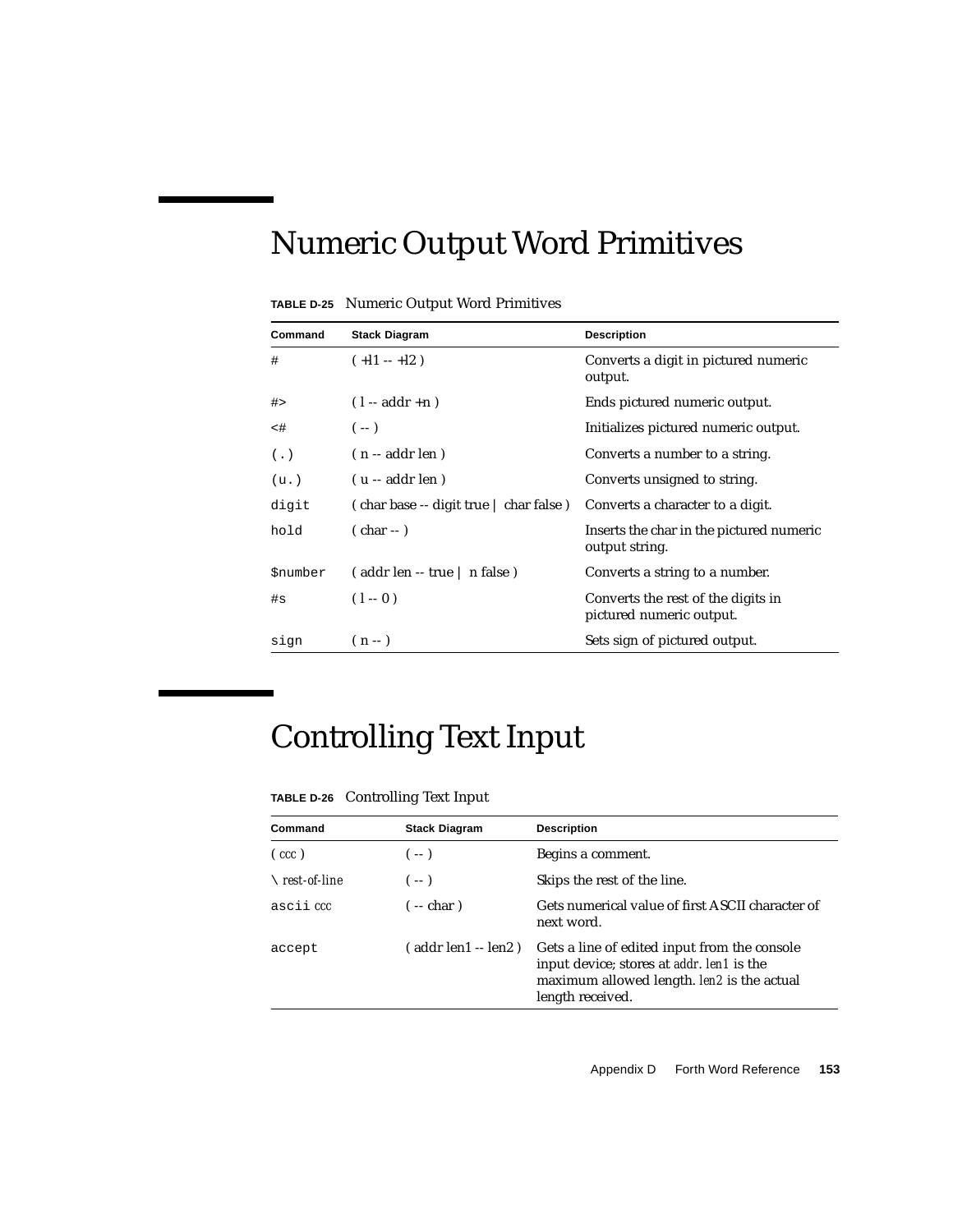# Numeric Output Word Primitives

**TABLE D-25** Numeric Output Word Primitives

| Command | Stack Diagram | Description |
| --- | --- | --- |
| `#` | ( +l1 -- +l2 ) | Converts a digit in pictured numeric output. |
| `#>` | ( l -- addr +n ) | Ends pictured numeric output. |
| `<#` | ( -- ) | Initializes pictured numeric output. |
| `(.)` | ( n -- addr len ) | Converts a number to a string. |
| `(u.)` | ( u -- addr len ) | Converts unsigned to string. |
| `digit` | ( char base -- digit true \| char false ) | Converts a character to a digit. |
| `hold` | ( char -- ) | Inserts the char in the pictured numeric output string. |
| `$number` | ( addr len -- true \| n false ) | Converts a string to a number. |
| `#s` | ( l -- 0 ) | Converts the rest of the digits in pictured numeric output. |
| `sign` | ( n -- ) | Sets sign of pictured output. |

# Controlling Text Input

**TABLE D-26** Controlling Text Input

| Command | Stack Diagram | Description |
| --- | --- | --- |
| `(` *ccc* `)` | ( -- ) | Begins a comment. |
| `\` *rest-of-line* | ( -- ) | Skips the rest of the line. |
| `ascii` *ccc* | ( -- char ) | Gets numerical value of first ASCII character of next word. |
| `accept` | ( addr len1 -- len2 ) | Gets a line of edited input from the console input device; stores at *addr*. *len1* is the maximum allowed length. *len2* is the actual length received. |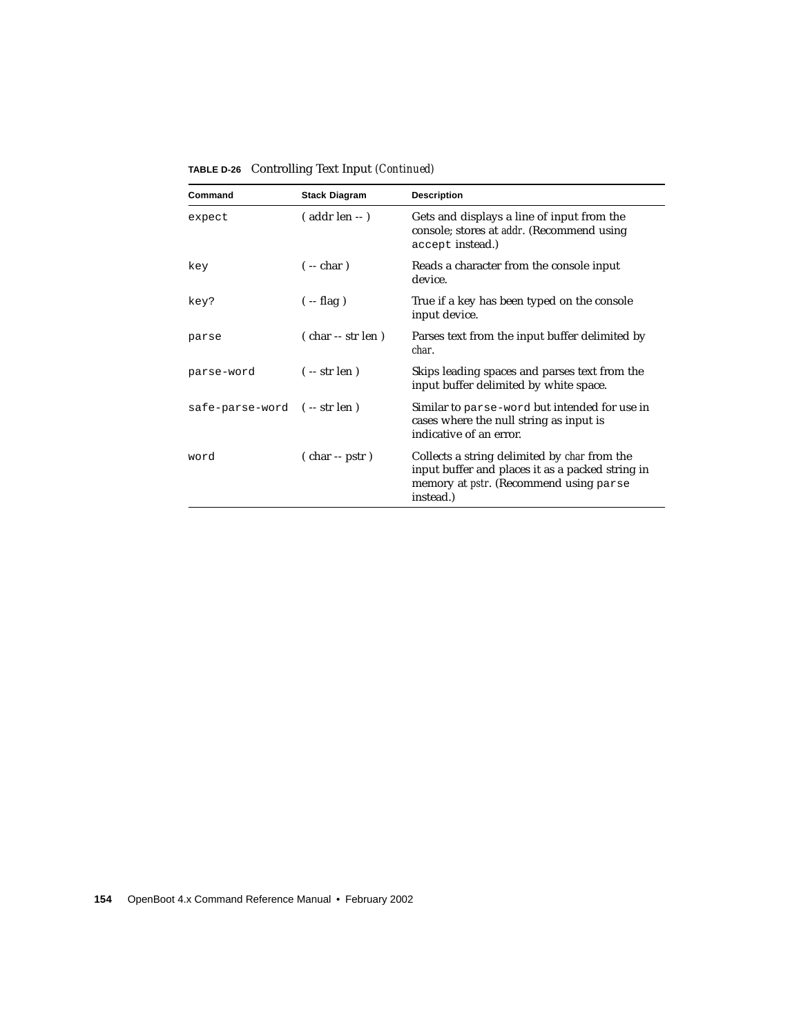**TABLE D-26** Controlling Text Input *(Continued)*

| Command | Stack Diagram | Description |
|---|---|---|
| `expect` | ( addr len -- ) | Gets and displays a line of input from the console; stores at *addr*. (Recommend using `accept` instead.) |
| `key` | ( -- char ) | Reads a character from the console input device. |
| `key?` | ( -- flag ) | True if a key has been typed on the console input device. |
| `parse` | ( char -- str len ) | Parses text from the input buffer delimited by *char*. |
| `parse-word` | ( -- str len ) | Skips leading spaces and parses text from the input buffer delimited by white space. |
| `safe-parse-word` | ( -- str len ) | Similar to `parse-word` but intended for use in cases where the null string as input is indicative of an error. |
| `word` | ( char -- pstr ) | Collects a string delimited by *char* from the input buffer and places it as a packed string in memory at *pstr*. (Recommend using `parse` instead.) |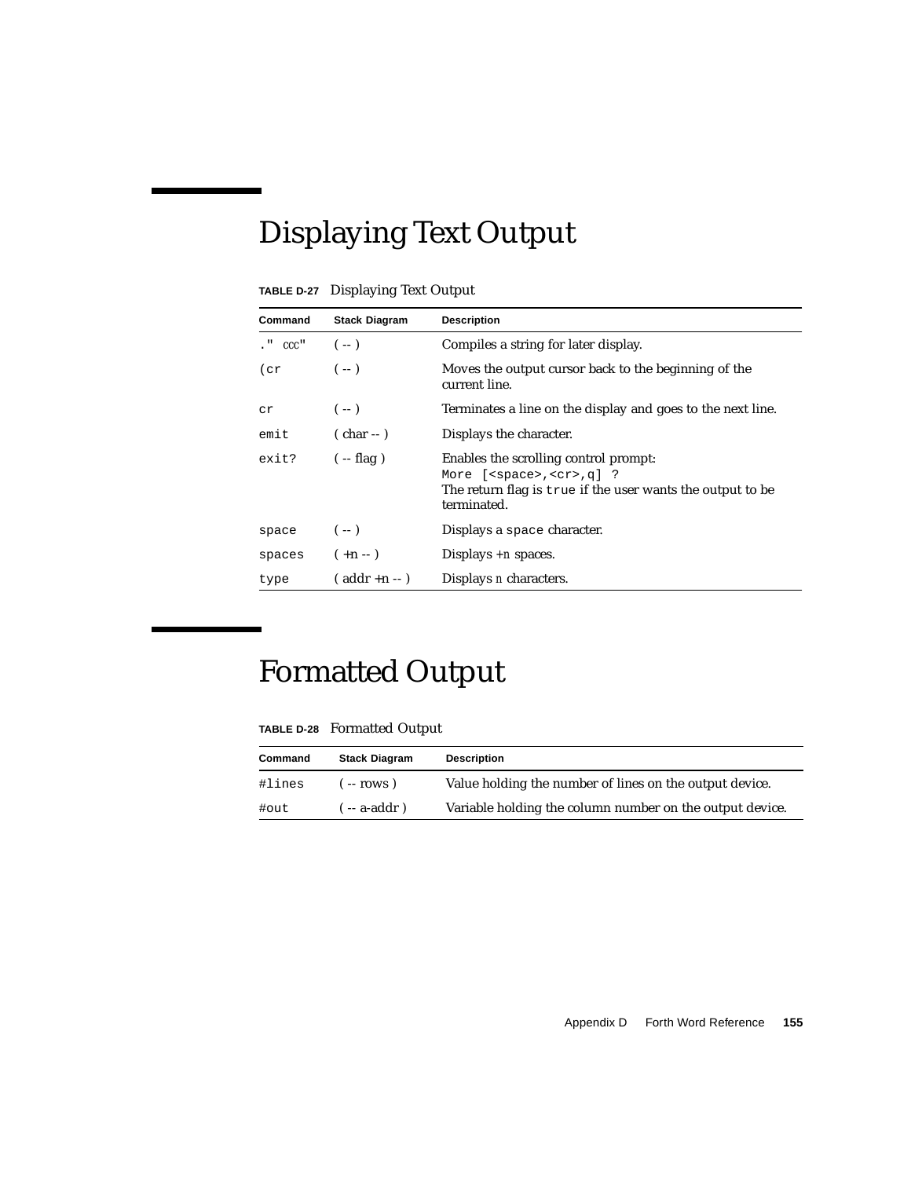# Displaying Text Output

**TABLE D-27** Displaying Text Output

| Command | Stack Diagram | Description |
|---|---|---|
| `." ccc"` | ( -- ) | Compiles a string for later display. |
| `(cr` | ( -- ) | Moves the output cursor back to the beginning of the current line. |
| `cr` | ( -- ) | Terminates a line on the display and goes to the next line. |
| `emit` | ( char -- ) | Displays the character. |
| `exit?` | ( -- flag ) | Enables the scrolling control prompt: `More [<space>,<cr>,q] ?` The return flag is `true` if the user wants the output to be terminated. |
| `space` | ( -- ) | Displays a `space` character. |
| `spaces` | ( +n -- ) | Displays +*n* spaces. |
| `type` | ( addr +n -- ) | Displays *n* characters. |

# Formatted Output

**TABLE D-28** Formatted Output

| Command | Stack Diagram | Description |
|---|---|---|
| `#lines` | ( -- rows ) | Value holding the number of lines on the output device. |
| `#out` | ( -- a-addr ) | Variable holding the column number on the output device. |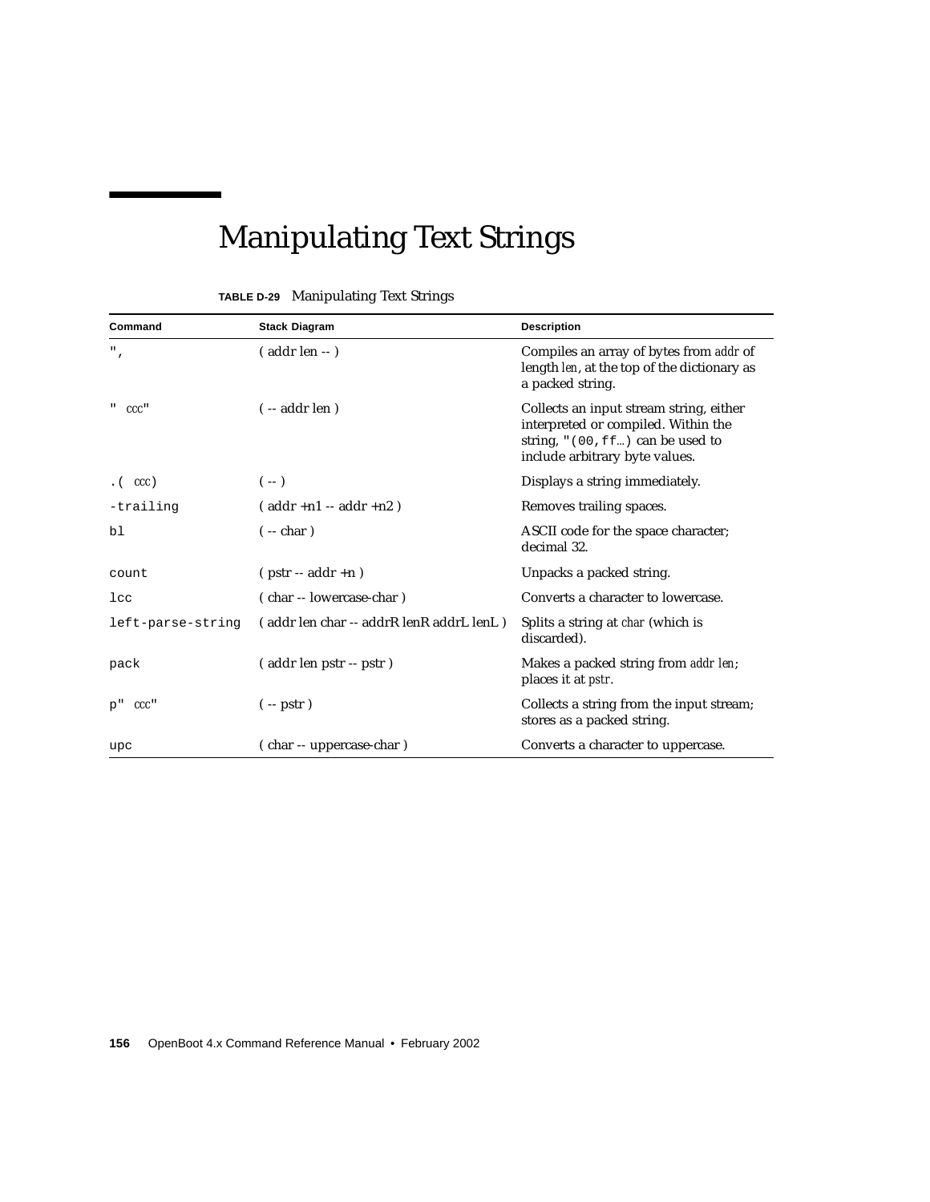# Manipulating Text Strings

**TABLE D-29** Manipulating Text Strings

| Command | Stack Diagram | Description |
|---|---|---|
| `",` | ( addr len -- ) | Compiles an array of bytes from *addr* of length *len*, at the top of the dictionary as a packed string. |
| `" ccc"` | ( -- addr len ) | Collects an input stream string, either interpreted or compiled. Within the string, `"(00,ff…)` can be used to include arbitrary byte values. |
| `.( ccc)` | ( -- ) | Displays a string immediately. |
| `-trailing` | ( addr +n1 -- addr +n2 ) | Removes trailing spaces. |
| `bl` | ( -- char ) | ASCII code for the space character; decimal 32. |
| `count` | ( pstr -- addr +n ) | Unpacks a packed string. |
| `lcc` | ( char -- lowercase-char ) | Converts a character to lowercase. |
| `left-parse-string` | ( addr len char -- addrR lenR addrL lenL ) | Splits a string at *char* (which is discarded). |
| `pack` | ( addr len pstr -- pstr ) | Makes a packed string from *addr len*; places it at *pstr*. |
| `p" ccc"` | ( -- pstr ) | Collects a string from the input stream; stores as a packed string. |
| `upc` | ( char -- uppercase-char ) | Converts a character to uppercase. |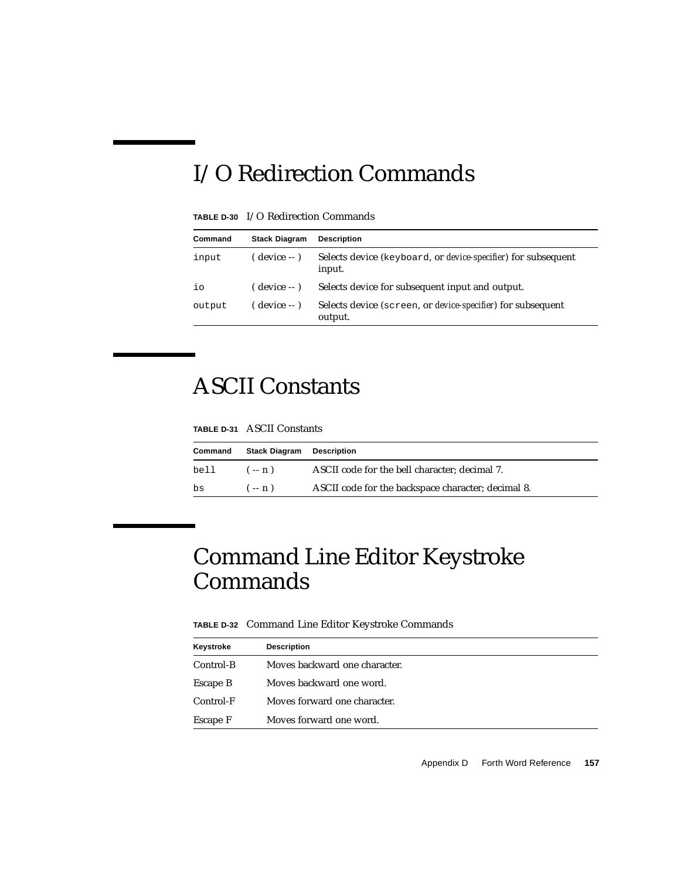# I/O Redirection Commands

**TABLE D-30** I/O Redirection Commands

| Command | Stack Diagram | Description |
|---|---|---|
| `input` | ( device -- ) | Selects device (`keyboard`, or *device-specifier*) for subsequent input. |
| `io` | ( device -- ) | Selects device for subsequent input and output. |
| `output` | ( device -- ) | Selects device (`screen`, or *device-specifier*) for subsequent output. |

# ASCII Constants

**TABLE D-31** ASCII Constants

| Command | Stack Diagram | Description |
|---|---|---|
| `bell` | ( -- n ) | ASCII code for the bell character; decimal 7. |
| `bs` | ( -- n ) | ASCII code for the backspace character; decimal 8. |

# Command Line Editor Keystroke Commands

**TABLE D-32** Command Line Editor Keystroke Commands

| Keystroke | Description |
|---|---|
| Control-B | Moves backward one character. |
| Escape B | Moves backward one word. |
| Control-F | Moves forward one character. |
| Escape F | Moves forward one word. |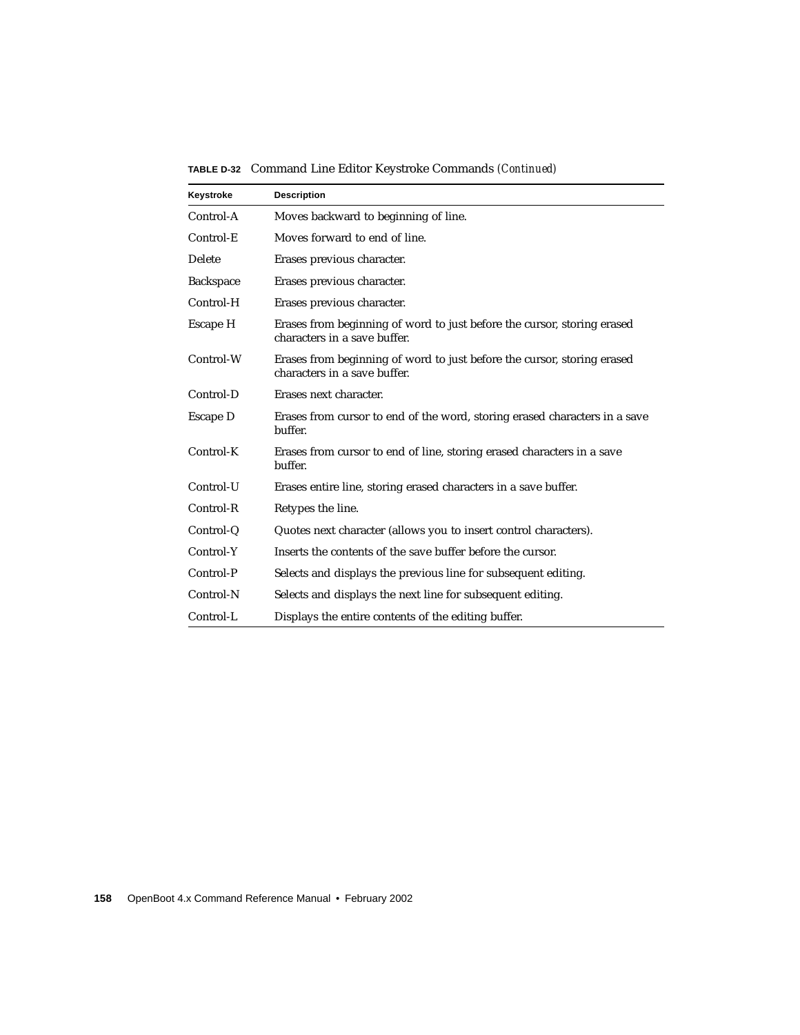**TABLE D-32** Command Line Editor Keystroke Commands *(Continued)*

| Keystroke | Description |
|---|---|
| Control-A | Moves backward to beginning of line. |
| Control-E | Moves forward to end of line. |
| Delete | Erases previous character. |
| Backspace | Erases previous character. |
| Control-H | Erases previous character. |
| Escape H | Erases from beginning of word to just before the cursor, storing erased characters in a save buffer. |
| Control-W | Erases from beginning of word to just before the cursor, storing erased characters in a save buffer. |
| Control-D | Erases next character. |
| Escape D | Erases from cursor to end of the word, storing erased characters in a save buffer. |
| Control-K | Erases from cursor to end of line, storing erased characters in a save buffer. |
| Control-U | Erases entire line, storing erased characters in a save buffer. |
| Control-R | Retypes the line. |
| Control-Q | Quotes next character (allows you to insert control characters). |
| Control-Y | Inserts the contents of the save buffer before the cursor. |
| Control-P | Selects and displays the previous line for subsequent editing. |
| Control-N | Selects and displays the next line for subsequent editing. |
| Control-L | Displays the entire contents of the editing buffer. |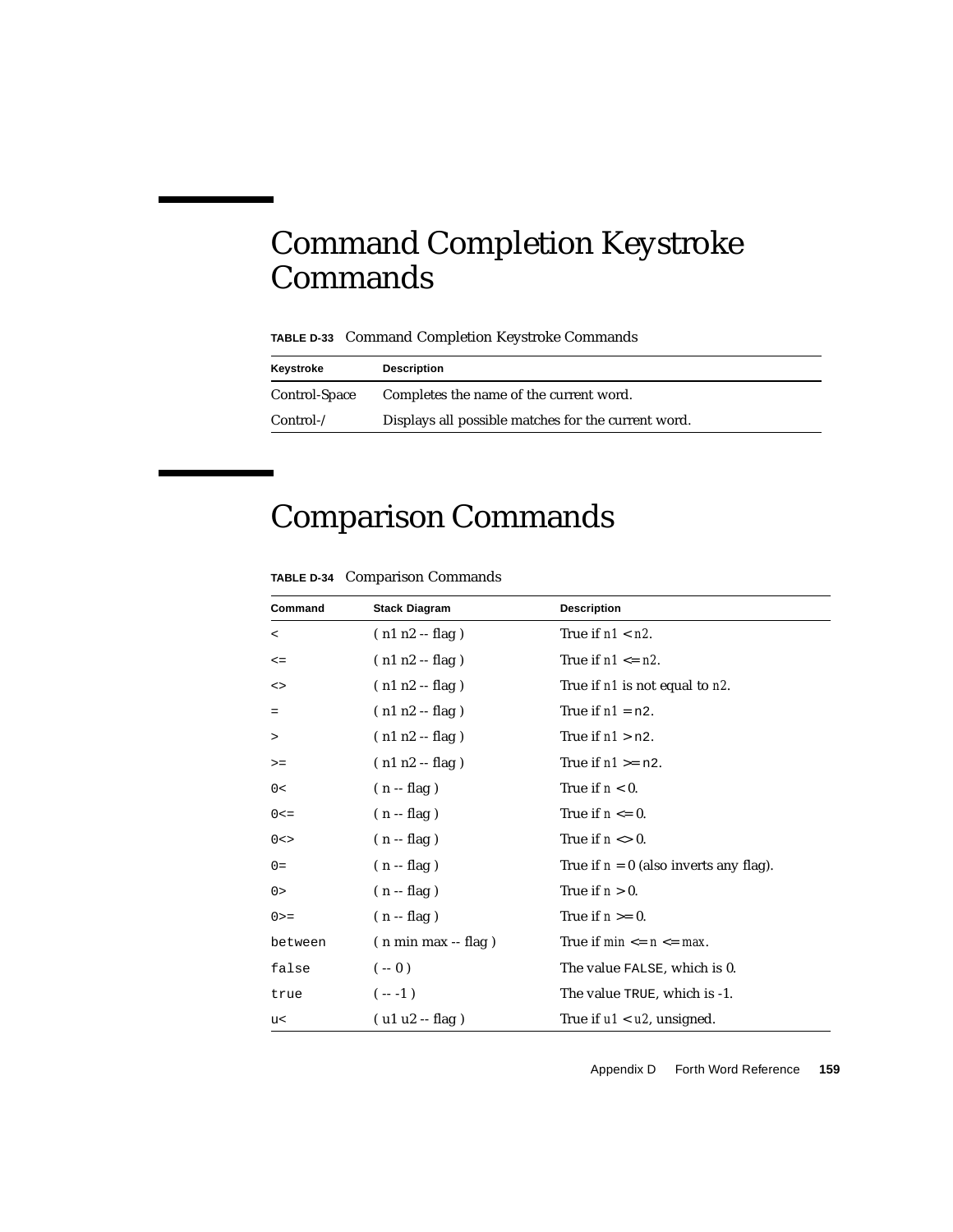# Command Completion Keystroke Commands

**TABLE D-33** Command Completion Keystroke Commands

| Keystroke | Description |
|---|---|
| Control-Space | Completes the name of the current word. |
| Control-/ | Displays all possible matches for the current word. |

# Comparison Commands

**TABLE D-34** Comparison Commands

| Command | Stack Diagram | Description |
|---|---|---|
| `<` | ( n1 n2 -- flag ) | True if *n1* < *n2*. |
| `<=` | ( n1 n2 -- flag ) | True if *n1* <= *n2*. |
| `<>` | ( n1 n2 -- flag ) | True if *n1* is not equal to *n2*. |
| `=` | ( n1 n2 -- flag ) | True if *n1* = `n2`. |
| `>` | ( n1 n2 -- flag ) | True if *n1* > `n2`. |
| `>=` | ( n1 n2 -- flag ) | True if *n1* >= `n2`. |
| `0<` | ( n -- flag ) | True if *n* < 0. |
| `0<=` | ( n -- flag ) | True if *n* <= 0. |
| `0<>` | ( n -- flag ) | True if *n* <> 0. |
| `0=` | ( n -- flag ) | True if *n* = 0 (also inverts any flag). |
| `0>` | ( n -- flag ) | True if *n* > 0. |
| `0>=` | ( n -- flag ) | True if *n* >= 0. |
| `between` | ( n min max -- flag ) | True if *min* <= *n* <= *max*. |
| `false` | ( -- 0 ) | The value `FALSE`, which is 0. |
| `true` | ( -- -1 ) | The value `TRUE`, which is -1. |
| `u<` | ( u1 u2 -- flag ) | True if *u1* < *u2*, unsigned. |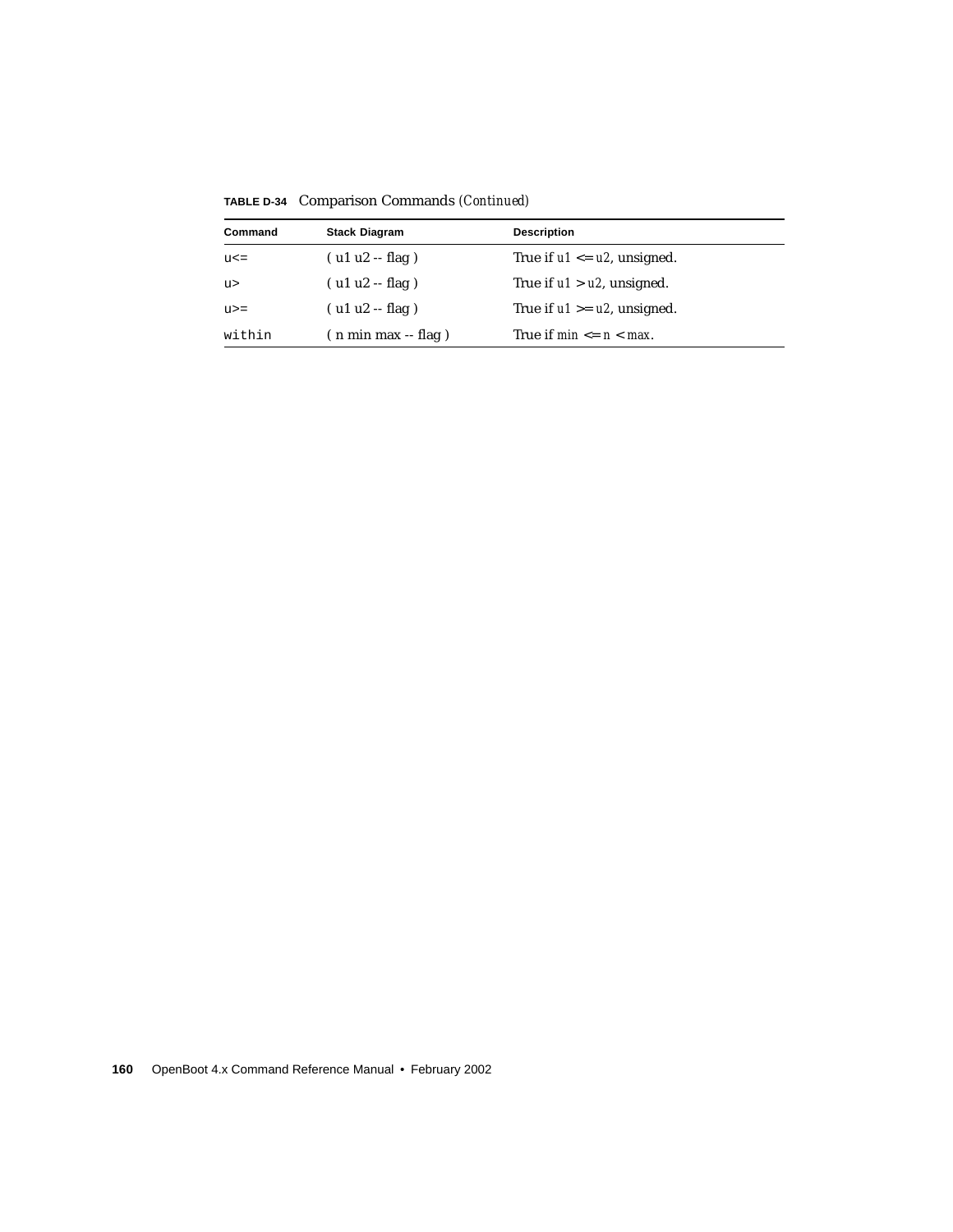**TABLE D-34** Comparison Commands *(Continued)*

| Command | Stack Diagram | Description |
|---|---|---|
| `u<=` | ( u1 u2 -- flag ) | True if *u1* <= *u2*, unsigned. |
| `u>` | ( u1 u2 -- flag ) | True if *u1* > *u2*, unsigned. |
| `u>=` | ( u1 u2 -- flag ) | True if *u1* >= *u2*, unsigned. |
| `within` | ( n min max -- flag ) | True if *min* <= *n* < *max*. |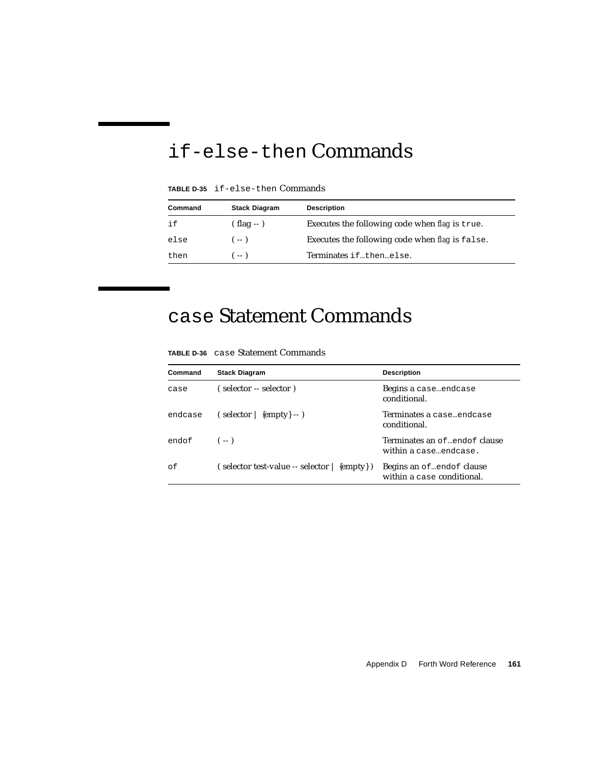## `if-else-then` Commands

**TABLE D-35** `if-else-then` Commands

| Command | Stack Diagram | Description |
| --- | --- | --- |
| `if` | ( flag -- ) | Executes the following code when *flag* is `true`. |
| `else` | ( -- ) | Executes the following code when *flag* is `false`. |
| `then` | ( -- ) | Terminates `if`…`then`…`else`. |

## `case` Statement Commands

**TABLE D-36** `case` Statement Commands

| Command | Stack Diagram | Description |
| --- | --- | --- |
| `case` | ( selector -- selector ) | Begins a `case`…`endcase` conditional. |
| `endcase` | ( selector \| {empty} -- ) | Terminates a `case`…`endcase` conditional. |
| `endof` | ( -- ) | Terminates an `of`…`endof` clause within a `case`…`endcase.` |
| `of` | ( selector test-value -- selector \| {empty} ) | Begins an `of`…`endof` clause within a `case` conditional. |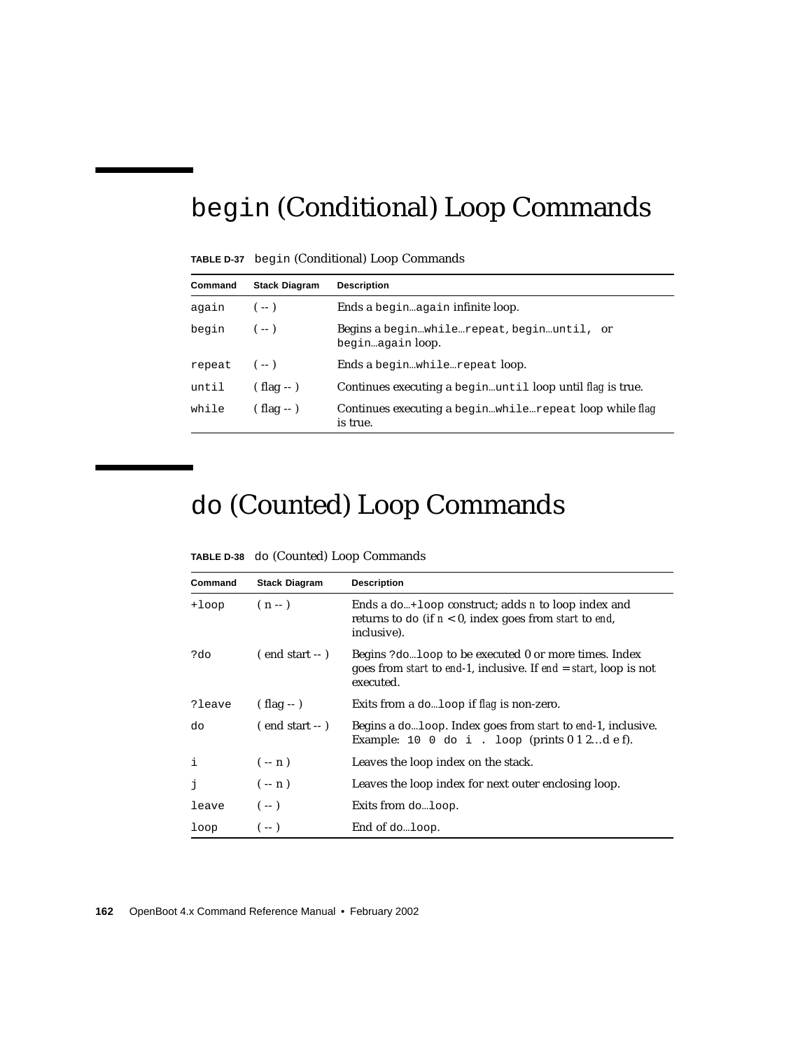# begin (Conditional) Loop Commands

**TABLE D-37** begin (Conditional) Loop Commands

| Command | Stack Diagram | Description |
| --- | --- | --- |
| again | ( -- ) | Ends a begin…again infinite loop. |
| begin | ( -- ) | Begins a begin…while…repeat, begin…until, or begin…again loop. |
| repeat | ( -- ) | Ends a begin…while…repeat loop. |
| until | ( flag -- ) | Continues executing a begin…until loop until *flag* is true. |
| while | ( flag -- ) | Continues executing a begin…while…repeat loop while *flag* is true. |

# do (Counted) Loop Commands

**TABLE D-38** do (Counted) Loop Commands

| Command | Stack Diagram | Description |
| --- | --- | --- |
| +loop | ( n -- ) | Ends a do…+loop construct; adds *n* to loop index and returns to do (if *n* < 0, index goes from *start* to *end*, inclusive). |
| ?do | ( end start -- ) | Begins ?do…loop to be executed 0 or more times. Index goes from *start* to *end*-1, inclusive. If *end* = *start*, loop is not executed. |
| ?leave | ( flag -- ) | Exits from a do…loop if *flag* is non-zero. |
| do | ( end start -- ) | Begins a do…loop. Index goes from *start* to *end*-1, inclusive. Example: `10 0 do i . loop` (prints 0 1 2…d e f). |
| i | ( -- n ) | Leaves the loop index on the stack. |
| j | ( -- n ) | Leaves the loop index for next outer enclosing loop. |
| leave | ( -- ) | Exits from do…loop. |
| loop | ( -- ) | End of do…loop. |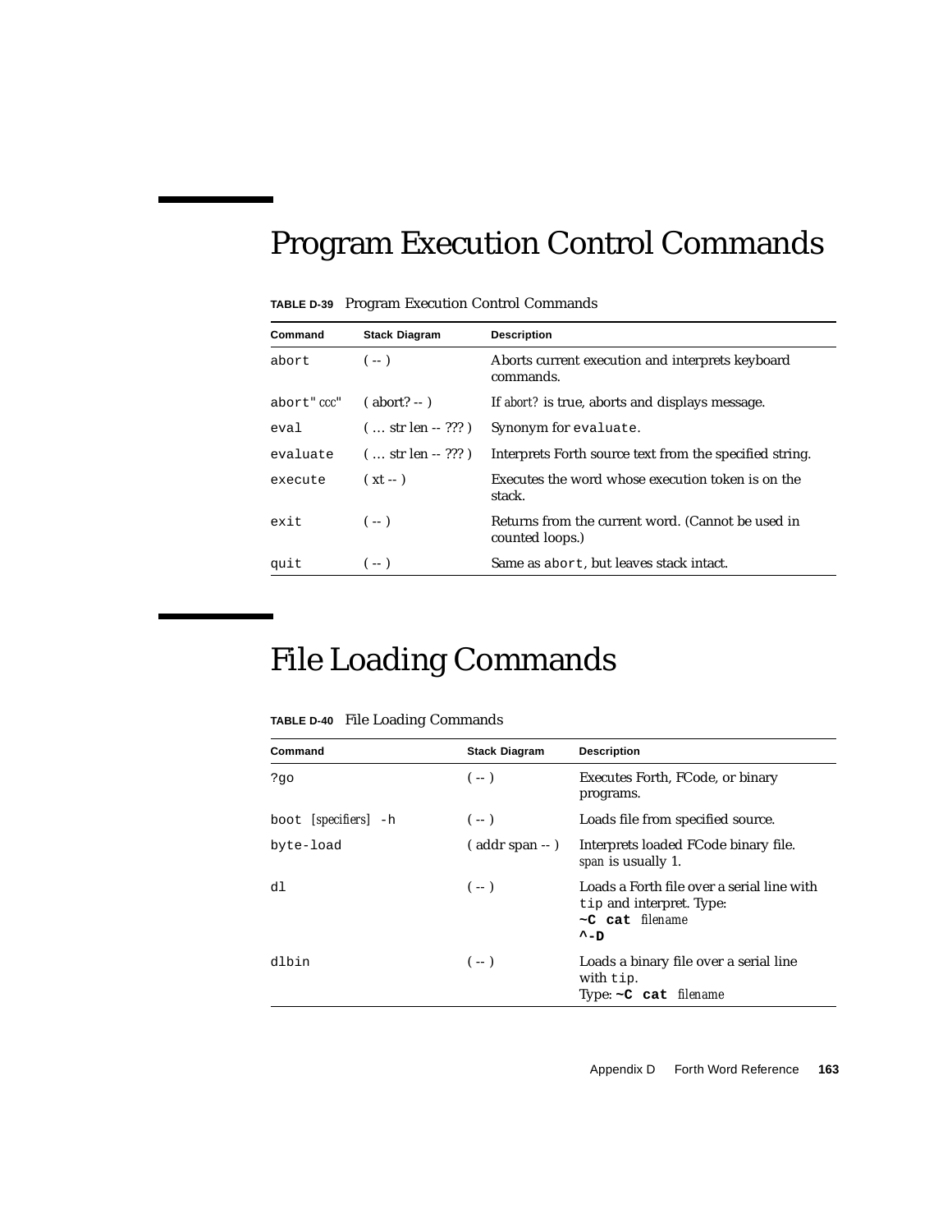# Program Execution Control Commands

**TABLE D-39** Program Execution Control Commands

| Command | Stack Diagram | Description |
|---|---|---|
| `abort` | ( -- ) | Aborts current execution and interprets keyboard commands. |
| `abort"` *ccc*`"` | ( abort? -- ) | If *abort?* is true, aborts and displays message. |
| `eval` | ( … str len -- ??? ) | Synonym for `evaluate`. |
| `evaluate` | ( … str len -- ??? ) | Interprets Forth source text from the specified string. |
| `execute` | ( xt -- ) | Executes the word whose execution token is on the stack. |
| `exit` | ( -- ) | Returns from the current word. (Cannot be used in counted loops.) |
| `quit` | ( -- ) | Same as `abort`, but leaves stack intact. |

# File Loading Commands

**TABLE D-40** File Loading Commands

| Command | Stack Diagram | Description |
|---|---|---|
| `?go` | ( -- ) | Executes Forth, FCode, or binary programs. |
| `boot` *[specifiers]* `-h` | ( -- ) | Loads file from specified source. |
| `byte-load` | ( addr span -- ) | Interprets loaded FCode binary file. *span* is usually 1. |
| `dl` | ( -- ) | Loads a Forth file over a serial line with `tip` and interpret. Type: **`~C cat`** *filename* **`^-D`** |
| `dlbin` | ( -- ) | Loads a binary file over a serial line with `tip`. Type: **`~C cat`** *filename* |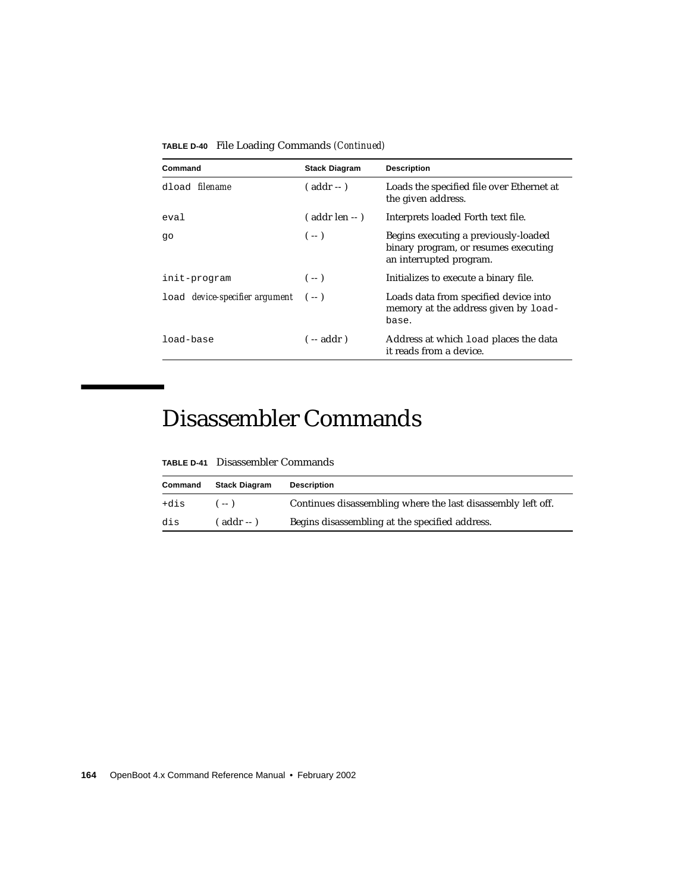**TABLE D-40** File Loading Commands *(Continued)*

| Command | Stack Diagram | Description |
|---|---|---|
| `dload` *filename* | ( addr -- ) | Loads the specified file over Ethernet at the given address. |
| `eval` | ( addr len -- ) | Interprets loaded Forth text file. |
| `go` | ( -- ) | Begins executing a previously-loaded binary program, or resumes executing an interrupted program. |
| `init-program` | ( -- ) | Initializes to execute a binary file. |
| `load` *device-specifier argument* | ( -- ) | Loads data from specified device into memory at the address given by `load-base`. |
| `load-base` | ( -- addr ) | Address at which `load` places the data it reads from a device. |

# Disassembler Commands

**TABLE D-41** Disassembler Commands

| Command | Stack Diagram | Description |
|---|---|---|
| `+dis` | ( -- ) | Continues disassembling where the last disassembly left off. |
| `dis` | ( addr -- ) | Begins disassembling at the specified address. |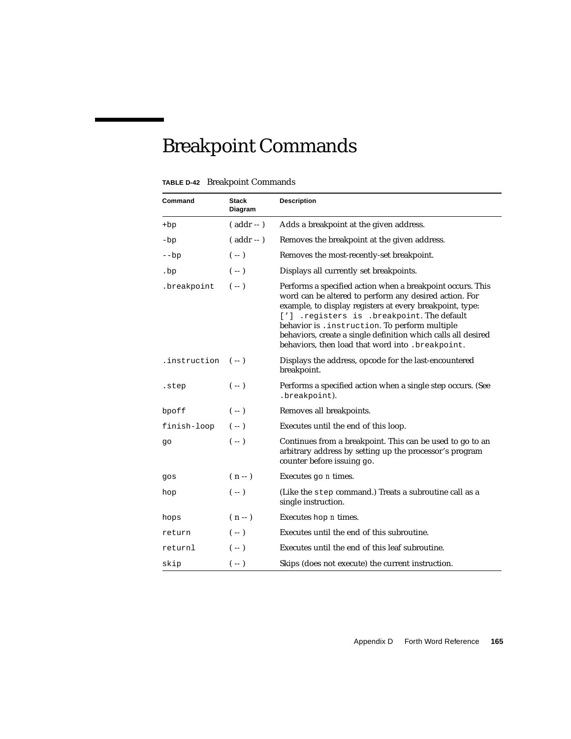# Breakpoint Commands

**TABLE D-42** Breakpoint Commands

| Command | Stack Diagram | Description |
|---|---|---|
| `+bp` | ( addr -- ) | Adds a breakpoint at the given address. |
| `-bp` | ( addr -- ) | Removes the breakpoint at the given address. |
| `--bp` | ( -- ) | Removes the most-recently-set breakpoint. |
| `.bp` | ( -- ) | Displays all currently set breakpoints. |
| `.breakpoint` | ( -- ) | Performs a specified action when a breakpoint occurs. This word can be altered to perform any desired action. For example, to display registers at every breakpoint, type: `['] .registers is .breakpoint`. The default behavior is `.instruction`. To perform multiple behaviors, create a single definition which calls all desired behaviors, then load that word into `.breakpoint`. |
| `.instruction` | ( -- ) | Displays the address, opcode for the last-encountered breakpoint. |
| `.step` | ( -- ) | Performs a specified action when a single step occurs. (See `.breakpoint`). |
| `bpoff` | ( -- ) | Removes all breakpoints. |
| `finish-loop` | ( -- ) | Executes until the end of this loop. |
| `go` | ( -- ) | Continues from a breakpoint. This can be used to go to an arbitrary address by setting up the processor's program counter before issuing `go`. |
| `gos` | ( n -- ) | Executes `go` *n* times. |
| `hop` | ( -- ) | (Like the `step` command.) Treats a subroutine call as a single instruction. |
| `hops` | ( n -- ) | Executes `hop` *n* times. |
| `return` | ( -- ) | Executes until the end of this subroutine. |
| `returnl` | ( -- ) | Executes until the end of this leaf subroutine. |
| `skip` | ( -- ) | Skips (does not execute) the current instruction. |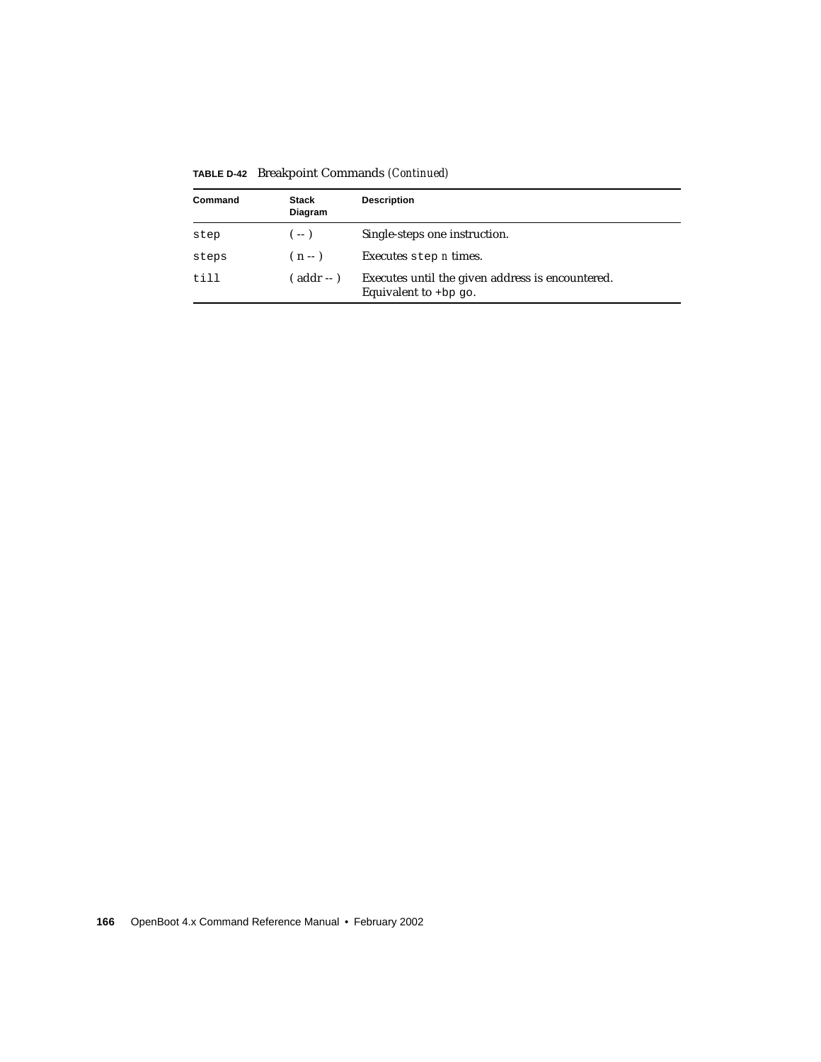**TABLE D-42** Breakpoint Commands *(Continued)*

| Command | Stack Diagram | Description |
|---|---|---|
| `step` | ( -- ) | Single-steps one instruction. |
| `steps` | ( n -- ) | Executes `step` *n* times. |
| `till` | ( addr -- ) | Executes until the given address is encountered. Equivalent to `+bp go`. |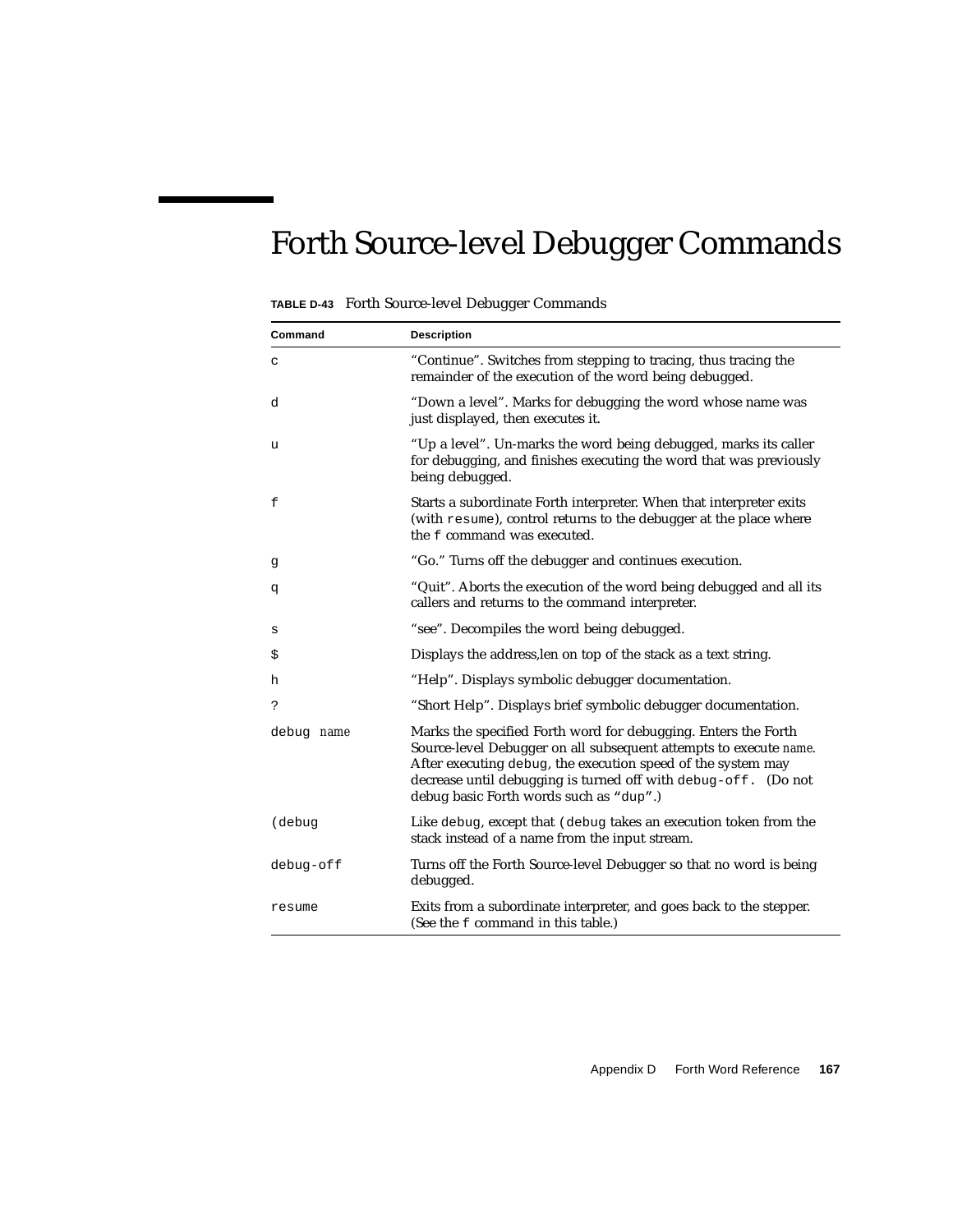# Forth Source-level Debugger Commands

**TABLE D-43** Forth Source-level Debugger Commands

| Command | Description |
|---|---|
| `c` | "Continue". Switches from stepping to tracing, thus tracing the remainder of the execution of the word being debugged. |
| `d` | "Down a level". Marks for debugging the word whose name was just displayed, then executes it. |
| `u` | "Up a level". Un-marks the word being debugged, marks its caller for debugging, and finishes executing the word that was previously being debugged. |
| `f` | Starts a subordinate Forth interpreter. When that interpreter exits (with `resume`), control returns to the debugger at the place where the `f` command was executed. |
| `g` | "Go." Turns off the debugger and continues execution. |
| `q` | "Quit". Aborts the execution of the word being debugged and all its callers and returns to the command interpreter. |
| `s` | "see". Decompiles the word being debugged. |
| `$` | Displays the address,len on top of the stack as a text string. |
| `h` | "Help". Displays symbolic debugger documentation. |
| `?` | "Short Help". Displays brief symbolic debugger documentation. |
| `debug` *name* | Marks the specified Forth word for debugging. Enters the Forth Source-level Debugger on all subsequent attempts to execute *name*. After executing `debug`, the execution speed of the system may decrease until debugging is turned off with `debug-off.` (Do not debug basic Forth words such as "`dup`".) |
| `(debug` | Like `debug`, except that `(debug` takes an execution token from the stack instead of a name from the input stream. |
| `debug-off` | Turns off the Forth Source-level Debugger so that no word is being debugged. |
| `resume` | Exits from a subordinate interpreter, and goes back to the stepper. (See the `f` command in this table.) |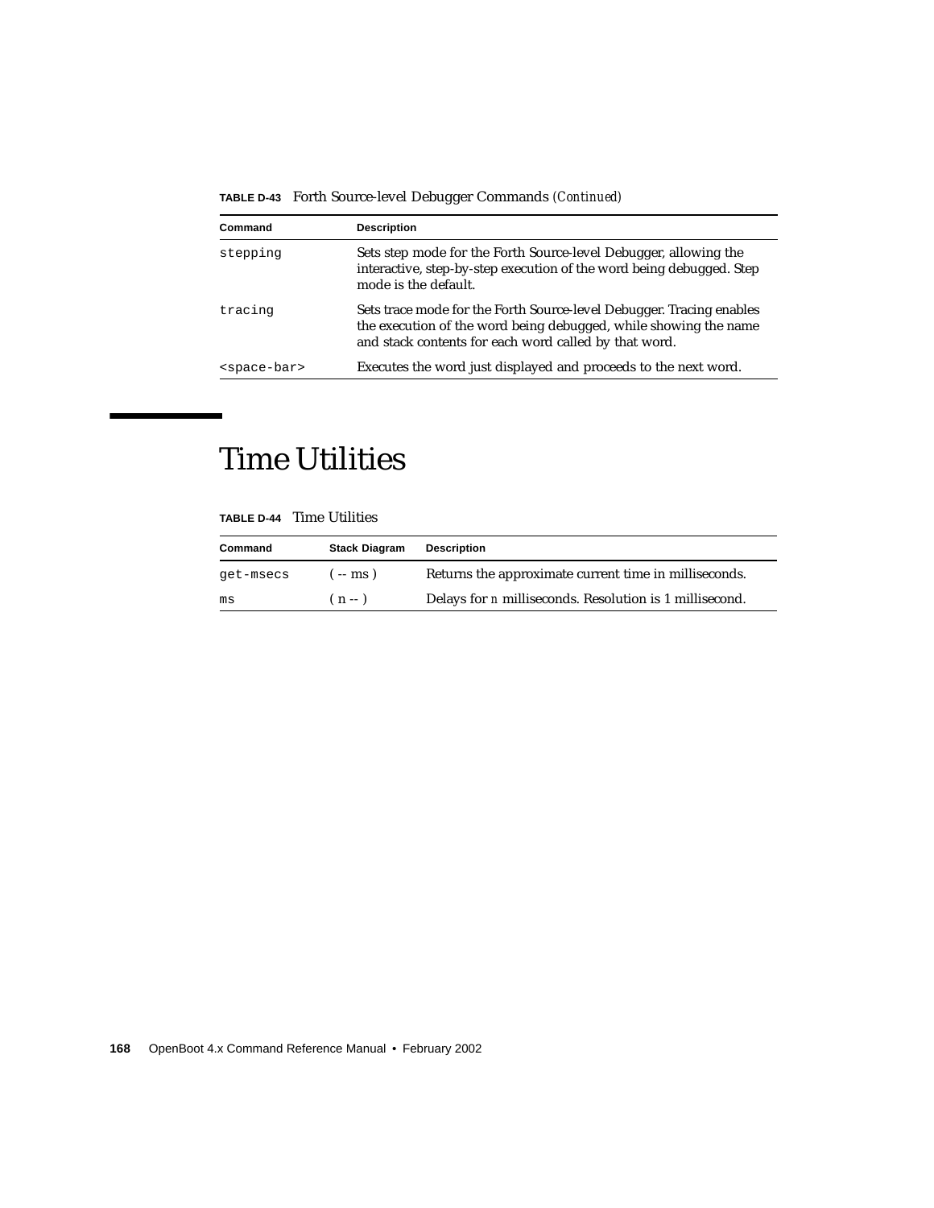**TABLE D-43** Forth Source-level Debugger Commands *(Continued)*

| Command | Description |
| --- | --- |
| `stepping` | Sets step mode for the Forth Source-level Debugger, allowing the interactive, step-by-step execution of the word being debugged. Step mode is the default. |
| `tracing` | Sets trace mode for the Forth Source-level Debugger. Tracing enables the execution of the word being debugged, while showing the name and stack contents for each word called by that word. |
| `<space-bar>` | Executes the word just displayed and proceeds to the next word. |

# Time Utilities

**TABLE D-44** Time Utilities

| Command | Stack Diagram | Description |
| --- | --- | --- |
| `get-msecs` | ( -- ms ) | Returns the approximate current time in milliseconds. |
| `ms` | ( n -- ) | Delays for *n* milliseconds. Resolution is 1 millisecond. |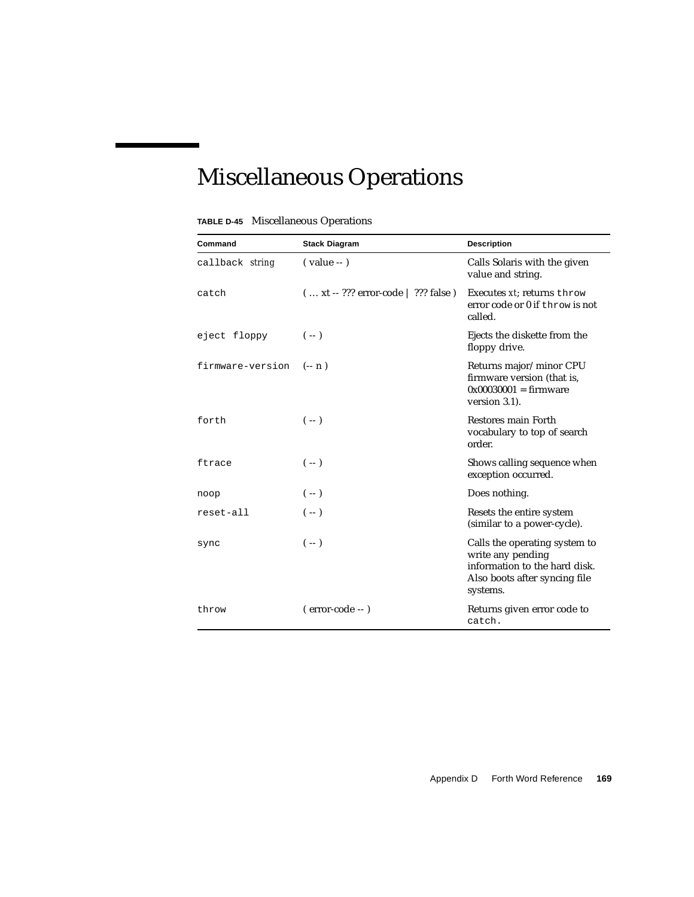# Miscellaneous Operations

**TABLE D-45** Miscellaneous Operations

| Command | Stack Diagram | Description |
|---|---|---|
| `callback` *string* | ( value -- ) | Calls Solaris with the given value and string. |
| `catch` | ( … xt -- ??? error-code &#124; ??? false ) | Executes *xt*; returns `throw` error code or 0 if `throw` is not called. |
| `eject floppy` | ( -- ) | Ejects the diskette from the floppy drive. |
| `firmware-version` | (-- n ) | Returns major/minor CPU firmware version (that is, 0x00030001 = firmware version 3.1). |
| `forth` | ( -- ) | Restores main Forth vocabulary to top of search order. |
| `ftrace` | ( -- ) | Shows calling sequence when exception occurred. |
| `noop` | ( -- ) | Does nothing. |
| `reset-all` | ( -- ) | Resets the entire system (similar to a power-cycle). |
| `sync` | ( -- ) | Calls the operating system to write any pending information to the hard disk. Also boots after syncing file systems. |
| `throw` | ( error-code -- ) | Returns given error code to `catch`. |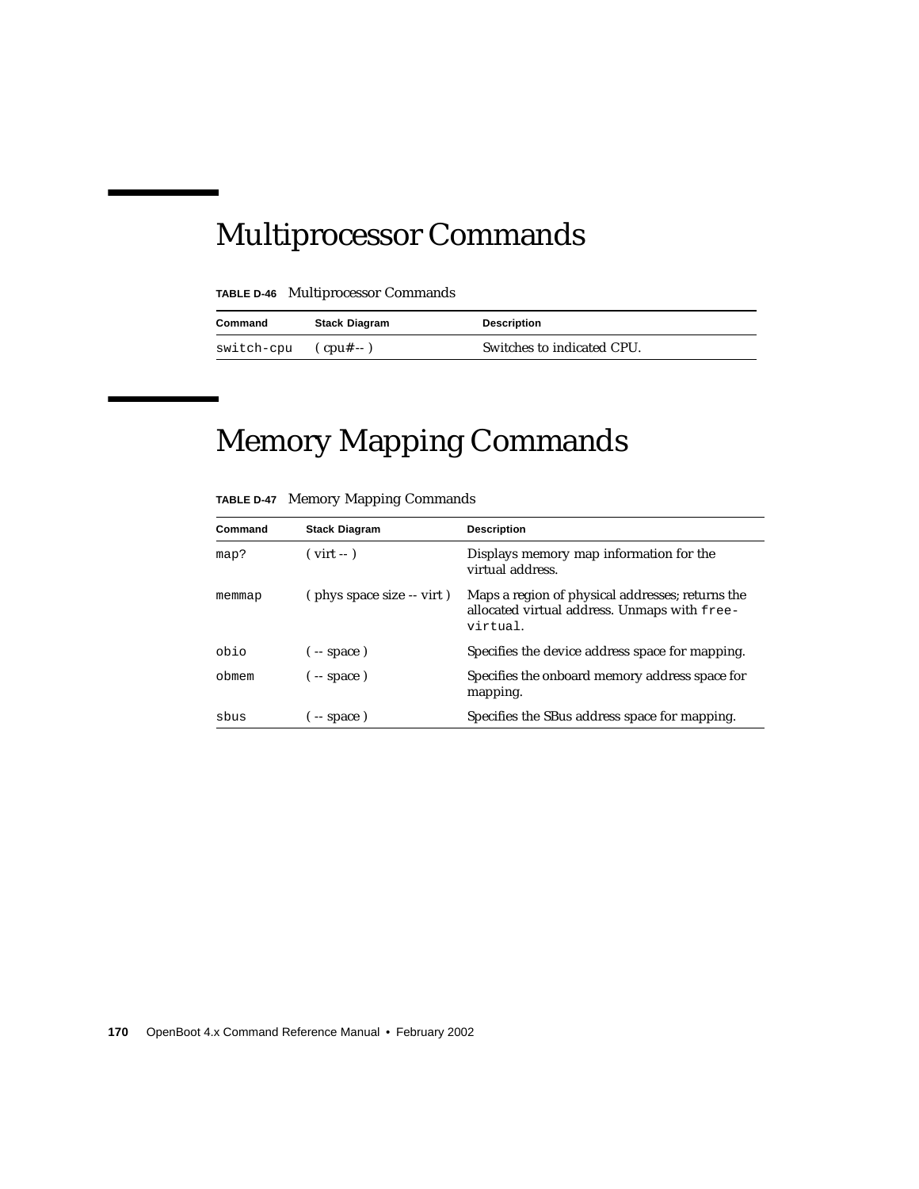# Multiprocessor Commands

**TABLE D-46** Multiprocessor Commands

| Command | Stack Diagram | Description |
|---|---|---|
| `switch-cpu` | ( cpu# -- ) | Switches to indicated CPU. |

# Memory Mapping Commands

**TABLE D-47** Memory Mapping Commands

| Command | Stack Diagram | Description |
|---|---|---|
| `map?` | ( virt -- ) | Displays memory map information for the virtual address. |
| `memmap` | ( phys space size -- virt ) | Maps a region of physical addresses; returns the allocated virtual address. Unmaps with `free-virtual`. |
| `obio` | ( -- space ) | Specifies the device address space for mapping. |
| `obmem` | ( -- space ) | Specifies the onboard memory address space for mapping. |
| `sbus` | ( -- space ) | Specifies the SBus address space for mapping. |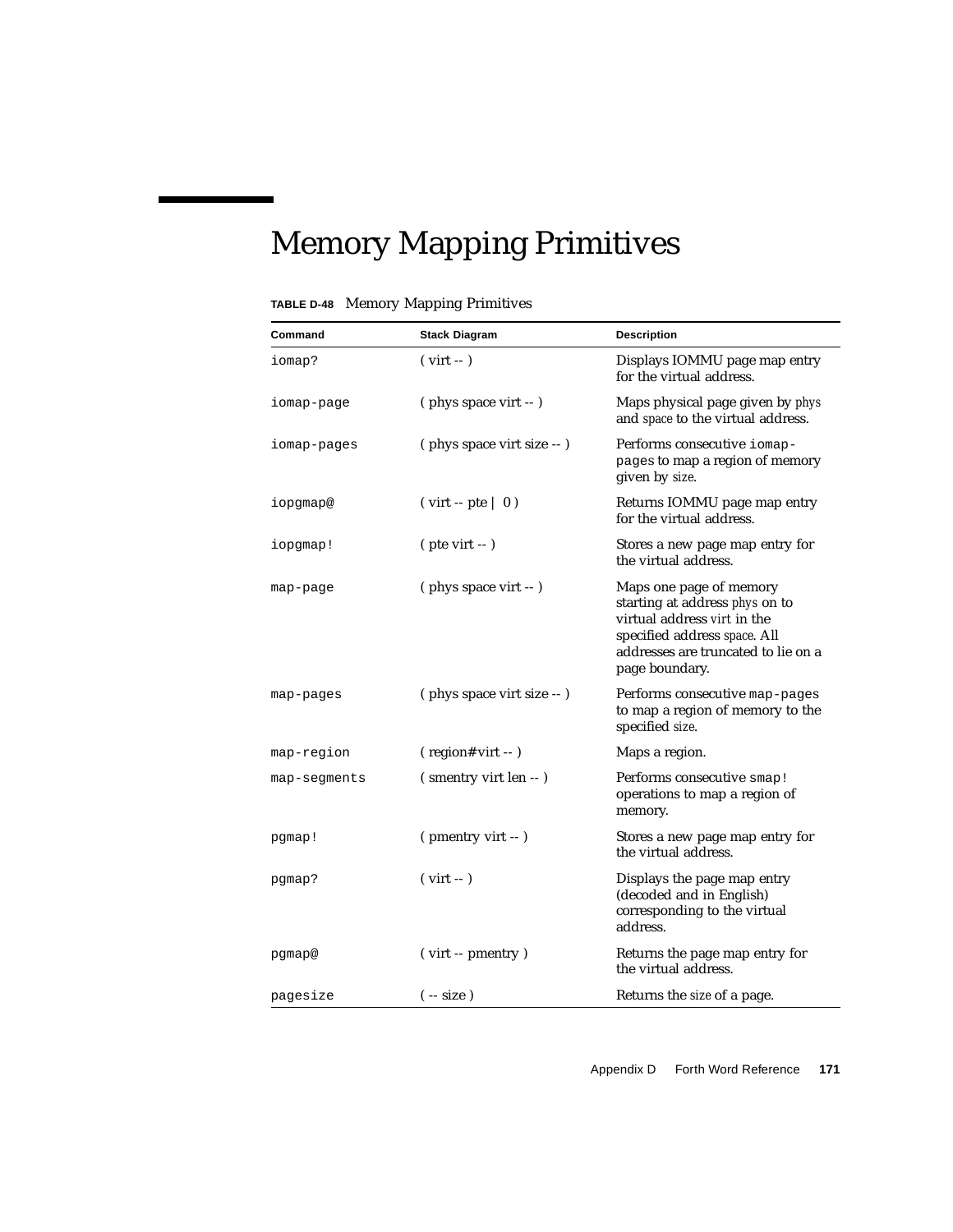# Memory Mapping Primitives

**TABLE D-48** Memory Mapping Primitives

| Command | Stack Diagram | Description |
|---|---|---|
| `iomap?` | ( virt -- ) | Displays IOMMU page map entry for the virtual address. |
| `iomap-page` | ( phys space virt -- ) | Maps physical page given by *phys* and *space* to the virtual address. |
| `iomap-pages` | ( phys space virt size -- ) | Performs consecutive `iomap-pages` to map a region of memory given by *size*. |
| `iopgmap@` | ( virt -- pte \| 0 ) | Returns IOMMU page map entry for the virtual address. |
| `iopgmap!` | ( pte virt -- ) | Stores a new page map entry for the virtual address. |
| `map-page` | ( phys space virt -- ) | Maps one page of memory starting at address *phys* on to virtual address *virt* in the specified address *space*. All addresses are truncated to lie on a page boundary. |
| `map-pages` | ( phys space virt size -- ) | Performs consecutive `map-pages` to map a region of memory to the specified *size*. |
| `map-region` | ( region# virt -- ) | Maps a region. |
| `map-segments` | ( smentry virt len -- ) | Performs consecutive `smap!` operations to map a region of memory. |
| `pgmap!` | ( pmentry virt -- ) | Stores a new page map entry for the virtual address. |
| `pgmap?` | ( virt -- ) | Displays the page map entry (decoded and in English) corresponding to the virtual address. |
| `pgmap@` | ( virt -- pmentry ) | Returns the page map entry for the virtual address. |
| `pagesize` | ( -- size ) | Returns the *size* of a page. |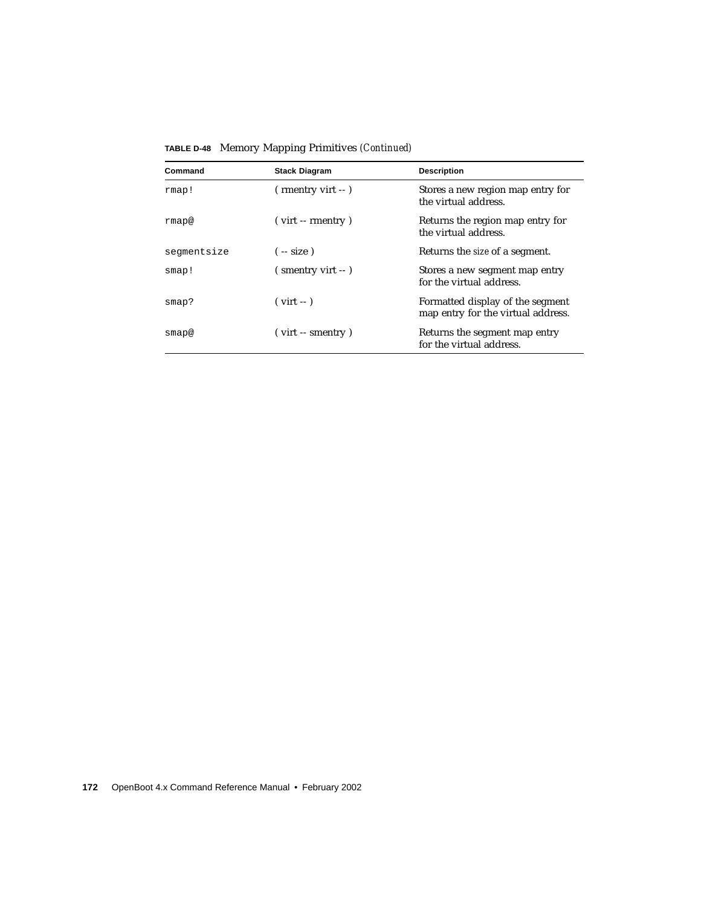**TABLE D-48** Memory Mapping Primitives *(Continued)*

| Command | Stack Diagram | Description |
|---|---|---|
| `rmap!` | ( rmentry virt -- ) | Stores a new region map entry for the virtual address. |
| `rmap@` | ( virt -- rmentry ) | Returns the region map entry for the virtual address. |
| `segmentsize` | ( -- size ) | Returns the *size* of a segment. |
| `smap!` | ( smentry virt -- ) | Stores a new segment map entry for the virtual address. |
| `smap?` | ( virt -- ) | Formatted display of the segment map entry for the virtual address. |
| `smap@` | ( virt -- smentry ) | Returns the segment map entry for the virtual address. |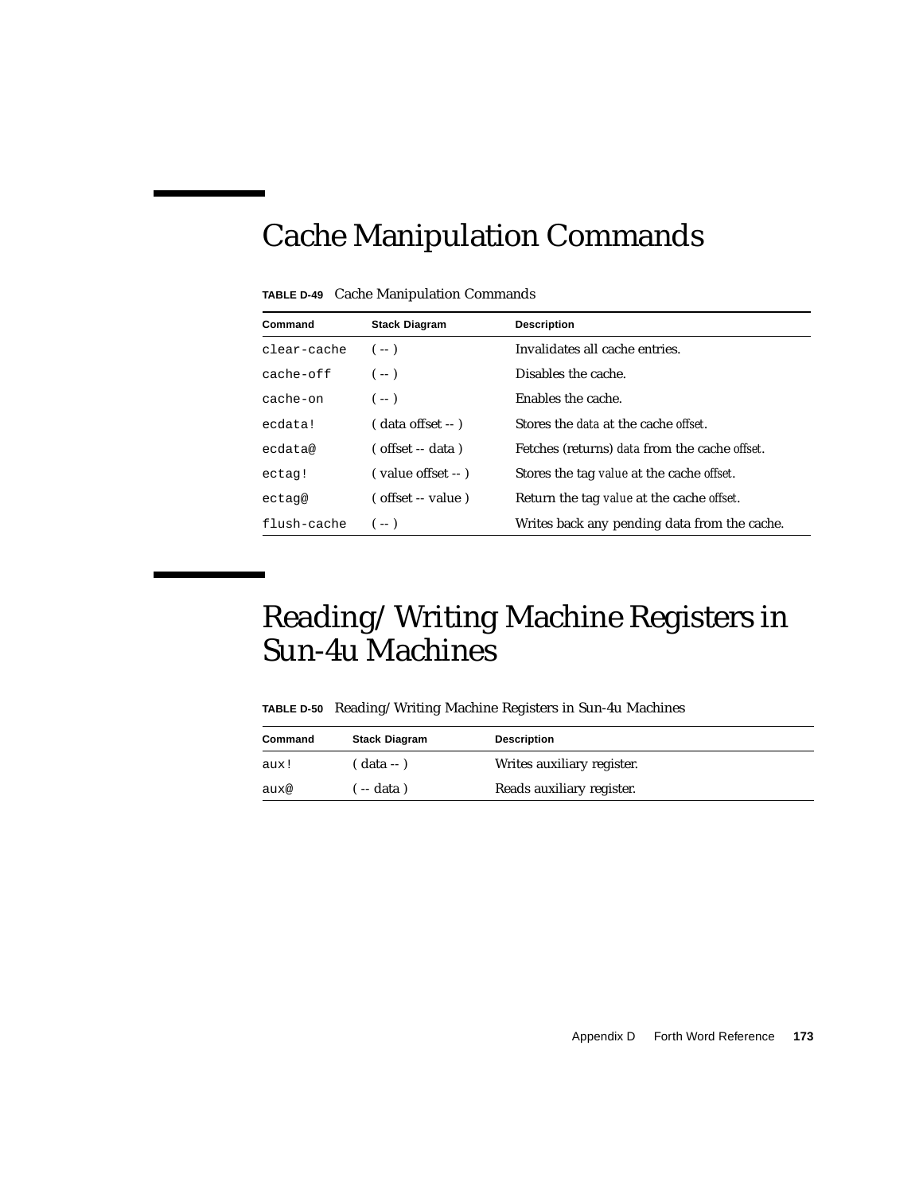# Cache Manipulation Commands

**TABLE D-49** Cache Manipulation Commands

| Command | Stack Diagram | Description |
|---|---|---|
| `clear-cache` | ( -- ) | Invalidates all cache entries. |
| `cache-off` | ( -- ) | Disables the cache. |
| `cache-on` | ( -- ) | Enables the cache. |
| `ecdata!` | ( data offset -- ) | Stores the *data* at the cache *offset*. |
| `ecdata@` | ( offset -- data ) | Fetches (returns) *data* from the cache *offset*. |
| `ectag!` | ( value offset -- ) | Stores the tag *value* at the cache *offset*. |
| `ectag@` | ( offset -- value ) | Return the tag *value* at the cache *offset*. |
| `flush-cache` | ( -- ) | Writes back any pending data from the cache. |

# Reading/Writing Machine Registers in Sun-4u Machines

**TABLE D-50** Reading/Writing Machine Registers in Sun-4u Machines

| Command | Stack Diagram | Description |
|---|---|---|
| `aux!` | ( data -- ) | Writes auxiliary register. |
| `aux@` | ( -- data ) | Reads auxiliary register. |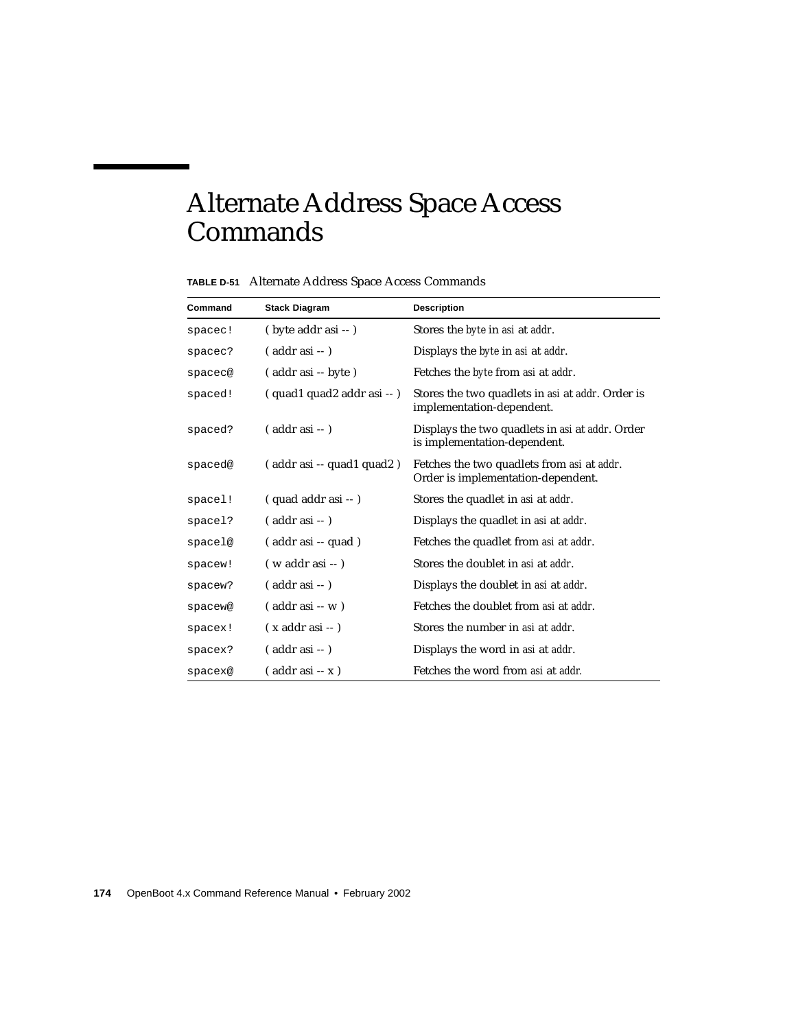# Alternate Address Space Access Commands

**TABLE D-51** Alternate Address Space Access Commands

| Command | Stack Diagram | Description |
|---|---|---|
| `spacec!` | ( byte addr asi -- ) | Stores the *byte* in *asi* at *addr*. |
| `spacec?` | ( addr asi -- ) | Displays the *byte* in *asi* at *addr*. |
| `spacec@` | ( addr asi -- byte ) | Fetches the *byte* from *asi* at *addr*. |
| `spaced!` | ( quad1 quad2 addr asi -- ) | Stores the two quadlets in *asi* at *addr*. Order is implementation-dependent. |
| `spaced?` | ( addr asi -- ) | Displays the two quadlets in *asi* at *addr*. Order is implementation-dependent. |
| `spaced@` | ( addr asi -- quad1 quad2 ) | Fetches the two quadlets from *asi* at *addr*. Order is implementation-dependent. |
| `spacel!` | ( quad addr asi -- ) | Stores the quadlet in *asi* at *addr*. |
| `spacel?` | ( addr asi -- ) | Displays the quadlet in *asi* at *addr*. |
| `spacel@` | ( addr asi -- quad ) | Fetches the quadlet from *asi* at *addr*. |
| `spacew!` | ( w addr asi -- ) | Stores the doublet in *asi* at *addr*. |
| `spacew?` | ( addr asi -- ) | Displays the doublet in *asi* at *addr*. |
| `spacew@` | ( addr asi -- w ) | Fetches the doublet from *asi* at *addr*. |
| `spacex!` | ( x addr asi -- ) | Stores the number in *asi* at *addr*. |
| `spacex?` | ( addr asi -- ) | Displays the word in *asi* at *addr*. |
| `spacex@` | ( addr asi -- x ) | Fetches the word from *asi* at *addr*. |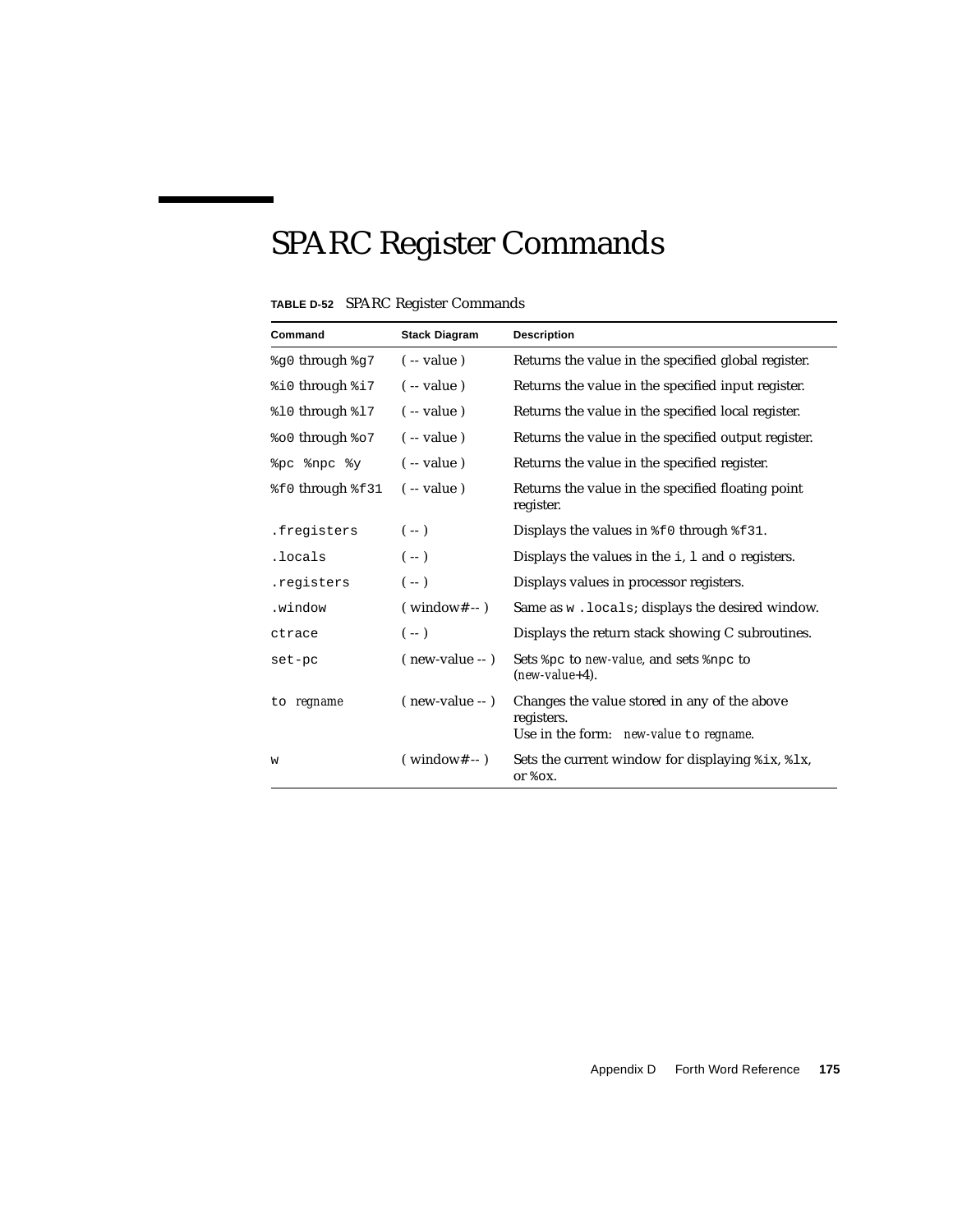# SPARC Register Commands

**TABLE D-52** SPARC Register Commands

| Command | Stack Diagram | Description |
|---|---|---|
| `%g0` through `%g7` | ( -- value ) | Returns the value in the specified global register. |
| `%i0` through `%i7` | ( -- value ) | Returns the value in the specified input register. |
| `%l0` through `%l7` | ( -- value ) | Returns the value in the specified local register. |
| `%o0` through `%o7` | ( -- value ) | Returns the value in the specified output register. |
| `%pc %npc %y` | ( -- value ) | Returns the value in the specified register. |
| `%f0` through `%f31` | ( -- value ) | Returns the value in the specified floating point register. |
| `.fregisters` | ( -- ) | Displays the values in `%f0` through `%f31`. |
| `.locals` | ( -- ) | Displays the values in the `i`, `l` and `o` registers. |
| `.registers` | ( -- ) | Displays values in processor registers. |
| `.window` | ( window# -- ) | Same as `w .locals`; displays the desired window. |
| `ctrace` | ( -- ) | Displays the return stack showing C subroutines. |
| `set-pc` | ( new-value -- ) | Sets `%pc` to *new-value*, and sets `%npc` to (*new-value*+4). |
| `to` *regname* | ( new-value -- ) | Changes the value stored in any of the above registers. Use in the form: *new-value* `to` *regname*. |
| `w` | ( window# -- ) | Sets the current window for displaying `%ix`, `%lx`, or `%ox`. |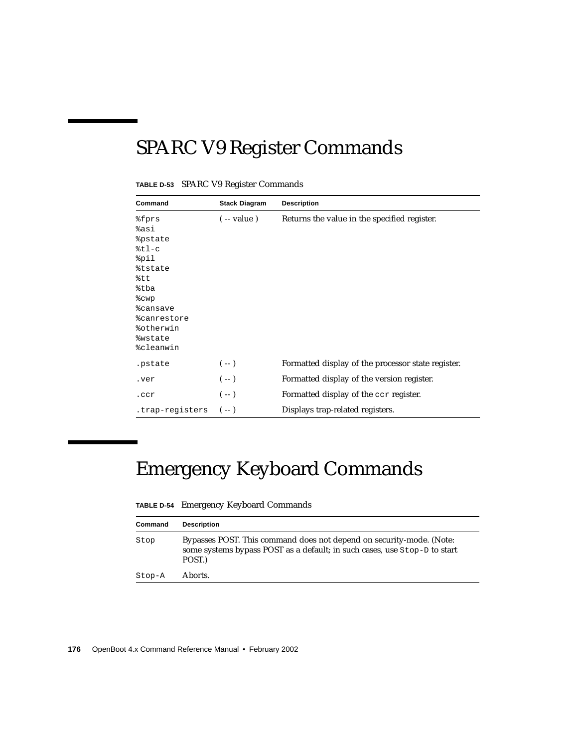## SPARC V9 Register Commands

**TABLE D-53** SPARC V9 Register Commands

| Command | Stack Diagram | Description |
|---|---|---|
| %fprs<br>%asi<br>%pstate<br>%tl-c<br>%pil<br>%tstate<br>%tt<br>%tba<br>%cwp<br>%cansave<br>%canrestore<br>%otherwin<br>%wstate<br>%cleanwin | ( -- value ) | Returns the value in the specified register. |
| .pstate | ( -- ) | Formatted display of the processor state register. |
| .ver | ( -- ) | Formatted display of the version register. |
| .ccr | ( -- ) | Formatted display of the ccr register. |
| .trap-registers | ( -- ) | Displays trap-related registers. |

## Emergency Keyboard Commands

**TABLE D-54** Emergency Keyboard Commands

| Command | Description |
|---|---|
| Stop | Bypasses POST. This command does not depend on security-mode. (Note: some systems bypass POST as a default; in such cases, use Stop-D to start POST.) |
| Stop-A | Aborts. |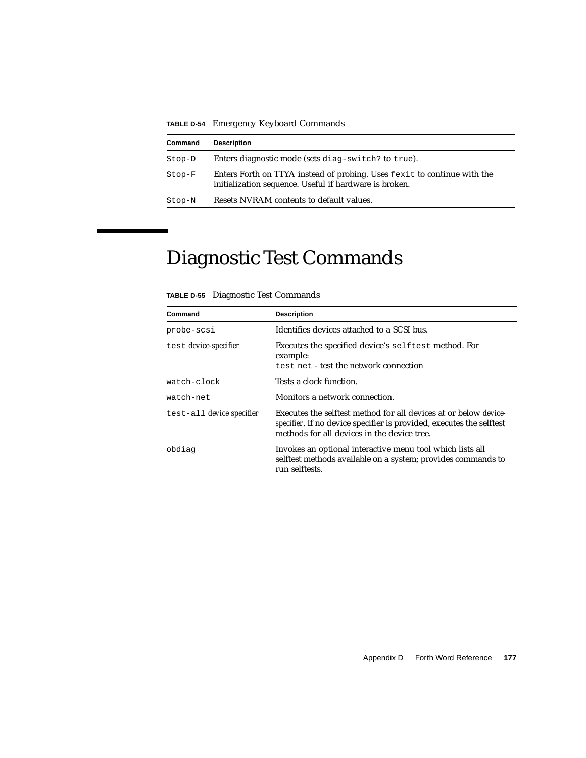**TABLE D-54** Emergency Keyboard Commands

| Command | Description |
|---|---|
| `Stop-D` | Enters diagnostic mode (sets `diag-switch?` to `true`). |
| `Stop-F` | Enters Forth on TTYA instead of probing. Uses `fexit` to continue with the initialization sequence. Useful if hardware is broken. |
| `Stop-N` | Resets NVRAM contents to default values. |

# Diagnostic Test Commands

**TABLE D-55** Diagnostic Test Commands

| Command | Description |
|---|---|
| `probe-scsi` | Identifies devices attached to a SCSI bus. |
| `test` *device-specifier* | Executes the specified device's `selftest` method. For example:<br>`test net` - test the network connection |
| `watch-clock` | Tests a clock function. |
| `watch-net` | Monitors a network connection. |
| `test-all` *device specifier* | Executes the selftest method for all devices at or below *device-specifier*. If no device specifier is provided, executes the selftest methods for all devices in the device tree. |
| `obdiag` | Invokes an optional interactive menu tool which lists all selftest methods available on a system; provides commands to run selftests. |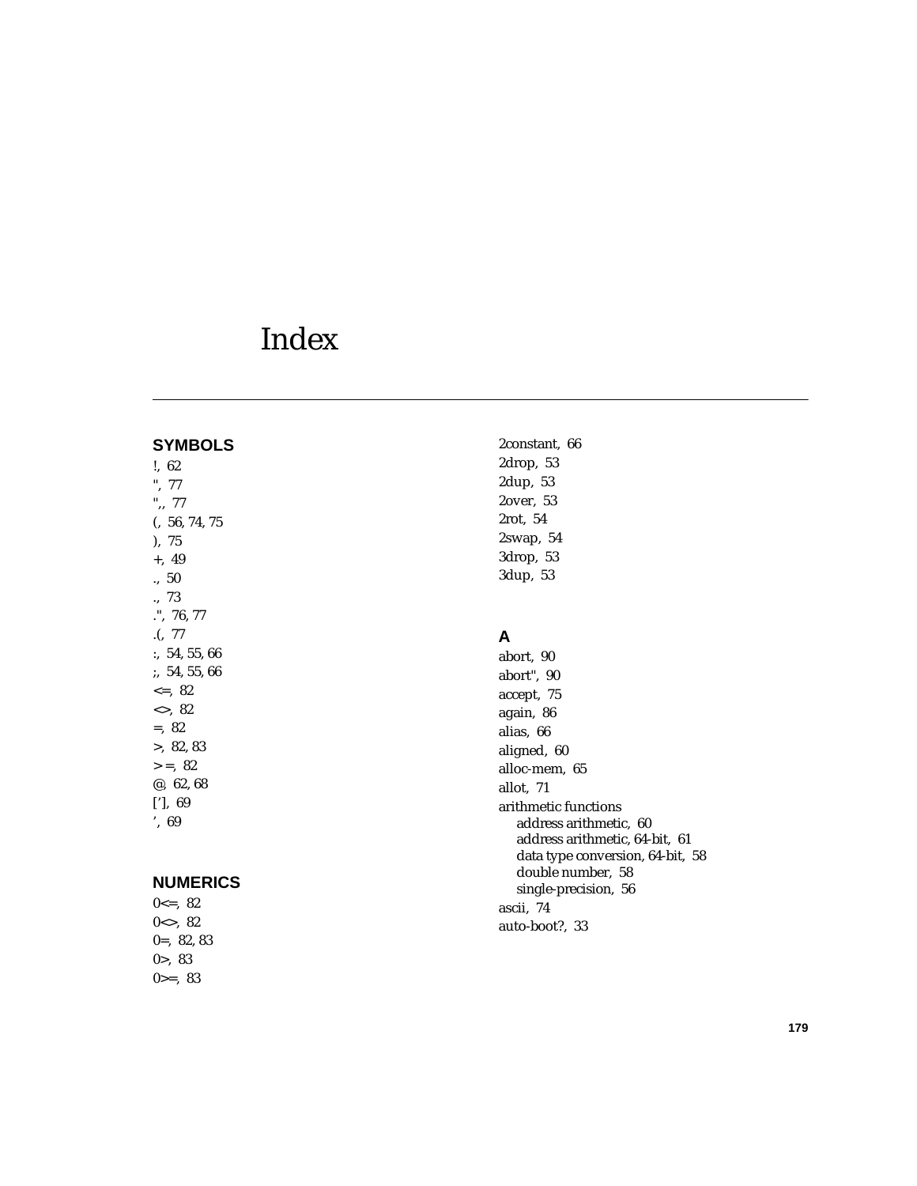# Index

## SYMBOLS

!, 62
", 77
",, 77
(, 56, 74, 75
), 75
+, 49
., 50
., 73
.", 76, 77
.(, 77
:, 54, 55, 66
;, 54, 55, 66
<=, 82
<>, 82
=, 82
>, 82, 83
> =, 82
@, 62, 68
[’], 69
’, 69

## NUMERICS

0<=, 82
0<>, 82
0=, 82, 83
0>, 83
0>=, 83
2constant, 66
2drop, 53
2dup, 53
2over, 53
2rot, 54
2swap, 54
3drop, 53
3dup, 53

## A

abort, 90
abort", 90
accept, 75
again, 86
alias, 66
aligned, 60
alloc-mem, 65
allot, 71
arithmetic functions
  address arithmetic, 60
  address arithmetic, 64-bit, 61
  data type conversion, 64-bit, 58
  double number, 58
  single-precision, 56
ascii, 74
auto-boot?, 33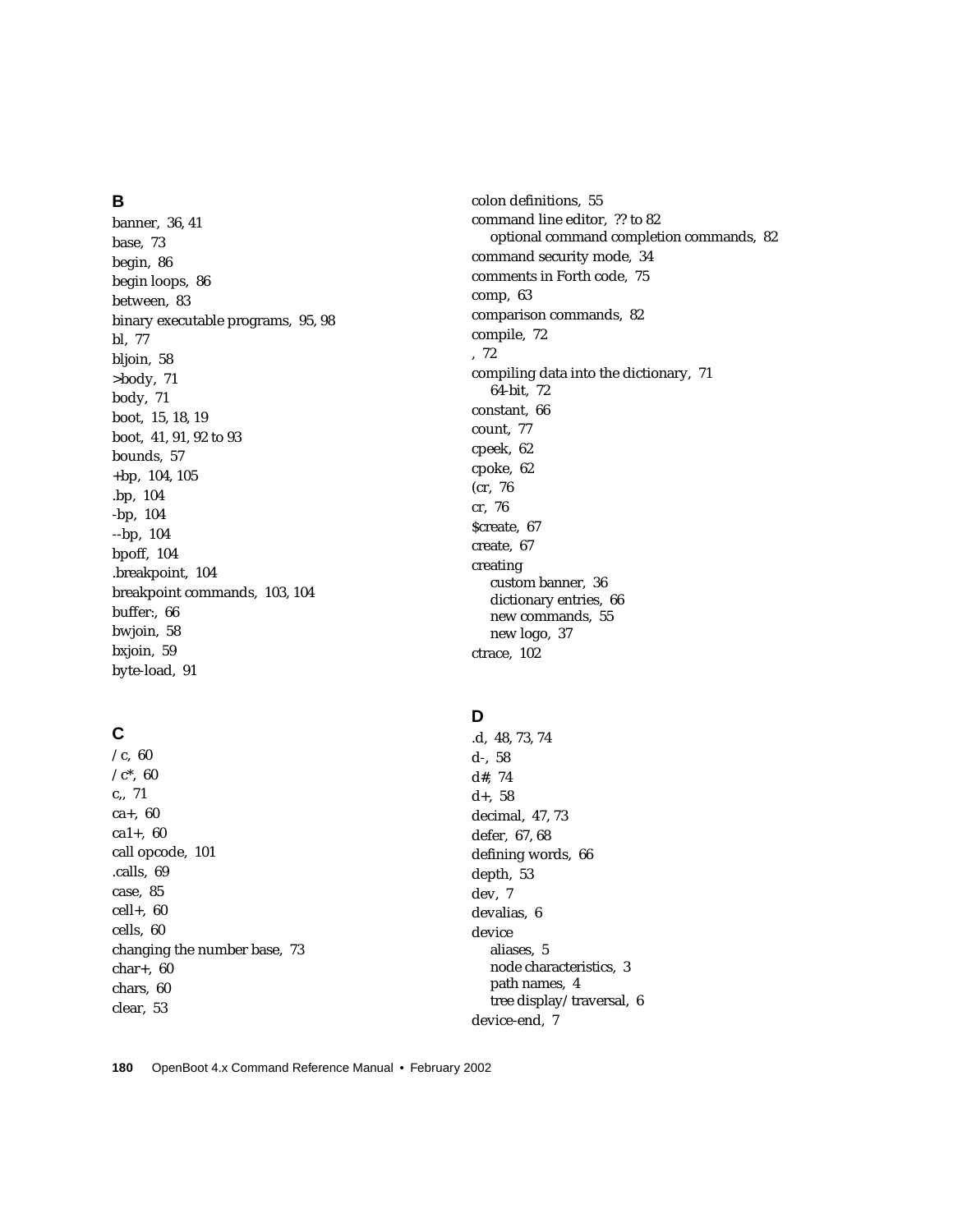## B

banner, 36, 41
base, 73
begin, 86
begin loops, 86
between, 83
binary executable programs, 95, 98
bl, 77
bljoin, 58
>body, 71
body, 71
boot, 15, 18, 19
boot, 41, 91, 92 to 93
bounds, 57
+bp, 104, 105
.bp, 104
-bp, 104
--bp, 104
bpoff, 104
.breakpoint, 104
breakpoint commands, 103, 104
buffer:, 66
bwjoin, 58
bxjoin, 59
byte-load, 91

## C

/c, 60
/c*, 60
c,, 71
ca+, 60
ca1+, 60
call opcode, 101
.calls, 69
case, 85
cell+, 60
cells, 60
changing the number base, 73
char+, 60
chars, 60
clear, 53
colon definitions, 55
command line editor, ?? to 82
  optional command completion commands, 82
command security mode, 34
comments in Forth code, 75
comp, 63
comparison commands, 82
compile, 72
, 72
compiling data into the dictionary, 71
  64-bit, 72
constant, 66
count, 77
cpeek, 62
cpoke, 62
(cr, 76
cr, 76
$create, 67
create, 67
creating
  custom banner, 36
  dictionary entries, 66
  new commands, 55
  new logo, 37
ctrace, 102

## D

.d, 48, 73, 74
d-, 58
d#, 74
d+, 58
decimal, 47, 73
defer, 67, 68
defining words, 66
depth, 53
dev, 7
devalias, 6
device
  aliases, 5
  node characteristics, 3
  path names, 4
  tree display/traversal, 6
device-end, 7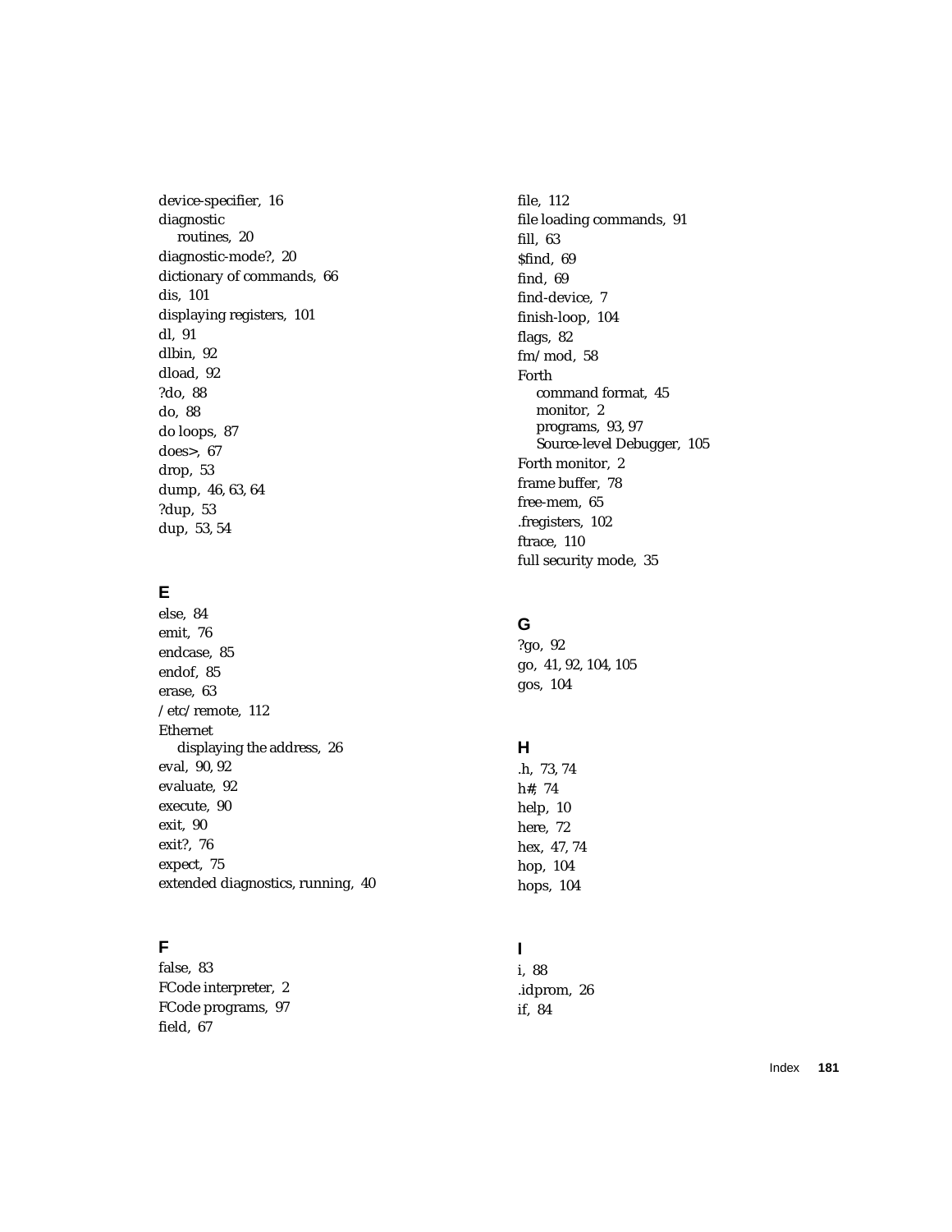device-specifier, 16
diagnostic
  routines, 20
diagnostic-mode?, 20
dictionary of commands, 66
dis, 101
displaying registers, 101
dl, 91
dlbin, 92
dload, 92
?do, 88
do, 88
do loops, 87
does>, 67
drop, 53
dump, 46, 63, 64
?dup, 53
dup, 53, 54

## E

else, 84
emit, 76
endcase, 85
endof, 85
erase, 63
/etc/remote, 112
Ethernet
  displaying the address, 26
eval, 90, 92
evaluate, 92
execute, 90
exit, 90
exit?, 76
expect, 75
extended diagnostics, running, 40

## F

false, 83
FCode interpreter, 2
FCode programs, 97
field, 67
file, 112
file loading commands, 91
fill, 63
$find, 69
find, 69
find-device, 7
finish-loop, 104
flags, 82
fm/mod, 58
Forth
  command format, 45
  monitor, 2
  programs, 93, 97
  Source-level Debugger, 105
Forth monitor, 2
frame buffer, 78
free-mem, 65
.fregisters, 102
ftrace, 110
full security mode, 35

## G

?go, 92
go, 41, 92, 104, 105
gos, 104

## H

.h, 73, 74
h#, 74
help, 10
here, 72
hex, 47, 74
hop, 104
hops, 104

## I

i, 88
.idprom, 26
if, 84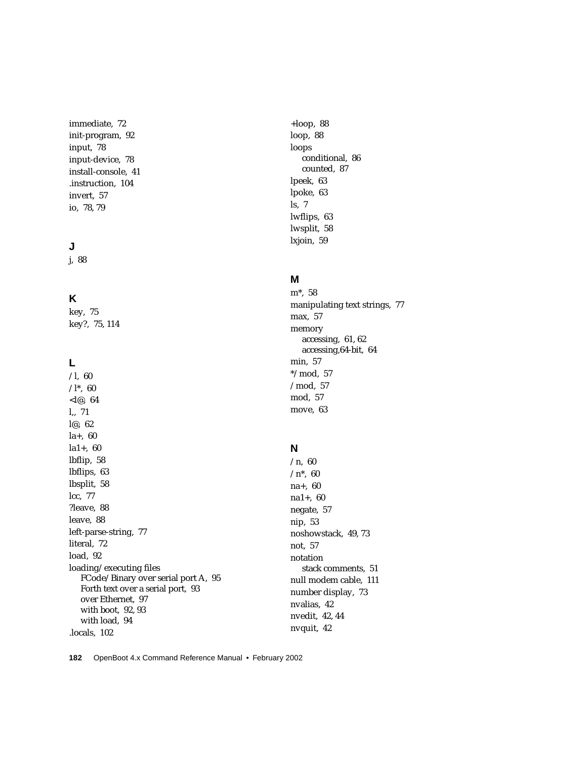immediate, 72
init-program, 92
input, 78
input-device, 78
install-console, 41
.instruction, 104
invert, 57
io, 78, 79

## J

j, 88

## K

key, 75
key?, 75, 114

## L

/l, 60
/l*, 60
<l@, 64
l,, 71
l@, 62
la+, 60
la1+, 60
lbflip, 58
lbflips, 63
lbsplit, 58
lcc, 77
?leave, 88
leave, 88
left-parse-string, 77
literal, 72
load, 92
loading/executing files
  FCode/Binary over serial port A, 95
  Forth text over a serial port, 93
  over Ethernet, 97
  with boot, 92, 93
  with load, 94
.locals, 102

+loop, 88
loop, 88
loops
  conditional, 86
  counted, 87
lpeek, 63
lpoke, 63
ls, 7
lwflips, 63
lwsplit, 58
lxjoin, 59

## M

m*, 58
manipulating text strings, 77
max, 57
memory
  accessing, 61, 62
  accessing,64-bit, 64
min, 57
*/mod, 57
/mod, 57
mod, 57
move, 63

## N

/n, 60
/n*, 60
na+, 60
na1+, 60
negate, 57
nip, 53
noshowstack, 49, 73
not, 57
notation
  stack comments, 51
null modem cable, 111
number display, 73
nvalias, 42
nvedit, 42, 44
nvquit, 42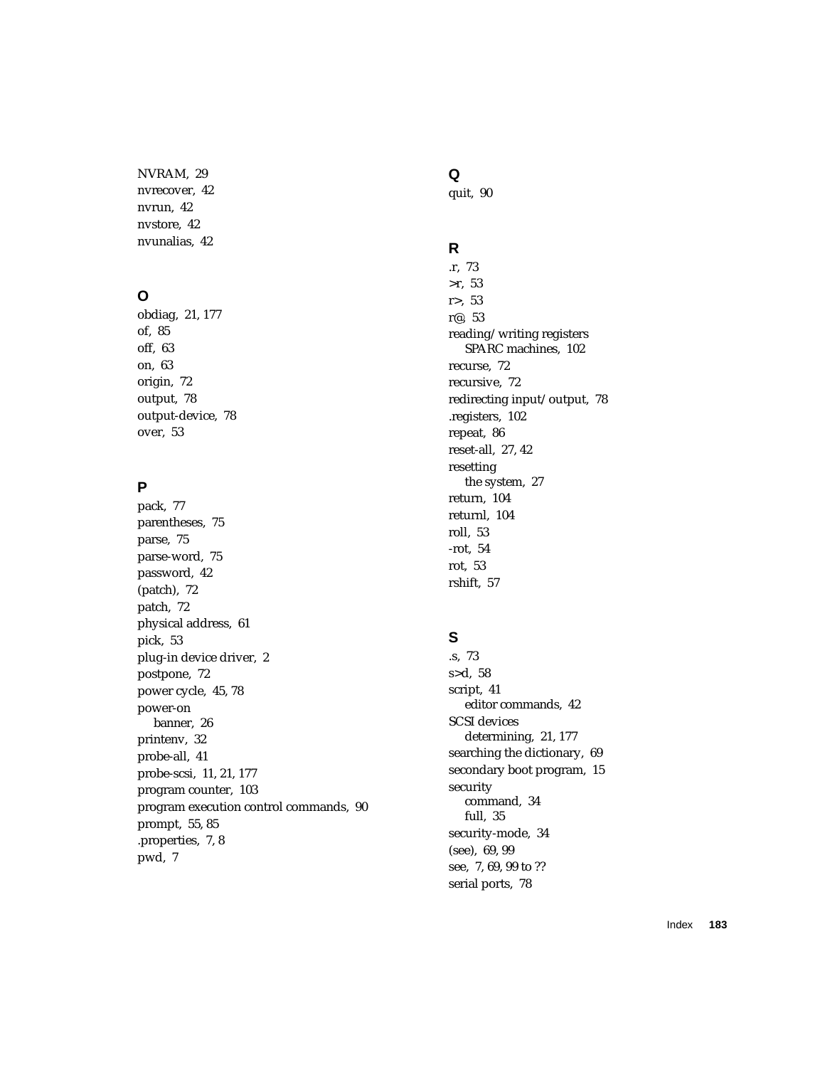NVRAM, 29
nvrecover, 42
nvrun, 42
nvstore, 42
nvunalias, 42

## O

obdiag, 21, 177
of, 85
off, 63
on, 63
origin, 72
output, 78
output-device, 78
over, 53

## P

pack, 77
parentheses, 75
parse, 75
parse-word, 75
password, 42
(patch), 72
patch, 72
physical address, 61
pick, 53
plug-in device driver, 2
postpone, 72
power cycle, 45, 78
power-on
  banner, 26
printenv, 32
probe-all, 41
probe-scsi, 11, 21, 177
program counter, 103
program execution control commands, 90
prompt, 55, 85
.properties, 7, 8
pwd, 7

## Q

quit, 90

## R

.r, 73
>r, 53
r>, 53
r@, 53
reading/writing registers
  SPARC machines, 102
recurse, 72
recursive, 72
redirecting input/output, 78
.registers, 102
repeat, 86
reset-all, 27, 42
resetting
  the system, 27
return, 104
returnl, 104
roll, 53
-rot, 54
rot, 53
rshift, 57

## S

.s, 73
s>d, 58
script, 41
  editor commands, 42
SCSI devices
  determining, 21, 177
searching the dictionary, 69
secondary boot program, 15
security
  command, 34
  full, 35
security-mode, 34
(see), 69, 99
see, 7, 69, 99 to ??
serial ports, 78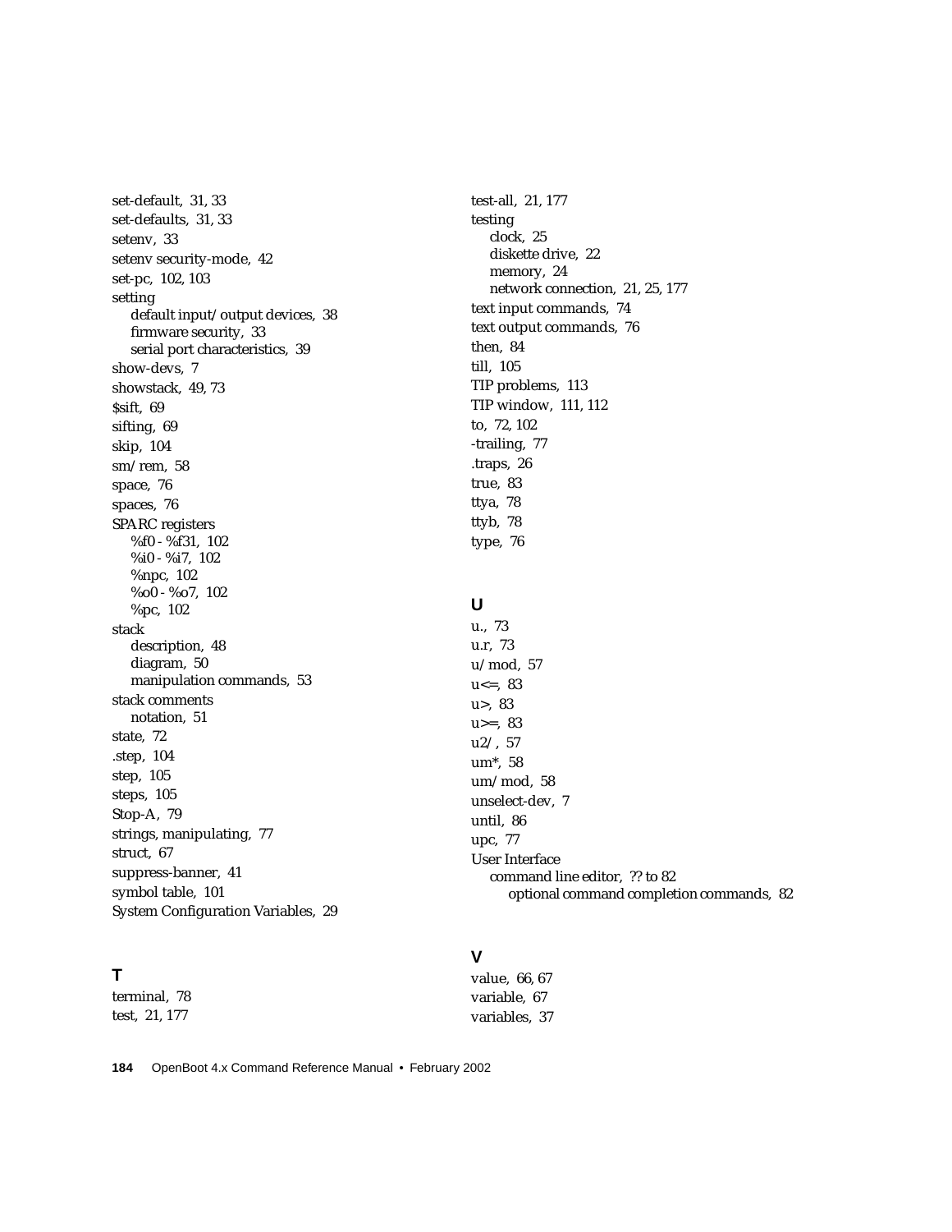set-default, 31, 33
set-defaults, 31, 33
setenv, 33
setenv security-mode, 42
set-pc, 102, 103
setting
  default input/output devices, 38
  firmware security, 33
  serial port characteristics, 39
show-devs, 7
showstack, 49, 73
$sift, 69
sifting, 69
skip, 104
sm/rem, 58
space, 76
spaces, 76
SPARC registers
  %f0 - %f31, 102
  %i0 - %i7, 102
  %npc, 102
  %o0 - %o7, 102
  %pc, 102
stack
  description, 48
  diagram, 50
  manipulation commands, 53
stack comments
  notation, 51
state, 72
.step, 104
step, 105
steps, 105
Stop-A, 79
strings, manipulating, 77
struct, 67
suppress-banner, 41
symbol table, 101
System Configuration Variables, 29

## T

terminal, 78
test, 21, 177
test-all, 21, 177
testing
  clock, 25
  diskette drive, 22
  memory, 24
  network connection, 21, 25, 177
text input commands, 74
text output commands, 76
then, 84
till, 105
TIP problems, 113
TIP window, 111, 112
to, 72, 102
-trailing, 77
.traps, 26
true, 83
ttya, 78
ttyb, 78
type, 76

## U

u., 73
u.r, 73
u/mod, 57
u<=, 83
u>, 83
u>=, 83
u2/, 57
um*, 58
um/mod, 58
unselect-dev, 7
until, 86
upc, 77
User Interface
  command line editor, ?? to 82
    optional command completion commands, 82

## V

value, 66, 67
variable, 67
variables, 37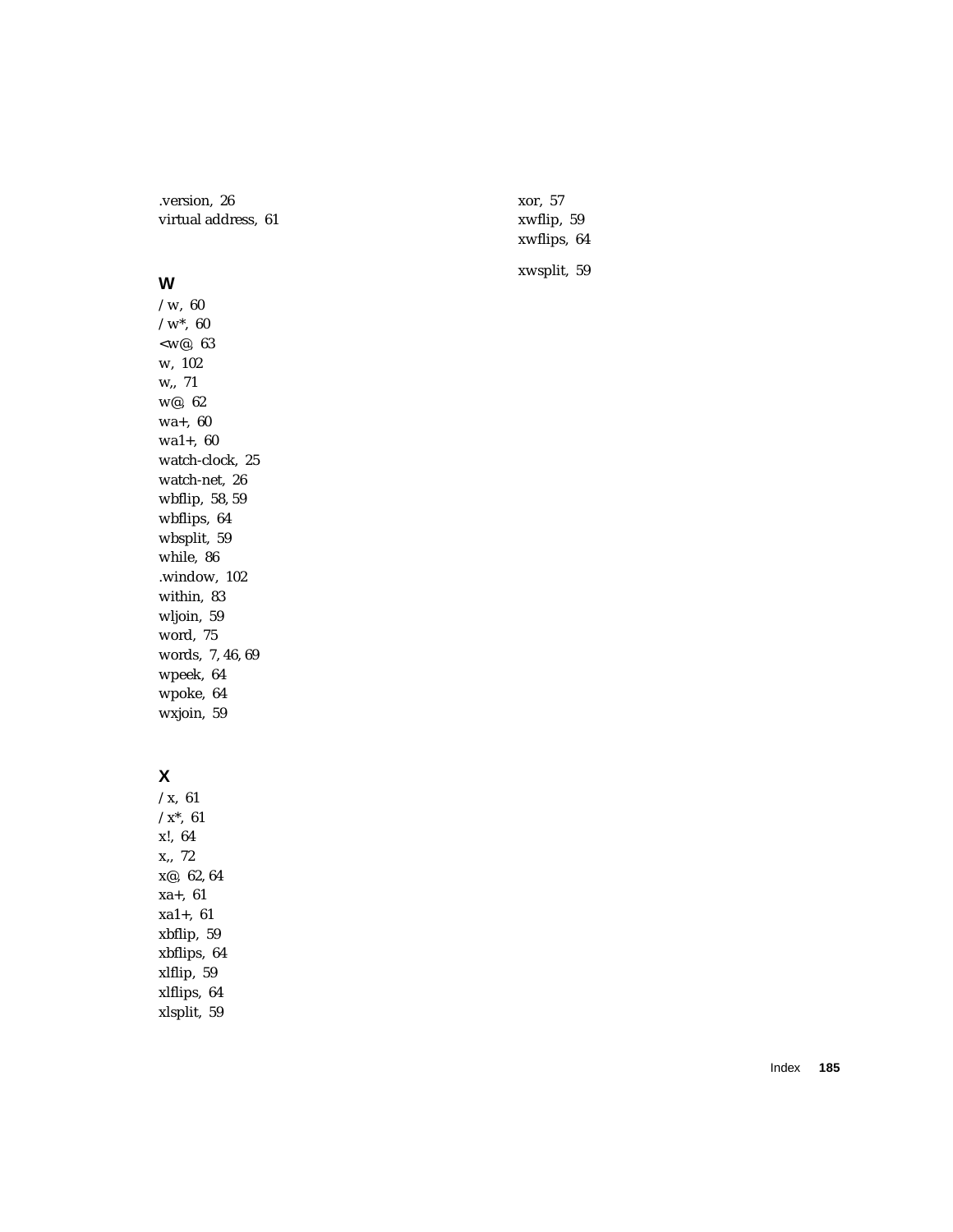.version, 26
virtual address, 61

## W

/ w, 60
/ w*, 60
<w@, 63
w, 102
w,, 71
w@, 62
wa+, 60
wa1+, 60
watch-clock, 25
watch-net, 26
wbflip, 58, 59
wbflips, 64
wbsplit, 59
while, 86
.window, 102
within, 83
wljoin, 59
word, 75
words, 7, 46, 69
wpeek, 64
wpoke, 64
wxjoin, 59

## X

/ x, 61
/ x*, 61
x!, 64
x,, 72
x@, 62, 64
xa+, 61
xa1+, 61
xbflip, 59
xbflips, 64
xlflip, 59
xlflips, 64
xlsplit, 59
xor, 57
xwflip, 59
xwflips, 64
xwsplit, 59